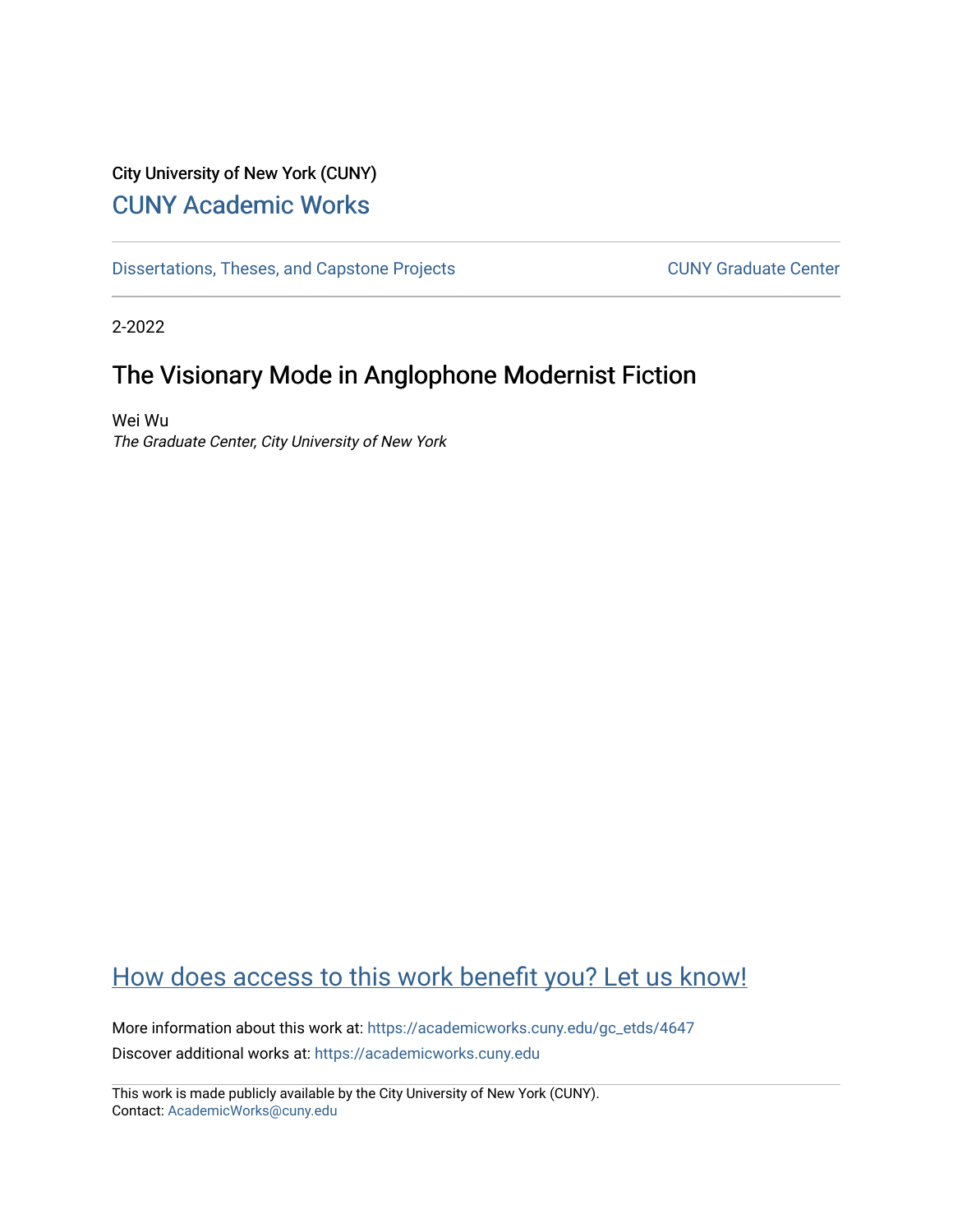City University of New York (CUNY)

## CUNY Academic Works

Dissertations, Theses, and Capstone Projects

CUNY Graduate Center

2-2022

# The Visionary Mode in Anglophone Modernist Fiction

Wei Wu

*The Graduate Center, City University of New York*

How does access to this work benefit you? Let us know!

More information about this work at: https://academicworks.cuny.edu/gc_etds/4647

Discover additional works at: https://academicworks.cuny.edu

This work is made publicly available by the City University of New York (CUNY).
Contact: AcademicWorks@cuny.edu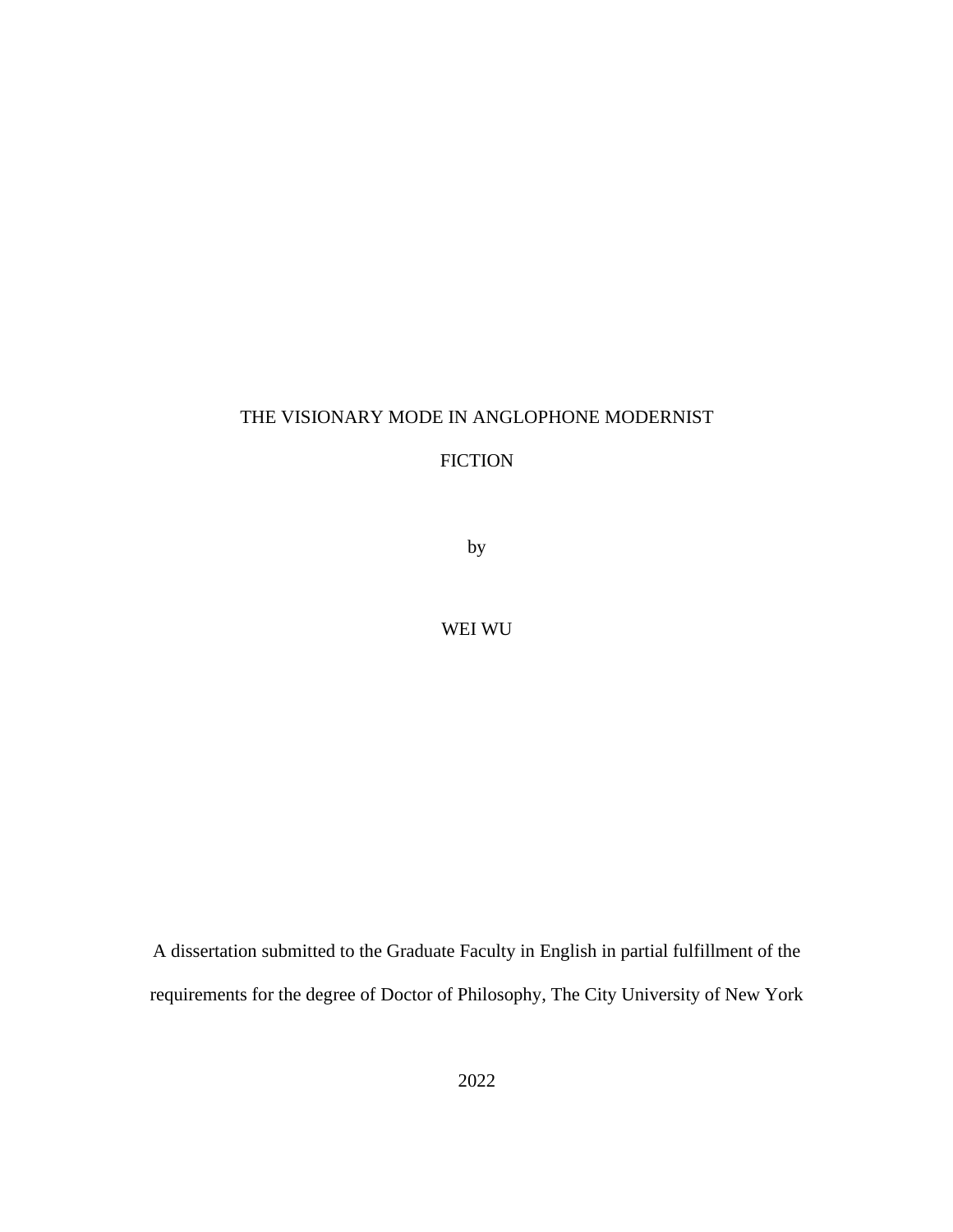THE VISIONARY MODE IN ANGLOPHONE MODERNIST

FICTION

by

WEI WU

A dissertation submitted to the Graduate Faculty in English in partial fulfillment of the requirements for the degree of Doctor of Philosophy, The City University of New York

2022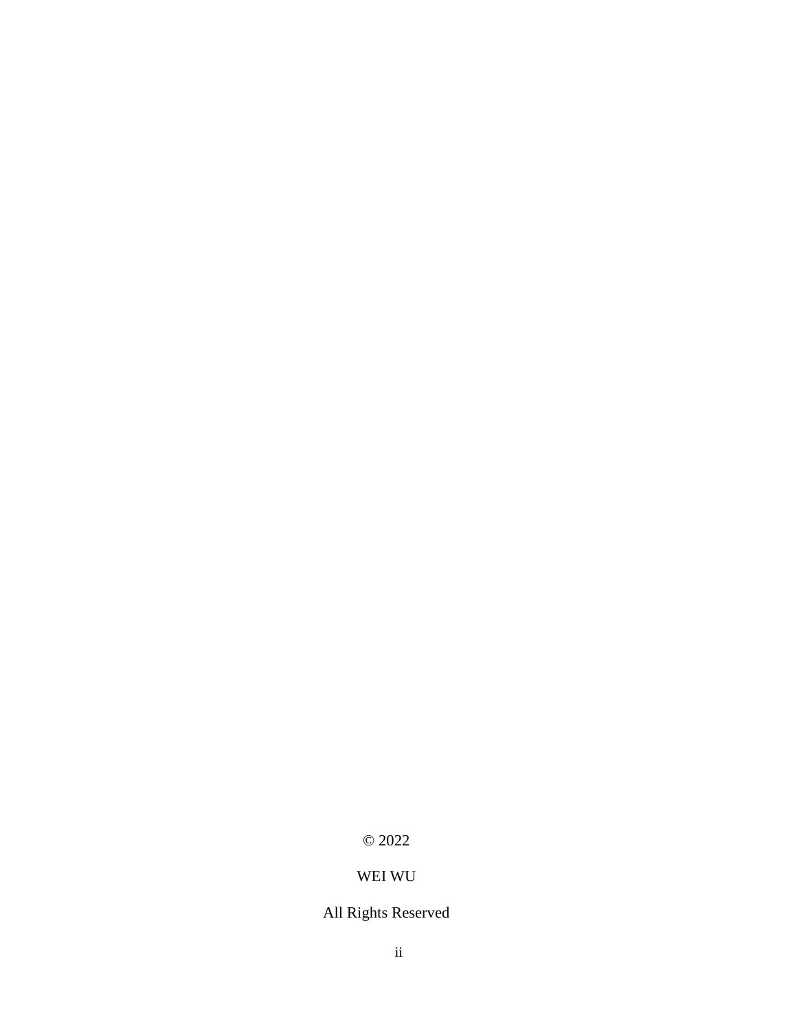© 2022

WEI WU

All Rights Reserved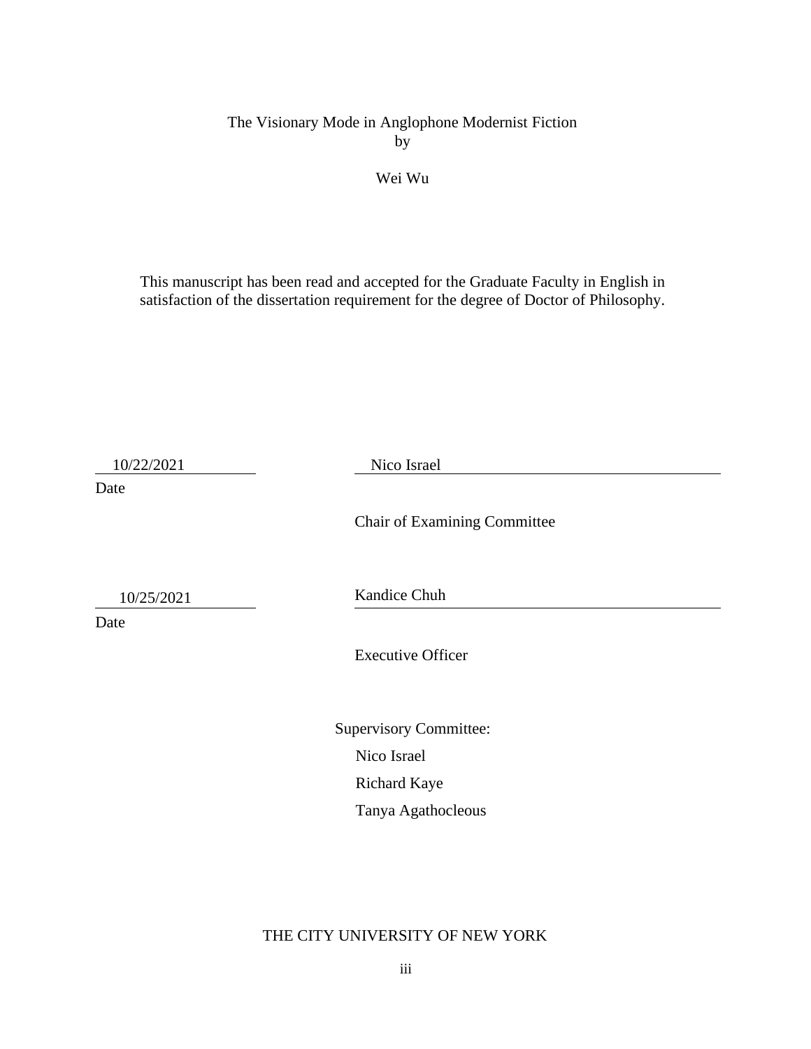The Visionary Mode in Anglophone Modernist Fiction

by

Wei Wu

This manuscript has been read and accepted for the Graduate Faculty in English in satisfaction of the dissertation requirement for the degree of Doctor of Philosophy.

10/22/2021 — Nico Israel

Date

Chair of Examining Committee

10/25/2021 — Kandice Chuh

Date

Executive Officer

Supervisory Committee:

Nico Israel

Richard Kaye

Tanya Agathocleous

THE CITY UNIVERSITY OF NEW YORK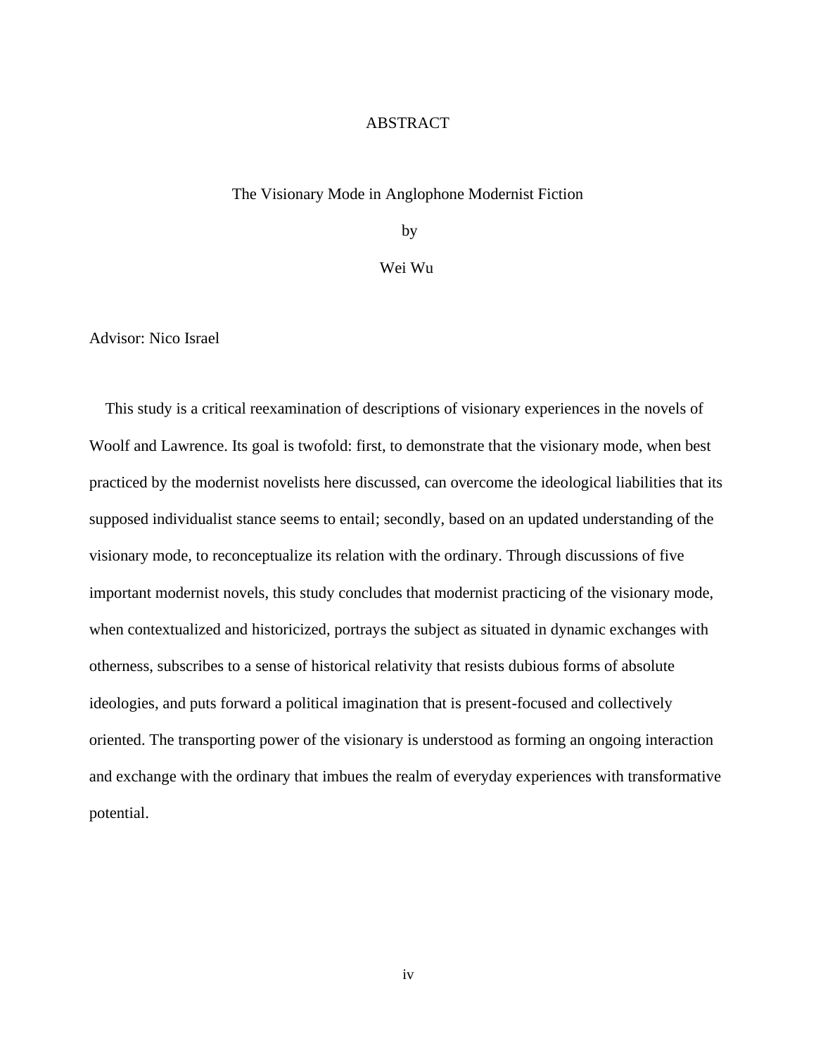# ABSTRACT

The Visionary Mode in Anglophone Modernist Fiction

by

Wei Wu

Advisor: Nico Israel

This study is a critical reexamination of descriptions of visionary experiences in the novels of Woolf and Lawrence. Its goal is twofold: first, to demonstrate that the visionary mode, when best practiced by the modernist novelists here discussed, can overcome the ideological liabilities that its supposed individualist stance seems to entail; secondly, based on an updated understanding of the visionary mode, to reconceptualize its relation with the ordinary. Through discussions of five important modernist novels, this study concludes that modernist practicing of the visionary mode, when contextualized and historicized, portrays the subject as situated in dynamic exchanges with otherness, subscribes to a sense of historical relativity that resists dubious forms of absolute ideologies, and puts forward a political imagination that is present-focused and collectively oriented. The transporting power of the visionary is understood as forming an ongoing interaction and exchange with the ordinary that imbues the realm of everyday experiences with transformative potential.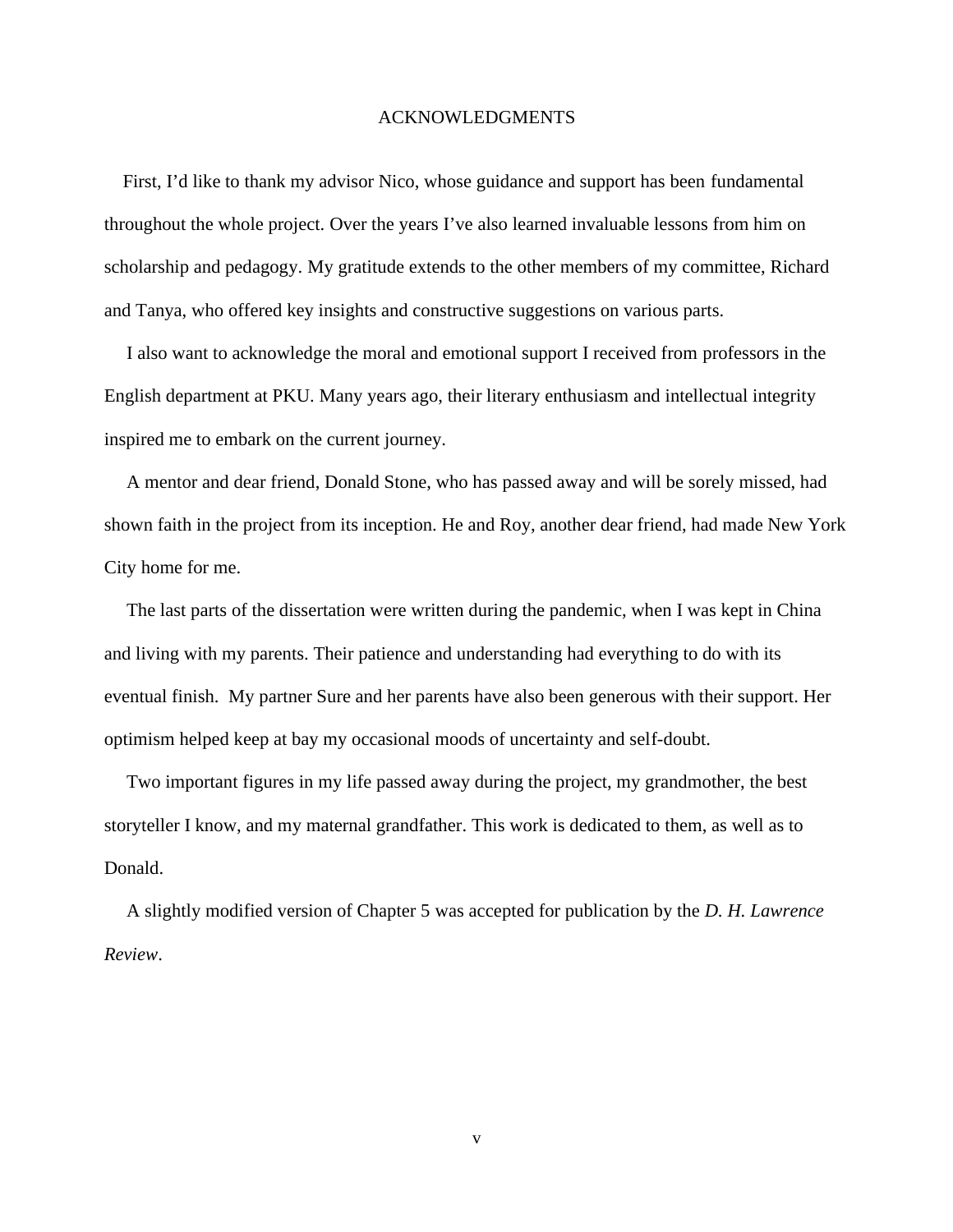# ACKNOWLEDGMENTS

First, I'd like to thank my advisor Nico, whose guidance and support has been fundamental throughout the whole project. Over the years I've also learned invaluable lessons from him on scholarship and pedagogy. My gratitude extends to the other members of my committee, Richard and Tanya, who offered key insights and constructive suggestions on various parts.

I also want to acknowledge the moral and emotional support I received from professors in the English department at PKU. Many years ago, their literary enthusiasm and intellectual integrity inspired me to embark on the current journey.

A mentor and dear friend, Donald Stone, who has passed away and will be sorely missed, had shown faith in the project from its inception. He and Roy, another dear friend, had made New York City home for me.

The last parts of the dissertation were written during the pandemic, when I was kept in China and living with my parents. Their patience and understanding had everything to do with its eventual finish. My partner Sure and her parents have also been generous with their support. Her optimism helped keep at bay my occasional moods of uncertainty and self-doubt.

Two important figures in my life passed away during the project, my grandmother, the best storyteller I know, and my maternal grandfather. This work is dedicated to them, as well as to Donald.

A slightly modified version of Chapter 5 was accepted for publication by the *D. H. Lawrence Review*.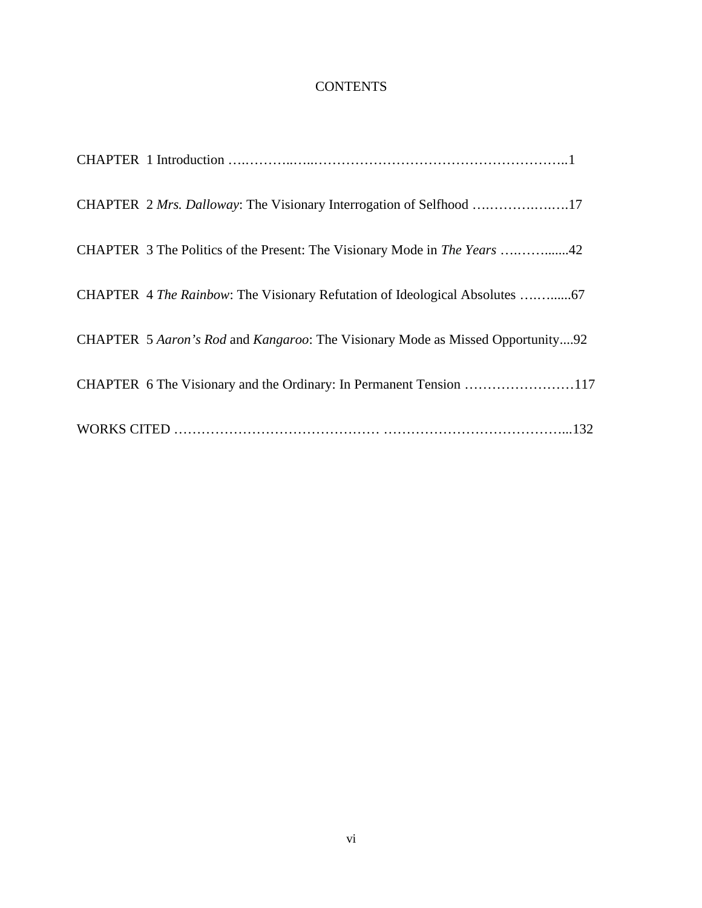# CONTENTS

CHAPTER 1 Introduction ….………..…..……………………………………………..1

CHAPTER 2 *Mrs. Dalloway*: The Visionary Interrogation of Selfhood ….………….….17

CHAPTER 3 The Politics of the Present: The Visionary Mode in *The Years* ….……......42

CHAPTER 4 *The Rainbow*: The Visionary Refutation of Ideological Absolutes ….….....67

CHAPTER 5 *Aaron's Rod* and *Kangaroo*: The Visionary Mode as Missed Opportunity....92

CHAPTER 6 The Visionary and the Ordinary: In Permanent Tension ……………………117

WORKS CITED ……………………………………… …………………………………...132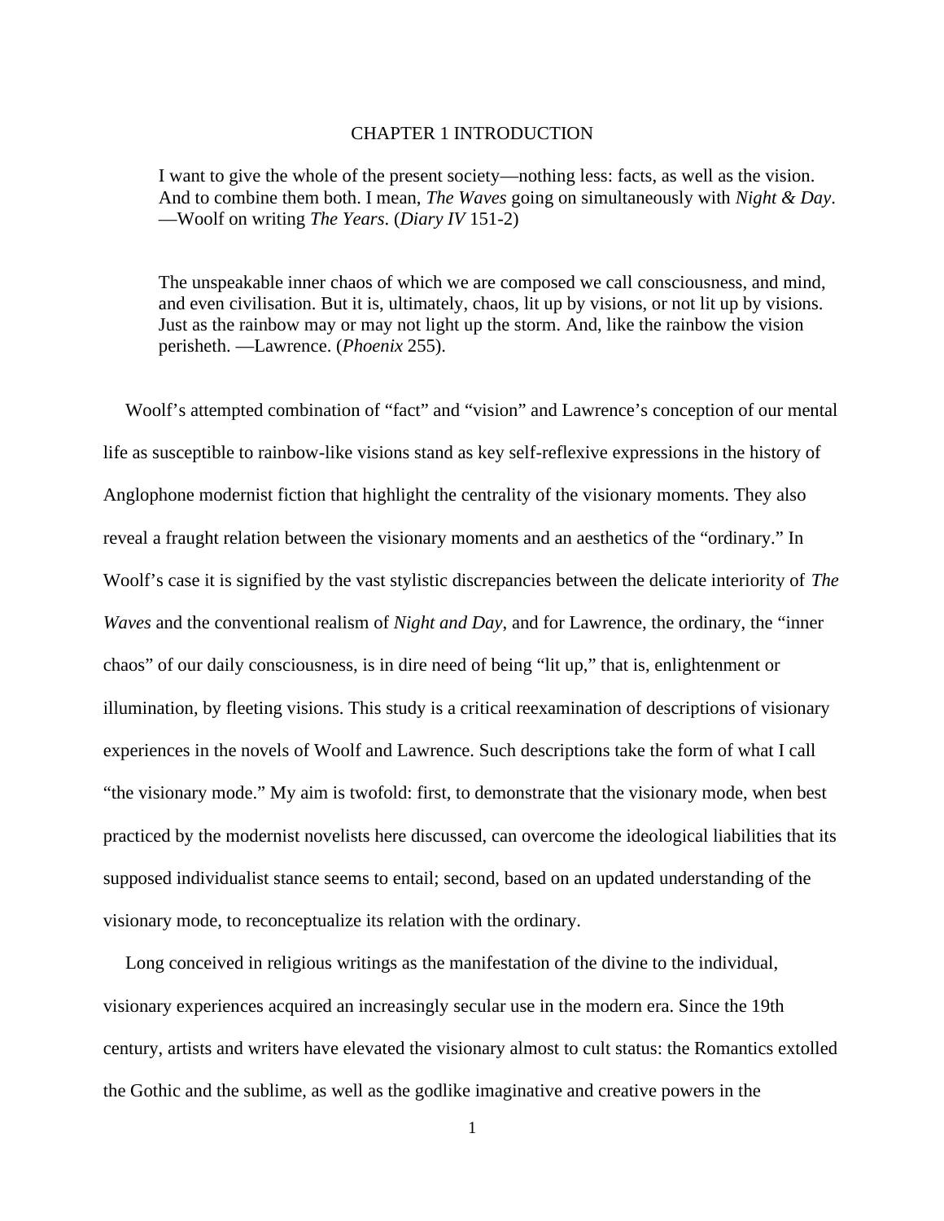# CHAPTER 1 INTRODUCTION

> I want to give the whole of the present society—nothing less: facts, as well as the vision. And to combine them both. I mean, *The Waves* going on simultaneously with *Night & Day*. —Woolf on writing *The Years*. (*Diary IV* 151-2)

> The unspeakable inner chaos of which we are composed we call consciousness, and mind, and even civilisation. But it is, ultimately, chaos, lit up by visions, or not lit up by visions. Just as the rainbow may or may not light up the storm. And, like the rainbow the vision perisheth. —Lawrence. (*Phoenix* 255).

Woolf's attempted combination of "fact" and "vision" and Lawrence's conception of our mental life as susceptible to rainbow-like visions stand as key self-reflexive expressions in the history of Anglophone modernist fiction that highlight the centrality of the visionary moments. They also reveal a fraught relation between the visionary moments and an aesthetics of the "ordinary." In Woolf's case it is signified by the vast stylistic discrepancies between the delicate interiority of *The Waves* and the conventional realism of *Night and Day*, and for Lawrence, the ordinary, the "inner chaos" of our daily consciousness, is in dire need of being "lit up," that is, enlightenment or illumination, by fleeting visions. This study is a critical reexamination of descriptions of visionary experiences in the novels of Woolf and Lawrence. Such descriptions take the form of what I call "the visionary mode." My aim is twofold: first, to demonstrate that the visionary mode, when best practiced by the modernist novelists here discussed, can overcome the ideological liabilities that its supposed individualist stance seems to entail; second, based on an updated understanding of the visionary mode, to reconceptualize its relation with the ordinary.

Long conceived in religious writings as the manifestation of the divine to the individual, visionary experiences acquired an increasingly secular use in the modern era. Since the 19th century, artists and writers have elevated the visionary almost to cult status: the Romantics extolled the Gothic and the sublime, as well as the godlike imaginative and creative powers in the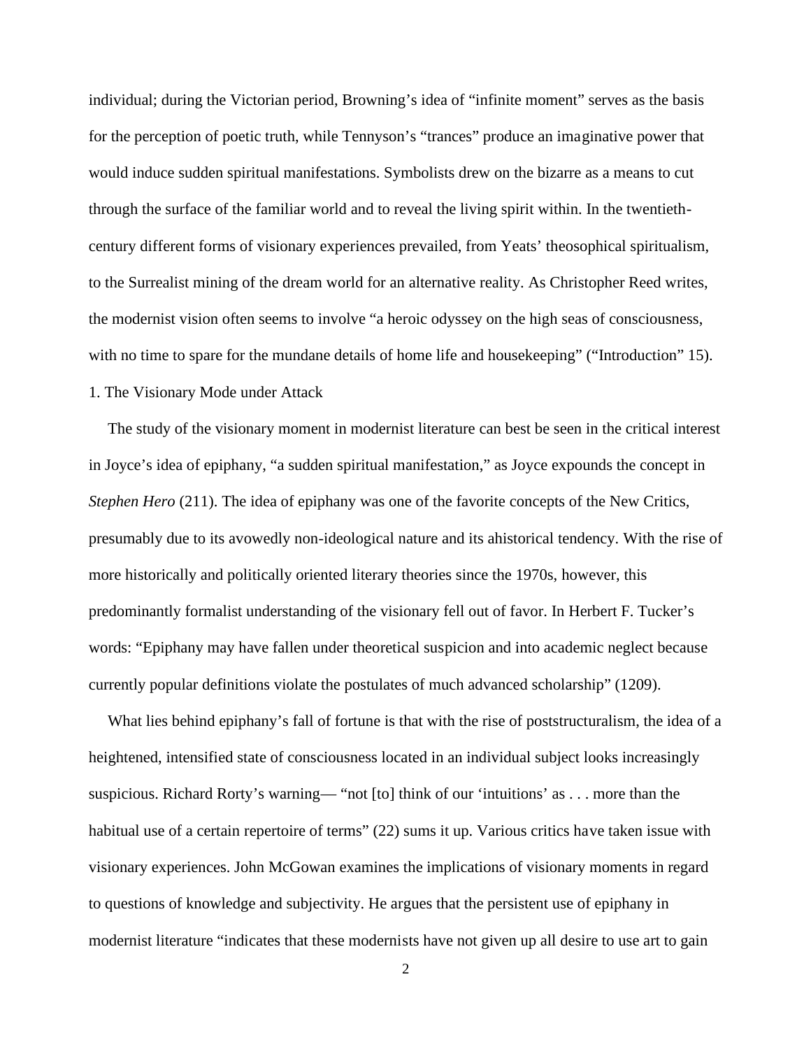individual; during the Victorian period, Browning's idea of "infinite moment" serves as the basis for the perception of poetic truth, while Tennyson's "trances" produce an imaginative power that would induce sudden spiritual manifestations. Symbolists drew on the bizarre as a means to cut through the surface of the familiar world and to reveal the living spirit within. In the twentieth-century different forms of visionary experiences prevailed, from Yeats' theosophical spiritualism, to the Surrealist mining of the dream world for an alternative reality. As Christopher Reed writes, the modernist vision often seems to involve "a heroic odyssey on the high seas of consciousness, with no time to spare for the mundane details of home life and housekeeping" ("Introduction" 15).

## 1. The Visionary Mode under Attack

The study of the visionary moment in modernist literature can best be seen in the critical interest in Joyce's idea of epiphany, "a sudden spiritual manifestation," as Joyce expounds the concept in *Stephen Hero* (211). The idea of epiphany was one of the favorite concepts of the New Critics, presumably due to its avowedly non-ideological nature and its ahistorical tendency. With the rise of more historically and politically oriented literary theories since the 1970s, however, this predominantly formalist understanding of the visionary fell out of favor. In Herbert F. Tucker's words: "Epiphany may have fallen under theoretical suspicion and into academic neglect because currently popular definitions violate the postulates of much advanced scholarship" (1209).

What lies behind epiphany's fall of fortune is that with the rise of poststructuralism, the idea of a heightened, intensified state of consciousness located in an individual subject looks increasingly suspicious. Richard Rorty's warning— "not [to] think of our 'intuitions' as . . . more than the habitual use of a certain repertoire of terms" (22) sums it up. Various critics have taken issue with visionary experiences. John McGowan examines the implications of visionary moments in regard to questions of knowledge and subjectivity. He argues that the persistent use of epiphany in modernist literature "indicates that these modernists have not given up all desire to use art to gain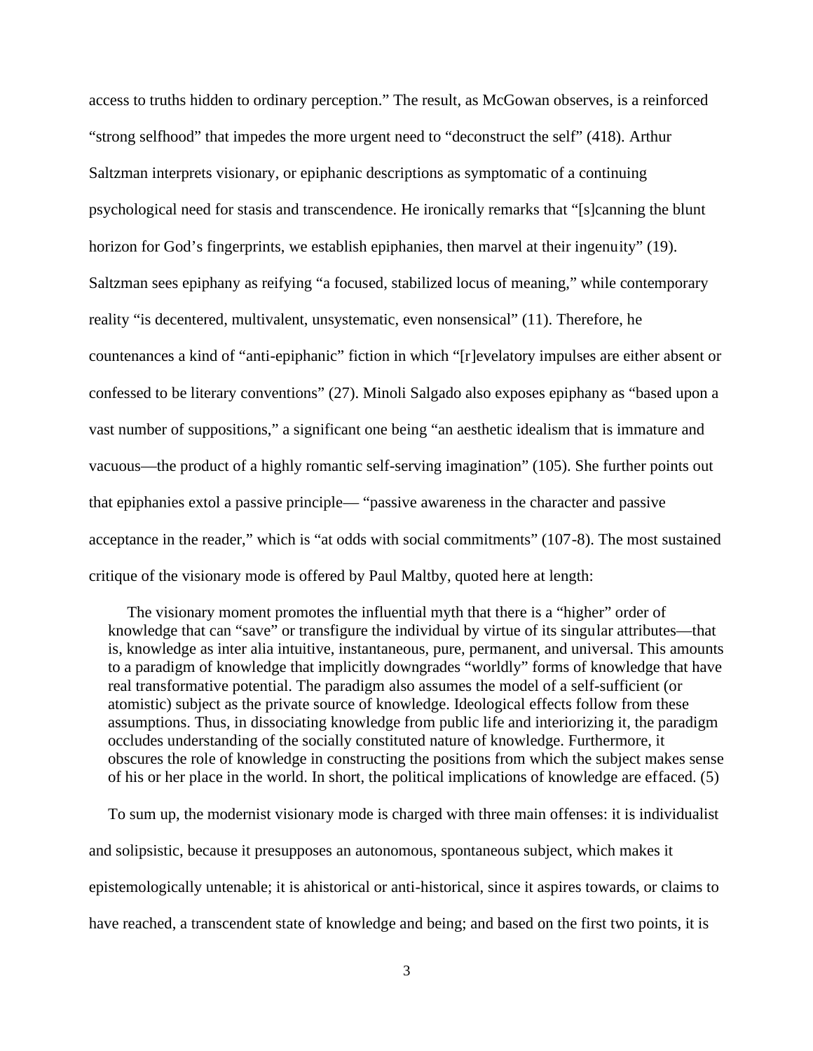access to truths hidden to ordinary perception." The result, as McGowan observes, is a reinforced "strong selfhood" that impedes the more urgent need to "deconstruct the self" (418). Arthur Saltzman interprets visionary, or epiphanic descriptions as symptomatic of a continuing psychological need for stasis and transcendence. He ironically remarks that "[s]canning the blunt horizon for God's fingerprints, we establish epiphanies, then marvel at their ingenuity" (19). Saltzman sees epiphany as reifying "a focused, stabilized locus of meaning," while contemporary reality "is decentered, multivalent, unsystematic, even nonsensical" (11). Therefore, he countenances a kind of "anti-epiphanic" fiction in which "[r]evelatory impulses are either absent or confessed to be literary conventions" (27). Minoli Salgado also exposes epiphany as "based upon a vast number of suppositions," a significant one being "an aesthetic idealism that is immature and vacuous—the product of a highly romantic self-serving imagination" (105). She further points out that epiphanies extol a passive principle— "passive awareness in the character and passive acceptance in the reader," which is "at odds with social commitments" (107-8). The most sustained critique of the visionary mode is offered by Paul Maltby, quoted here at length:

> The visionary moment promotes the influential myth that there is a "higher" order of knowledge that can "save" or transfigure the individual by virtue of its singular attributes—that is, knowledge as inter alia intuitive, instantaneous, pure, permanent, and universal. This amounts to a paradigm of knowledge that implicitly downgrades "worldly" forms of knowledge that have real transformative potential. The paradigm also assumes the model of a self-sufficient (or atomistic) subject as the private source of knowledge. Ideological effects follow from these assumptions. Thus, in dissociating knowledge from public life and interiorizing it, the paradigm occludes understanding of the socially constituted nature of knowledge. Furthermore, it obscures the role of knowledge in constructing the positions from which the subject makes sense of his or her place in the world. In short, the political implications of knowledge are effaced. (5)

To sum up, the modernist visionary mode is charged with three main offenses: it is individualist and solipsistic, because it presupposes an autonomous, spontaneous subject, which makes it epistemologically untenable; it is ahistorical or anti-historical, since it aspires towards, or claims to have reached, a transcendent state of knowledge and being; and based on the first two points, it is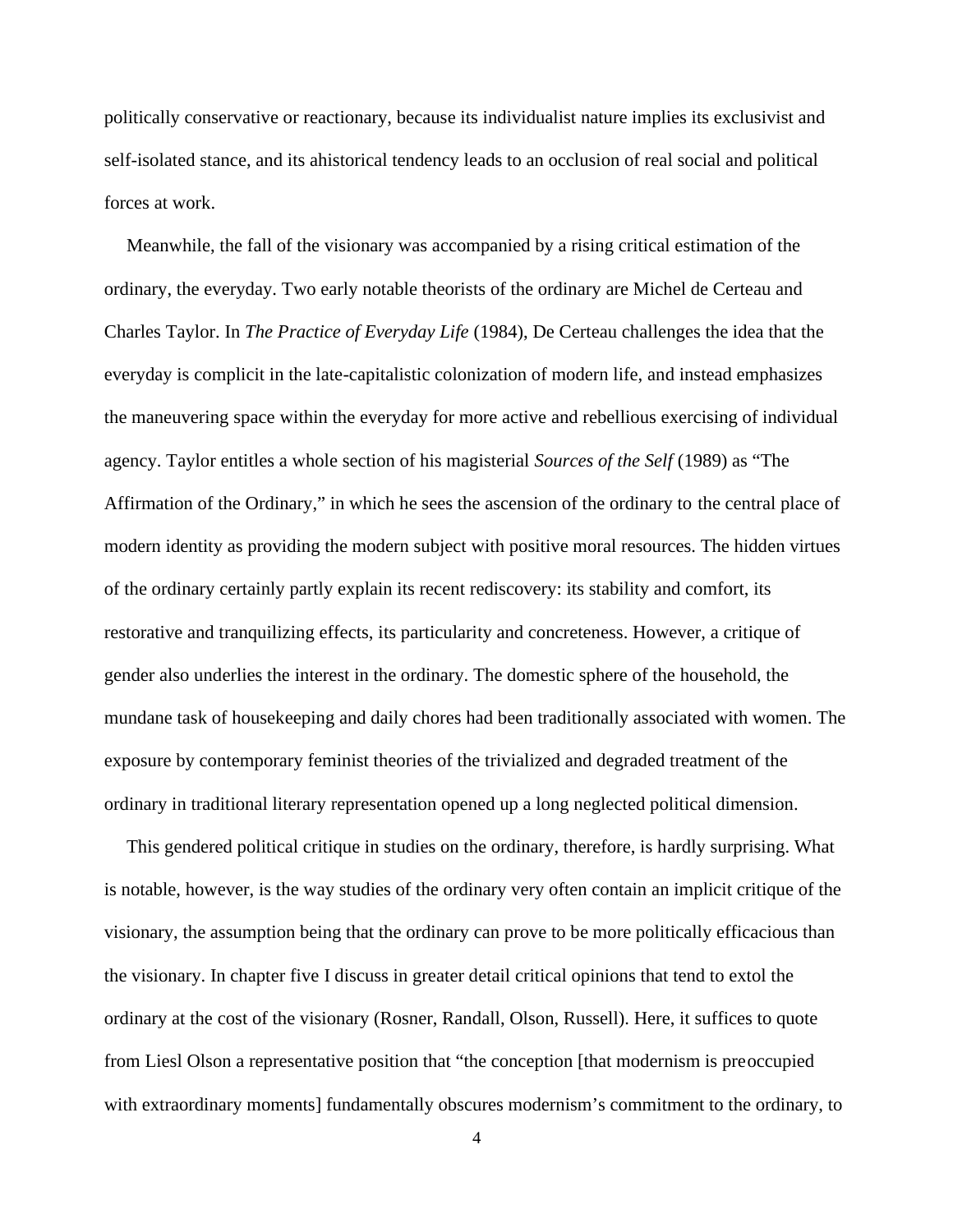politically conservative or reactionary, because its individualist nature implies its exclusivist and self-isolated stance, and its ahistorical tendency leads to an occlusion of real social and political forces at work.

Meanwhile, the fall of the visionary was accompanied by a rising critical estimation of the ordinary, the everyday. Two early notable theorists of the ordinary are Michel de Certeau and Charles Taylor. In *The Practice of Everyday Life* (1984), De Certeau challenges the idea that the everyday is complicit in the late-capitalistic colonization of modern life, and instead emphasizes the maneuvering space within the everyday for more active and rebellious exercising of individual agency. Taylor entitles a whole section of his magisterial *Sources of the Self* (1989) as "The Affirmation of the Ordinary," in which he sees the ascension of the ordinary to the central place of modern identity as providing the modern subject with positive moral resources. The hidden virtues of the ordinary certainly partly explain its recent rediscovery: its stability and comfort, its restorative and tranquilizing effects, its particularity and concreteness. However, a critique of gender also underlies the interest in the ordinary. The domestic sphere of the household, the mundane task of housekeeping and daily chores had been traditionally associated with women. The exposure by contemporary feminist theories of the trivialized and degraded treatment of the ordinary in traditional literary representation opened up a long neglected political dimension.

This gendered political critique in studies on the ordinary, therefore, is hardly surprising. What is notable, however, is the way studies of the ordinary very often contain an implicit critique of the visionary, the assumption being that the ordinary can prove to be more politically efficacious than the visionary. In chapter five I discuss in greater detail critical opinions that tend to extol the ordinary at the cost of the visionary (Rosner, Randall, Olson, Russell). Here, it suffices to quote from Liesl Olson a representative position that "the conception [that modernism is preoccupied with extraordinary moments] fundamentally obscures modernism's commitment to the ordinary, to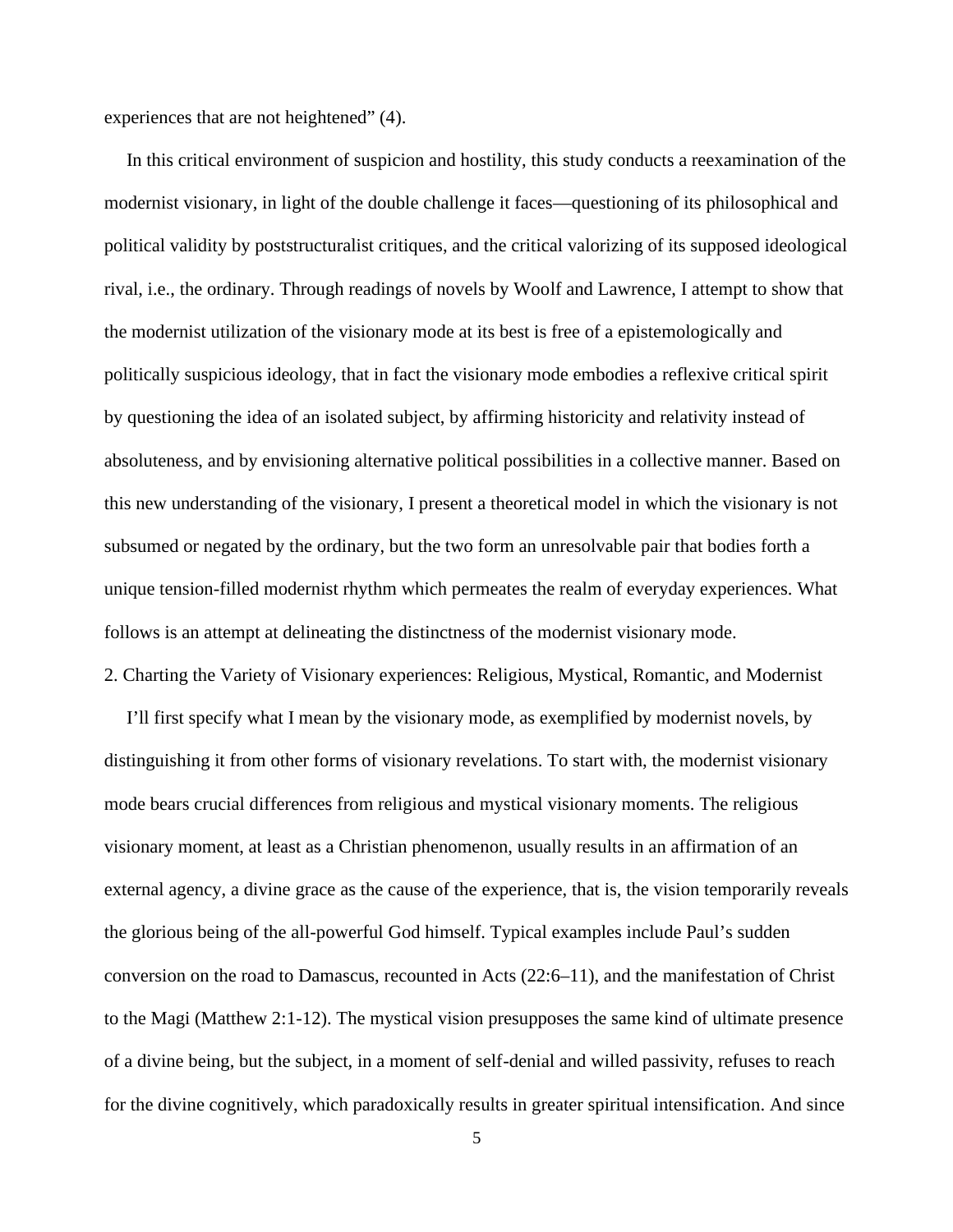experiences that are not heightened" (4).

In this critical environment of suspicion and hostility, this study conducts a reexamination of the modernist visionary, in light of the double challenge it faces—questioning of its philosophical and political validity by poststructuralist critiques, and the critical valorizing of its supposed ideological rival, i.e., the ordinary. Through readings of novels by Woolf and Lawrence, I attempt to show that the modernist utilization of the visionary mode at its best is free of a epistemologically and politically suspicious ideology, that in fact the visionary mode embodies a reflexive critical spirit by questioning the idea of an isolated subject, by affirming historicity and relativity instead of absoluteness, and by envisioning alternative political possibilities in a collective manner. Based on this new understanding of the visionary, I present a theoretical model in which the visionary is not subsumed or negated by the ordinary, but the two form an unresolvable pair that bodies forth a unique tension-filled modernist rhythm which permeates the realm of everyday experiences. What follows is an attempt at delineating the distinctness of the modernist visionary mode.

## 2. Charting the Variety of Visionary experiences: Religious, Mystical, Romantic, and Modernist

I'll first specify what I mean by the visionary mode, as exemplified by modernist novels, by distinguishing it from other forms of visionary revelations. To start with, the modernist visionary mode bears crucial differences from religious and mystical visionary moments. The religious visionary moment, at least as a Christian phenomenon, usually results in an affirmation of an external agency, a divine grace as the cause of the experience, that is, the vision temporarily reveals the glorious being of the all-powerful God himself. Typical examples include Paul's sudden conversion on the road to Damascus, recounted in Acts (22:6–11), and the manifestation of Christ to the Magi (Matthew 2:1-12). The mystical vision presupposes the same kind of ultimate presence of a divine being, but the subject, in a moment of self-denial and willed passivity, refuses to reach for the divine cognitively, which paradoxically results in greater spiritual intensification. And since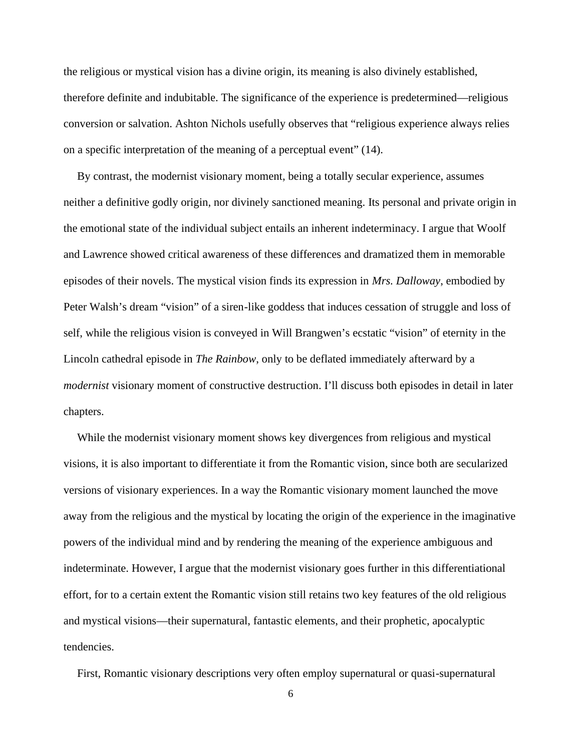the religious or mystical vision has a divine origin, its meaning is also divinely established, therefore definite and indubitable. The significance of the experience is predetermined—religious conversion or salvation. Ashton Nichols usefully observes that "religious experience always relies on a specific interpretation of the meaning of a perceptual event" (14).

By contrast, the modernist visionary moment, being a totally secular experience, assumes neither a definitive godly origin, nor divinely sanctioned meaning. Its personal and private origin in the emotional state of the individual subject entails an inherent indeterminacy. I argue that Woolf and Lawrence showed critical awareness of these differences and dramatized them in memorable episodes of their novels. The mystical vision finds its expression in *Mrs. Dalloway*, embodied by Peter Walsh's dream "vision" of a siren-like goddess that induces cessation of struggle and loss of self, while the religious vision is conveyed in Will Brangwen's ecstatic "vision" of eternity in the Lincoln cathedral episode in *The Rainbow*, only to be deflated immediately afterward by a *modernist* visionary moment of constructive destruction. I'll discuss both episodes in detail in later chapters.

While the modernist visionary moment shows key divergences from religious and mystical visions, it is also important to differentiate it from the Romantic vision, since both are secularized versions of visionary experiences. In a way the Romantic visionary moment launched the move away from the religious and the mystical by locating the origin of the experience in the imaginative powers of the individual mind and by rendering the meaning of the experience ambiguous and indeterminate. However, I argue that the modernist visionary goes further in this differentiational effort, for to a certain extent the Romantic vision still retains two key features of the old religious and mystical visions—their supernatural, fantastic elements, and their prophetic, apocalyptic tendencies.

First, Romantic visionary descriptions very often employ supernatural or quasi-supernatural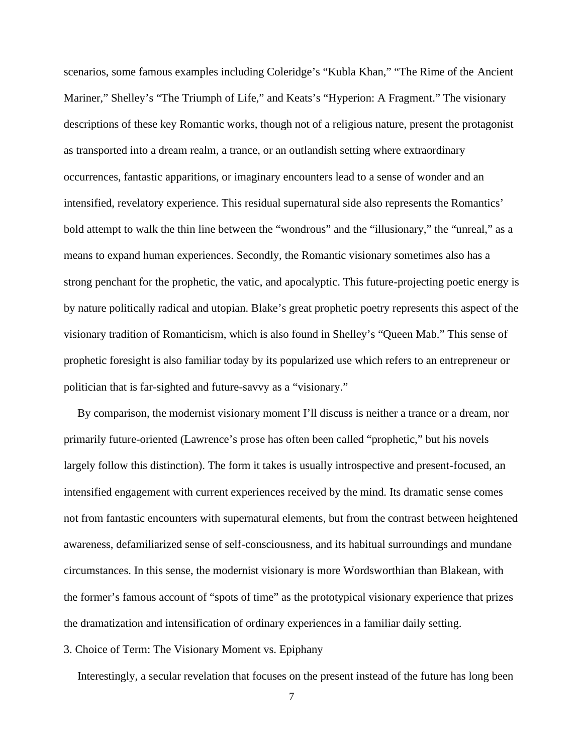scenarios, some famous examples including Coleridge's "Kubla Khan," "The Rime of the Ancient Mariner," Shelley's "The Triumph of Life," and Keats's "Hyperion: A Fragment." The visionary descriptions of these key Romantic works, though not of a religious nature, present the protagonist as transported into a dream realm, a trance, or an outlandish setting where extraordinary occurrences, fantastic apparitions, or imaginary encounters lead to a sense of wonder and an intensified, revelatory experience. This residual supernatural side also represents the Romantics' bold attempt to walk the thin line between the "wondrous" and the "illusionary," the "unreal," as a means to expand human experiences. Secondly, the Romantic visionary sometimes also has a strong penchant for the prophetic, the vatic, and apocalyptic. This future-projecting poetic energy is by nature politically radical and utopian. Blake's great prophetic poetry represents this aspect of the visionary tradition of Romanticism, which is also found in Shelley's "Queen Mab." This sense of prophetic foresight is also familiar today by its popularized use which refers to an entrepreneur or politician that is far-sighted and future-savvy as a "visionary."

By comparison, the modernist visionary moment I'll discuss is neither a trance or a dream, nor primarily future-oriented (Lawrence's prose has often been called "prophetic," but his novels largely follow this distinction). The form it takes is usually introspective and present-focused, an intensified engagement with current experiences received by the mind. Its dramatic sense comes not from fantastic encounters with supernatural elements, but from the contrast between heightened awareness, defamiliarized sense of self-consciousness, and its habitual surroundings and mundane circumstances. In this sense, the modernist visionary is more Wordsworthian than Blakean, with the former's famous account of "spots of time" as the prototypical visionary experience that prizes the dramatization and intensification of ordinary experiences in a familiar daily setting.

### 3. Choice of Term: The Visionary Moment vs. Epiphany

Interestingly, a secular revelation that focuses on the present instead of the future has long been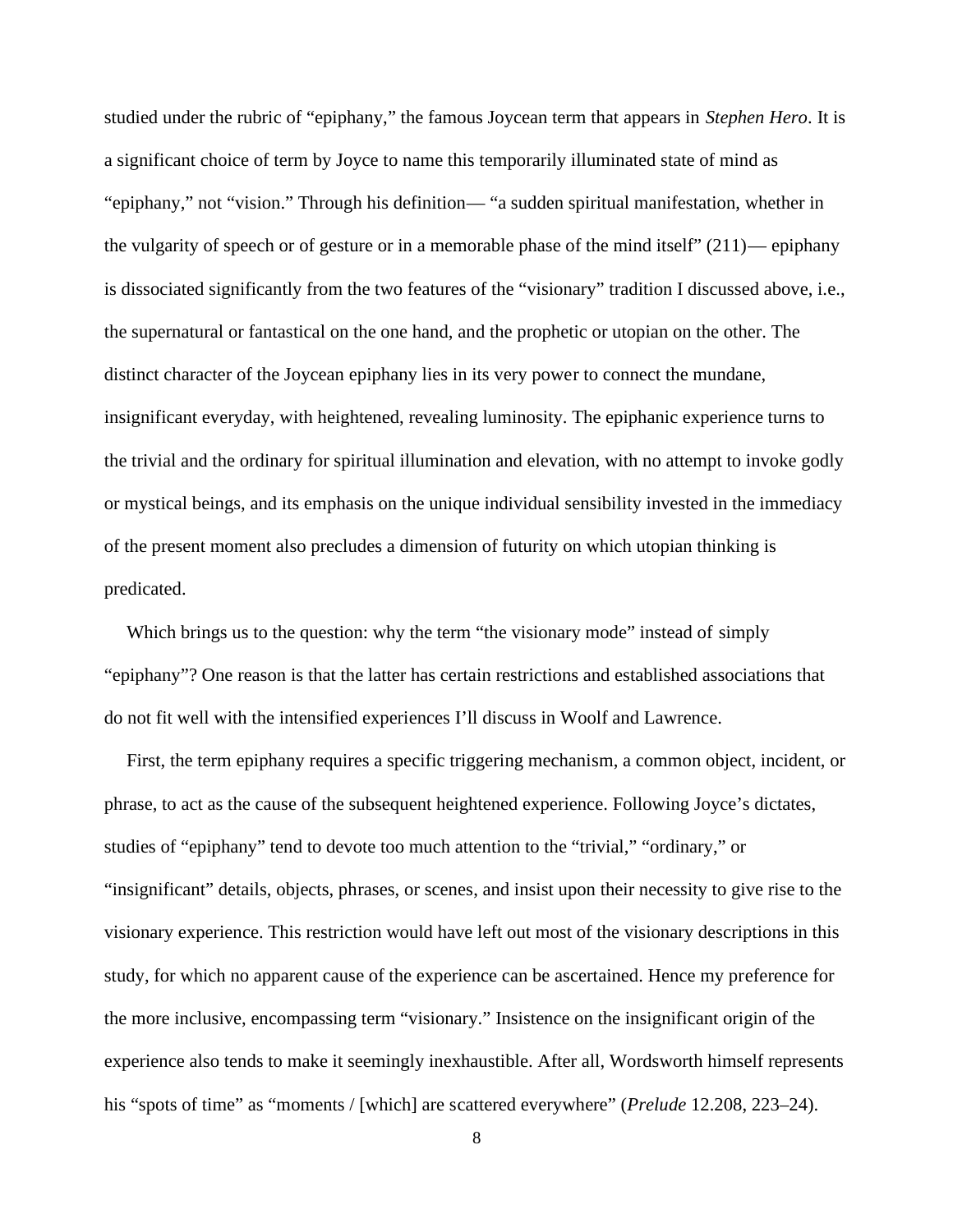studied under the rubric of "epiphany," the famous Joycean term that appears in *Stephen Hero*. It is a significant choice of term by Joyce to name this temporarily illuminated state of mind as "epiphany," not "vision." Through his definition— "a sudden spiritual manifestation, whether in the vulgarity of speech or of gesture or in a memorable phase of the mind itself" (211)— epiphany is dissociated significantly from the two features of the "visionary" tradition I discussed above, i.e., the supernatural or fantastical on the one hand, and the prophetic or utopian on the other. The distinct character of the Joycean epiphany lies in its very power to connect the mundane, insignificant everyday, with heightened, revealing luminosity. The epiphanic experience turns to the trivial and the ordinary for spiritual illumination and elevation, with no attempt to invoke godly or mystical beings, and its emphasis on the unique individual sensibility invested in the immediacy of the present moment also precludes a dimension of futurity on which utopian thinking is predicated.

Which brings us to the question: why the term "the visionary mode" instead of simply "epiphany"? One reason is that the latter has certain restrictions and established associations that do not fit well with the intensified experiences I'll discuss in Woolf and Lawrence.

First, the term epiphany requires a specific triggering mechanism, a common object, incident, or phrase, to act as the cause of the subsequent heightened experience. Following Joyce's dictates, studies of "epiphany" tend to devote too much attention to the "trivial," "ordinary," or "insignificant" details, objects, phrases, or scenes, and insist upon their necessity to give rise to the visionary experience. This restriction would have left out most of the visionary descriptions in this study, for which no apparent cause of the experience can be ascertained. Hence my preference for the more inclusive, encompassing term "visionary." Insistence on the insignificant origin of the experience also tends to make it seemingly inexhaustible. After all, Wordsworth himself represents his "spots of time" as "moments / [which] are scattered everywhere" (*Prelude* 12.208, 223–24).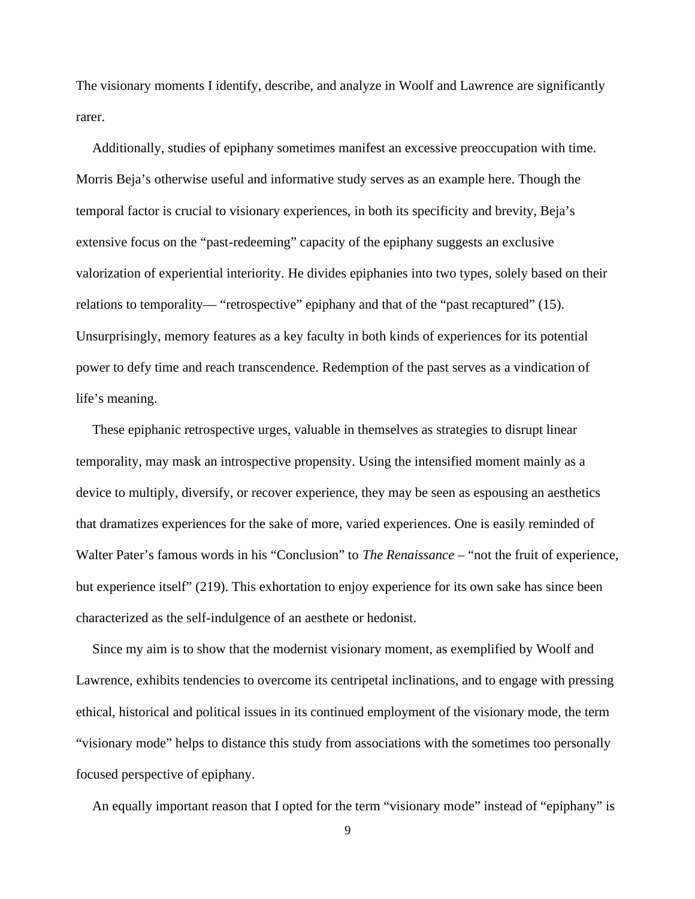The visionary moments I identify, describe, and analyze in Woolf and Lawrence are significantly rarer.

Additionally, studies of epiphany sometimes manifest an excessive preoccupation with time. Morris Beja's otherwise useful and informative study serves as an example here. Though the temporal factor is crucial to visionary experiences, in both its specificity and brevity, Beja's extensive focus on the "past-redeeming" capacity of the epiphany suggests an exclusive valorization of experiential interiority. He divides epiphanies into two types, solely based on their relations to temporality— "retrospective" epiphany and that of the "past recaptured" (15). Unsurprisingly, memory features as a key faculty in both kinds of experiences for its potential power to defy time and reach transcendence. Redemption of the past serves as a vindication of life's meaning.

These epiphanic retrospective urges, valuable in themselves as strategies to disrupt linear temporality, may mask an introspective propensity. Using the intensified moment mainly as a device to multiply, diversify, or recover experience, they may be seen as espousing an aesthetics that dramatizes experiences for the sake of more, varied experiences. One is easily reminded of Walter Pater's famous words in his "Conclusion" to *The Renaissance* – "not the fruit of experience, but experience itself" (219). This exhortation to enjoy experience for its own sake has since been characterized as the self-indulgence of an aesthete or hedonist.

Since my aim is to show that the modernist visionary moment, as exemplified by Woolf and Lawrence, exhibits tendencies to overcome its centripetal inclinations, and to engage with pressing ethical, historical and political issues in its continued employment of the visionary mode, the term "visionary mode" helps to distance this study from associations with the sometimes too personally focused perspective of epiphany.

An equally important reason that I opted for the term "visionary mode" instead of "epiphany" is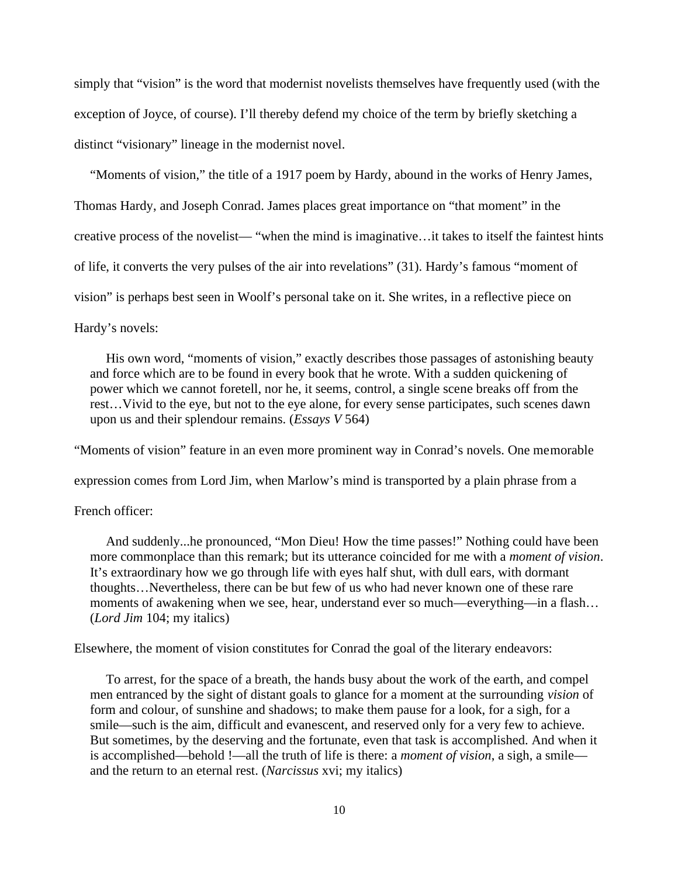simply that “vision” is the word that modernist novelists themselves have frequently used (with the exception of Joyce, of course). I’ll thereby defend my choice of the term by briefly sketching a distinct “visionary” lineage in the modernist novel.

“Moments of vision,” the title of a 1917 poem by Hardy, abound in the works of Henry James, Thomas Hardy, and Joseph Conrad. James places great importance on “that moment” in the creative process of the novelist— “when the mind is imaginative…it takes to itself the faintest hints of life, it converts the very pulses of the air into revelations” (31). Hardy’s famous “moment of vision” is perhaps best seen in Woolf’s personal take on it. She writes, in a reflective piece on Hardy’s novels:

> His own word, “moments of vision,” exactly describes those passages of astonishing beauty and force which are to be found in every book that he wrote. With a sudden quickening of power which we cannot foretell, nor he, it seems, control, a single scene breaks off from the rest…Vivid to the eye, but not to the eye alone, for every sense participates, such scenes dawn upon us and their splendour remains. (*Essays V* 564)

“Moments of vision” feature in an even more prominent way in Conrad’s novels. One memorable expression comes from Lord Jim, when Marlow’s mind is transported by a plain phrase from a French officer:

> And suddenly...he pronounced, “Mon Dieu! How the time passes!” Nothing could have been more commonplace than this remark; but its utterance coincided for me with a *moment of vision*. It’s extraordinary how we go through life with eyes half shut, with dull ears, with dormant thoughts…Nevertheless, there can be but few of us who had never known one of these rare moments of awakening when we see, hear, understand ever so much—everything—in a flash… (*Lord Jim* 104; my italics)

Elsewhere, the moment of vision constitutes for Conrad the goal of the literary endeavors:

> To arrest, for the space of a breath, the hands busy about the work of the earth, and compel men entranced by the sight of distant goals to glance for a moment at the surrounding *vision* of form and colour, of sunshine and shadows; to make them pause for a look, for a sigh, for a smile—such is the aim, difficult and evanescent, and reserved only for a very few to achieve. But sometimes, by the deserving and the fortunate, even that task is accomplished. And when it is accomplished—behold !—all the truth of life is there: a *moment of vision*, a sigh, a smile—and the return to an eternal rest. (*Narcissus* xvi; my italics)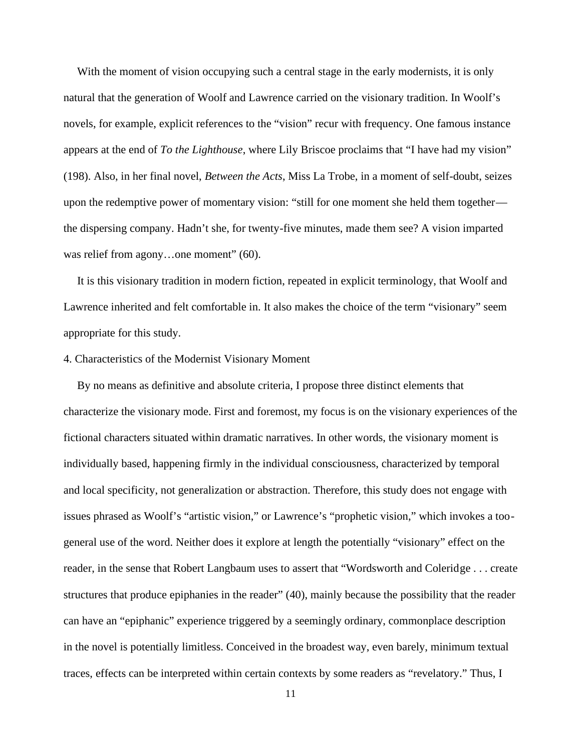With the moment of vision occupying such a central stage in the early modernists, it is only natural that the generation of Woolf and Lawrence carried on the visionary tradition. In Woolf's novels, for example, explicit references to the "vision" recur with frequency. One famous instance appears at the end of *To the Lighthouse*, where Lily Briscoe proclaims that "I have had my vision" (198). Also, in her final novel, *Between the Acts*, Miss La Trobe, in a moment of self-doubt, seizes upon the redemptive power of momentary vision: "still for one moment she held them together—the dispersing company. Hadn't she, for twenty-five minutes, made them see? A vision imparted was relief from agony…one moment" (60).

It is this visionary tradition in modern fiction, repeated in explicit terminology, that Woolf and Lawrence inherited and felt comfortable in. It also makes the choice of the term "visionary" seem appropriate for this study.

4. Characteristics of the Modernist Visionary Moment

By no means as definitive and absolute criteria, I propose three distinct elements that characterize the visionary mode. First and foremost, my focus is on the visionary experiences of the fictional characters situated within dramatic narratives. In other words, the visionary moment is individually based, happening firmly in the individual consciousness, characterized by temporal and local specificity, not generalization or abstraction. Therefore, this study does not engage with issues phrased as Woolf's "artistic vision," or Lawrence's "prophetic vision," which invokes a too-general use of the word. Neither does it explore at length the potentially "visionary" effect on the reader, in the sense that Robert Langbaum uses to assert that "Wordsworth and Coleridge . . . create structures that produce epiphanies in the reader" (40), mainly because the possibility that the reader can have an "epiphanic" experience triggered by a seemingly ordinary, commonplace description in the novel is potentially limitless. Conceived in the broadest way, even barely, minimum textual traces, effects can be interpreted within certain contexts by some readers as "revelatory." Thus, I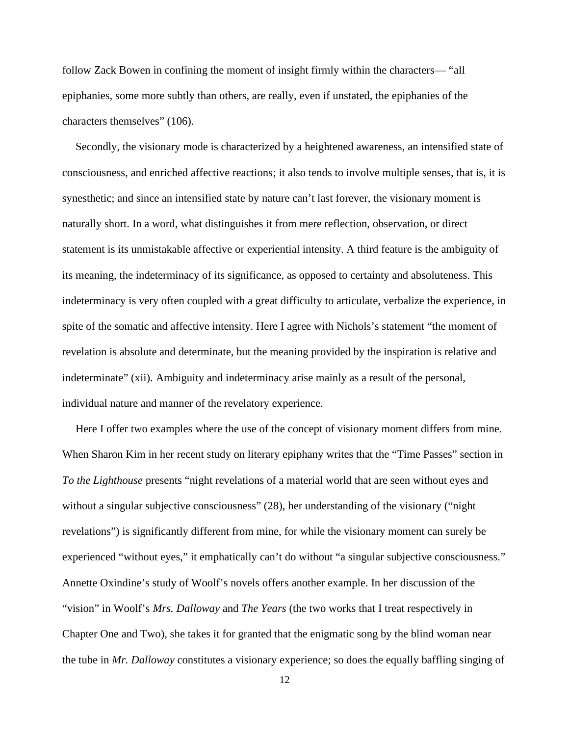follow Zack Bowen in confining the moment of insight firmly within the characters— "all epiphanies, some more subtly than others, are really, even if unstated, the epiphanies of the characters themselves" (106).

Secondly, the visionary mode is characterized by a heightened awareness, an intensified state of consciousness, and enriched affective reactions; it also tends to involve multiple senses, that is, it is synesthetic; and since an intensified state by nature can't last forever, the visionary moment is naturally short. In a word, what distinguishes it from mere reflection, observation, or direct statement is its unmistakable affective or experiential intensity. A third feature is the ambiguity of its meaning, the indeterminacy of its significance, as opposed to certainty and absoluteness. This indeterminacy is very often coupled with a great difficulty to articulate, verbalize the experience, in spite of the somatic and affective intensity. Here I agree with Nichols's statement "the moment of revelation is absolute and determinate, but the meaning provided by the inspiration is relative and indeterminate" (xii). Ambiguity and indeterminacy arise mainly as a result of the personal, individual nature and manner of the revelatory experience.

Here I offer two examples where the use of the concept of visionary moment differs from mine. When Sharon Kim in her recent study on literary epiphany writes that the "Time Passes" section in *To the Lighthouse* presents "night revelations of a material world that are seen without eyes and without a singular subjective consciousness" (28), her understanding of the visionary ("night revelations") is significantly different from mine, for while the visionary moment can surely be experienced "without eyes," it emphatically can't do without "a singular subjective consciousness." Annette Oxindine's study of Woolf's novels offers another example. In her discussion of the "vision" in Woolf's *Mrs. Dalloway* and *The Years* (the two works that I treat respectively in Chapter One and Two), she takes it for granted that the enigmatic song by the blind woman near the tube in *Mr. Dalloway* constitutes a visionary experience; so does the equally baffling singing of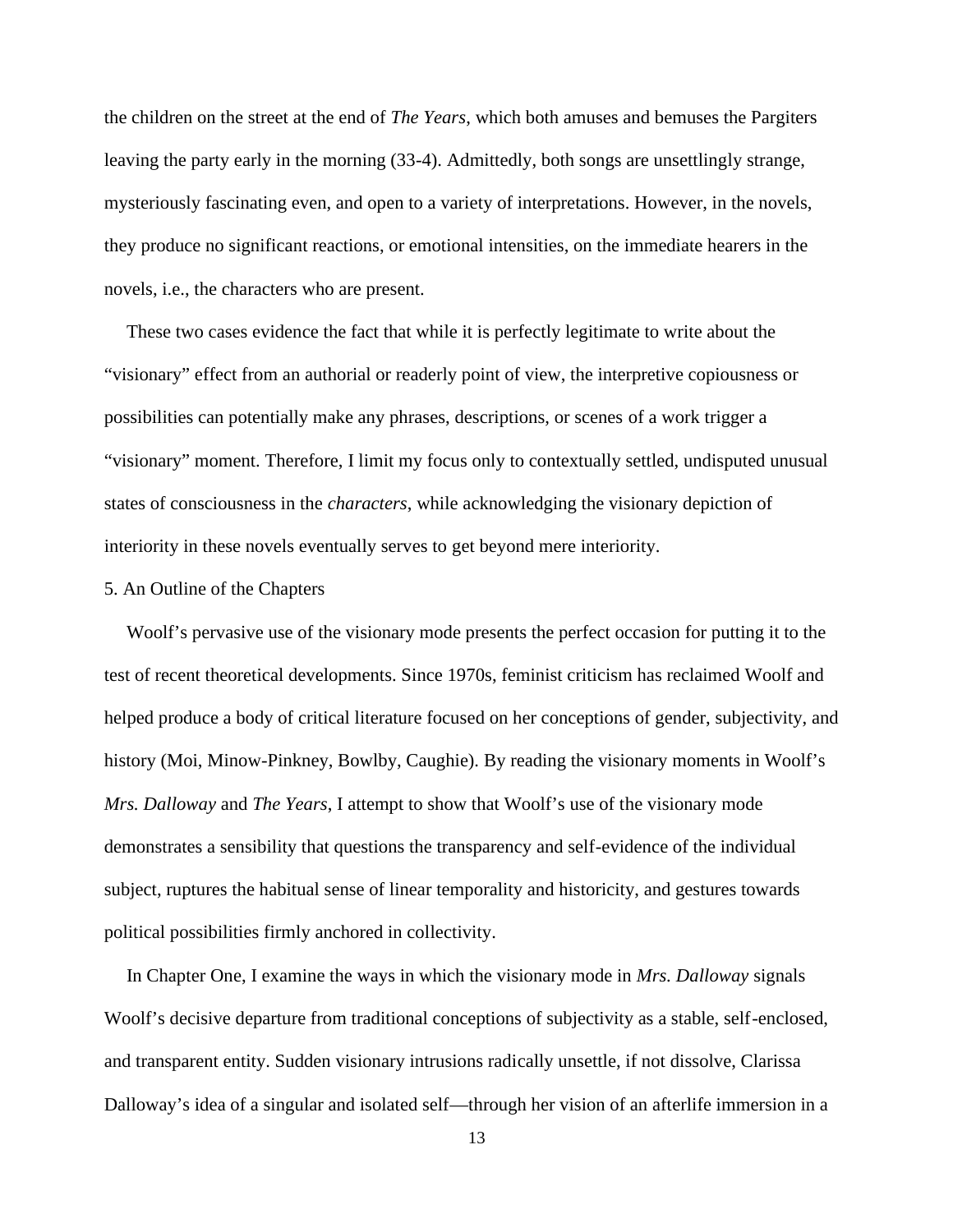the children on the street at the end of *The Years*, which both amuses and bemuses the Pargiters leaving the party early in the morning (33-4). Admittedly, both songs are unsettlingly strange, mysteriously fascinating even, and open to a variety of interpretations. However, in the novels, they produce no significant reactions, or emotional intensities, on the immediate hearers in the novels, i.e., the characters who are present.

These two cases evidence the fact that while it is perfectly legitimate to write about the "visionary" effect from an authorial or readerly point of view, the interpretive copiousness or possibilities can potentially make any phrases, descriptions, or scenes of a work trigger a "visionary" moment. Therefore, I limit my focus only to contextually settled, undisputed unusual states of consciousness in the *characters*, while acknowledging the visionary depiction of interiority in these novels eventually serves to get beyond mere interiority.

## 5. An Outline of the Chapters

Woolf's pervasive use of the visionary mode presents the perfect occasion for putting it to the test of recent theoretical developments. Since 1970s, feminist criticism has reclaimed Woolf and helped produce a body of critical literature focused on her conceptions of gender, subjectivity, and history (Moi, Minow-Pinkney, Bowlby, Caughie). By reading the visionary moments in Woolf's *Mrs. Dalloway* and *The Years*, I attempt to show that Woolf's use of the visionary mode demonstrates a sensibility that questions the transparency and self-evidence of the individual subject, ruptures the habitual sense of linear temporality and historicity, and gestures towards political possibilities firmly anchored in collectivity.

In Chapter One, I examine the ways in which the visionary mode in *Mrs. Dalloway* signals Woolf's decisive departure from traditional conceptions of subjectivity as a stable, self-enclosed, and transparent entity. Sudden visionary intrusions radically unsettle, if not dissolve, Clarissa Dalloway's idea of a singular and isolated self—through her vision of an afterlife immersion in a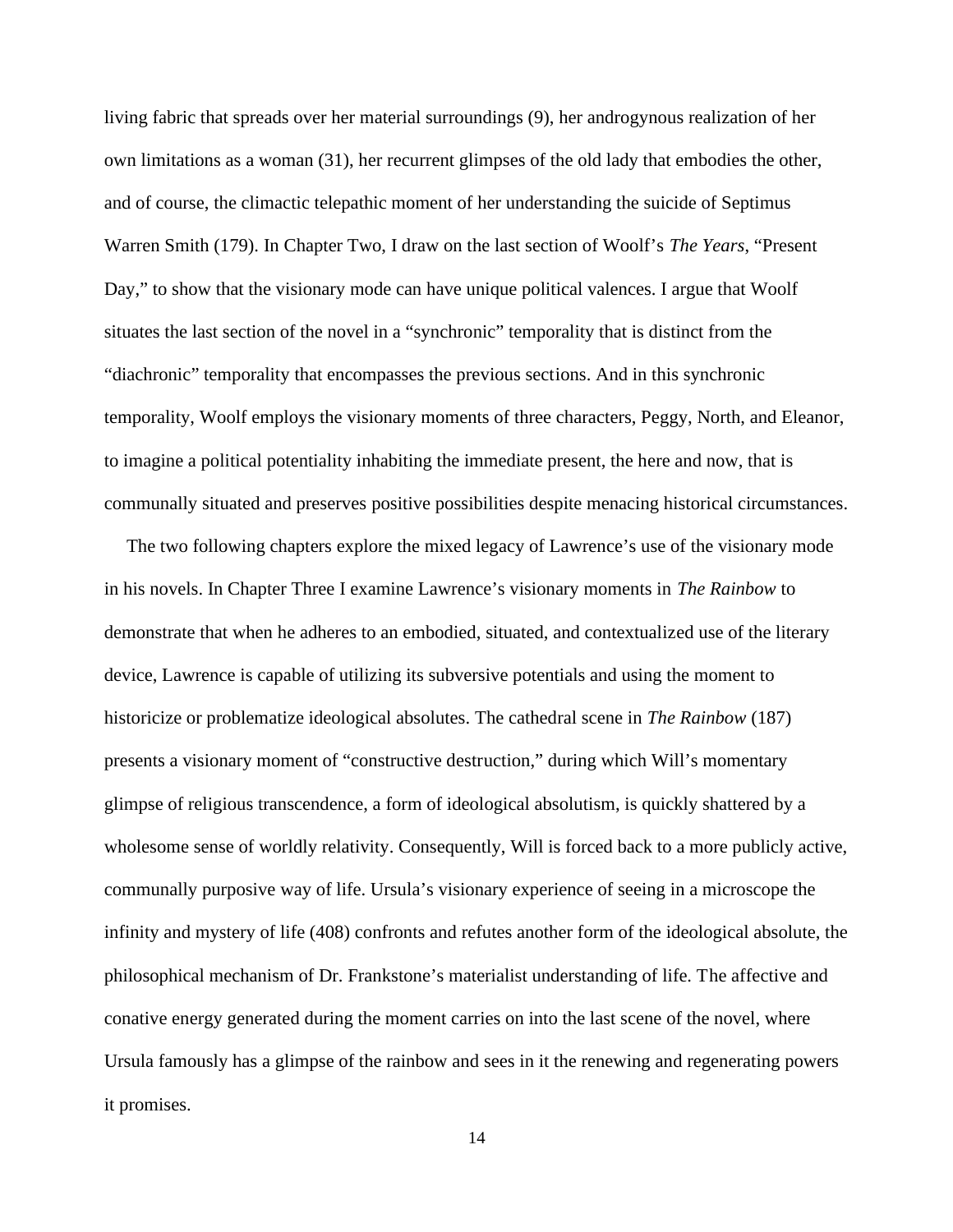living fabric that spreads over her material surroundings (9), her androgynous realization of her own limitations as a woman (31), her recurrent glimpses of the old lady that embodies the other, and of course, the climactic telepathic moment of her understanding the suicide of Septimus Warren Smith (179). In Chapter Two, I draw on the last section of Woolf's *The Years*, "Present Day," to show that the visionary mode can have unique political valences. I argue that Woolf situates the last section of the novel in a "synchronic" temporality that is distinct from the "diachronic" temporality that encompasses the previous sections. And in this synchronic temporality, Woolf employs the visionary moments of three characters, Peggy, North, and Eleanor, to imagine a political potentiality inhabiting the immediate present, the here and now, that is communally situated and preserves positive possibilities despite menacing historical circumstances.

The two following chapters explore the mixed legacy of Lawrence's use of the visionary mode in his novels. In Chapter Three I examine Lawrence's visionary moments in *The Rainbow* to demonstrate that when he adheres to an embodied, situated, and contextualized use of the literary device, Lawrence is capable of utilizing its subversive potentials and using the moment to historicize or problematize ideological absolutes. The cathedral scene in *The Rainbow* (187) presents a visionary moment of "constructive destruction," during which Will's momentary glimpse of religious transcendence, a form of ideological absolutism, is quickly shattered by a wholesome sense of worldly relativity. Consequently, Will is forced back to a more publicly active, communally purposive way of life. Ursula's visionary experience of seeing in a microscope the infinity and mystery of life (408) confronts and refutes another form of the ideological absolute, the philosophical mechanism of Dr. Frankstone's materialist understanding of life. The affective and conative energy generated during the moment carries on into the last scene of the novel, where Ursula famously has a glimpse of the rainbow and sees in it the renewing and regenerating powers it promises.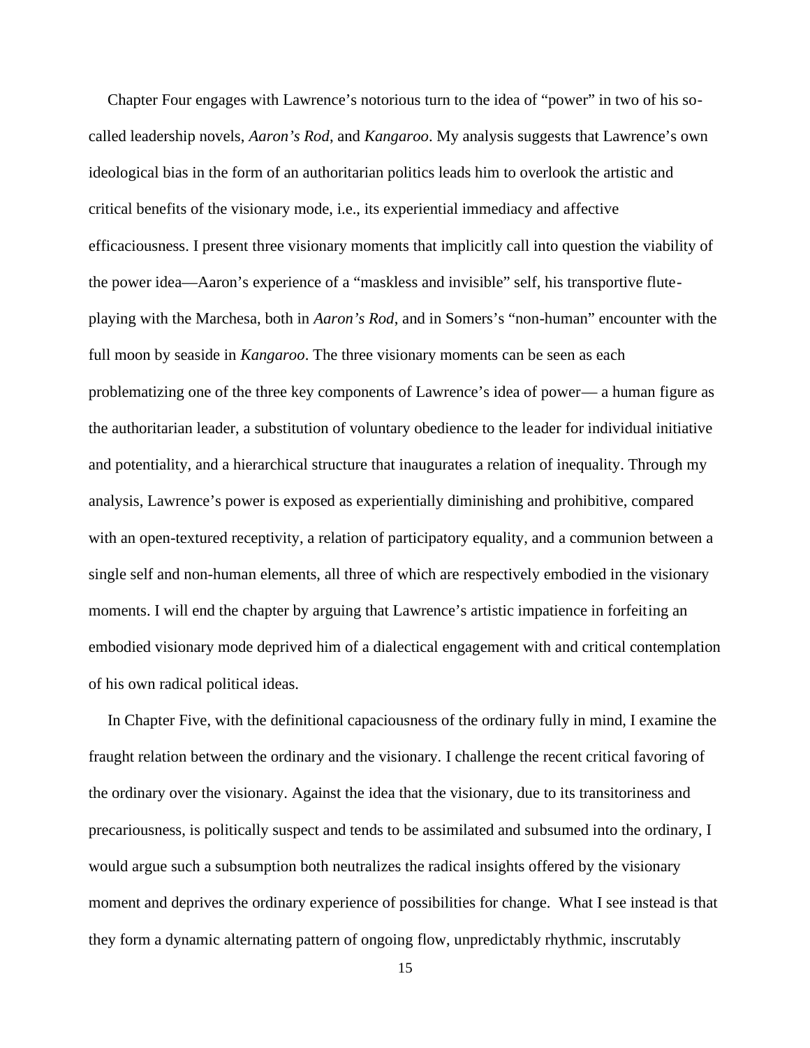Chapter Four engages with Lawrence's notorious turn to the idea of "power" in two of his so-called leadership novels, *Aaron's Rod*, and *Kangaroo*. My analysis suggests that Lawrence's own ideological bias in the form of an authoritarian politics leads him to overlook the artistic and critical benefits of the visionary mode, i.e., its experiential immediacy and affective efficaciousness. I present three visionary moments that implicitly call into question the viability of the power idea—Aaron's experience of a "maskless and invisible" self, his transportive flute-playing with the Marchesa, both in *Aaron's Rod*, and in Somers's "non-human" encounter with the full moon by seaside in *Kangaroo*. The three visionary moments can be seen as each problematizing one of the three key components of Lawrence's idea of power— a human figure as the authoritarian leader, a substitution of voluntary obedience to the leader for individual initiative and potentiality, and a hierarchical structure that inaugurates a relation of inequality. Through my analysis, Lawrence's power is exposed as experientially diminishing and prohibitive, compared with an open-textured receptivity, a relation of participatory equality, and a communion between a single self and non-human elements, all three of which are respectively embodied in the visionary moments. I will end the chapter by arguing that Lawrence's artistic impatience in forfeiting an embodied visionary mode deprived him of a dialectical engagement with and critical contemplation of his own radical political ideas.

In Chapter Five, with the definitional capaciousness of the ordinary fully in mind, I examine the fraught relation between the ordinary and the visionary. I challenge the recent critical favoring of the ordinary over the visionary. Against the idea that the visionary, due to its transitoriness and precariousness, is politically suspect and tends to be assimilated and subsumed into the ordinary, I would argue such a subsumption both neutralizes the radical insights offered by the visionary moment and deprives the ordinary experience of possibilities for change. What I see instead is that they form a dynamic alternating pattern of ongoing flow, unpredictably rhythmic, inscrutably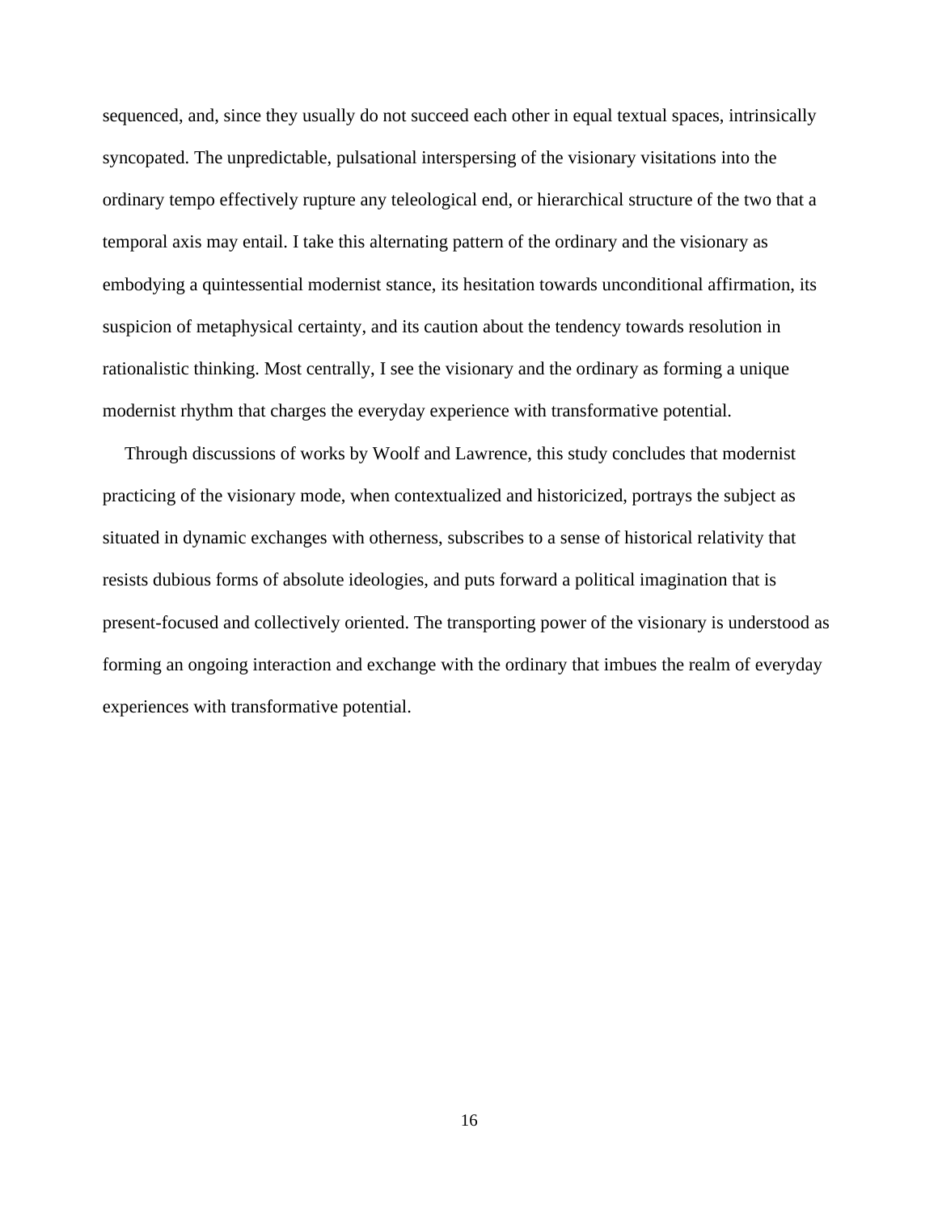sequenced, and, since they usually do not succeed each other in equal textual spaces, intrinsically syncopated. The unpredictable, pulsational interspersing of the visionary visitations into the ordinary tempo effectively rupture any teleological end, or hierarchical structure of the two that a temporal axis may entail. I take this alternating pattern of the ordinary and the visionary as embodying a quintessential modernist stance, its hesitation towards unconditional affirmation, its suspicion of metaphysical certainty, and its caution about the tendency towards resolution in rationalistic thinking. Most centrally, I see the visionary and the ordinary as forming a unique modernist rhythm that charges the everyday experience with transformative potential.

Through discussions of works by Woolf and Lawrence, this study concludes that modernist practicing of the visionary mode, when contextualized and historicized, portrays the subject as situated in dynamic exchanges with otherness, subscribes to a sense of historical relativity that resists dubious forms of absolute ideologies, and puts forward a political imagination that is present-focused and collectively oriented. The transporting power of the visionary is understood as forming an ongoing interaction and exchange with the ordinary that imbues the realm of everyday experiences with transformative potential.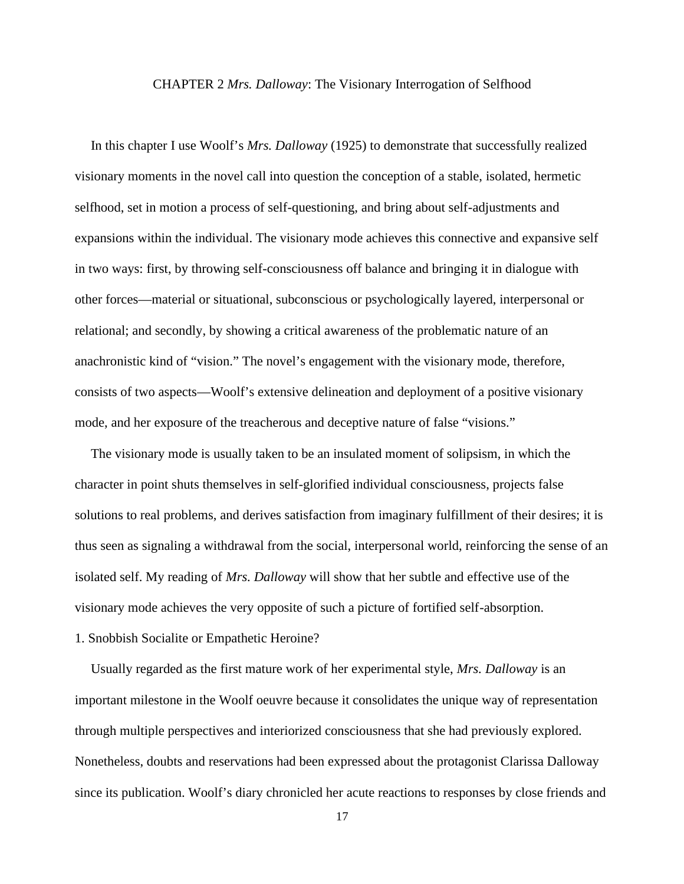# CHAPTER 2 *Mrs. Dalloway*: The Visionary Interrogation of Selfhood

In this chapter I use Woolf's *Mrs. Dalloway* (1925) to demonstrate that successfully realized visionary moments in the novel call into question the conception of a stable, isolated, hermetic selfhood, set in motion a process of self-questioning, and bring about self-adjustments and expansions within the individual. The visionary mode achieves this connective and expansive self in two ways: first, by throwing self-consciousness off balance and bringing it in dialogue with other forces—material or situational, subconscious or psychologically layered, interpersonal or relational; and secondly, by showing a critical awareness of the problematic nature of an anachronistic kind of "vision." The novel's engagement with the visionary mode, therefore, consists of two aspects—Woolf's extensive delineation and deployment of a positive visionary mode, and her exposure of the treacherous and deceptive nature of false "visions."

The visionary mode is usually taken to be an insulated moment of solipsism, in which the character in point shuts themselves in self-glorified individual consciousness, projects false solutions to real problems, and derives satisfaction from imaginary fulfillment of their desires; it is thus seen as signaling a withdrawal from the social, interpersonal world, reinforcing the sense of an isolated self. My reading of *Mrs. Dalloway* will show that her subtle and effective use of the visionary mode achieves the very opposite of such a picture of fortified self-absorption.

## 1. Snobbish Socialite or Empathetic Heroine?

Usually regarded as the first mature work of her experimental style, *Mrs. Dalloway* is an important milestone in the Woolf oeuvre because it consolidates the unique way of representation through multiple perspectives and interiorized consciousness that she had previously explored. Nonetheless, doubts and reservations had been expressed about the protagonist Clarissa Dalloway since its publication. Woolf's diary chronicled her acute reactions to responses by close friends and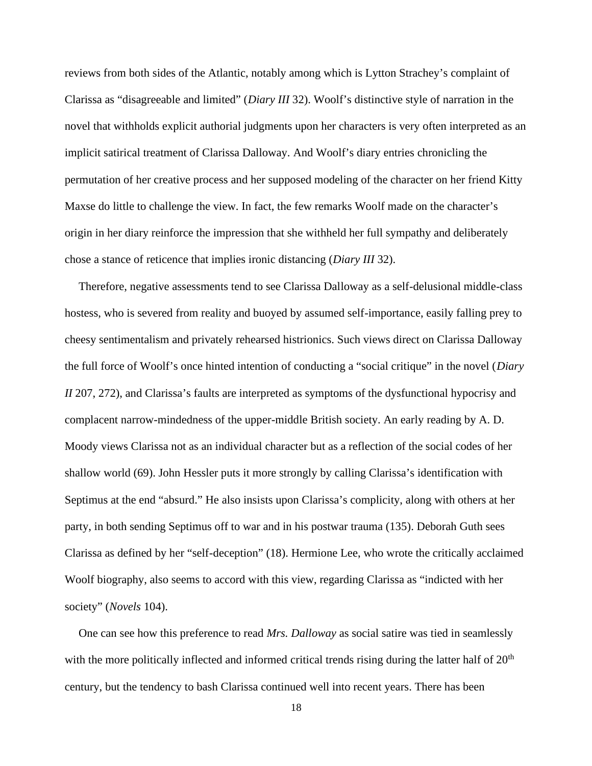reviews from both sides of the Atlantic, notably among which is Lytton Strachey's complaint of Clarissa as "disagreeable and limited" (*Diary III* 32). Woolf's distinctive style of narration in the novel that withholds explicit authorial judgments upon her characters is very often interpreted as an implicit satirical treatment of Clarissa Dalloway. And Woolf's diary entries chronicling the permutation of her creative process and her supposed modeling of the character on her friend Kitty Maxse do little to challenge the view. In fact, the few remarks Woolf made on the character's origin in her diary reinforce the impression that she withheld her full sympathy and deliberately chose a stance of reticence that implies ironic distancing (*Diary III* 32).

Therefore, negative assessments tend to see Clarissa Dalloway as a self-delusional middle-class hostess, who is severed from reality and buoyed by assumed self-importance, easily falling prey to cheesy sentimentalism and privately rehearsed histrionics. Such views direct on Clarissa Dalloway the full force of Woolf's once hinted intention of conducting a "social critique" in the novel (*Diary II* 207, 272), and Clarissa's faults are interpreted as symptoms of the dysfunctional hypocrisy and complacent narrow-mindedness of the upper-middle British society. An early reading by A. D. Moody views Clarissa not as an individual character but as a reflection of the social codes of her shallow world (69). John Hessler puts it more strongly by calling Clarissa's identification with Septimus at the end "absurd." He also insists upon Clarissa's complicity, along with others at her party, in both sending Septimus off to war and in his postwar trauma (135). Deborah Guth sees Clarissa as defined by her "self-deception" (18). Hermione Lee, who wrote the critically acclaimed Woolf biography, also seems to accord with this view, regarding Clarissa as "indicted with her society" (*Novels* 104).

One can see how this preference to read *Mrs. Dalloway* as social satire was tied in seamlessly with the more politically inflected and informed critical trends rising during the latter half of 20th century, but the tendency to bash Clarissa continued well into recent years. There has been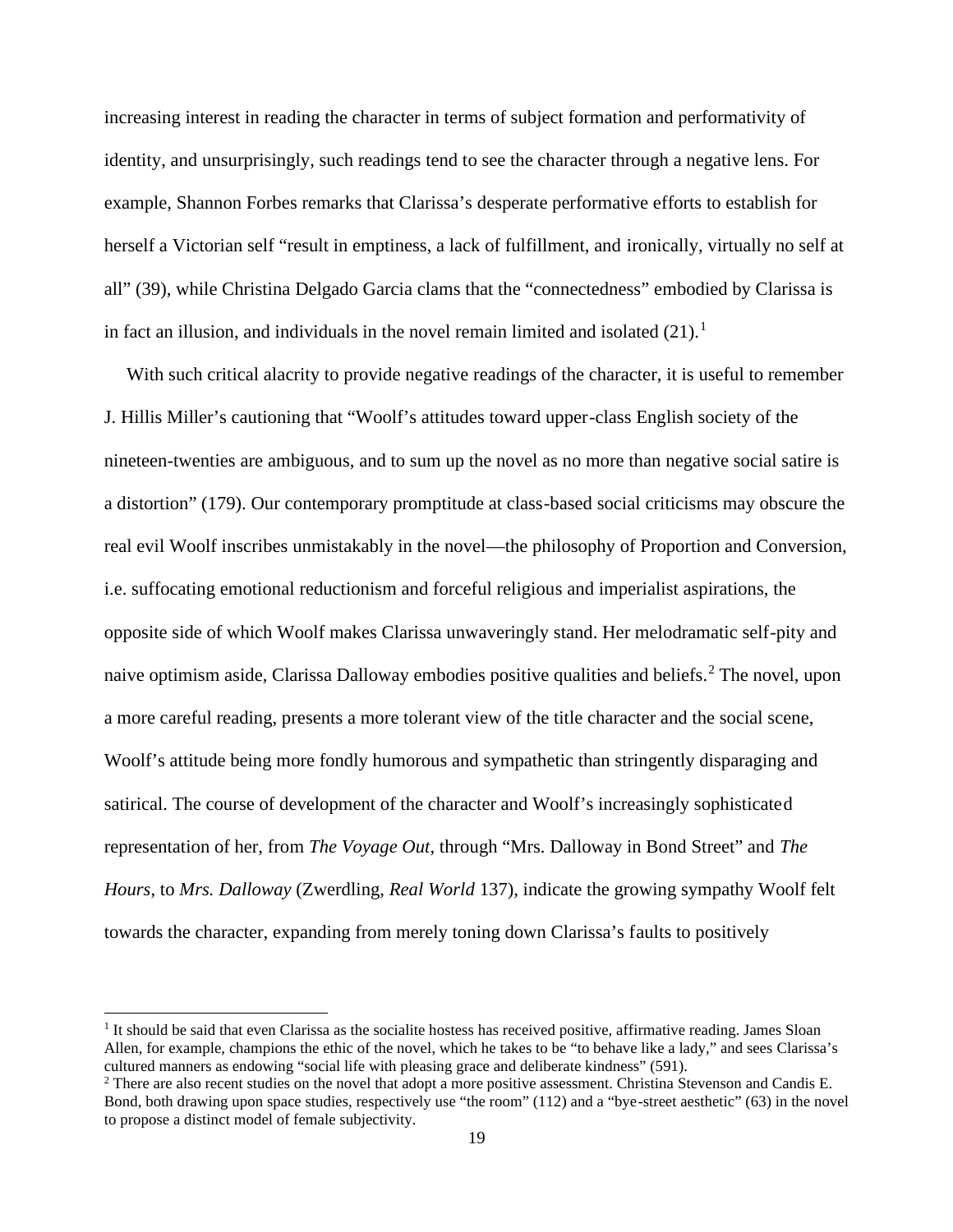increasing interest in reading the character in terms of subject formation and performativity of identity, and unsurprisingly, such readings tend to see the character through a negative lens. For example, Shannon Forbes remarks that Clarissa's desperate performative efforts to establish for herself a Victorian self "result in emptiness, a lack of fulfillment, and ironically, virtually no self at all" (39), while Christina Delgado Garcia clams that the "connectedness" embodied by Clarissa is in fact an illusion, and individuals in the novel remain limited and isolated (21).[1]

With such critical alacrity to provide negative readings of the character, it is useful to remember J. Hillis Miller's cautioning that "Woolf's attitudes toward upper-class English society of the nineteen-twenties are ambiguous, and to sum up the novel as no more than negative social satire is a distortion" (179). Our contemporary promptitude at class-based social criticisms may obscure the real evil Woolf inscribes unmistakably in the novel—the philosophy of Proportion and Conversion, i.e. suffocating emotional reductionism and forceful religious and imperialist aspirations, the opposite side of which Woolf makes Clarissa unwaveringly stand. Her melodramatic self-pity and naive optimism aside, Clarissa Dalloway embodies positive qualities and beliefs.[2] The novel, upon a more careful reading, presents a more tolerant view of the title character and the social scene, Woolf's attitude being more fondly humorous and sympathetic than stringently disparaging and satirical. The course of development of the character and Woolf's increasingly sophisticated representation of her, from *The Voyage Out*, through "Mrs. Dalloway in Bond Street" and *The Hours*, to *Mrs. Dalloway* (Zwerdling, *Real World* 137), indicate the growing sympathy Woolf felt towards the character, expanding from merely toning down Clarissa's faults to positively

[1] It should be said that even Clarissa as the socialite hostess has received positive, affirmative reading. James Sloan Allen, for example, champions the ethic of the novel, which he takes to be "to behave like a lady," and sees Clarissa's cultured manners as endowing "social life with pleasing grace and deliberate kindness" (591).

[2] There are also recent studies on the novel that adopt a more positive assessment. Christina Stevenson and Candis E. Bond, both drawing upon space studies, respectively use "the room" (112) and a "bye-street aesthetic" (63) in the novel to propose a distinct model of female subjectivity.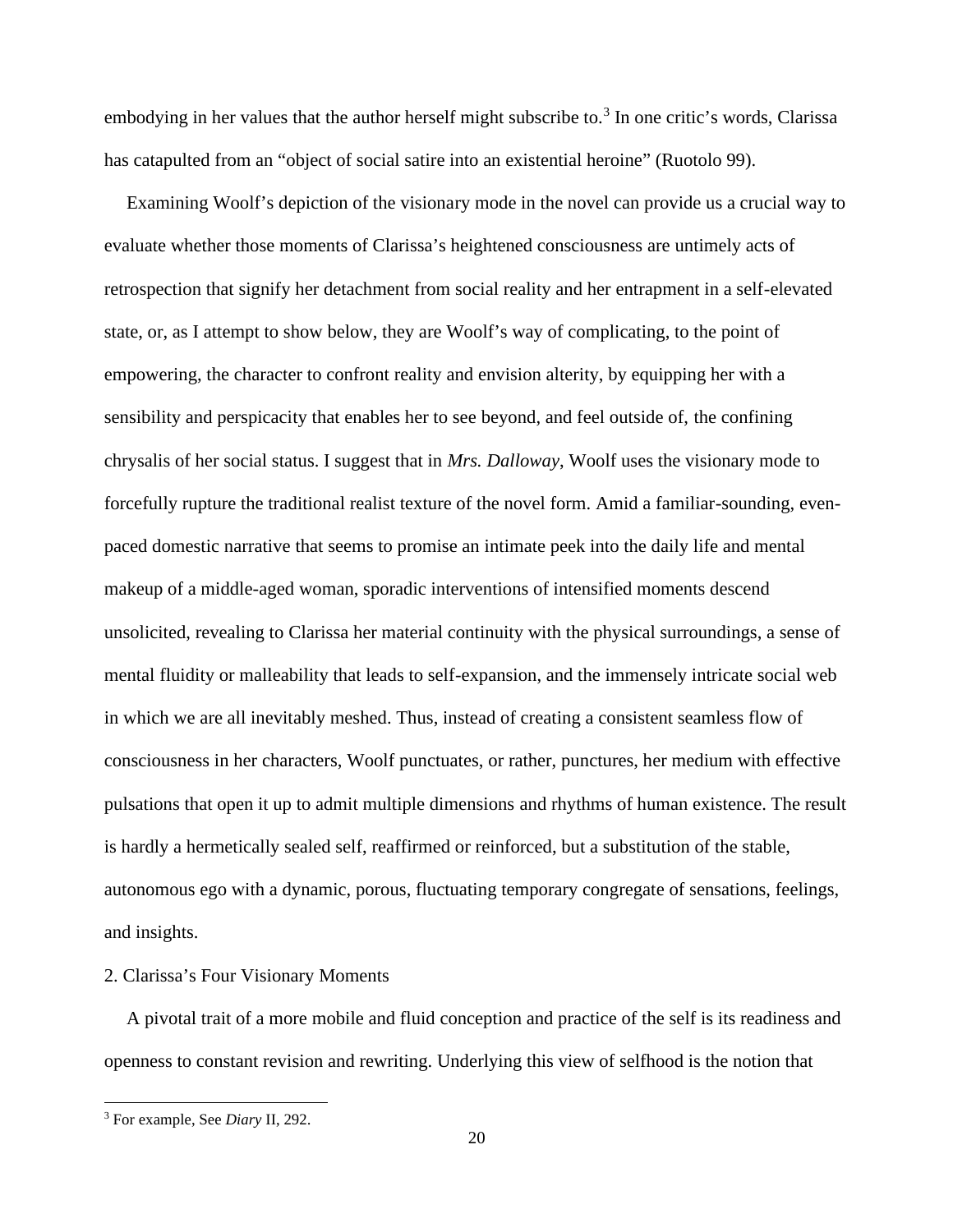embodying in her values that the author herself might subscribe to.[3] In one critic's words, Clarissa has catapulted from an "object of social satire into an existential heroine" (Ruotolo 99).

Examining Woolf's depiction of the visionary mode in the novel can provide us a crucial way to evaluate whether those moments of Clarissa's heightened consciousness are untimely acts of retrospection that signify her detachment from social reality and her entrapment in a self-elevated state, or, as I attempt to show below, they are Woolf's way of complicating, to the point of empowering, the character to confront reality and envision alterity, by equipping her with a sensibility and perspicacity that enables her to see beyond, and feel outside of, the confining chrysalis of her social status. I suggest that in *Mrs. Dalloway*, Woolf uses the visionary mode to forcefully rupture the traditional realist texture of the novel form. Amid a familiar-sounding, even-paced domestic narrative that seems to promise an intimate peek into the daily life and mental makeup of a middle-aged woman, sporadic interventions of intensified moments descend unsolicited, revealing to Clarissa her material continuity with the physical surroundings, a sense of mental fluidity or malleability that leads to self-expansion, and the immensely intricate social web in which we are all inevitably meshed. Thus, instead of creating a consistent seamless flow of consciousness in her characters, Woolf punctuates, or rather, punctures, her medium with effective pulsations that open it up to admit multiple dimensions and rhythms of human existence. The result is hardly a hermetically sealed self, reaffirmed or reinforced, but a substitution of the stable, autonomous ego with a dynamic, porous, fluctuating temporary congregate of sensations, feelings, and insights.

## 2. Clarissa's Four Visionary Moments

A pivotal trait of a more mobile and fluid conception and practice of the self is its readiness and openness to constant revision and rewriting. Underlying this view of selfhood is the notion that

[3] For example, See *Diary* II, 292.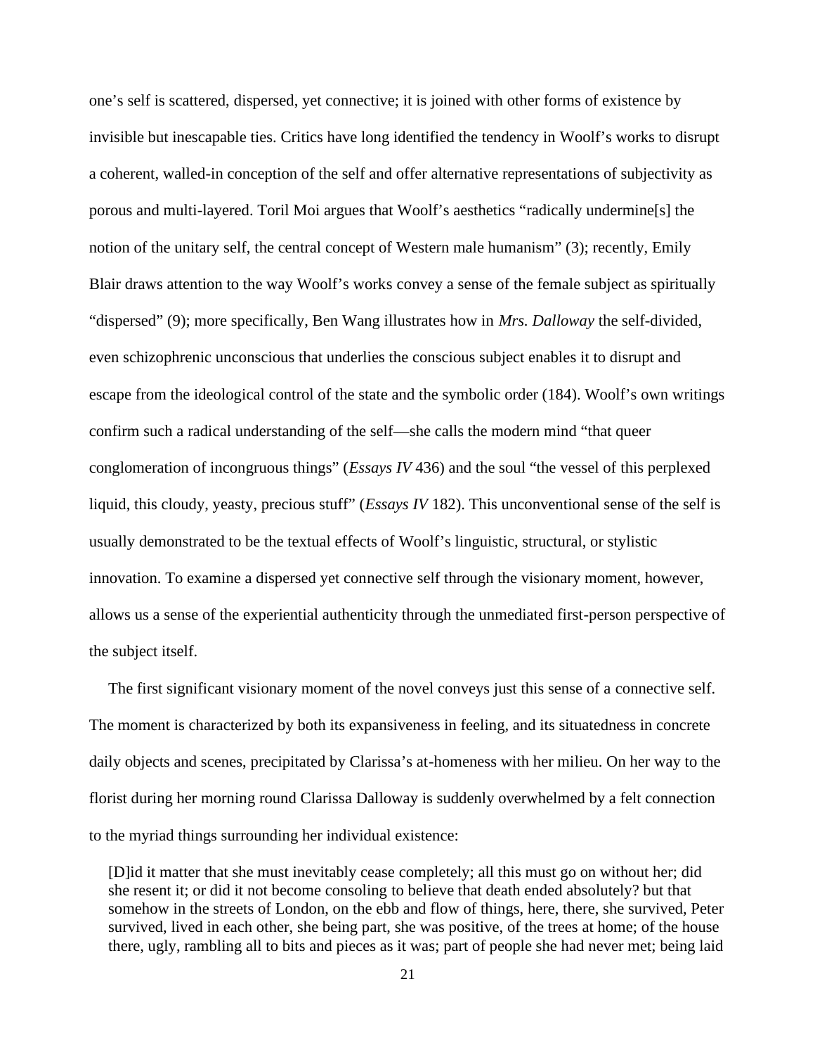one's self is scattered, dispersed, yet connective; it is joined with other forms of existence by invisible but inescapable ties. Critics have long identified the tendency in Woolf's works to disrupt a coherent, walled-in conception of the self and offer alternative representations of subjectivity as porous and multi-layered. Toril Moi argues that Woolf's aesthetics "radically undermine[s] the notion of the unitary self, the central concept of Western male humanism" (3); recently, Emily Blair draws attention to the way Woolf's works convey a sense of the female subject as spiritually "dispersed" (9); more specifically, Ben Wang illustrates how in *Mrs. Dalloway* the self-divided, even schizophrenic unconscious that underlies the conscious subject enables it to disrupt and escape from the ideological control of the state and the symbolic order (184). Woolf's own writings confirm such a radical understanding of the self—she calls the modern mind "that queer conglomeration of incongruous things" (*Essays IV* 436) and the soul "the vessel of this perplexed liquid, this cloudy, yeasty, precious stuff" (*Essays IV* 182). This unconventional sense of the self is usually demonstrated to be the textual effects of Woolf's linguistic, structural, or stylistic innovation. To examine a dispersed yet connective self through the visionary moment, however, allows us a sense of the experiential authenticity through the unmediated first-person perspective of the subject itself.

The first significant visionary moment of the novel conveys just this sense of a connective self. The moment is characterized by both its expansiveness in feeling, and its situatedness in concrete daily objects and scenes, precipitated by Clarissa's at-homeness with her milieu. On her way to the florist during her morning round Clarissa Dalloway is suddenly overwhelmed by a felt connection to the myriad things surrounding her individual existence:

> [D]id it matter that she must inevitably cease completely; all this must go on without her; did she resent it; or did it not become consoling to believe that death ended absolutely? but that somehow in the streets of London, on the ebb and flow of things, here, there, she survived, Peter survived, lived in each other, she being part, she was positive, of the trees at home; of the house there, ugly, rambling all to bits and pieces as it was; part of people she had never met; being laid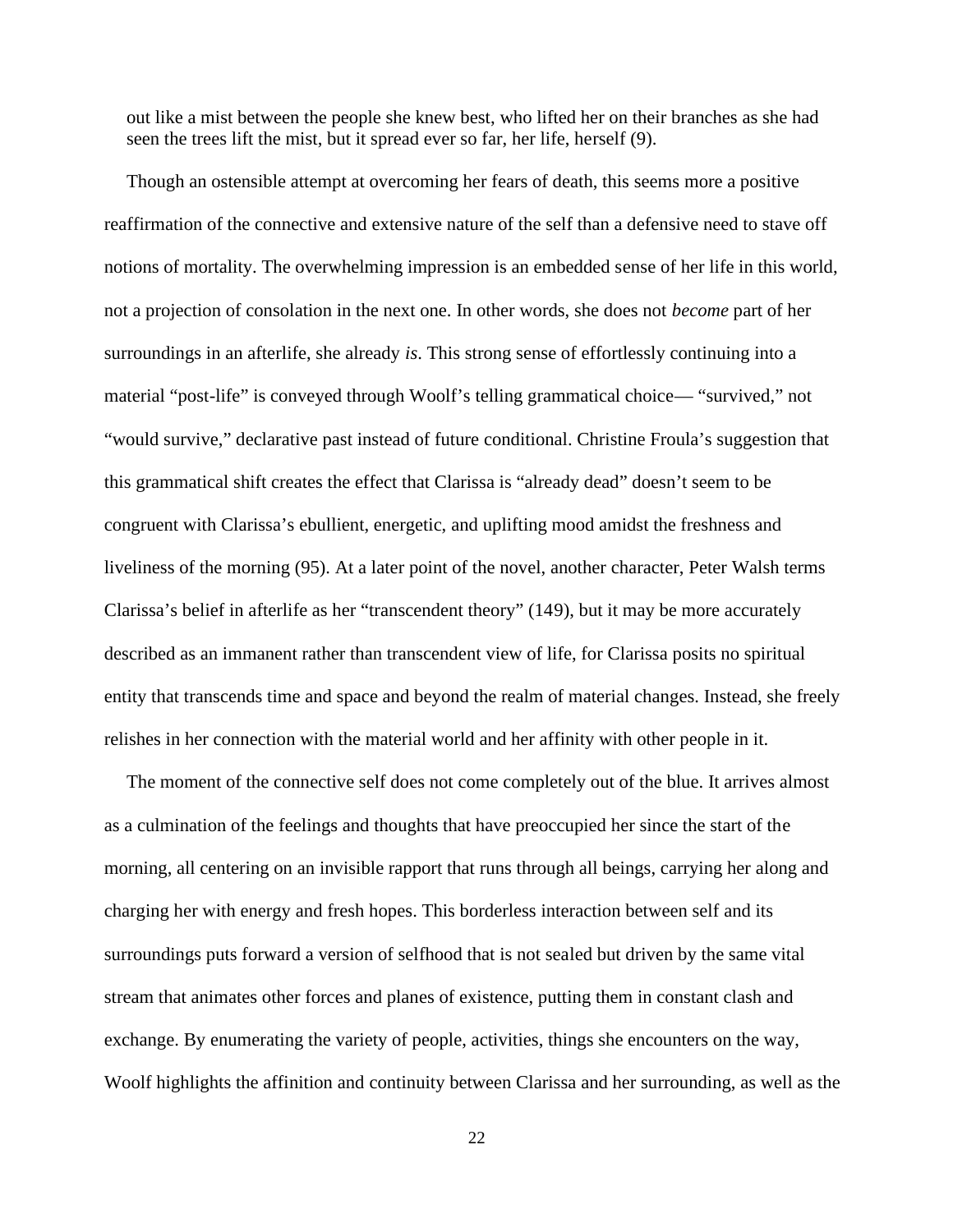out like a mist between the people she knew best, who lifted her on their branches as she had seen the trees lift the mist, but it spread ever so far, her life, herself (9).

Though an ostensible attempt at overcoming her fears of death, this seems more a positive reaffirmation of the connective and extensive nature of the self than a defensive need to stave off notions of mortality. The overwhelming impression is an embedded sense of her life in this world, not a projection of consolation in the next one. In other words, she does not *become* part of her surroundings in an afterlife, she already *is*. This strong sense of effortlessly continuing into a material "post-life" is conveyed through Woolf's telling grammatical choice— "survived," not "would survive," declarative past instead of future conditional. Christine Froula's suggestion that this grammatical shift creates the effect that Clarissa is "already dead" doesn't seem to be congruent with Clarissa's ebullient, energetic, and uplifting mood amidst the freshness and liveliness of the morning (95). At a later point of the novel, another character, Peter Walsh terms Clarissa's belief in afterlife as her "transcendent theory" (149), but it may be more accurately described as an immanent rather than transcendent view of life, for Clarissa posits no spiritual entity that transcends time and space and beyond the realm of material changes. Instead, she freely relishes in her connection with the material world and her affinity with other people in it.

The moment of the connective self does not come completely out of the blue. It arrives almost as a culmination of the feelings and thoughts that have preoccupied her since the start of the morning, all centering on an invisible rapport that runs through all beings, carrying her along and charging her with energy and fresh hopes. This borderless interaction between self and its surroundings puts forward a version of selfhood that is not sealed but driven by the same vital stream that animates other forces and planes of existence, putting them in constant clash and exchange. By enumerating the variety of people, activities, things she encounters on the way, Woolf highlights the affinition and continuity between Clarissa and her surrounding, as well as the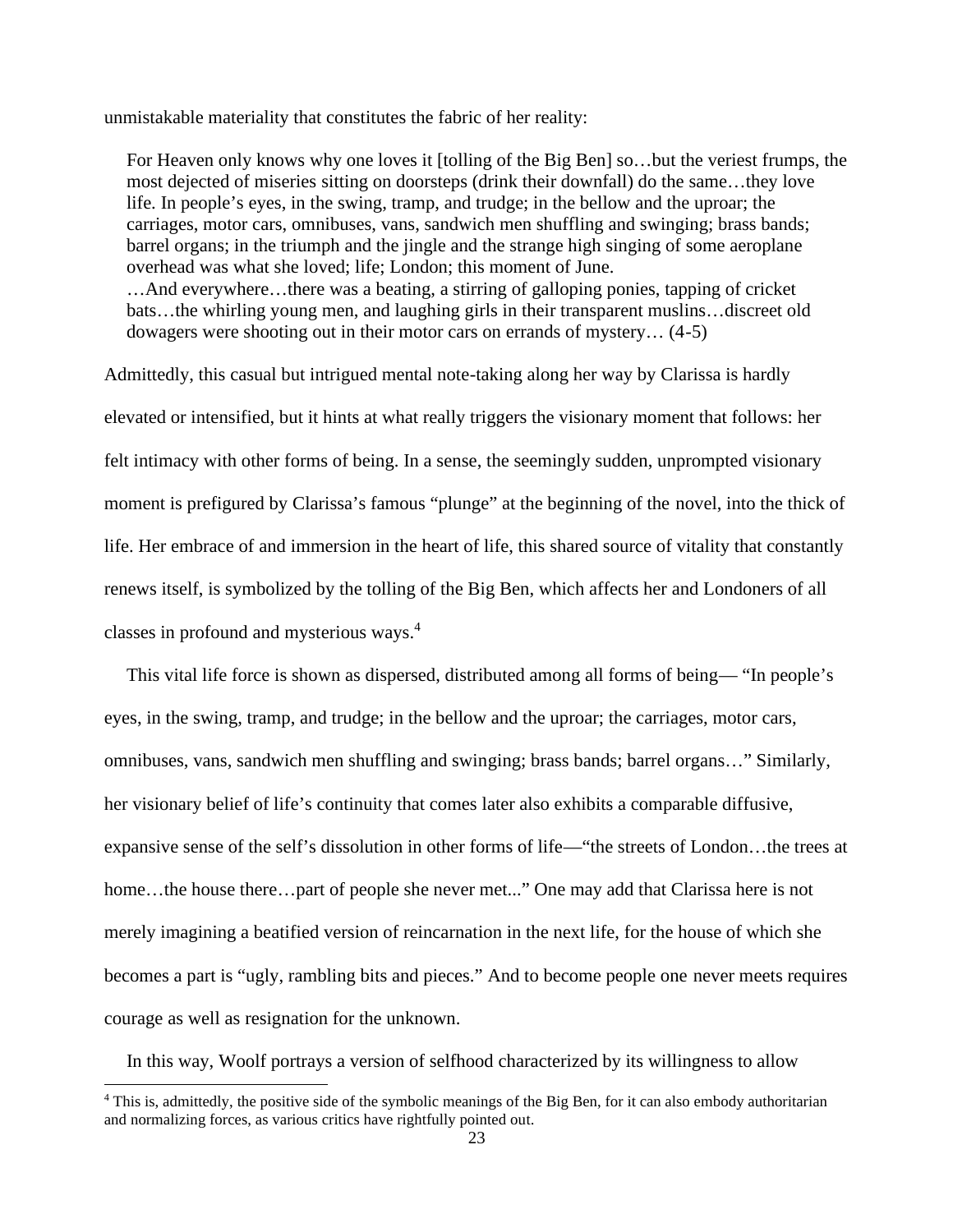unmistakable materiality that constitutes the fabric of her reality:

> For Heaven only knows why one loves it [tolling of the Big Ben] so…but the veriest frumps, the most dejected of miseries sitting on doorsteps (drink their downfall) do the same…they love life. In people's eyes, in the swing, tramp, and trudge; in the bellow and the uproar; the carriages, motor cars, omnibuses, vans, sandwich men shuffling and swinging; brass bands; barrel organs; in the triumph and the jingle and the strange high singing of some aeroplane overhead was what she loved; life; London; this moment of June.
> …And everywhere…there was a beating, a stirring of galloping ponies, tapping of cricket bats…the whirling young men, and laughing girls in their transparent muslins…discreet old dowagers were shooting out in their motor cars on errands of mystery… (4-5)

Admittedly, this casual but intrigued mental note-taking along her way by Clarissa is hardly elevated or intensified, but it hints at what really triggers the visionary moment that follows: her felt intimacy with other forms of being. In a sense, the seemingly sudden, unprompted visionary moment is prefigured by Clarissa's famous "plunge" at the beginning of the novel, into the thick of life. Her embrace of and immersion in the heart of life, this shared source of vitality that constantly renews itself, is symbolized by the tolling of the Big Ben, which affects her and Londoners of all classes in profound and mysterious ways.[4]

This vital life force is shown as dispersed, distributed among all forms of being— "In people's eyes, in the swing, tramp, and trudge; in the bellow and the uproar; the carriages, motor cars, omnibuses, vans, sandwich men shuffling and swinging; brass bands; barrel organs…" Similarly, her visionary belief of life's continuity that comes later also exhibits a comparable diffusive, expansive sense of the self's dissolution in other forms of life—"the streets of London…the trees at home…the house there…part of people she never met..." One may add that Clarissa here is not merely imagining a beatified version of reincarnation in the next life, for the house of which she becomes a part is "ugly, rambling bits and pieces." And to become people one never meets requires courage as well as resignation for the unknown.

In this way, Woolf portrays a version of selfhood characterized by its willingness to allow

[4] This is, admittedly, the positive side of the symbolic meanings of the Big Ben, for it can also embody authoritarian and normalizing forces, as various critics have rightfully pointed out.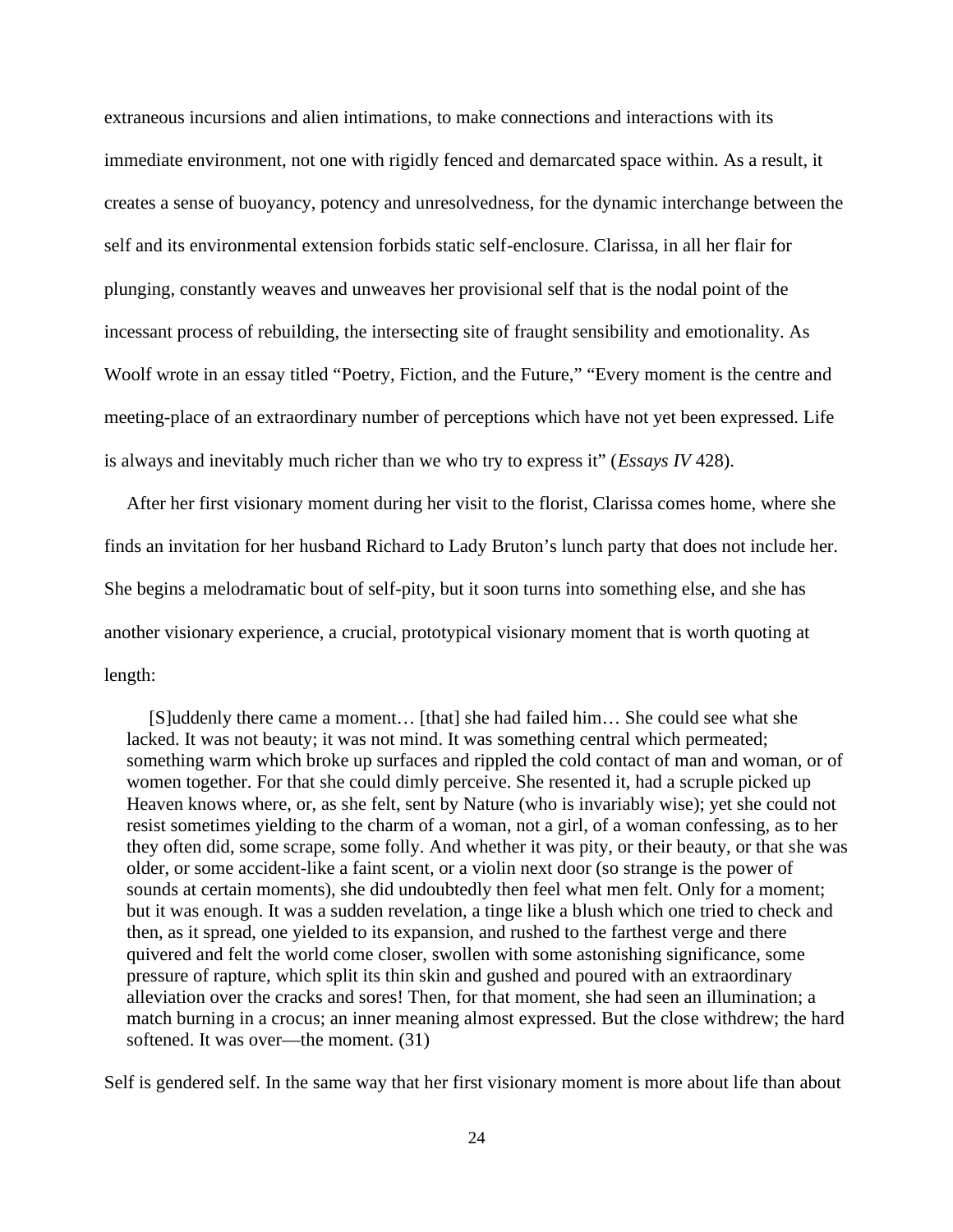extraneous incursions and alien intimations, to make connections and interactions with its immediate environment, not one with rigidly fenced and demarcated space within. As a result, it creates a sense of buoyancy, potency and unresolvedness, for the dynamic interchange between the self and its environmental extension forbids static self-enclosure. Clarissa, in all her flair for plunging, constantly weaves and unweaves her provisional self that is the nodal point of the incessant process of rebuilding, the intersecting site of fraught sensibility and emotionality. As Woolf wrote in an essay titled "Poetry, Fiction, and the Future," "Every moment is the centre and meeting-place of an extraordinary number of perceptions which have not yet been expressed. Life is always and inevitably much richer than we who try to express it" (*Essays IV* 428).

After her first visionary moment during her visit to the florist, Clarissa comes home, where she finds an invitation for her husband Richard to Lady Bruton's lunch party that does not include her. She begins a melodramatic bout of self-pity, but it soon turns into something else, and she has another visionary experience, a crucial, prototypical visionary moment that is worth quoting at length:

> [S]uddenly there came a moment… [that] she had failed him… She could see what she lacked. It was not beauty; it was not mind. It was something central which permeated; something warm which broke up surfaces and rippled the cold contact of man and woman, or of women together. For that she could dimly perceive. She resented it, had a scruple picked up Heaven knows where, or, as she felt, sent by Nature (who is invariably wise); yet she could not resist sometimes yielding to the charm of a woman, not a girl, of a woman confessing, as to her they often did, some scrape, some folly. And whether it was pity, or their beauty, or that she was older, or some accident-like a faint scent, or a violin next door (so strange is the power of sounds at certain moments), she did undoubtedly then feel what men felt. Only for a moment; but it was enough. It was a sudden revelation, a tinge like a blush which one tried to check and then, as it spread, one yielded to its expansion, and rushed to the farthest verge and there quivered and felt the world come closer, swollen with some astonishing significance, some pressure of rapture, which split its thin skin and gushed and poured with an extraordinary alleviation over the cracks and sores! Then, for that moment, she had seen an illumination; a match burning in a crocus; an inner meaning almost expressed. But the close withdrew; the hard softened. It was over—the moment. (31)

Self is gendered self. In the same way that her first visionary moment is more about life than about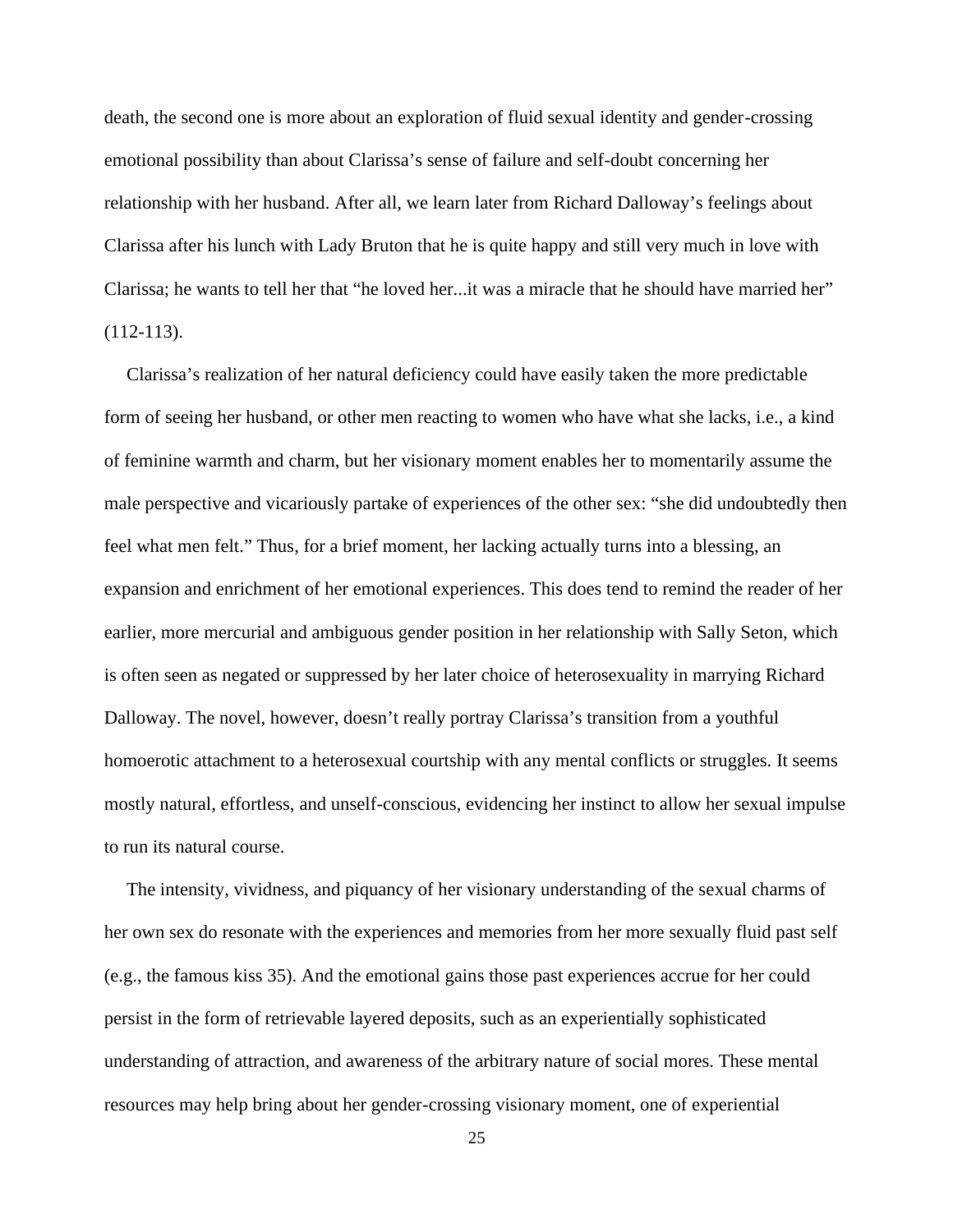death, the second one is more about an exploration of fluid sexual identity and gender-crossing emotional possibility than about Clarissa's sense of failure and self-doubt concerning her relationship with her husband. After all, we learn later from Richard Dalloway's feelings about Clarissa after his lunch with Lady Bruton that he is quite happy and still very much in love with Clarissa; he wants to tell her that "he loved her...it was a miracle that he should have married her" (112-113).

Clarissa's realization of her natural deficiency could have easily taken the more predictable form of seeing her husband, or other men reacting to women who have what she lacks, i.e., a kind of feminine warmth and charm, but her visionary moment enables her to momentarily assume the male perspective and vicariously partake of experiences of the other sex: "she did undoubtedly then feel what men felt." Thus, for a brief moment, her lacking actually turns into a blessing, an expansion and enrichment of her emotional experiences. This does tend to remind the reader of her earlier, more mercurial and ambiguous gender position in her relationship with Sally Seton, which is often seen as negated or suppressed by her later choice of heterosexuality in marrying Richard Dalloway. The novel, however, doesn't really portray Clarissa's transition from a youthful homoerotic attachment to a heterosexual courtship with any mental conflicts or struggles. It seems mostly natural, effortless, and unself-conscious, evidencing her instinct to allow her sexual impulse to run its natural course.

The intensity, vividness, and piquancy of her visionary understanding of the sexual charms of her own sex do resonate with the experiences and memories from her more sexually fluid past self (e.g., the famous kiss 35). And the emotional gains those past experiences accrue for her could persist in the form of retrievable layered deposits, such as an experientially sophisticated understanding of attraction, and awareness of the arbitrary nature of social mores. These mental resources may help bring about her gender-crossing visionary moment, one of experiential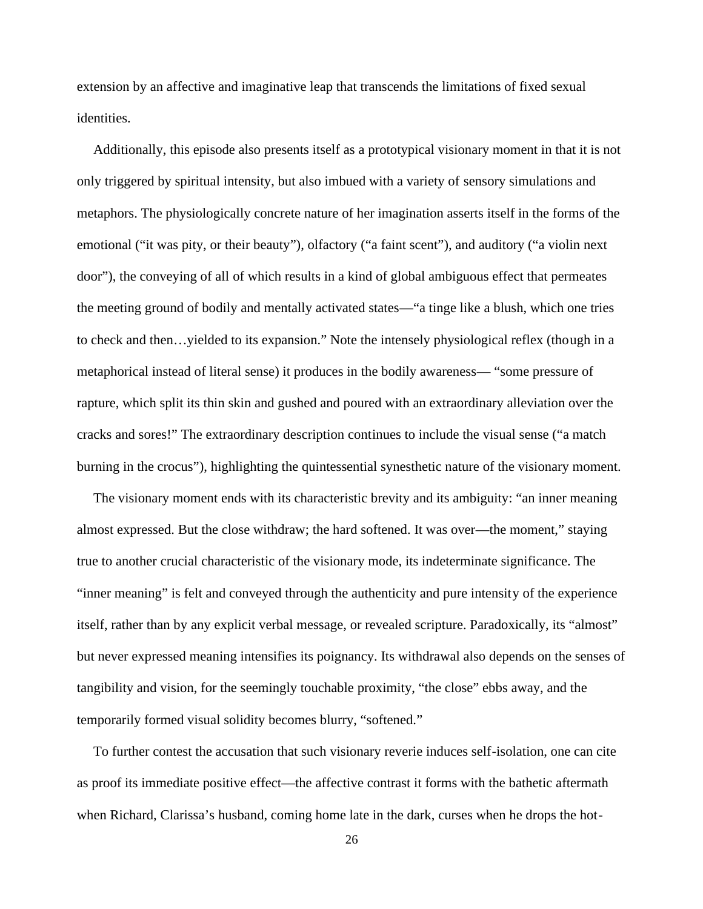extension by an affective and imaginative leap that transcends the limitations of fixed sexual identities.

Additionally, this episode also presents itself as a prototypical visionary moment in that it is not only triggered by spiritual intensity, but also imbued with a variety of sensory simulations and metaphors. The physiologically concrete nature of her imagination asserts itself in the forms of the emotional ("it was pity, or their beauty"), olfactory ("a faint scent"), and auditory ("a violin next door"), the conveying of all of which results in a kind of global ambiguous effect that permeates the meeting ground of bodily and mentally activated states—"a tinge like a blush, which one tries to check and then…yielded to its expansion." Note the intensely physiological reflex (though in a metaphorical instead of literal sense) it produces in the bodily awareness— "some pressure of rapture, which split its thin skin and gushed and poured with an extraordinary alleviation over the cracks and sores!" The extraordinary description continues to include the visual sense ("a match burning in the crocus"), highlighting the quintessential synesthetic nature of the visionary moment.

The visionary moment ends with its characteristic brevity and its ambiguity: "an inner meaning almost expressed. But the close withdraw; the hard softened. It was over—the moment," staying true to another crucial characteristic of the visionary mode, its indeterminate significance. The "inner meaning" is felt and conveyed through the authenticity and pure intensity of the experience itself, rather than by any explicit verbal message, or revealed scripture. Paradoxically, its "almost" but never expressed meaning intensifies its poignancy. Its withdrawal also depends on the senses of tangibility and vision, for the seemingly touchable proximity, "the close" ebbs away, and the temporarily formed visual solidity becomes blurry, "softened."

To further contest the accusation that such visionary reverie induces self-isolation, one can cite as proof its immediate positive effect—the affective contrast it forms with the bathetic aftermath when Richard, Clarissa's husband, coming home late in the dark, curses when he drops the hot-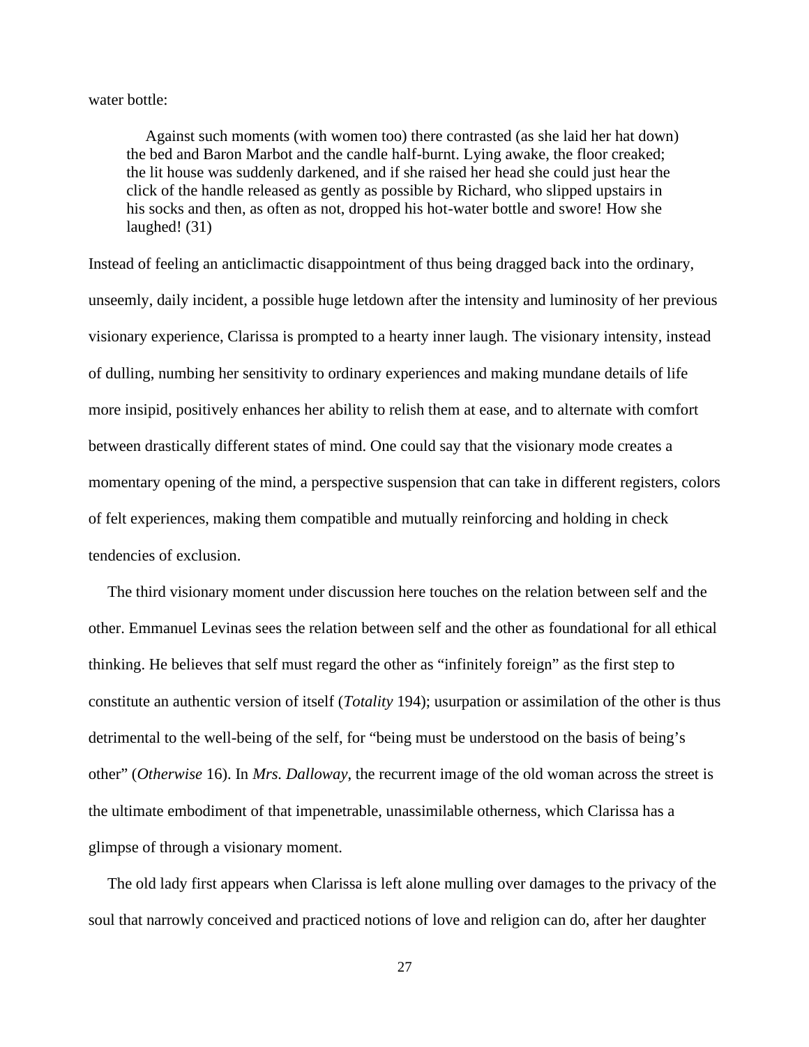water bottle:

> Against such moments (with women too) there contrasted (as she laid her hat down) the bed and Baron Marbot and the candle half-burnt. Lying awake, the floor creaked; the lit house was suddenly darkened, and if she raised her head she could just hear the click of the handle released as gently as possible by Richard, who slipped upstairs in his socks and then, as often as not, dropped his hot-water bottle and swore! How she laughed! (31)

Instead of feeling an anticlimactic disappointment of thus being dragged back into the ordinary, unseemly, daily incident, a possible huge letdown after the intensity and luminosity of her previous visionary experience, Clarissa is prompted to a hearty inner laugh. The visionary intensity, instead of dulling, numbing her sensitivity to ordinary experiences and making mundane details of life more insipid, positively enhances her ability to relish them at ease, and to alternate with comfort between drastically different states of mind. One could say that the visionary mode creates a momentary opening of the mind, a perspective suspension that can take in different registers, colors of felt experiences, making them compatible and mutually reinforcing and holding in check tendencies of exclusion.

The third visionary moment under discussion here touches on the relation between self and the other. Emmanuel Levinas sees the relation between self and the other as foundational for all ethical thinking. He believes that self must regard the other as "infinitely foreign" as the first step to constitute an authentic version of itself (*Totality* 194); usurpation or assimilation of the other is thus detrimental to the well-being of the self, for "being must be understood on the basis of being's other" (*Otherwise* 16). In *Mrs. Dalloway*, the recurrent image of the old woman across the street is the ultimate embodiment of that impenetrable, unassimilable otherness, which Clarissa has a glimpse of through a visionary moment.

The old lady first appears when Clarissa is left alone mulling over damages to the privacy of the soul that narrowly conceived and practiced notions of love and religion can do, after her daughter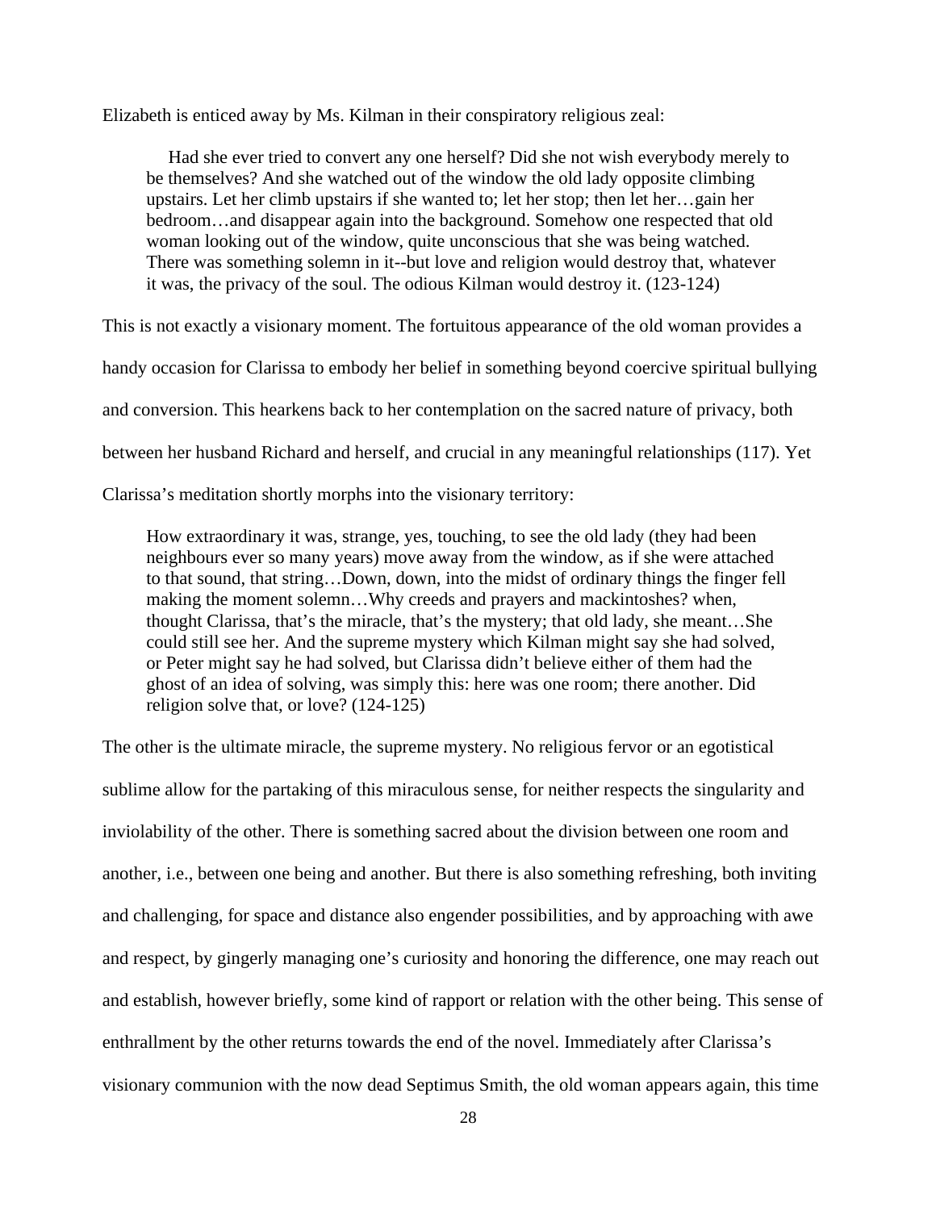Elizabeth is enticed away by Ms. Kilman in their conspiratory religious zeal:

> Had she ever tried to convert any one herself? Did she not wish everybody merely to be themselves? And she watched out of the window the old lady opposite climbing upstairs. Let her climb upstairs if she wanted to; let her stop; then let her…gain her bedroom…and disappear again into the background. Somehow one respected that old woman looking out of the window, quite unconscious that she was being watched. There was something solemn in it--but love and religion would destroy that, whatever it was, the privacy of the soul. The odious Kilman would destroy it. (123-124)

This is not exactly a visionary moment. The fortuitous appearance of the old woman provides a handy occasion for Clarissa to embody her belief in something beyond coercive spiritual bullying and conversion. This hearkens back to her contemplation on the sacred nature of privacy, both between her husband Richard and herself, and crucial in any meaningful relationships (117). Yet Clarissa's meditation shortly morphs into the visionary territory:

> How extraordinary it was, strange, yes, touching, to see the old lady (they had been neighbours ever so many years) move away from the window, as if she were attached to that sound, that string…Down, down, into the midst of ordinary things the finger fell making the moment solemn…Why creeds and prayers and mackintoshes? when, thought Clarissa, that's the miracle, that's the mystery; that old lady, she meant…She could still see her. And the supreme mystery which Kilman might say she had solved, or Peter might say he had solved, but Clarissa didn't believe either of them had the ghost of an idea of solving, was simply this: here was one room; there another. Did religion solve that, or love? (124-125)

The other is the ultimate miracle, the supreme mystery. No religious fervor or an egotistical sublime allow for the partaking of this miraculous sense, for neither respects the singularity and inviolability of the other. There is something sacred about the division between one room and another, i.e., between one being and another. But there is also something refreshing, both inviting and challenging, for space and distance also engender possibilities, and by approaching with awe and respect, by gingerly managing one's curiosity and honoring the difference, one may reach out and establish, however briefly, some kind of rapport or relation with the other being. This sense of enthrallment by the other returns towards the end of the novel. Immediately after Clarissa's visionary communion with the now dead Septimus Smith, the old woman appears again, this time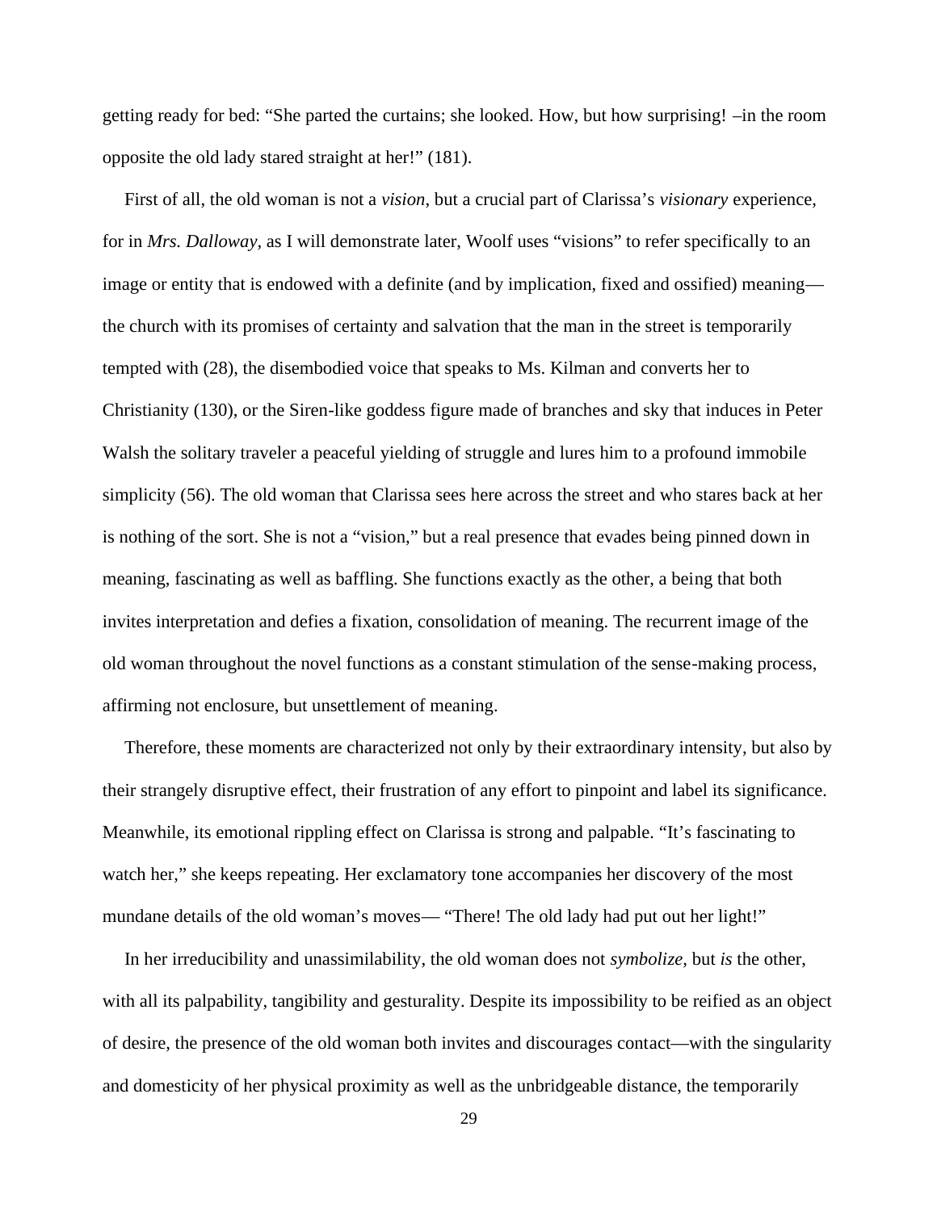getting ready for bed: "She parted the curtains; she looked. How, but how surprising! –in the room opposite the old lady stared straight at her!" (181).

First of all, the old woman is not a *vision*, but a crucial part of Clarissa's *visionary* experience, for in *Mrs. Dalloway,* as I will demonstrate later, Woolf uses "visions" to refer specifically to an image or entity that is endowed with a definite (and by implication, fixed and ossified) meaning—the church with its promises of certainty and salvation that the man in the street is temporarily tempted with (28), the disembodied voice that speaks to Ms. Kilman and converts her to Christianity (130), or the Siren-like goddess figure made of branches and sky that induces in Peter Walsh the solitary traveler a peaceful yielding of struggle and lures him to a profound immobile simplicity (56). The old woman that Clarissa sees here across the street and who stares back at her is nothing of the sort. She is not a "vision," but a real presence that evades being pinned down in meaning, fascinating as well as baffling. She functions exactly as the other, a being that both invites interpretation and defies a fixation, consolidation of meaning. The recurrent image of the old woman throughout the novel functions as a constant stimulation of the sense-making process, affirming not enclosure, but unsettlement of meaning.

Therefore, these moments are characterized not only by their extraordinary intensity, but also by their strangely disruptive effect, their frustration of any effort to pinpoint and label its significance. Meanwhile, its emotional rippling effect on Clarissa is strong and palpable. "It's fascinating to watch her," she keeps repeating. Her exclamatory tone accompanies her discovery of the most mundane details of the old woman's moves— "There! The old lady had put out her light!"

In her irreducibility and unassimilability, the old woman does not *symbolize,* but *is* the other, with all its palpability, tangibility and gesturality. Despite its impossibility to be reified as an object of desire, the presence of the old woman both invites and discourages contact—with the singularity and domesticity of her physical proximity as well as the unbridgeable distance, the temporarily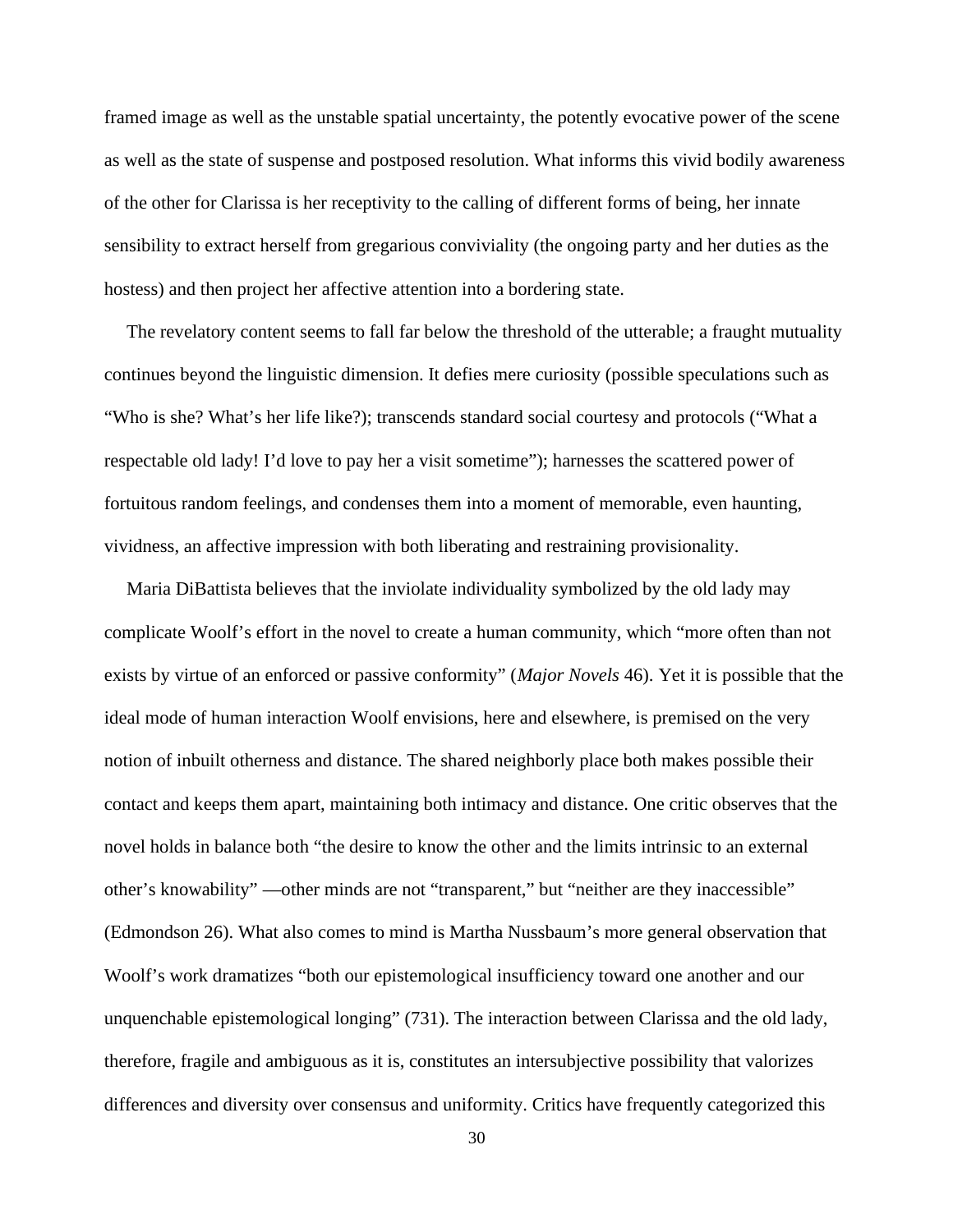framed image as well as the unstable spatial uncertainty, the potently evocative power of the scene as well as the state of suspense and postposed resolution. What informs this vivid bodily awareness of the other for Clarissa is her receptivity to the calling of different forms of being, her innate sensibility to extract herself from gregarious conviviality (the ongoing party and her duties as the hostess) and then project her affective attention into a bordering state.

The revelatory content seems to fall far below the threshold of the utterable; a fraught mutuality continues beyond the linguistic dimension. It defies mere curiosity (possible speculations such as "Who is she? What's her life like?); transcends standard social courtesy and protocols ("What a respectable old lady! I'd love to pay her a visit sometime"); harnesses the scattered power of fortuitous random feelings, and condenses them into a moment of memorable, even haunting, vividness, an affective impression with both liberating and restraining provisionality.

Maria DiBattista believes that the inviolate individuality symbolized by the old lady may complicate Woolf's effort in the novel to create a human community, which "more often than not exists by virtue of an enforced or passive conformity" (*Major Novels* 46). Yet it is possible that the ideal mode of human interaction Woolf envisions, here and elsewhere, is premised on the very notion of inbuilt otherness and distance. The shared neighborly place both makes possible their contact and keeps them apart, maintaining both intimacy and distance. One critic observes that the novel holds in balance both "the desire to know the other and the limits intrinsic to an external other's knowability" —other minds are not "transparent," but "neither are they inaccessible" (Edmondson 26). What also comes to mind is Martha Nussbaum's more general observation that Woolf's work dramatizes "both our epistemological insufficiency toward one another and our unquenchable epistemological longing" (731). The interaction between Clarissa and the old lady, therefore, fragile and ambiguous as it is, constitutes an intersubjective possibility that valorizes differences and diversity over consensus and uniformity. Critics have frequently categorized this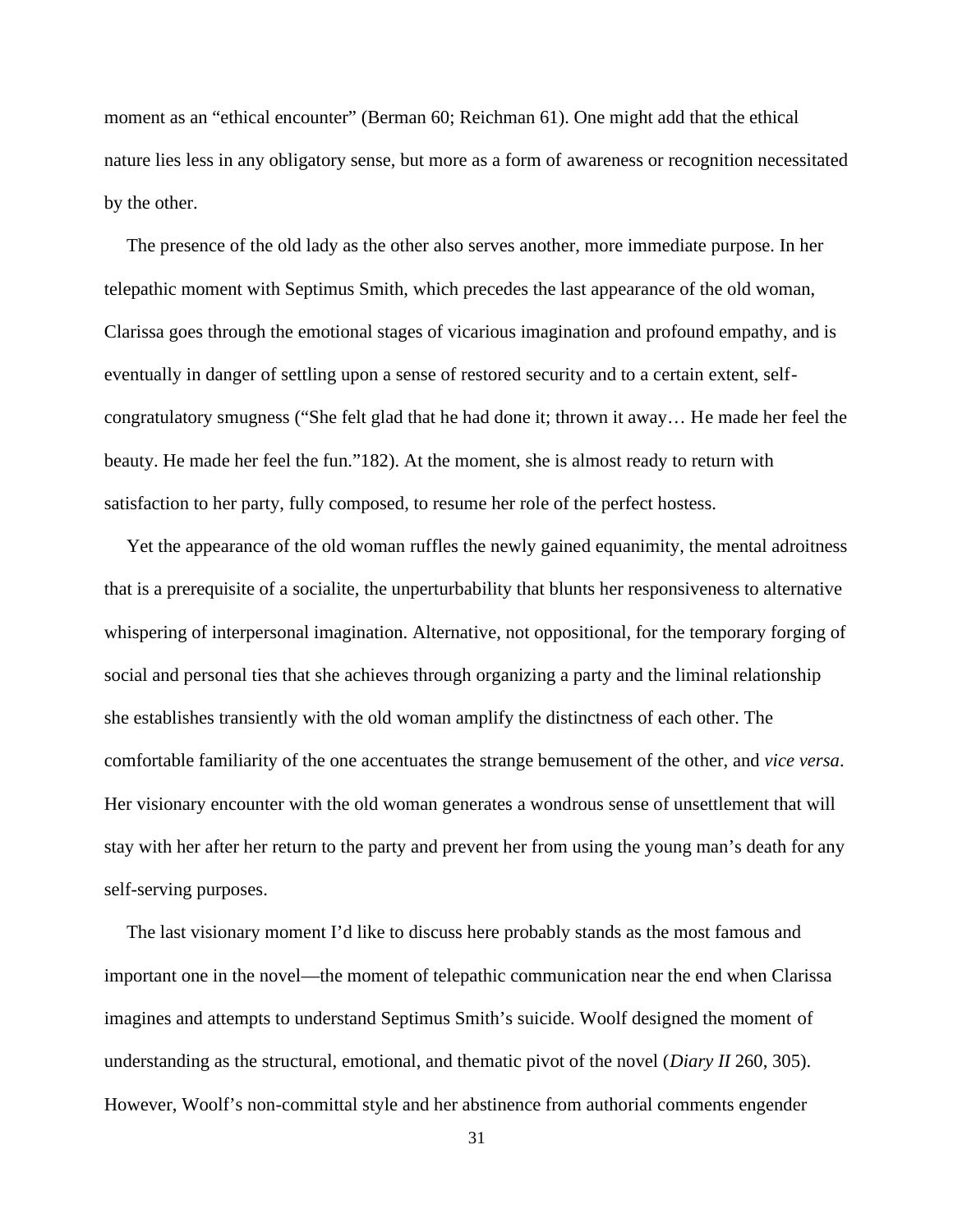moment as an "ethical encounter" (Berman 60; Reichman 61). One might add that the ethical nature lies less in any obligatory sense, but more as a form of awareness or recognition necessitated by the other.

The presence of the old lady as the other also serves another, more immediate purpose. In her telepathic moment with Septimus Smith, which precedes the last appearance of the old woman, Clarissa goes through the emotional stages of vicarious imagination and profound empathy, and is eventually in danger of settling upon a sense of restored security and to a certain extent, self-congratulatory smugness ("She felt glad that he had done it; thrown it away… He made her feel the beauty. He made her feel the fun."182). At the moment, she is almost ready to return with satisfaction to her party, fully composed, to resume her role of the perfect hostess.

Yet the appearance of the old woman ruffles the newly gained equanimity, the mental adroitness that is a prerequisite of a socialite, the unperturbability that blunts her responsiveness to alternative whispering of interpersonal imagination. Alternative, not oppositional, for the temporary forging of social and personal ties that she achieves through organizing a party and the liminal relationship she establishes transiently with the old woman amplify the distinctness of each other. The comfortable familiarity of the one accentuates the strange bemusement of the other, and *vice versa*. Her visionary encounter with the old woman generates a wondrous sense of unsettlement that will stay with her after her return to the party and prevent her from using the young man's death for any self-serving purposes.

The last visionary moment I'd like to discuss here probably stands as the most famous and important one in the novel—the moment of telepathic communication near the end when Clarissa imagines and attempts to understand Septimus Smith's suicide. Woolf designed the moment of understanding as the structural, emotional, and thematic pivot of the novel (*Diary II* 260, 305). However, Woolf's non-committal style and her abstinence from authorial comments engender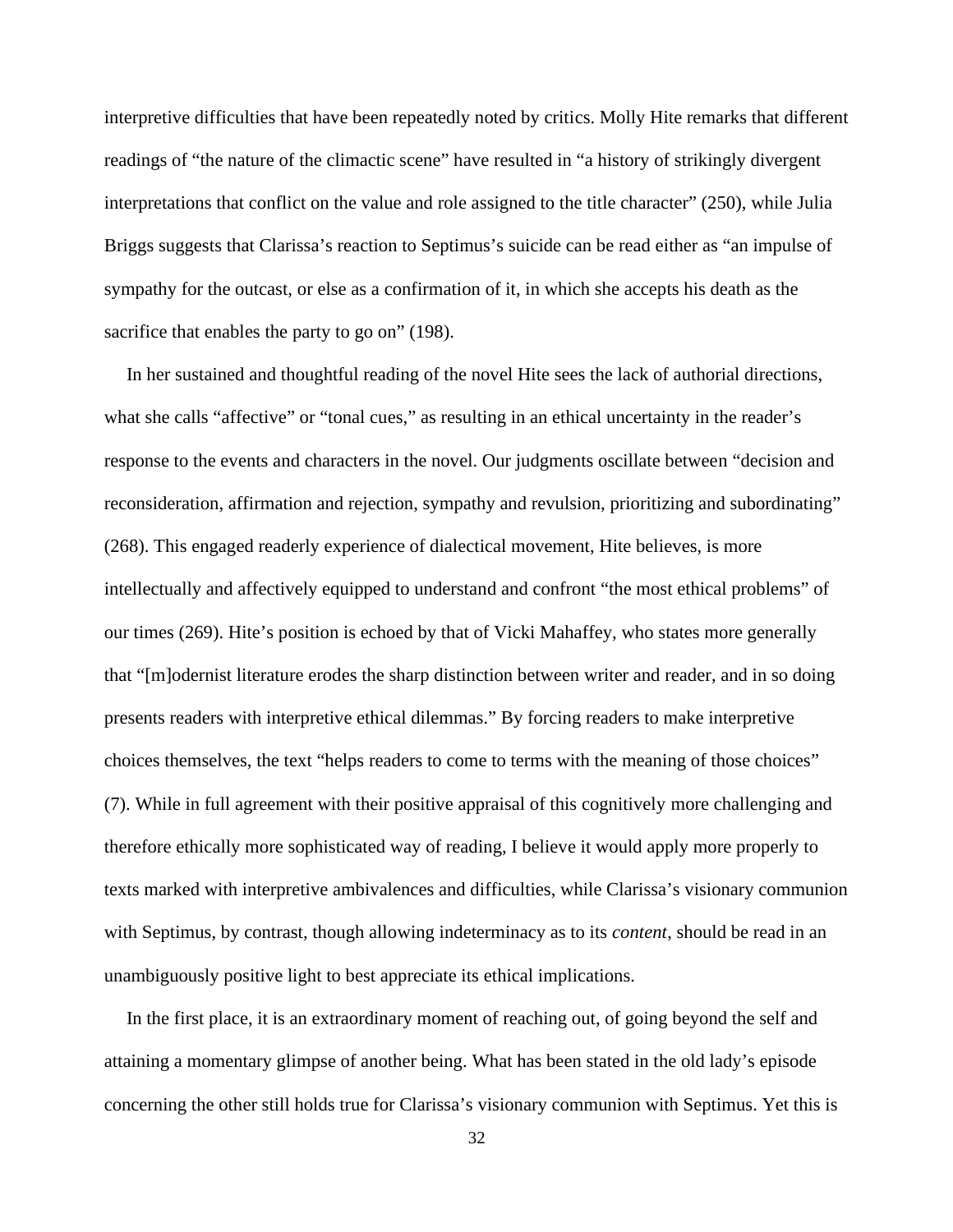interpretive difficulties that have been repeatedly noted by critics. Molly Hite remarks that different readings of "the nature of the climactic scene" have resulted in "a history of strikingly divergent interpretations that conflict on the value and role assigned to the title character" (250), while Julia Briggs suggests that Clarissa's reaction to Septimus's suicide can be read either as "an impulse of sympathy for the outcast, or else as a confirmation of it, in which she accepts his death as the sacrifice that enables the party to go on" (198).

In her sustained and thoughtful reading of the novel Hite sees the lack of authorial directions, what she calls "affective" or "tonal cues," as resulting in an ethical uncertainty in the reader's response to the events and characters in the novel. Our judgments oscillate between "decision and reconsideration, affirmation and rejection, sympathy and revulsion, prioritizing and subordinating" (268). This engaged readerly experience of dialectical movement, Hite believes, is more intellectually and affectively equipped to understand and confront "the most ethical problems" of our times (269). Hite's position is echoed by that of Vicki Mahaffey, who states more generally that "[m]odernist literature erodes the sharp distinction between writer and reader, and in so doing presents readers with interpretive ethical dilemmas." By forcing readers to make interpretive choices themselves, the text "helps readers to come to terms with the meaning of those choices" (7). While in full agreement with their positive appraisal of this cognitively more challenging and therefore ethically more sophisticated way of reading, I believe it would apply more properly to texts marked with interpretive ambivalences and difficulties, while Clarissa's visionary communion with Septimus, by contrast, though allowing indeterminacy as to its *content*, should be read in an unambiguously positive light to best appreciate its ethical implications.

In the first place, it is an extraordinary moment of reaching out, of going beyond the self and attaining a momentary glimpse of another being. What has been stated in the old lady's episode concerning the other still holds true for Clarissa's visionary communion with Septimus. Yet this is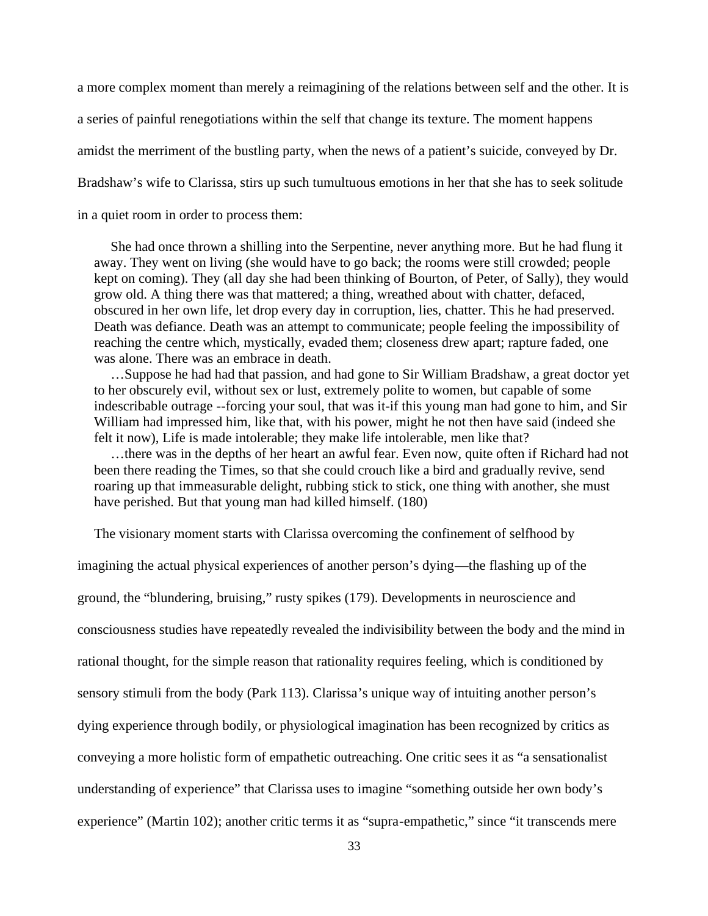a more complex moment than merely a reimagining of the relations between self and the other. It is a series of painful renegotiations within the self that change its texture. The moment happens amidst the merriment of the bustling party, when the news of a patient's suicide, conveyed by Dr. Bradshaw's wife to Clarissa, stirs up such tumultuous emotions in her that she has to seek solitude in a quiet room in order to process them:

> She had once thrown a shilling into the Serpentine, never anything more. But he had flung it away. They went on living (she would have to go back; the rooms were still crowded; people kept on coming). They (all day she had been thinking of Bourton, of Peter, of Sally), they would grow old. A thing there was that mattered; a thing, wreathed about with chatter, defaced, obscured in her own life, let drop every day in corruption, lies, chatter. This he had preserved. Death was defiance. Death was an attempt to communicate; people feeling the impossibility of reaching the centre which, mystically, evaded them; closeness drew apart; rapture faded, one was alone. There was an embrace in death.
>
> …Suppose he had had that passion, and had gone to Sir William Bradshaw, a great doctor yet to her obscurely evil, without sex or lust, extremely polite to women, but capable of some indescribable outrage --forcing your soul, that was it-if this young man had gone to him, and Sir William had impressed him, like that, with his power, might he not then have said (indeed she felt it now), Life is made intolerable; they make life intolerable, men like that?
>
> …there was in the depths of her heart an awful fear. Even now, quite often if Richard had not been there reading the Times, so that she could crouch like a bird and gradually revive, send roaring up that immeasurable delight, rubbing stick to stick, one thing with another, she must have perished. But that young man had killed himself. (180)

The visionary moment starts with Clarissa overcoming the confinement of selfhood by imagining the actual physical experiences of another person's dying—the flashing up of the ground, the "blundering, bruising," rusty spikes (179). Developments in neuroscience and consciousness studies have repeatedly revealed the indivisibility between the body and the mind in rational thought, for the simple reason that rationality requires feeling, which is conditioned by sensory stimuli from the body (Park 113). Clarissa's unique way of intuiting another person's dying experience through bodily, or physiological imagination has been recognized by critics as conveying a more holistic form of empathetic outreaching. One critic sees it as "a sensationalist understanding of experience" that Clarissa uses to imagine "something outside her own body's experience" (Martin 102); another critic terms it as "supra-empathetic," since "it transcends mere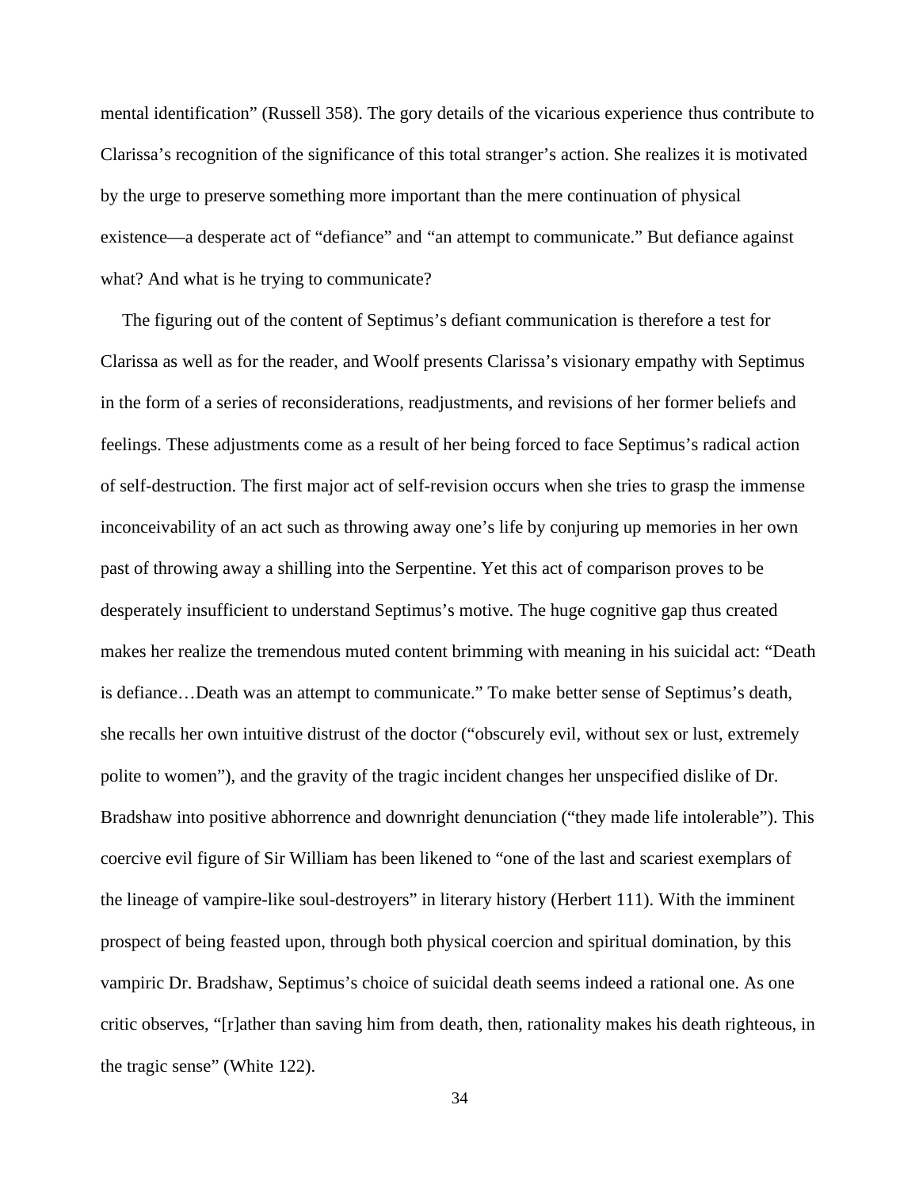mental identification" (Russell 358). The gory details of the vicarious experience thus contribute to Clarissa's recognition of the significance of this total stranger's action. She realizes it is motivated by the urge to preserve something more important than the mere continuation of physical existence—a desperate act of "defiance" and "an attempt to communicate." But defiance against what? And what is he trying to communicate?

The figuring out of the content of Septimus's defiant communication is therefore a test for Clarissa as well as for the reader, and Woolf presents Clarissa's visionary empathy with Septimus in the form of a series of reconsiderations, readjustments, and revisions of her former beliefs and feelings. These adjustments come as a result of her being forced to face Septimus's radical action of self-destruction. The first major act of self-revision occurs when she tries to grasp the immense inconceivability of an act such as throwing away one's life by conjuring up memories in her own past of throwing away a shilling into the Serpentine. Yet this act of comparison proves to be desperately insufficient to understand Septimus's motive. The huge cognitive gap thus created makes her realize the tremendous muted content brimming with meaning in his suicidal act: "Death is defiance…Death was an attempt to communicate." To make better sense of Septimus's death, she recalls her own intuitive distrust of the doctor ("obscurely evil, without sex or lust, extremely polite to women"), and the gravity of the tragic incident changes her unspecified dislike of Dr. Bradshaw into positive abhorrence and downright denunciation ("they made life intolerable"). This coercive evil figure of Sir William has been likened to "one of the last and scariest exemplars of the lineage of vampire-like soul-destroyers" in literary history (Herbert 111). With the imminent prospect of being feasted upon, through both physical coercion and spiritual domination, by this vampiric Dr. Bradshaw, Septimus's choice of suicidal death seems indeed a rational one. As one critic observes, "[r]ather than saving him from death, then, rationality makes his death righteous, in the tragic sense" (White 122).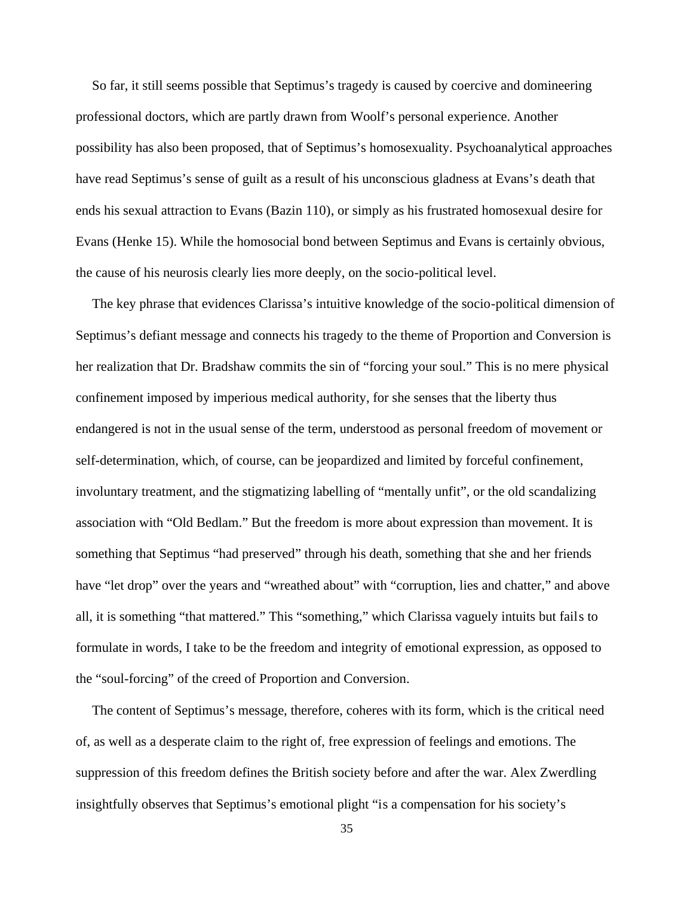So far, it still seems possible that Septimus's tragedy is caused by coercive and domineering professional doctors, which are partly drawn from Woolf's personal experience. Another possibility has also been proposed, that of Septimus's homosexuality. Psychoanalytical approaches have read Septimus's sense of guilt as a result of his unconscious gladness at Evans's death that ends his sexual attraction to Evans (Bazin 110), or simply as his frustrated homosexual desire for Evans (Henke 15). While the homosocial bond between Septimus and Evans is certainly obvious, the cause of his neurosis clearly lies more deeply, on the socio-political level.

The key phrase that evidences Clarissa's intuitive knowledge of the socio-political dimension of Septimus's defiant message and connects his tragedy to the theme of Proportion and Conversion is her realization that Dr. Bradshaw commits the sin of "forcing your soul." This is no mere physical confinement imposed by imperious medical authority, for she senses that the liberty thus endangered is not in the usual sense of the term, understood as personal freedom of movement or self-determination, which, of course, can be jeopardized and limited by forceful confinement, involuntary treatment, and the stigmatizing labelling of "mentally unfit", or the old scandalizing association with "Old Bedlam." But the freedom is more about expression than movement. It is something that Septimus "had preserved" through his death, something that she and her friends have "let drop" over the years and "wreathed about" with "corruption, lies and chatter," and above all, it is something "that mattered." This "something," which Clarissa vaguely intuits but fails to formulate in words, I take to be the freedom and integrity of emotional expression, as opposed to the "soul-forcing" of the creed of Proportion and Conversion.

The content of Septimus's message, therefore, coheres with its form, which is the critical need of, as well as a desperate claim to the right of, free expression of feelings and emotions. The suppression of this freedom defines the British society before and after the war. Alex Zwerdling insightfully observes that Septimus's emotional plight "is a compensation for his society's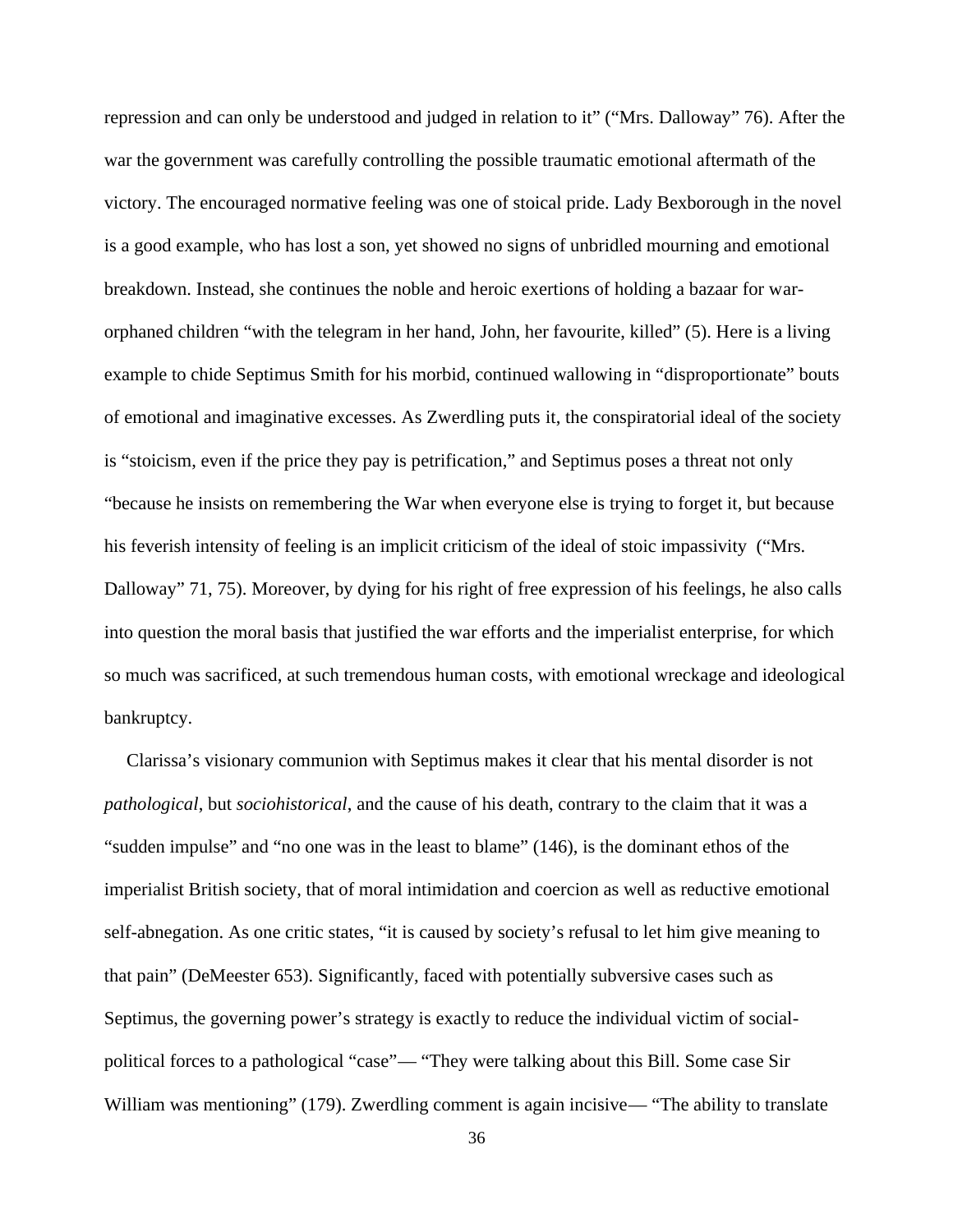repression and can only be understood and judged in relation to it" ("Mrs. Dalloway" 76). After the war the government was carefully controlling the possible traumatic emotional aftermath of the victory. The encouraged normative feeling was one of stoical pride. Lady Bexborough in the novel is a good example, who has lost a son, yet showed no signs of unbridled mourning and emotional breakdown. Instead, she continues the noble and heroic exertions of holding a bazaar for war-orphaned children "with the telegram in her hand, John, her favourite, killed" (5). Here is a living example to chide Septimus Smith for his morbid, continued wallowing in "disproportionate" bouts of emotional and imaginative excesses. As Zwerdling puts it, the conspiratorial ideal of the society is "stoicism, even if the price they pay is petrification," and Septimus poses a threat not only "because he insists on remembering the War when everyone else is trying to forget it, but because his feverish intensity of feeling is an implicit criticism of the ideal of stoic impassivity ("Mrs. Dalloway" 71, 75). Moreover, by dying for his right of free expression of his feelings, he also calls into question the moral basis that justified the war efforts and the imperialist enterprise, for which so much was sacrificed, at such tremendous human costs, with emotional wreckage and ideological bankruptcy.

Clarissa's visionary communion with Septimus makes it clear that his mental disorder is not *pathological*, but *sociohistorical*, and the cause of his death, contrary to the claim that it was a "sudden impulse" and "no one was in the least to blame" (146), is the dominant ethos of the imperialist British society, that of moral intimidation and coercion as well as reductive emotional self-abnegation. As one critic states, "it is caused by society's refusal to let him give meaning to that pain" (DeMeester 653). Significantly, faced with potentially subversive cases such as Septimus, the governing power's strategy is exactly to reduce the individual victim of social-political forces to a pathological "case"— "They were talking about this Bill. Some case Sir William was mentioning" (179). Zwerdling comment is again incisive— "The ability to translate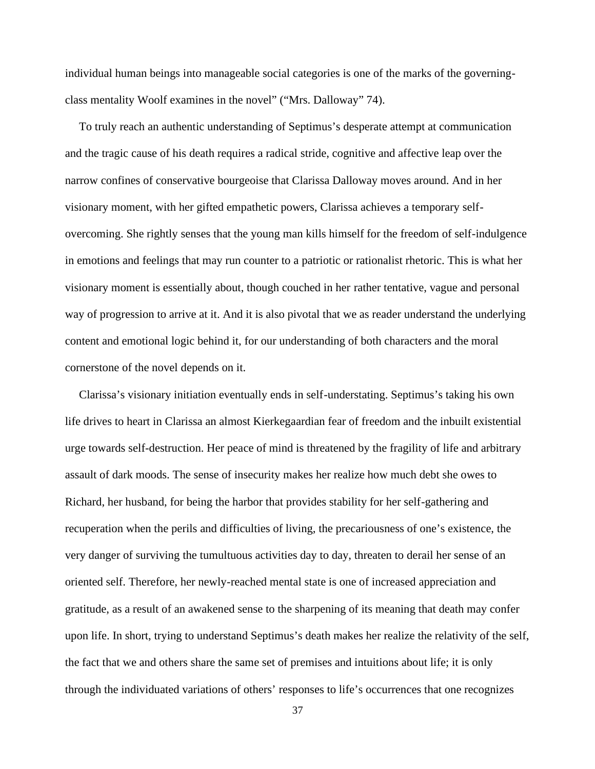individual human beings into manageable social categories is one of the marks of the governing-class mentality Woolf examines in the novel" ("Mrs. Dalloway" 74).

To truly reach an authentic understanding of Septimus's desperate attempt at communication and the tragic cause of his death requires a radical stride, cognitive and affective leap over the narrow confines of conservative bourgeoise that Clarissa Dalloway moves around. And in her visionary moment, with her gifted empathetic powers, Clarissa achieves a temporary self-overcoming. She rightly senses that the young man kills himself for the freedom of self-indulgence in emotions and feelings that may run counter to a patriotic or rationalist rhetoric. This is what her visionary moment is essentially about, though couched in her rather tentative, vague and personal way of progression to arrive at it. And it is also pivotal that we as reader understand the underlying content and emotional logic behind it, for our understanding of both characters and the moral cornerstone of the novel depends on it.

Clarissa's visionary initiation eventually ends in self-understating. Septimus's taking his own life drives to heart in Clarissa an almost Kierkegaardian fear of freedom and the inbuilt existential urge towards self-destruction. Her peace of mind is threatened by the fragility of life and arbitrary assault of dark moods. The sense of insecurity makes her realize how much debt she owes to Richard, her husband, for being the harbor that provides stability for her self-gathering and recuperation when the perils and difficulties of living, the precariousness of one's existence, the very danger of surviving the tumultuous activities day to day, threaten to derail her sense of an oriented self. Therefore, her newly-reached mental state is one of increased appreciation and gratitude, as a result of an awakened sense to the sharpening of its meaning that death may confer upon life. In short, trying to understand Septimus's death makes her realize the relativity of the self, the fact that we and others share the same set of premises and intuitions about life; it is only through the individuated variations of others' responses to life's occurrences that one recognizes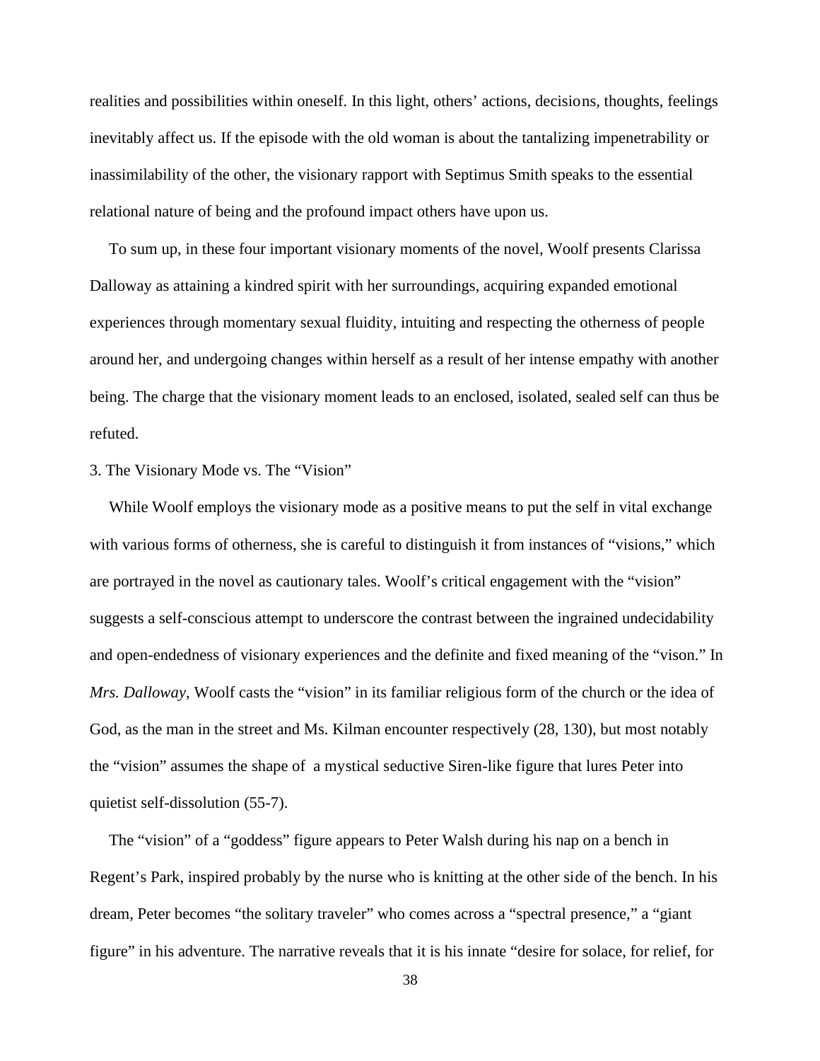realities and possibilities within oneself. In this light, others' actions, decisions, thoughts, feelings inevitably affect us. If the episode with the old woman is about the tantalizing impenetrability or inassimilability of the other, the visionary rapport with Septimus Smith speaks to the essential relational nature of being and the profound impact others have upon us.

To sum up, in these four important visionary moments of the novel, Woolf presents Clarissa Dalloway as attaining a kindred spirit with her surroundings, acquiring expanded emotional experiences through momentary sexual fluidity, intuiting and respecting the otherness of people around her, and undergoing changes within herself as a result of her intense empathy with another being. The charge that the visionary moment leads to an enclosed, isolated, sealed self can thus be refuted.

3. The Visionary Mode vs. The "Vision"

While Woolf employs the visionary mode as a positive means to put the self in vital exchange with various forms of otherness, she is careful to distinguish it from instances of "visions," which are portrayed in the novel as cautionary tales. Woolf's critical engagement with the "vision" suggests a self-conscious attempt to underscore the contrast between the ingrained undecidability and open-endedness of visionary experiences and the definite and fixed meaning of the "vison." In *Mrs. Dalloway*, Woolf casts the "vision" in its familiar religious form of the church or the idea of God, as the man in the street and Ms. Kilman encounter respectively (28, 130), but most notably the "vision" assumes the shape of a mystical seductive Siren-like figure that lures Peter into quietist self-dissolution (55-7).

The "vision" of a "goddess" figure appears to Peter Walsh during his nap on a bench in Regent's Park, inspired probably by the nurse who is knitting at the other side of the bench. In his dream, Peter becomes "the solitary traveler" who comes across a "spectral presence," a "giant figure" in his adventure. The narrative reveals that it is his innate "desire for solace, for relief, for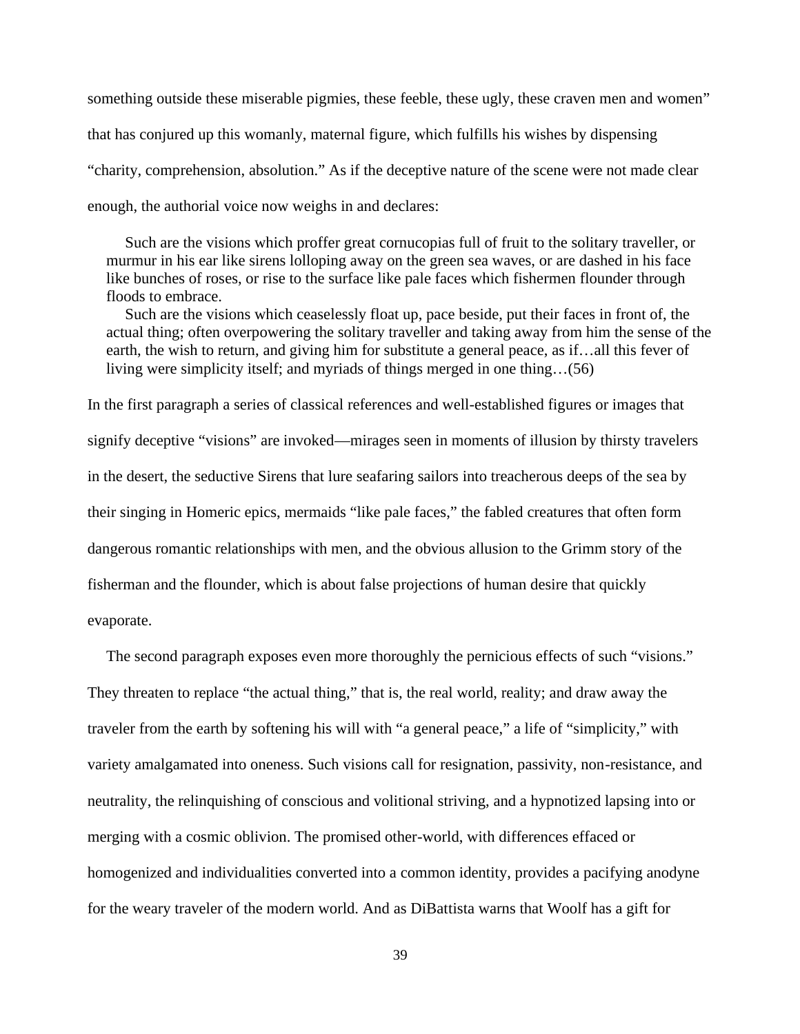something outside these miserable pigmies, these feeble, these ugly, these craven men and women" that has conjured up this womanly, maternal figure, which fulfills his wishes by dispensing "charity, comprehension, absolution." As if the deceptive nature of the scene were not made clear enough, the authorial voice now weighs in and declares:

> Such are the visions which proffer great cornucopias full of fruit to the solitary traveller, or murmur in his ear like sirens lolloping away on the green sea waves, or are dashed in his face like bunches of roses, or rise to the surface like pale faces which fishermen flounder through floods to embrace.
>
> Such are the visions which ceaselessly float up, pace beside, put their faces in front of, the actual thing; often overpowering the solitary traveller and taking away from him the sense of the earth, the wish to return, and giving him for substitute a general peace, as if…all this fever of living were simplicity itself; and myriads of things merged in one thing…(56)

In the first paragraph a series of classical references and well-established figures or images that signify deceptive "visions" are invoked—mirages seen in moments of illusion by thirsty travelers in the desert, the seductive Sirens that lure seafaring sailors into treacherous deeps of the sea by their singing in Homeric epics, mermaids "like pale faces," the fabled creatures that often form dangerous romantic relationships with men, and the obvious allusion to the Grimm story of the fisherman and the flounder, which is about false projections of human desire that quickly evaporate.

The second paragraph exposes even more thoroughly the pernicious effects of such "visions." They threaten to replace "the actual thing," that is, the real world, reality; and draw away the traveler from the earth by softening his will with "a general peace," a life of "simplicity," with variety amalgamated into oneness. Such visions call for resignation, passivity, non-resistance, and neutrality, the relinquishing of conscious and volitional striving, and a hypnotized lapsing into or merging with a cosmic oblivion. The promised other-world, with differences effaced or homogenized and individualities converted into a common identity, provides a pacifying anodyne for the weary traveler of the modern world. And as DiBattista warns that Woolf has a gift for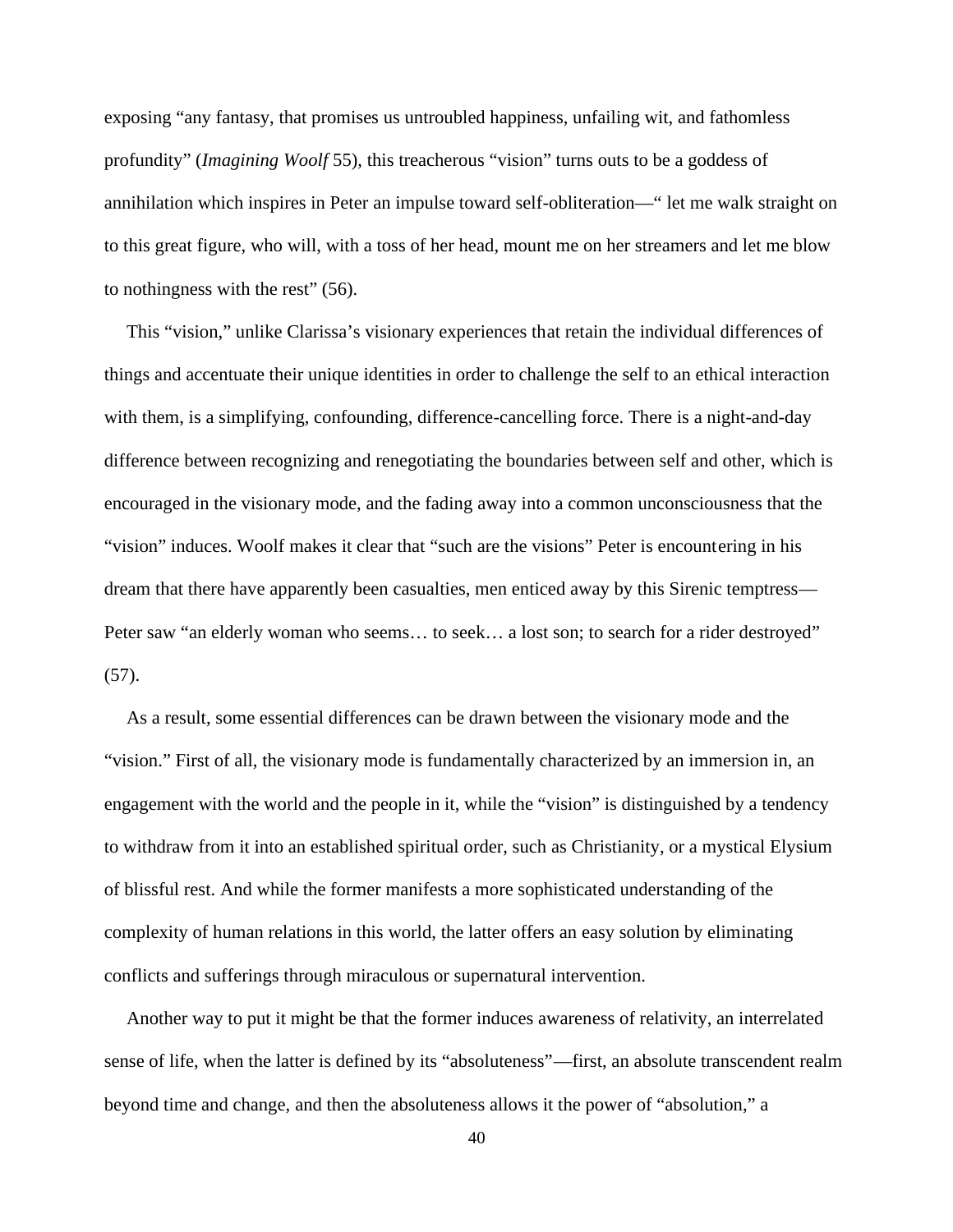exposing "any fantasy, that promises us untroubled happiness, unfailing wit, and fathomless profundity" (*Imagining Woolf* 55), this treacherous "vision" turns outs to be a goddess of annihilation which inspires in Peter an impulse toward self-obliteration—" let me walk straight on to this great figure, who will, with a toss of her head, mount me on her streamers and let me blow to nothingness with the rest" (56).

This "vision," unlike Clarissa's visionary experiences that retain the individual differences of things and accentuate their unique identities in order to challenge the self to an ethical interaction with them, is a simplifying, confounding, difference-cancelling force. There is a night-and-day difference between recognizing and renegotiating the boundaries between self and other, which is encouraged in the visionary mode, and the fading away into a common unconsciousness that the "vision" induces. Woolf makes it clear that "such are the visions" Peter is encountering in his dream that there have apparently been casualties, men enticed away by this Sirenic temptress—Peter saw "an elderly woman who seems… to seek… a lost son; to search for a rider destroyed" (57).

As a result, some essential differences can be drawn between the visionary mode and the "vision." First of all, the visionary mode is fundamentally characterized by an immersion in, an engagement with the world and the people in it, while the "vision" is distinguished by a tendency to withdraw from it into an established spiritual order, such as Christianity, or a mystical Elysium of blissful rest. And while the former manifests a more sophisticated understanding of the complexity of human relations in this world, the latter offers an easy solution by eliminating conflicts and sufferings through miraculous or supernatural intervention.

Another way to put it might be that the former induces awareness of relativity, an interrelated sense of life, when the latter is defined by its "absoluteness"—first, an absolute transcendent realm beyond time and change, and then the absoluteness allows it the power of "absolution," a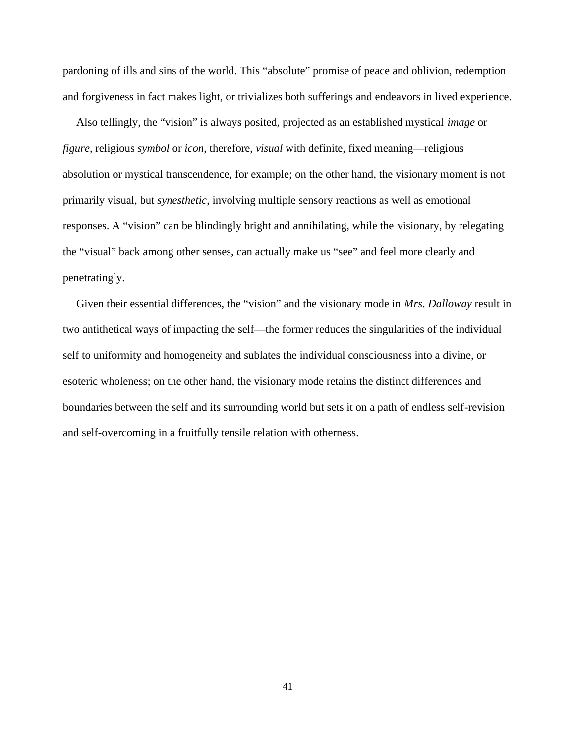pardoning of ills and sins of the world. This "absolute" promise of peace and oblivion, redemption and forgiveness in fact makes light, or trivializes both sufferings and endeavors in lived experience.

Also tellingly, the "vision" is always posited, projected as an established mystical *image* or *figure*, religious *symbol* or *icon*, therefore, *visual* with definite, fixed meaning—religious absolution or mystical transcendence, for example; on the other hand, the visionary moment is not primarily visual, but *synesthetic*, involving multiple sensory reactions as well as emotional responses. A "vision" can be blindingly bright and annihilating, while the visionary, by relegating the "visual" back among other senses, can actually make us "see" and feel more clearly and penetratingly.

Given their essential differences, the "vision" and the visionary mode in *Mrs. Dalloway* result in two antithetical ways of impacting the self—the former reduces the singularities of the individual self to uniformity and homogeneity and sublates the individual consciousness into a divine, or esoteric wholeness; on the other hand, the visionary mode retains the distinct differences and boundaries between the self and its surrounding world but sets it on a path of endless self-revision and self-overcoming in a fruitfully tensile relation with otherness.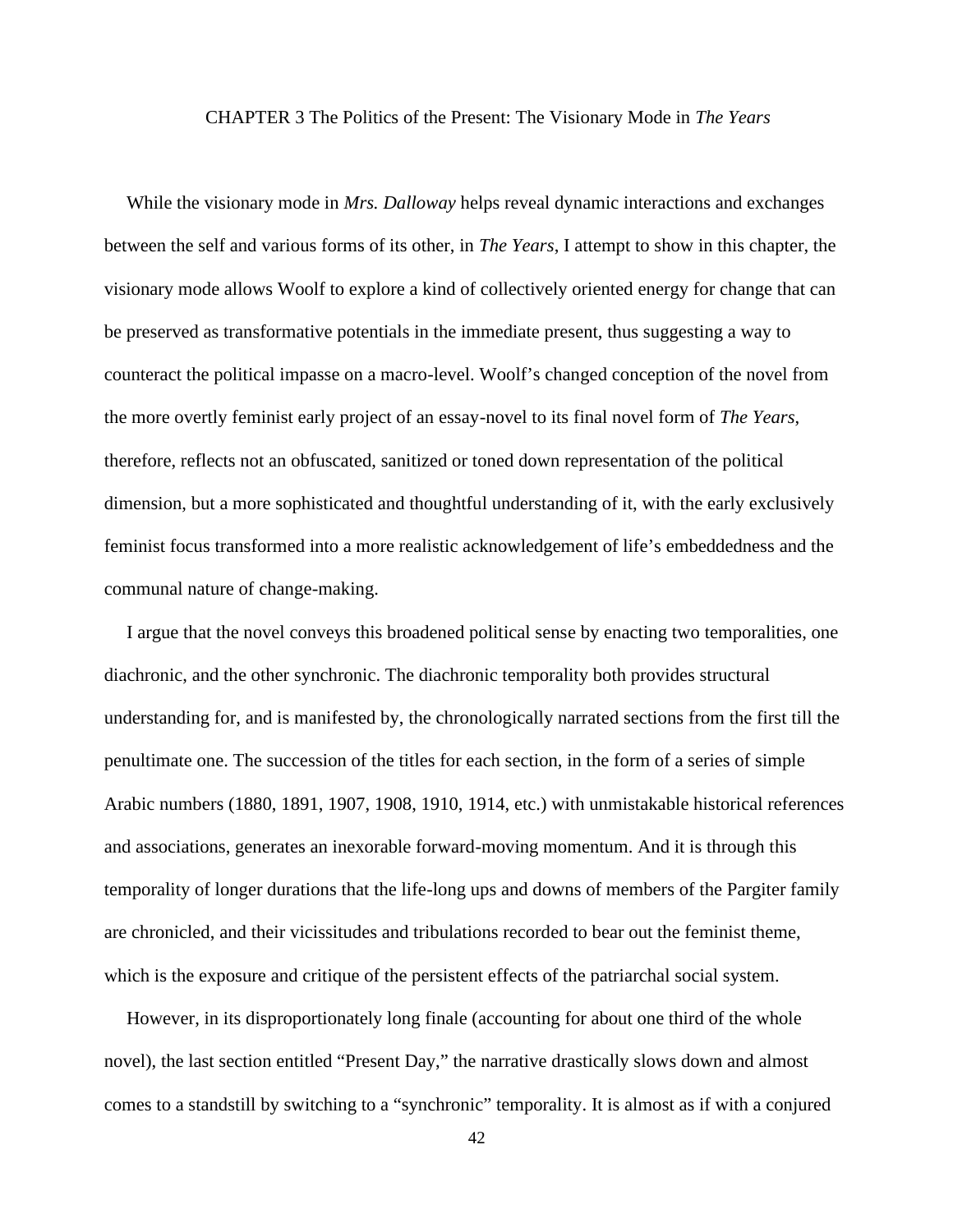# CHAPTER 3 The Politics of the Present: The Visionary Mode in *The Years*

While the visionary mode in *Mrs. Dalloway* helps reveal dynamic interactions and exchanges between the self and various forms of its other, in *The Years*, I attempt to show in this chapter, the visionary mode allows Woolf to explore a kind of collectively oriented energy for change that can be preserved as transformative potentials in the immediate present, thus suggesting a way to counteract the political impasse on a macro-level. Woolf's changed conception of the novel from the more overtly feminist early project of an essay-novel to its final novel form of *The Years*, therefore, reflects not an obfuscated, sanitized or toned down representation of the political dimension, but a more sophisticated and thoughtful understanding of it, with the early exclusively feminist focus transformed into a more realistic acknowledgement of life's embeddedness and the communal nature of change-making.

I argue that the novel conveys this broadened political sense by enacting two temporalities, one diachronic, and the other synchronic. The diachronic temporality both provides structural understanding for, and is manifested by, the chronologically narrated sections from the first till the penultimate one. The succession of the titles for each section, in the form of a series of simple Arabic numbers (1880, 1891, 1907, 1908, 1910, 1914, etc.) with unmistakable historical references and associations, generates an inexorable forward-moving momentum. And it is through this temporality of longer durations that the life-long ups and downs of members of the Pargiter family are chronicled, and their vicissitudes and tribulations recorded to bear out the feminist theme, which is the exposure and critique of the persistent effects of the patriarchal social system.

However, in its disproportionately long finale (accounting for about one third of the whole novel), the last section entitled "Present Day," the narrative drastically slows down and almost comes to a standstill by switching to a "synchronic" temporality. It is almost as if with a conjured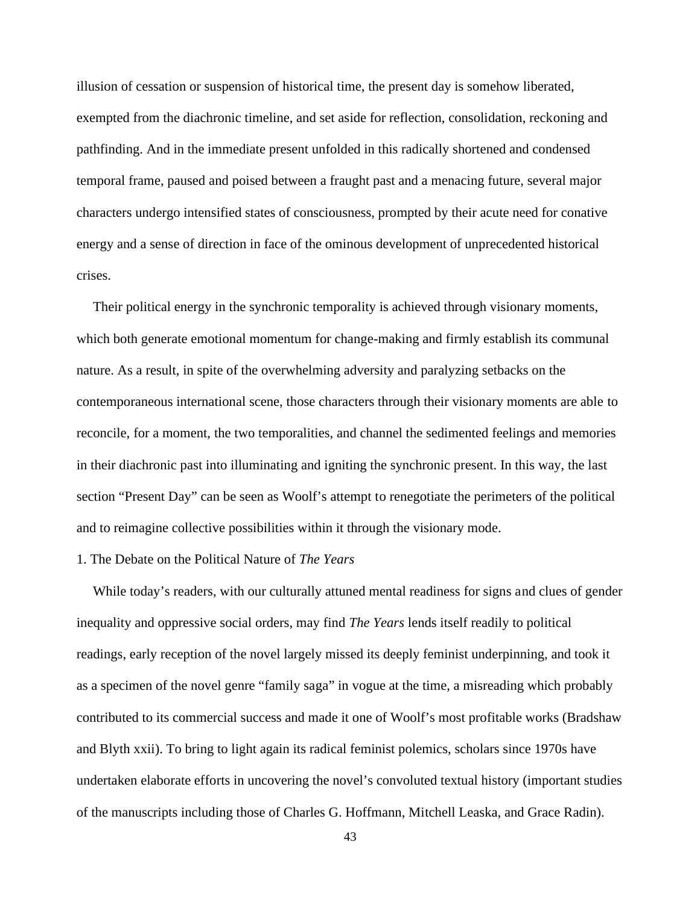illusion of cessation or suspension of historical time, the present day is somehow liberated, exempted from the diachronic timeline, and set aside for reflection, consolidation, reckoning and pathfinding. And in the immediate present unfolded in this radically shortened and condensed temporal frame, paused and poised between a fraught past and a menacing future, several major characters undergo intensified states of consciousness, prompted by their acute need for conative energy and a sense of direction in face of the ominous development of unprecedented historical crises.

Their political energy in the synchronic temporality is achieved through visionary moments, which both generate emotional momentum for change-making and firmly establish its communal nature. As a result, in spite of the overwhelming adversity and paralyzing setbacks on the contemporaneous international scene, those characters through their visionary moments are able to reconcile, for a moment, the two temporalities, and channel the sedimented feelings and memories in their diachronic past into illuminating and igniting the synchronic present. In this way, the last section "Present Day" can be seen as Woolf's attempt to renegotiate the perimeters of the political and to reimagine collective possibilities within it through the visionary mode.

## 1. The Debate on the Political Nature of *The Years*

While today's readers, with our culturally attuned mental readiness for signs and clues of gender inequality and oppressive social orders, may find *The Years* lends itself readily to political readings, early reception of the novel largely missed its deeply feminist underpinning, and took it as a specimen of the novel genre "family saga" in vogue at the time, a misreading which probably contributed to its commercial success and made it one of Woolf's most profitable works (Bradshaw and Blyth xxii). To bring to light again its radical feminist polemics, scholars since 1970s have undertaken elaborate efforts in uncovering the novel's convoluted textual history (important studies of the manuscripts including those of Charles G. Hoffmann, Mitchell Leaska, and Grace Radin).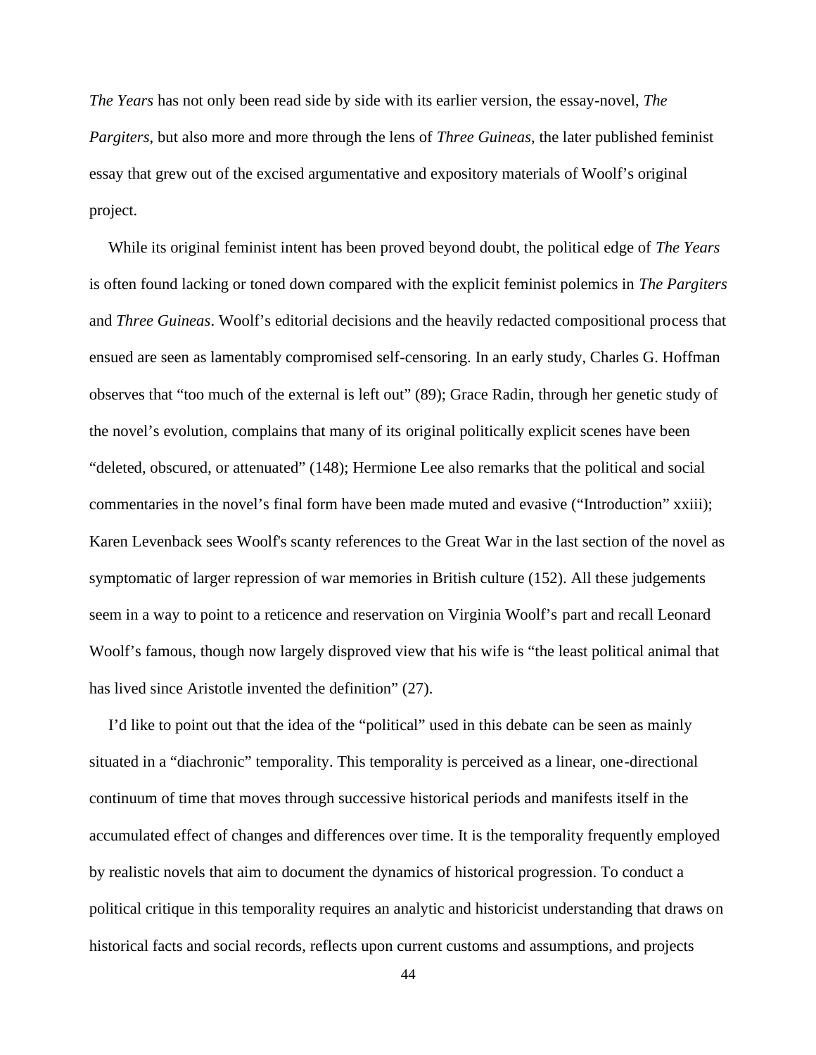*The Years* has not only been read side by side with its earlier version, the essay-novel, *The Pargiters*, but also more and more through the lens of *Three Guineas*, the later published feminist essay that grew out of the excised argumentative and expository materials of Woolf's original project.

While its original feminist intent has been proved beyond doubt, the political edge of *The Years* is often found lacking or toned down compared with the explicit feminist polemics in *The Pargiters* and *Three Guineas*. Woolf's editorial decisions and the heavily redacted compositional process that ensued are seen as lamentably compromised self-censoring. In an early study, Charles G. Hoffman observes that "too much of the external is left out" (89); Grace Radin, through her genetic study of the novel's evolution, complains that many of its original politically explicit scenes have been "deleted, obscured, or attenuated" (148); Hermione Lee also remarks that the political and social commentaries in the novel's final form have been made muted and evasive ("Introduction" xxiii); Karen Levenback sees Woolf's scanty references to the Great War in the last section of the novel as symptomatic of larger repression of war memories in British culture (152). All these judgements seem in a way to point to a reticence and reservation on Virginia Woolf's part and recall Leonard Woolf's famous, though now largely disproved view that his wife is "the least political animal that has lived since Aristotle invented the definition" (27).

I'd like to point out that the idea of the "political" used in this debate can be seen as mainly situated in a "diachronic" temporality. This temporality is perceived as a linear, one-directional continuum of time that moves through successive historical periods and manifests itself in the accumulated effect of changes and differences over time. It is the temporality frequently employed by realistic novels that aim to document the dynamics of historical progression. To conduct a political critique in this temporality requires an analytic and historicist understanding that draws on historical facts and social records, reflects upon current customs and assumptions, and projects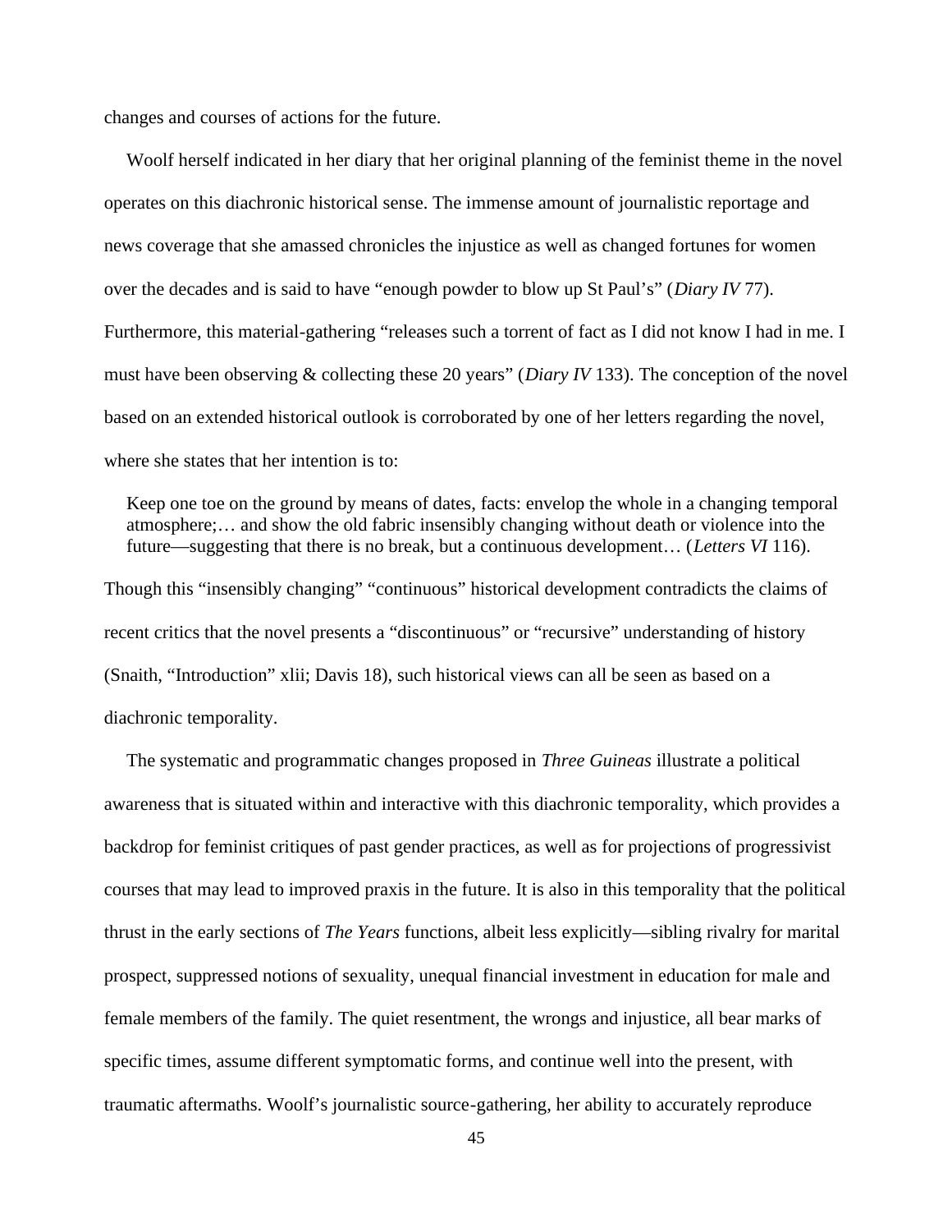changes and courses of actions for the future.

Woolf herself indicated in her diary that her original planning of the feminist theme in the novel operates on this diachronic historical sense. The immense amount of journalistic reportage and news coverage that she amassed chronicles the injustice as well as changed fortunes for women over the decades and is said to have "enough powder to blow up St Paul's" (*Diary IV* 77). Furthermore, this material-gathering "releases such a torrent of fact as I did not know I had in me. I must have been observing & collecting these 20 years" (*Diary IV* 133). The conception of the novel based on an extended historical outlook is corroborated by one of her letters regarding the novel, where she states that her intention is to:

> Keep one toe on the ground by means of dates, facts: envelop the whole in a changing temporal atmosphere;… and show the old fabric insensibly changing without death or violence into the future—suggesting that there is no break, but a continuous development… (*Letters VI* 116).

Though this "insensibly changing" "continuous" historical development contradicts the claims of recent critics that the novel presents a "discontinuous" or "recursive" understanding of history (Snaith, "Introduction" xlii; Davis 18), such historical views can all be seen as based on a diachronic temporality.

The systematic and programmatic changes proposed in *Three Guineas* illustrate a political awareness that is situated within and interactive with this diachronic temporality, which provides a backdrop for feminist critiques of past gender practices, as well as for projections of progressivist courses that may lead to improved praxis in the future. It is also in this temporality that the political thrust in the early sections of *The Years* functions, albeit less explicitly—sibling rivalry for marital prospect, suppressed notions of sexuality, unequal financial investment in education for male and female members of the family. The quiet resentment, the wrongs and injustice, all bear marks of specific times, assume different symptomatic forms, and continue well into the present, with traumatic aftermaths. Woolf's journalistic source-gathering, her ability to accurately reproduce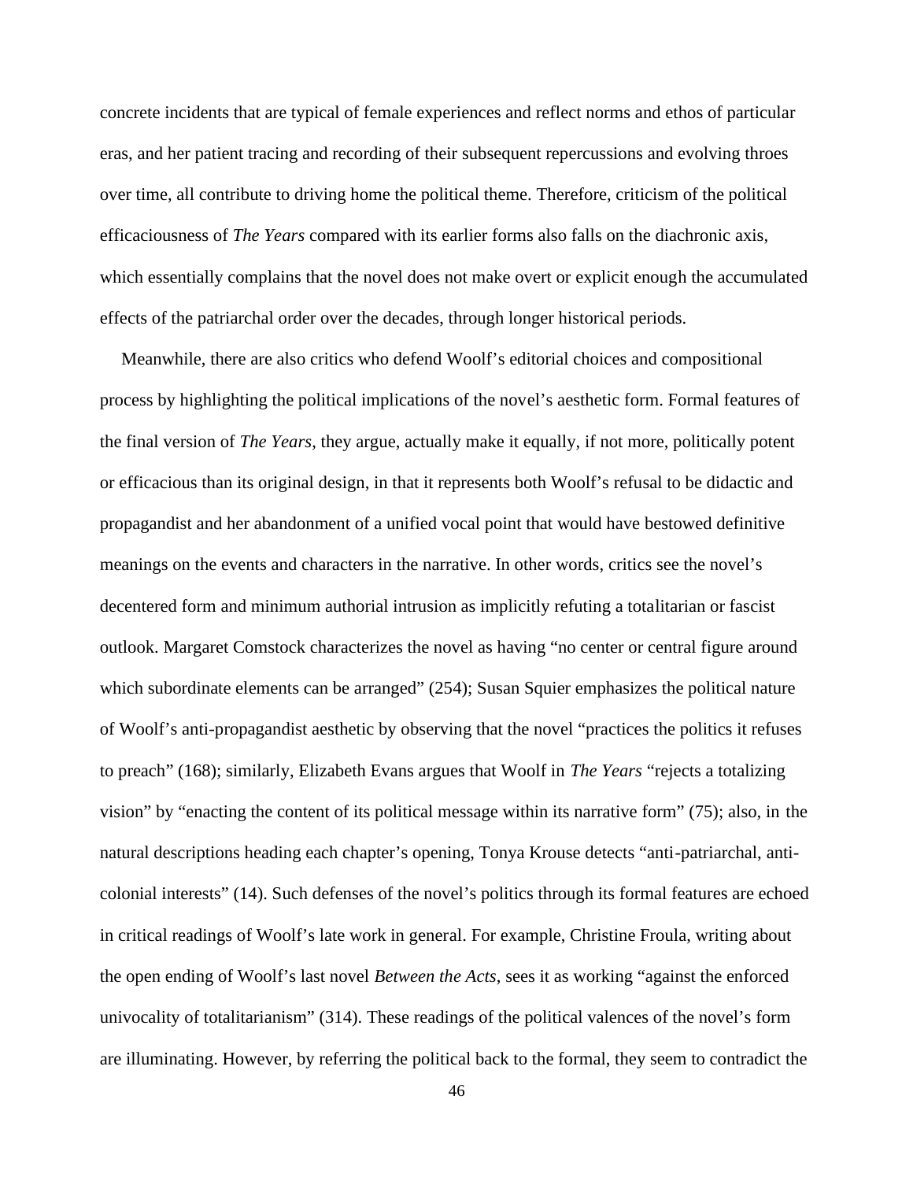concrete incidents that are typical of female experiences and reflect norms and ethos of particular eras, and her patient tracing and recording of their subsequent repercussions and evolving throes over time, all contribute to driving home the political theme. Therefore, criticism of the political efficaciousness of *The Years* compared with its earlier forms also falls on the diachronic axis, which essentially complains that the novel does not make overt or explicit enough the accumulated effects of the patriarchal order over the decades, through longer historical periods.

Meanwhile, there are also critics who defend Woolf's editorial choices and compositional process by highlighting the political implications of the novel's aesthetic form. Formal features of the final version of *The Years*, they argue, actually make it equally, if not more, politically potent or efficacious than its original design, in that it represents both Woolf's refusal to be didactic and propagandist and her abandonment of a unified vocal point that would have bestowed definitive meanings on the events and characters in the narrative. In other words, critics see the novel's decentered form and minimum authorial intrusion as implicitly refuting a totalitarian or fascist outlook. Margaret Comstock characterizes the novel as having "no center or central figure around which subordinate elements can be arranged" (254); Susan Squier emphasizes the political nature of Woolf's anti-propagandist aesthetic by observing that the novel "practices the politics it refuses to preach" (168); similarly, Elizabeth Evans argues that Woolf in *The Years* "rejects a totalizing vision" by "enacting the content of its political message within its narrative form" (75); also, in the natural descriptions heading each chapter's opening, Tonya Krouse detects "anti-patriarchal, anti-colonial interests" (14). Such defenses of the novel's politics through its formal features are echoed in critical readings of Woolf's late work in general. For example, Christine Froula, writing about the open ending of Woolf's last novel *Between the Acts*, sees it as working "against the enforced univocality of totalitarianism" (314). These readings of the political valences of the novel's form are illuminating. However, by referring the political back to the formal, they seem to contradict the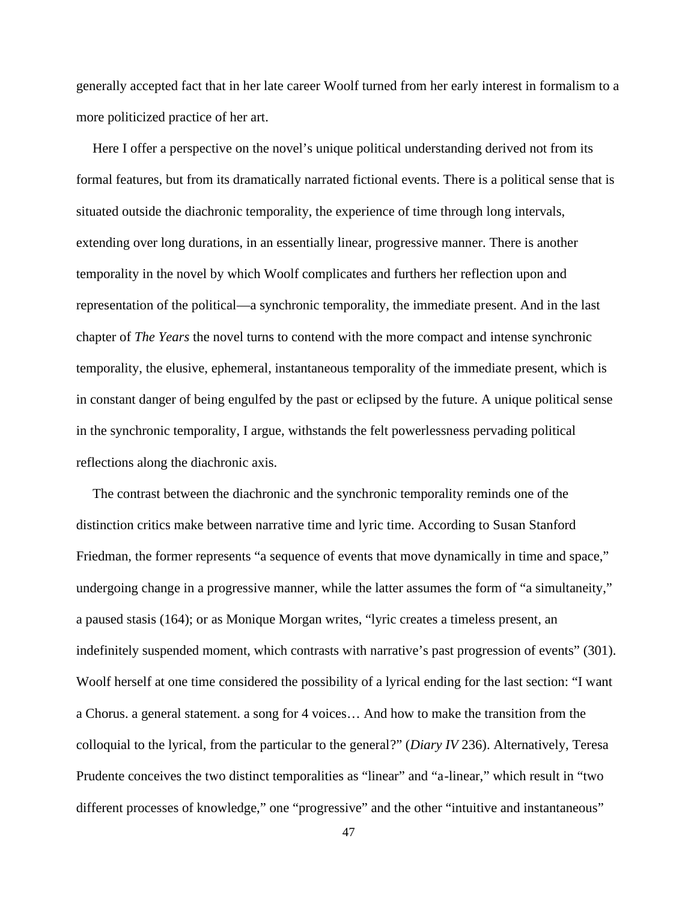generally accepted fact that in her late career Woolf turned from her early interest in formalism to a more politicized practice of her art.

Here I offer a perspective on the novel's unique political understanding derived not from its formal features, but from its dramatically narrated fictional events. There is a political sense that is situated outside the diachronic temporality, the experience of time through long intervals, extending over long durations, in an essentially linear, progressive manner. There is another temporality in the novel by which Woolf complicates and furthers her reflection upon and representation of the political—a synchronic temporality, the immediate present. And in the last chapter of *The Years* the novel turns to contend with the more compact and intense synchronic temporality, the elusive, ephemeral, instantaneous temporality of the immediate present, which is in constant danger of being engulfed by the past or eclipsed by the future. A unique political sense in the synchronic temporality, I argue, withstands the felt powerlessness pervading political reflections along the diachronic axis.

The contrast between the diachronic and the synchronic temporality reminds one of the distinction critics make between narrative time and lyric time. According to Susan Stanford Friedman, the former represents "a sequence of events that move dynamically in time and space," undergoing change in a progressive manner, while the latter assumes the form of "a simultaneity," a paused stasis (164); or as Monique Morgan writes, "lyric creates a timeless present, an indefinitely suspended moment, which contrasts with narrative's past progression of events" (301). Woolf herself at one time considered the possibility of a lyrical ending for the last section: "I want a Chorus. a general statement. a song for 4 voices… And how to make the transition from the colloquial to the lyrical, from the particular to the general?" (*Diary IV* 236). Alternatively, Teresa Prudente conceives the two distinct temporalities as "linear" and "a-linear," which result in "two different processes of knowledge," one "progressive" and the other "intuitive and instantaneous"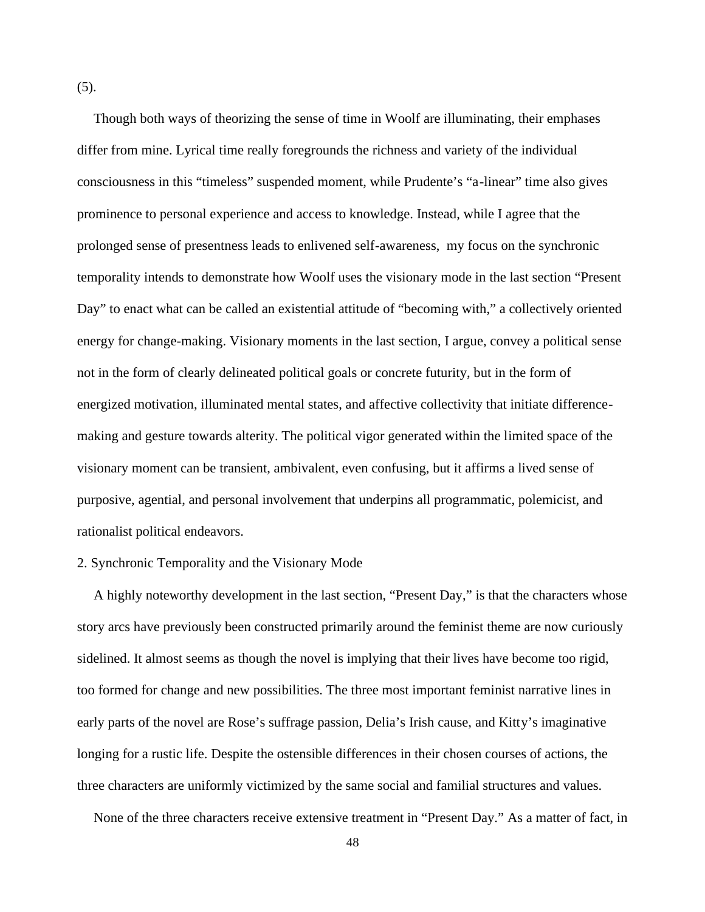(5).

Though both ways of theorizing the sense of time in Woolf are illuminating, their emphases differ from mine. Lyrical time really foregrounds the richness and variety of the individual consciousness in this "timeless" suspended moment, while Prudente's "a-linear" time also gives prominence to personal experience and access to knowledge. Instead, while I agree that the prolonged sense of presentness leads to enlivened self-awareness, my focus on the synchronic temporality intends to demonstrate how Woolf uses the visionary mode in the last section "Present Day" to enact what can be called an existential attitude of "becoming with," a collectively oriented energy for change-making. Visionary moments in the last section, I argue, convey a political sense not in the form of clearly delineated political goals or concrete futurity, but in the form of energized motivation, illuminated mental states, and affective collectivity that initiate difference-making and gesture towards alterity. The political vigor generated within the limited space of the visionary moment can be transient, ambivalent, even confusing, but it affirms a lived sense of purposive, agential, and personal involvement that underpins all programmatic, polemicist, and rationalist political endeavors.

## 2. Synchronic Temporality and the Visionary Mode

A highly noteworthy development in the last section, "Present Day," is that the characters whose story arcs have previously been constructed primarily around the feminist theme are now curiously sidelined. It almost seems as though the novel is implying that their lives have become too rigid, too formed for change and new possibilities. The three most important feminist narrative lines in early parts of the novel are Rose's suffrage passion, Delia's Irish cause, and Kitty's imaginative longing for a rustic life. Despite the ostensible differences in their chosen courses of actions, the three characters are uniformly victimized by the same social and familial structures and values.

None of the three characters receive extensive treatment in "Present Day." As a matter of fact, in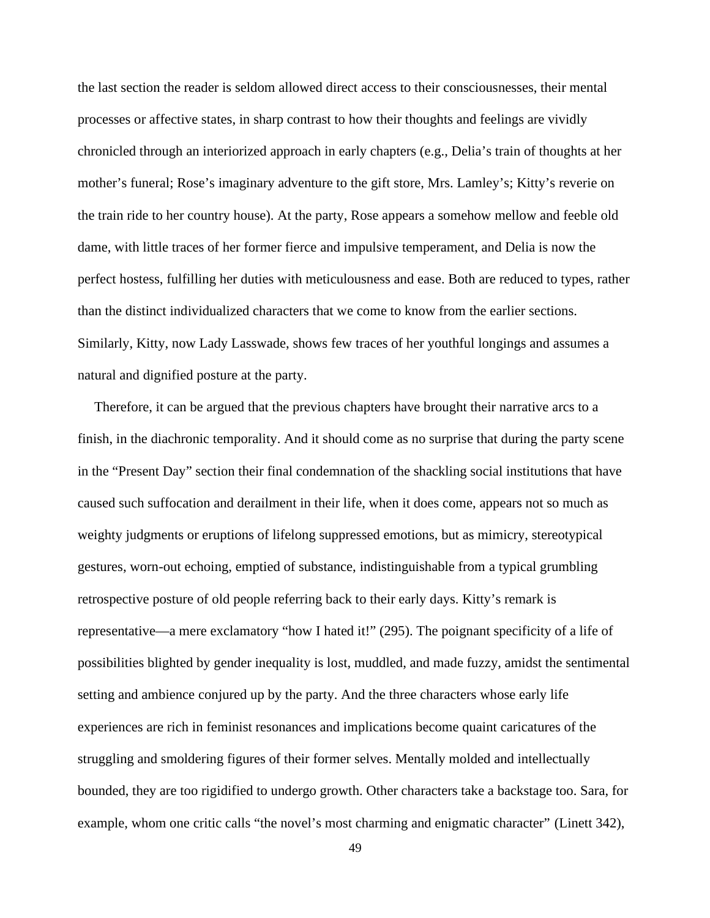the last section the reader is seldom allowed direct access to their consciousnesses, their mental processes or affective states, in sharp contrast to how their thoughts and feelings are vividly chronicled through an interiorized approach in early chapters (e.g., Delia's train of thoughts at her mother's funeral; Rose's imaginary adventure to the gift store, Mrs. Lamley's; Kitty's reverie on the train ride to her country house). At the party, Rose appears a somehow mellow and feeble old dame, with little traces of her former fierce and impulsive temperament, and Delia is now the perfect hostess, fulfilling her duties with meticulousness and ease. Both are reduced to types, rather than the distinct individualized characters that we come to know from the earlier sections. Similarly, Kitty, now Lady Lasswade, shows few traces of her youthful longings and assumes a natural and dignified posture at the party.

Therefore, it can be argued that the previous chapters have brought their narrative arcs to a finish, in the diachronic temporality. And it should come as no surprise that during the party scene in the "Present Day" section their final condemnation of the shackling social institutions that have caused such suffocation and derailment in their life, when it does come, appears not so much as weighty judgments or eruptions of lifelong suppressed emotions, but as mimicry, stereotypical gestures, worn-out echoing, emptied of substance, indistinguishable from a typical grumbling retrospective posture of old people referring back to their early days. Kitty's remark is representative—a mere exclamatory "how I hated it!" (295). The poignant specificity of a life of possibilities blighted by gender inequality is lost, muddled, and made fuzzy, amidst the sentimental setting and ambience conjured up by the party. And the three characters whose early life experiences are rich in feminist resonances and implications become quaint caricatures of the struggling and smoldering figures of their former selves. Mentally molded and intellectually bounded, they are too rigidified to undergo growth. Other characters take a backstage too. Sara, for example, whom one critic calls "the novel's most charming and enigmatic character" (Linett 342),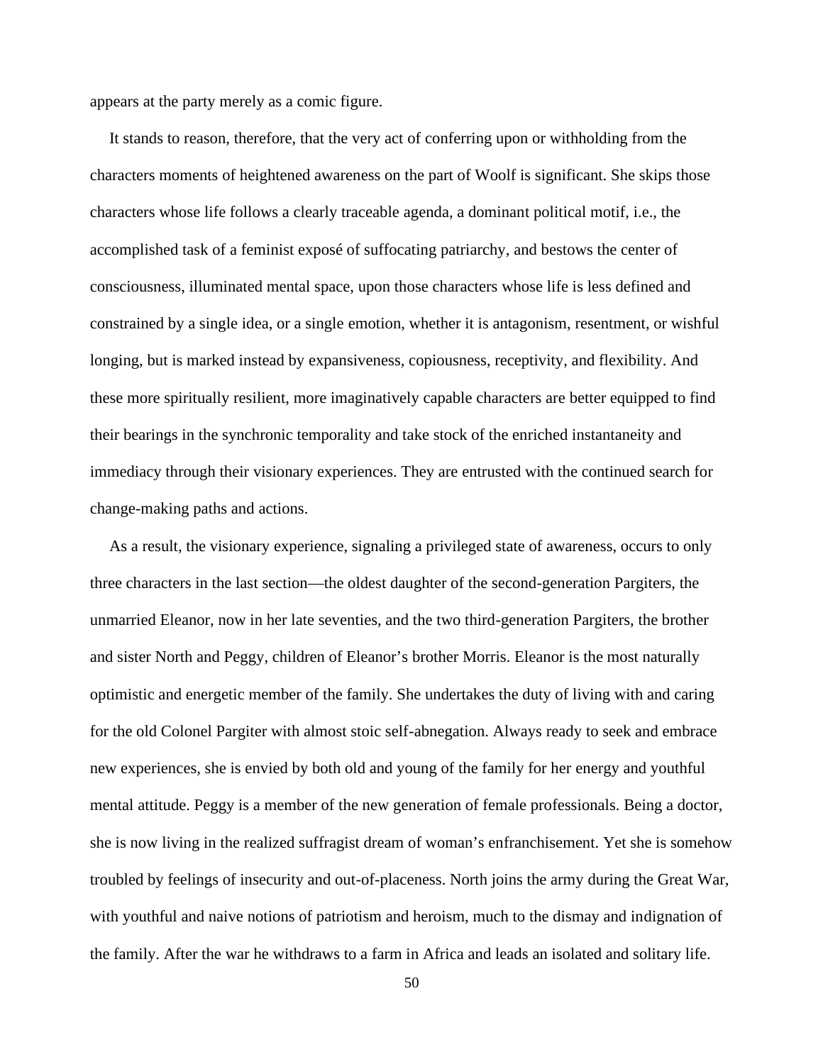appears at the party merely as a comic figure.

It stands to reason, therefore, that the very act of conferring upon or withholding from the characters moments of heightened awareness on the part of Woolf is significant. She skips those characters whose life follows a clearly traceable agenda, a dominant political motif, i.e., the accomplished task of a feminist exposé of suffocating patriarchy, and bestows the center of consciousness, illuminated mental space, upon those characters whose life is less defined and constrained by a single idea, or a single emotion, whether it is antagonism, resentment, or wishful longing, but is marked instead by expansiveness, copiousness, receptivity, and flexibility. And these more spiritually resilient, more imaginatively capable characters are better equipped to find their bearings in the synchronic temporality and take stock of the enriched instantaneity and immediacy through their visionary experiences. They are entrusted with the continued search for change-making paths and actions.

As a result, the visionary experience, signaling a privileged state of awareness, occurs to only three characters in the last section—the oldest daughter of the second-generation Pargiters, the unmarried Eleanor, now in her late seventies, and the two third-generation Pargiters, the brother and sister North and Peggy, children of Eleanor's brother Morris. Eleanor is the most naturally optimistic and energetic member of the family. She undertakes the duty of living with and caring for the old Colonel Pargiter with almost stoic self-abnegation. Always ready to seek and embrace new experiences, she is envied by both old and young of the family for her energy and youthful mental attitude. Peggy is a member of the new generation of female professionals. Being a doctor, she is now living in the realized suffragist dream of woman's enfranchisement. Yet she is somehow troubled by feelings of insecurity and out-of-placeness. North joins the army during the Great War, with youthful and naive notions of patriotism and heroism, much to the dismay and indignation of the family. After the war he withdraws to a farm in Africa and leads an isolated and solitary life.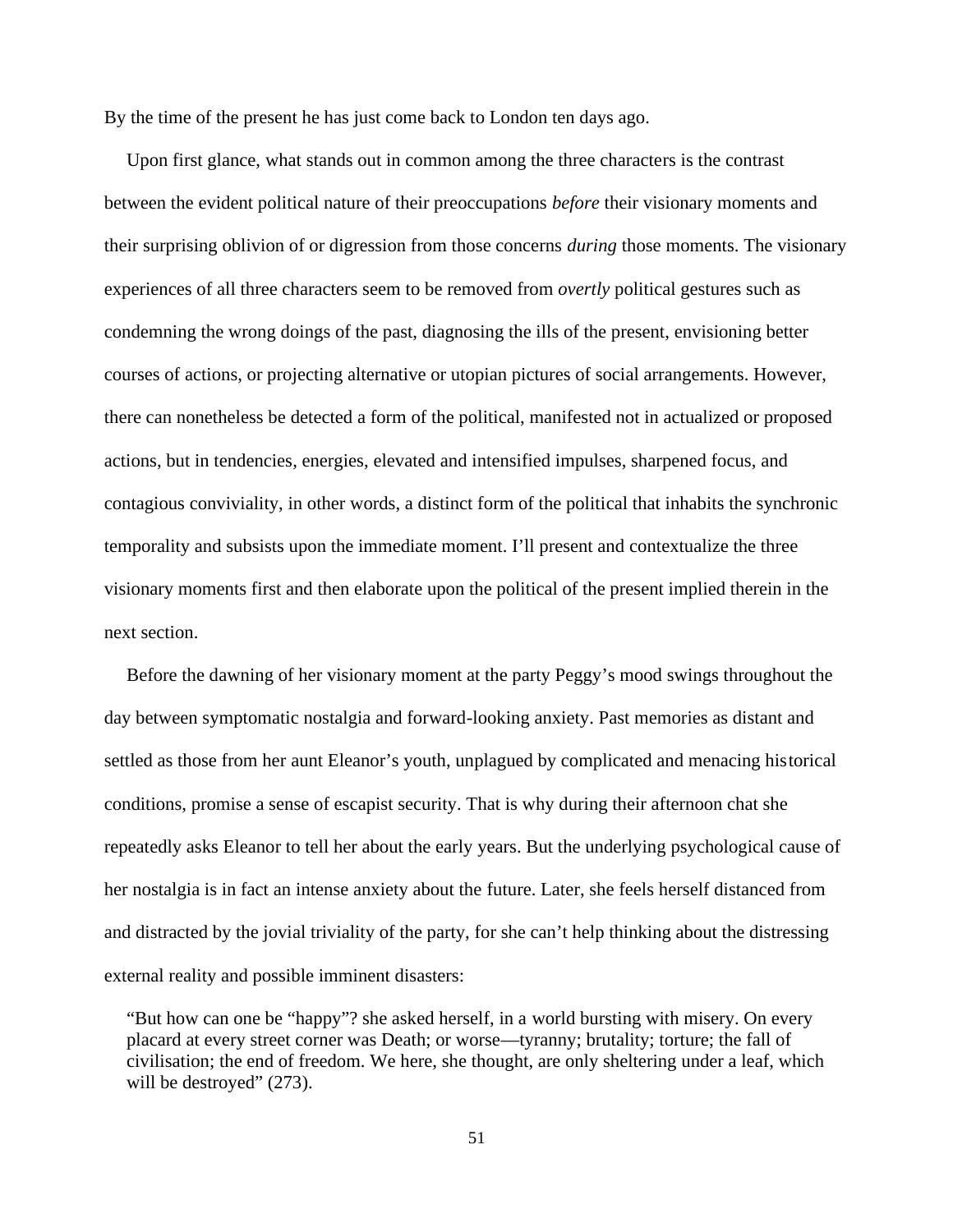By the time of the present he has just come back to London ten days ago.

Upon first glance, what stands out in common among the three characters is the contrast between the evident political nature of their preoccupations *before* their visionary moments and their surprising oblivion of or digression from those concerns *during* those moments. The visionary experiences of all three characters seem to be removed from *overtly* political gestures such as condemning the wrong doings of the past, diagnosing the ills of the present, envisioning better courses of actions, or projecting alternative or utopian pictures of social arrangements. However, there can nonetheless be detected a form of the political, manifested not in actualized or proposed actions, but in tendencies, energies, elevated and intensified impulses, sharpened focus, and contagious conviviality, in other words, a distinct form of the political that inhabits the synchronic temporality and subsists upon the immediate moment. I'll present and contextualize the three visionary moments first and then elaborate upon the political of the present implied therein in the next section.

Before the dawning of her visionary moment at the party Peggy's mood swings throughout the day between symptomatic nostalgia and forward-looking anxiety. Past memories as distant and settled as those from her aunt Eleanor's youth, unplagued by complicated and menacing historical conditions, promise a sense of escapist security. That is why during their afternoon chat she repeatedly asks Eleanor to tell her about the early years. But the underlying psychological cause of her nostalgia is in fact an intense anxiety about the future. Later, she feels herself distanced from and distracted by the jovial triviality of the party, for she can't help thinking about the distressing external reality and possible imminent disasters:

> "But how can one be "happy"? she asked herself, in a world bursting with misery. On every placard at every street corner was Death; or worse—tyranny; brutality; torture; the fall of civilisation; the end of freedom. We here, she thought, are only sheltering under a leaf, which will be destroyed" (273).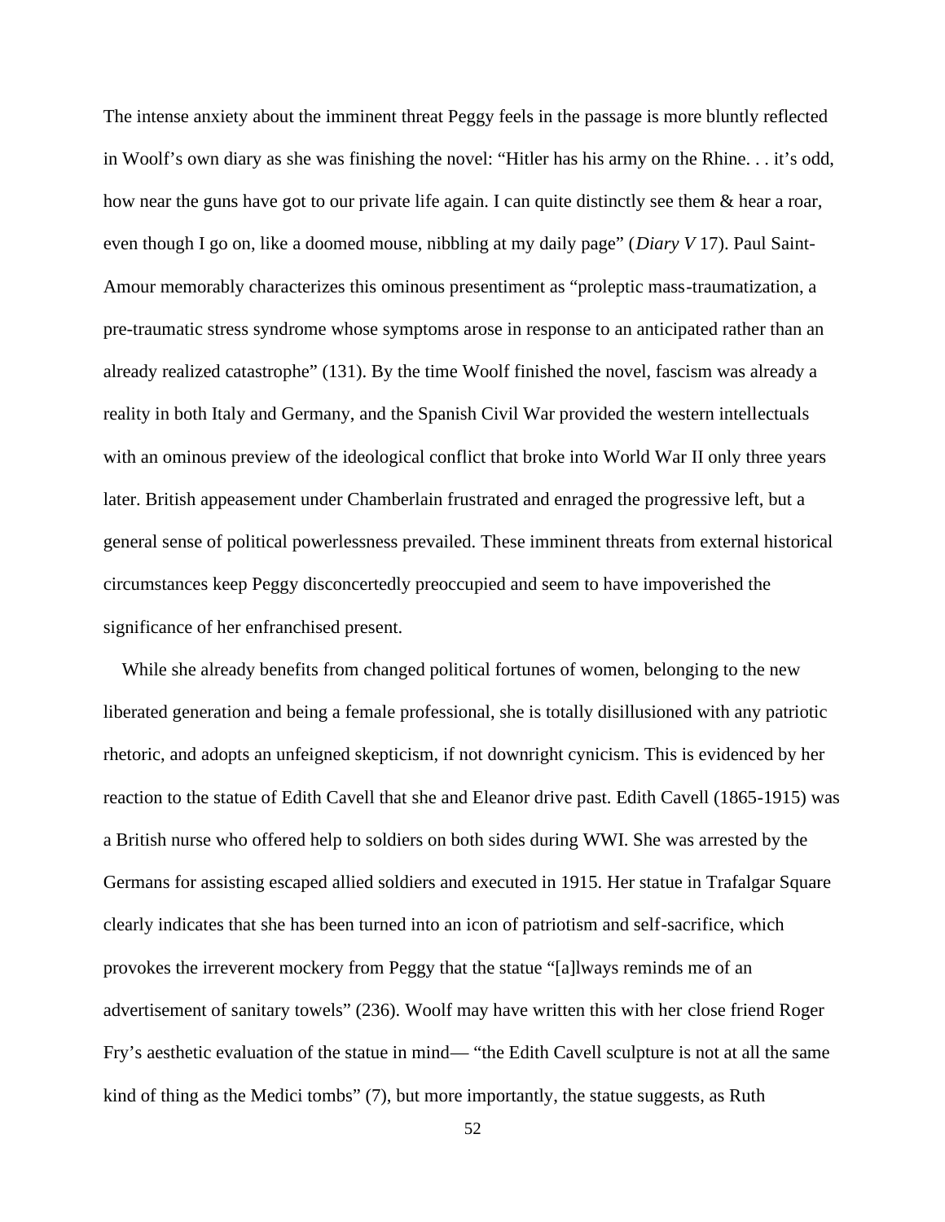The intense anxiety about the imminent threat Peggy feels in the passage is more bluntly reflected in Woolf's own diary as she was finishing the novel: "Hitler has his army on the Rhine. . . it's odd, how near the guns have got to our private life again. I can quite distinctly see them & hear a roar, even though I go on, like a doomed mouse, nibbling at my daily page" (*Diary V* 17). Paul Saint-Amour memorably characterizes this ominous presentiment as "proleptic mass-traumatization, a pre-traumatic stress syndrome whose symptoms arose in response to an anticipated rather than an already realized catastrophe" (131). By the time Woolf finished the novel, fascism was already a reality in both Italy and Germany, and the Spanish Civil War provided the western intellectuals with an ominous preview of the ideological conflict that broke into World War II only three years later. British appeasement under Chamberlain frustrated and enraged the progressive left, but a general sense of political powerlessness prevailed. These imminent threats from external historical circumstances keep Peggy disconcertedly preoccupied and seem to have impoverished the significance of her enfranchised present.

While she already benefits from changed political fortunes of women, belonging to the new liberated generation and being a female professional, she is totally disillusioned with any patriotic rhetoric, and adopts an unfeigned skepticism, if not downright cynicism. This is evidenced by her reaction to the statue of Edith Cavell that she and Eleanor drive past. Edith Cavell (1865-1915) was a British nurse who offered help to soldiers on both sides during WWI. She was arrested by the Germans for assisting escaped allied soldiers and executed in 1915. Her statue in Trafalgar Square clearly indicates that she has been turned into an icon of patriotism and self-sacrifice, which provokes the irreverent mockery from Peggy that the statue "[a]lways reminds me of an advertisement of sanitary towels" (236). Woolf may have written this with her close friend Roger Fry's aesthetic evaluation of the statue in mind— "the Edith Cavell sculpture is not at all the same kind of thing as the Medici tombs" (7), but more importantly, the statue suggests, as Ruth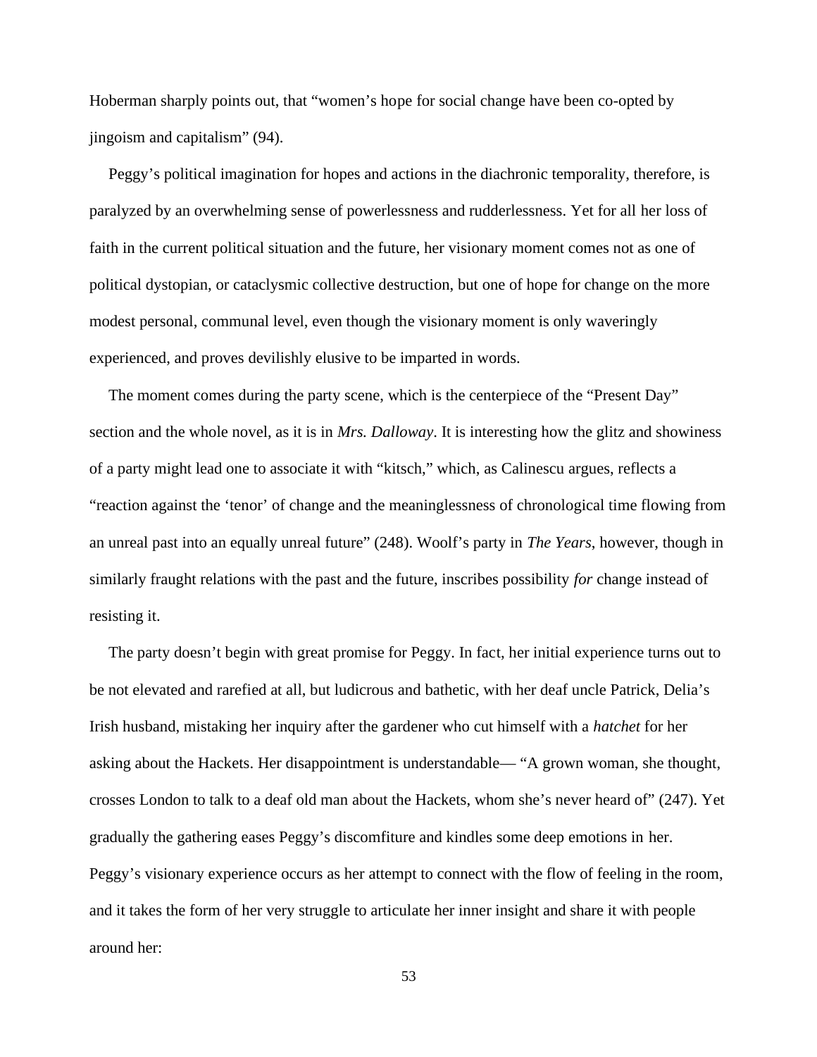Hoberman sharply points out, that "women's hope for social change have been co-opted by jingoism and capitalism" (94).

Peggy's political imagination for hopes and actions in the diachronic temporality, therefore, is paralyzed by an overwhelming sense of powerlessness and rudderlessness. Yet for all her loss of faith in the current political situation and the future, her visionary moment comes not as one of political dystopian, or cataclysmic collective destruction, but one of hope for change on the more modest personal, communal level, even though the visionary moment is only waveringly experienced, and proves devilishly elusive to be imparted in words.

The moment comes during the party scene, which is the centerpiece of the "Present Day" section and the whole novel, as it is in *Mrs. Dalloway*. It is interesting how the glitz and showiness of a party might lead one to associate it with "kitsch," which, as Calinescu argues, reflects a "reaction against the 'tenor' of change and the meaninglessness of chronological time flowing from an unreal past into an equally unreal future" (248). Woolf's party in *The Years*, however, though in similarly fraught relations with the past and the future, inscribes possibility *for* change instead of resisting it.

The party doesn't begin with great promise for Peggy. In fact, her initial experience turns out to be not elevated and rarefied at all, but ludicrous and bathetic, with her deaf uncle Patrick, Delia's Irish husband, mistaking her inquiry after the gardener who cut himself with a *hatchet* for her asking about the Hackets. Her disappointment is understandable— "A grown woman, she thought, crosses London to talk to a deaf old man about the Hackets, whom she's never heard of" (247). Yet gradually the gathering eases Peggy's discomfiture and kindles some deep emotions in her. Peggy's visionary experience occurs as her attempt to connect with the flow of feeling in the room, and it takes the form of her very struggle to articulate her inner insight and share it with people around her: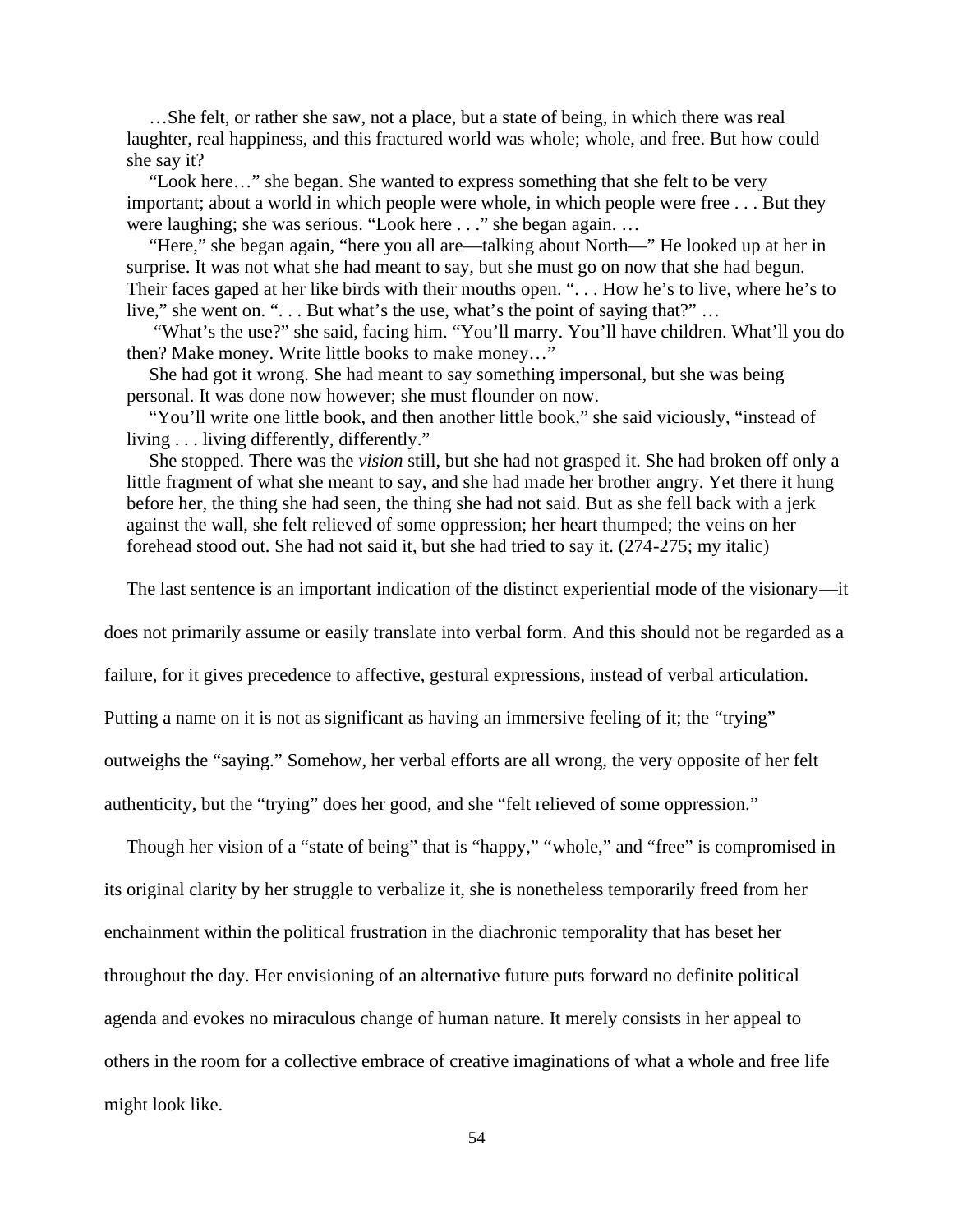> …She felt, or rather she saw, not a place, but a state of being, in which there was real laughter, real happiness, and this fractured world was whole; whole, and free. But how could she say it?
>
> "Look here…" she began. She wanted to express something that she felt to be very important; about a world in which people were whole, in which people were free . . . But they were laughing; she was serious. "Look here . . ." she began again. …
>
> "Here," she began again, "here you all are—talking about North—" He looked up at her in surprise. It was not what she had meant to say, but she must go on now that she had begun. Their faces gaped at her like birds with their mouths open. ". . . How he's to live, where he's to live," she went on. ". . . But what's the use, what's the point of saying that?" …
>
> "What's the use?" she said, facing him. "You'll marry. You'll have children. What'll you do then? Make money. Write little books to make money…"
>
> She had got it wrong. She had meant to say something impersonal, but she was being personal. It was done now however; she must flounder on now.
>
> "You'll write one little book, and then another little book," she said viciously, "instead of living . . . living differently, differently."
>
> She stopped. There was the *vision* still, but she had not grasped it. She had broken off only a little fragment of what she meant to say, and she had made her brother angry. Yet there it hung before her, the thing she had seen, the thing she had not said. But as she fell back with a jerk against the wall, she felt relieved of some oppression; her heart thumped; the veins on her forehead stood out. She had not said it, but she had tried to say it. (274-275; my italic)

The last sentence is an important indication of the distinct experiential mode of the visionary—it does not primarily assume or easily translate into verbal form. And this should not be regarded as a failure, for it gives precedence to affective, gestural expressions, instead of verbal articulation. Putting a name on it is not as significant as having an immersive feeling of it; the "trying" outweighs the "saying." Somehow, her verbal efforts are all wrong, the very opposite of her felt authenticity, but the "trying" does her good, and she "felt relieved of some oppression."

Though her vision of a "state of being" that is "happy," "whole," and "free" is compromised in its original clarity by her struggle to verbalize it, she is nonetheless temporarily freed from her enchainment within the political frustration in the diachronic temporality that has beset her throughout the day. Her envisioning of an alternative future puts forward no definite political agenda and evokes no miraculous change of human nature. It merely consists in her appeal to others in the room for a collective embrace of creative imaginations of what a whole and free life might look like.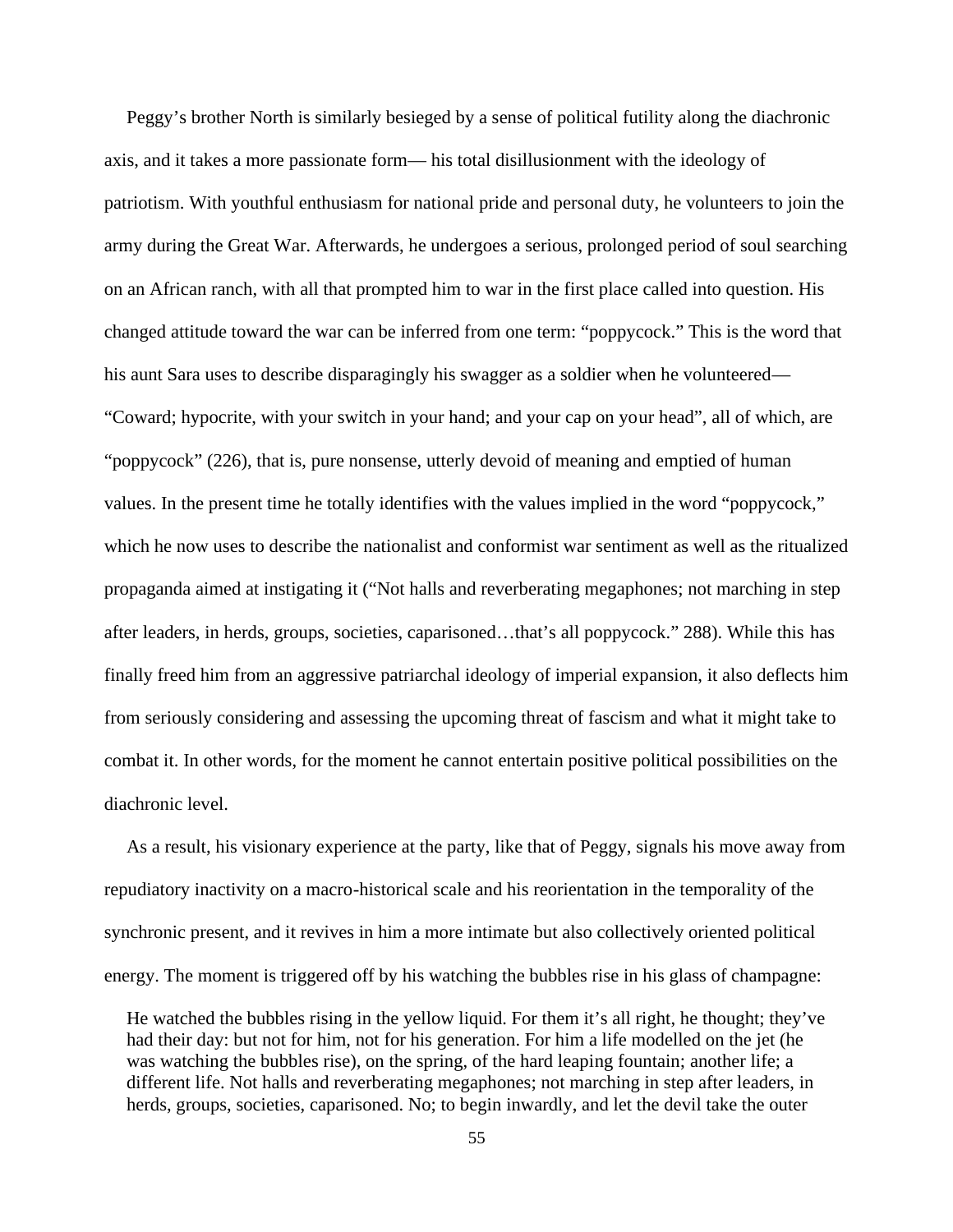Peggy's brother North is similarly besieged by a sense of political futility along the diachronic axis, and it takes a more passionate form— his total disillusionment with the ideology of patriotism. With youthful enthusiasm for national pride and personal duty, he volunteers to join the army during the Great War. Afterwards, he undergoes a serious, prolonged period of soul searching on an African ranch, with all that prompted him to war in the first place called into question. His changed attitude toward the war can be inferred from one term: "poppycock." This is the word that his aunt Sara uses to describe disparagingly his swagger as a soldier when he volunteered— "Coward; hypocrite, with your switch in your hand; and your cap on your head", all of which, are "poppycock" (226), that is, pure nonsense, utterly devoid of meaning and emptied of human values. In the present time he totally identifies with the values implied in the word "poppycock," which he now uses to describe the nationalist and conformist war sentiment as well as the ritualized propaganda aimed at instigating it ("Not halls and reverberating megaphones; not marching in step after leaders, in herds, groups, societies, caparisoned…that's all poppycock." 288). While this has finally freed him from an aggressive patriarchal ideology of imperial expansion, it also deflects him from seriously considering and assessing the upcoming threat of fascism and what it might take to combat it. In other words, for the moment he cannot entertain positive political possibilities on the diachronic level.

As a result, his visionary experience at the party, like that of Peggy, signals his move away from repudiatory inactivity on a macro-historical scale and his reorientation in the temporality of the synchronic present, and it revives in him a more intimate but also collectively oriented political energy. The moment is triggered off by his watching the bubbles rise in his glass of champagne:

> He watched the bubbles rising in the yellow liquid. For them it's all right, he thought; they've had their day: but not for him, not for his generation. For him a life modelled on the jet (he was watching the bubbles rise), on the spring, of the hard leaping fountain; another life; a different life. Not halls and reverberating megaphones; not marching in step after leaders, in herds, groups, societies, caparisoned. No; to begin inwardly, and let the devil take the outer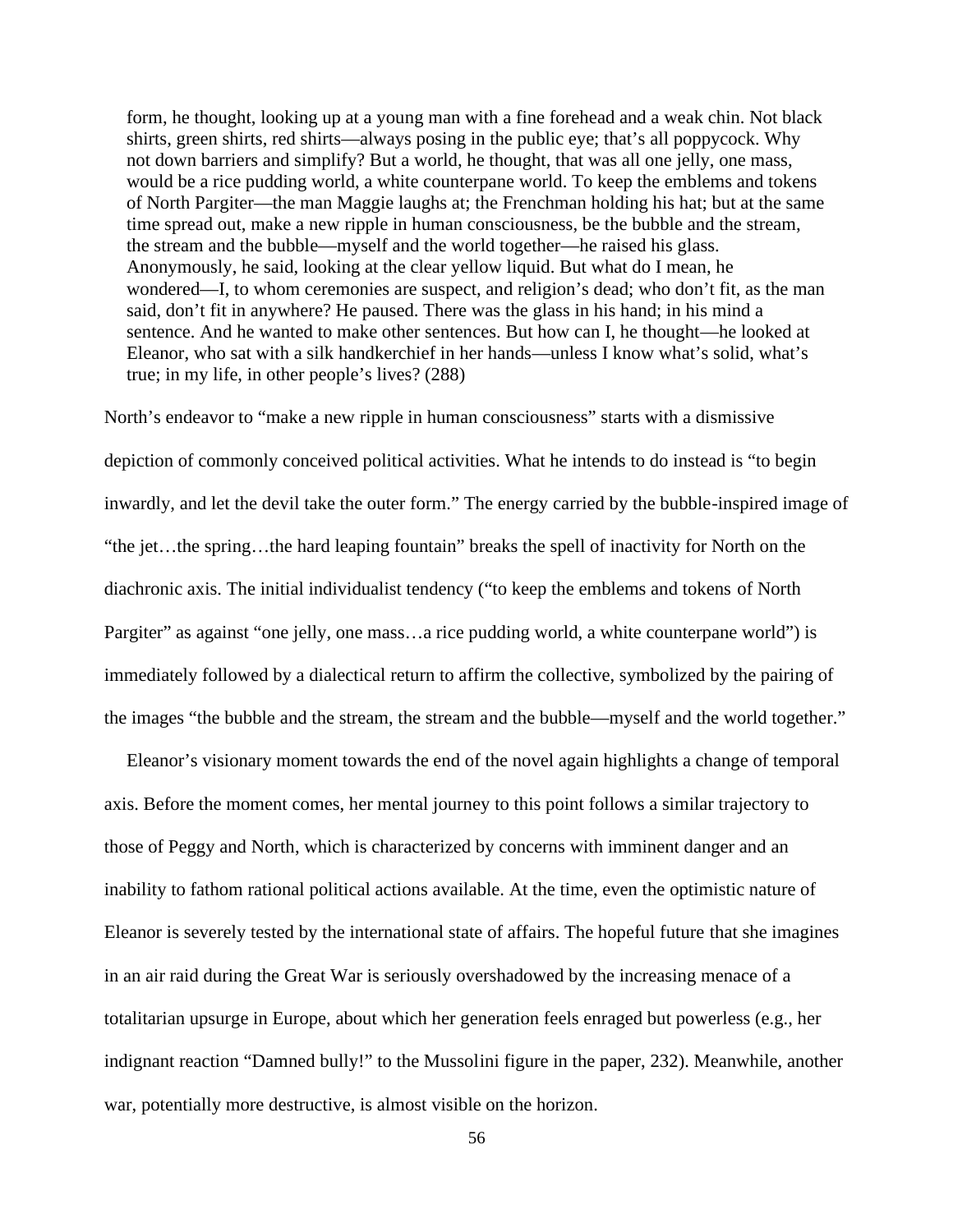> form, he thought, looking up at a young man with a fine forehead and a weak chin. Not black shirts, green shirts, red shirts—always posing in the public eye; that's all poppycock. Why not down barriers and simplify? But a world, he thought, that was all one jelly, one mass, would be a rice pudding world, a white counterpane world. To keep the emblems and tokens of North Pargiter—the man Maggie laughs at; the Frenchman holding his hat; but at the same time spread out, make a new ripple in human consciousness, be the bubble and the stream, the stream and the bubble—myself and the world together—he raised his glass. Anonymously, he said, looking at the clear yellow liquid. But what do I mean, he wondered—I, to whom ceremonies are suspect, and religion's dead; who don't fit, as the man said, don't fit in anywhere? He paused. There was the glass in his hand; in his mind a sentence. And he wanted to make other sentences. But how can I, he thought—he looked at Eleanor, who sat with a silk handkerchief in her hands—unless I know what's solid, what's true; in my life, in other people's lives? (288)

North's endeavor to "make a new ripple in human consciousness" starts with a dismissive depiction of commonly conceived political activities. What he intends to do instead is "to begin inwardly, and let the devil take the outer form." The energy carried by the bubble-inspired image of "the jet…the spring…the hard leaping fountain" breaks the spell of inactivity for North on the diachronic axis. The initial individualist tendency ("to keep the emblems and tokens of North Pargiter" as against "one jelly, one mass…a rice pudding world, a white counterpane world") is immediately followed by a dialectical return to affirm the collective, symbolized by the pairing of the images "the bubble and the stream, the stream and the bubble—myself and the world together."

Eleanor's visionary moment towards the end of the novel again highlights a change of temporal axis. Before the moment comes, her mental journey to this point follows a similar trajectory to those of Peggy and North, which is characterized by concerns with imminent danger and an inability to fathom rational political actions available. At the time, even the optimistic nature of Eleanor is severely tested by the international state of affairs. The hopeful future that she imagines in an air raid during the Great War is seriously overshadowed by the increasing menace of a totalitarian upsurge in Europe, about which her generation feels enraged but powerless (e.g., her indignant reaction "Damned bully!" to the Mussolini figure in the paper, 232). Meanwhile, another war, potentially more destructive, is almost visible on the horizon.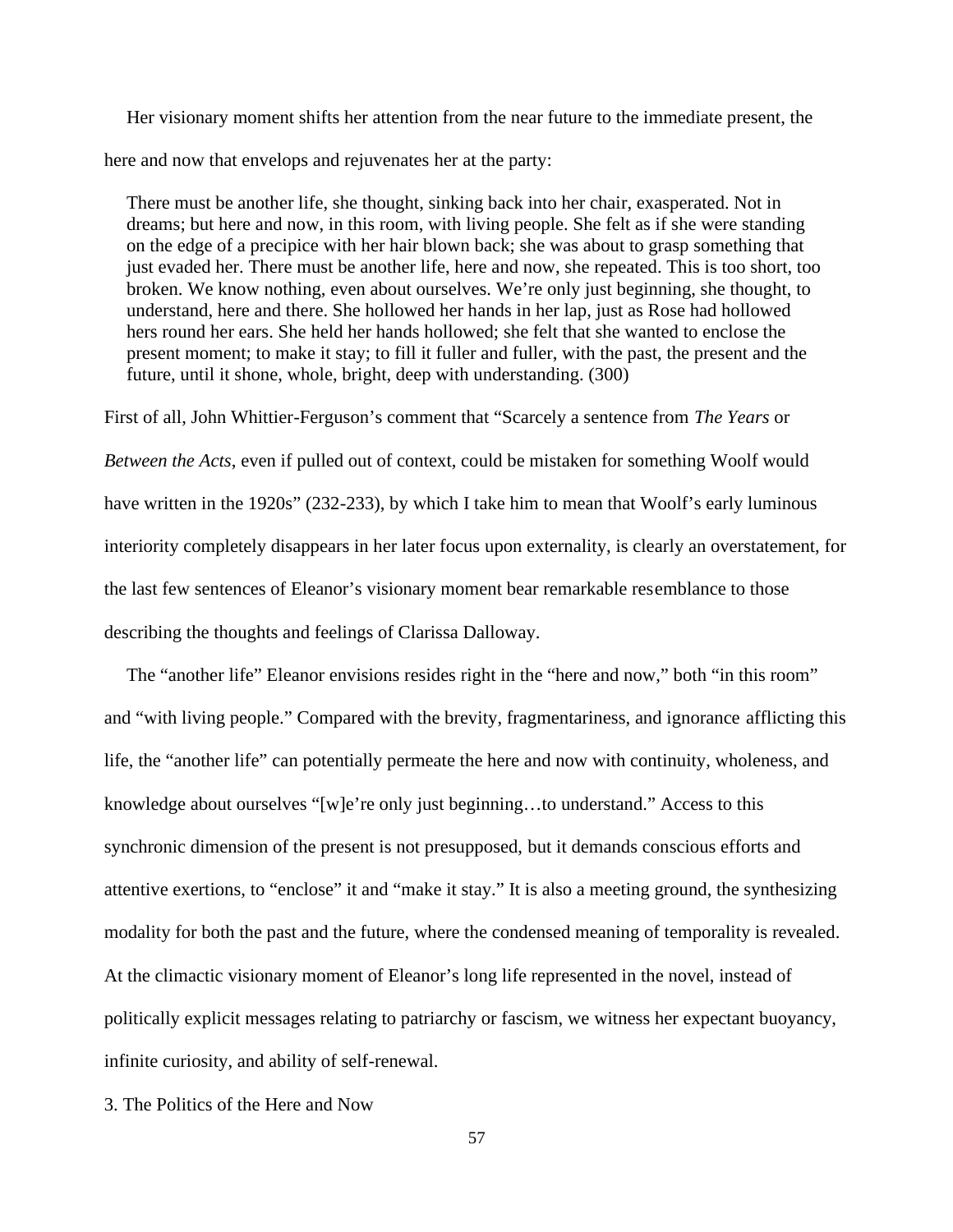Her visionary moment shifts her attention from the near future to the immediate present, the here and now that envelops and rejuvenates her at the party:

> There must be another life, she thought, sinking back into her chair, exasperated. Not in dreams; but here and now, in this room, with living people. She felt as if she were standing on the edge of a precipice with her hair blown back; she was about to grasp something that just evaded her. There must be another life, here and now, she repeated. This is too short, too broken. We know nothing, even about ourselves. We're only just beginning, she thought, to understand, here and there. She hollowed her hands in her lap, just as Rose had hollowed hers round her ears. She held her hands hollowed; she felt that she wanted to enclose the present moment; to make it stay; to fill it fuller and fuller, with the past, the present and the future, until it shone, whole, bright, deep with understanding. (300)

First of all, John Whittier-Ferguson's comment that "Scarcely a sentence from *The Years* or *Between the Acts*, even if pulled out of context, could be mistaken for something Woolf would have written in the 1920s" (232-233), by which I take him to mean that Woolf's early luminous interiority completely disappears in her later focus upon externality, is clearly an overstatement, for the last few sentences of Eleanor's visionary moment bear remarkable resemblance to those describing the thoughts and feelings of Clarissa Dalloway.

The "another life" Eleanor envisions resides right in the "here and now," both "in this room" and "with living people." Compared with the brevity, fragmentariness, and ignorance afflicting this life, the "another life" can potentially permeate the here and now with continuity, wholeness, and knowledge about ourselves "[w]e're only just beginning…to understand." Access to this synchronic dimension of the present is not presupposed, but it demands conscious efforts and attentive exertions, to "enclose" it and "make it stay." It is also a meeting ground, the synthesizing modality for both the past and the future, where the condensed meaning of temporality is revealed. At the climactic visionary moment of Eleanor's long life represented in the novel, instead of politically explicit messages relating to patriarchy or fascism, we witness her expectant buoyancy, infinite curiosity, and ability of self-renewal.

## 3. The Politics of the Here and Now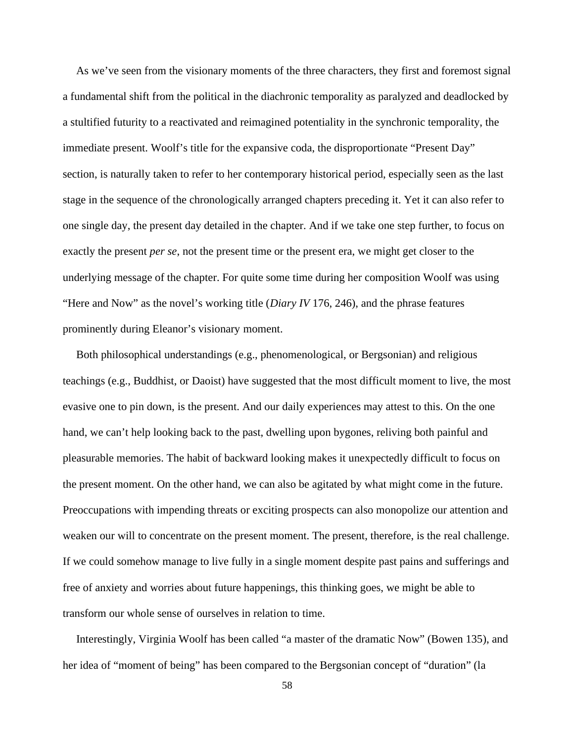As we've seen from the visionary moments of the three characters, they first and foremost signal a fundamental shift from the political in the diachronic temporality as paralyzed and deadlocked by a stultified futurity to a reactivated and reimagined potentiality in the synchronic temporality, the immediate present. Woolf's title for the expansive coda, the disproportionate "Present Day" section, is naturally taken to refer to her contemporary historical period, especially seen as the last stage in the sequence of the chronologically arranged chapters preceding it. Yet it can also refer to one single day, the present day detailed in the chapter. And if we take one step further, to focus on exactly the present *per se*, not the present time or the present era, we might get closer to the underlying message of the chapter. For quite some time during her composition Woolf was using "Here and Now" as the novel's working title (*Diary IV* 176, 246), and the phrase features prominently during Eleanor's visionary moment.

Both philosophical understandings (e.g., phenomenological, or Bergsonian) and religious teachings (e.g., Buddhist, or Daoist) have suggested that the most difficult moment to live, the most evasive one to pin down, is the present. And our daily experiences may attest to this. On the one hand, we can't help looking back to the past, dwelling upon bygones, reliving both painful and pleasurable memories. The habit of backward looking makes it unexpectedly difficult to focus on the present moment. On the other hand, we can also be agitated by what might come in the future. Preoccupations with impending threats or exciting prospects can also monopolize our attention and weaken our will to concentrate on the present moment. The present, therefore, is the real challenge. If we could somehow manage to live fully in a single moment despite past pains and sufferings and free of anxiety and worries about future happenings, this thinking goes, we might be able to transform our whole sense of ourselves in relation to time.

Interestingly, Virginia Woolf has been called "a master of the dramatic Now" (Bowen 135), and her idea of "moment of being" has been compared to the Bergsonian concept of "duration" (la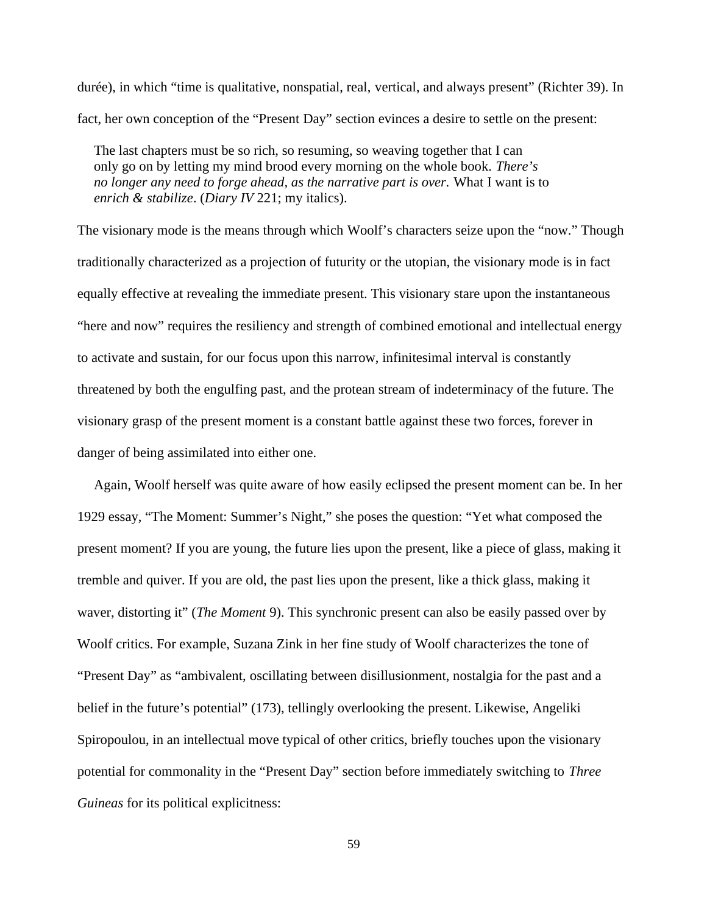durée), in which “time is qualitative, nonspatial, real, vertical, and always present” (Richter 39). In fact, her own conception of the “Present Day” section evinces a desire to settle on the present:

> The last chapters must be so rich, so resuming, so weaving together that I can only go on by letting my mind brood every morning on the whole book. *There’s no longer any need to forge ahead, as the narrative part is over.* What I want is to *enrich & stabilize*. (*Diary IV* 221; my italics).

The visionary mode is the means through which Woolf’s characters seize upon the “now.” Though traditionally characterized as a projection of futurity or the utopian, the visionary mode is in fact equally effective at revealing the immediate present. This visionary stare upon the instantaneous “here and now” requires the resiliency and strength of combined emotional and intellectual energy to activate and sustain, for our focus upon this narrow, infinitesimal interval is constantly threatened by both the engulfing past, and the protean stream of indeterminacy of the future. The visionary grasp of the present moment is a constant battle against these two forces, forever in danger of being assimilated into either one.

Again, Woolf herself was quite aware of how easily eclipsed the present moment can be. In her 1929 essay, “The Moment: Summer’s Night,” she poses the question: “Yet what composed the present moment? If you are young, the future lies upon the present, like a piece of glass, making it tremble and quiver. If you are old, the past lies upon the present, like a thick glass, making it waver, distorting it” (*The Moment* 9). This synchronic present can also be easily passed over by Woolf critics. For example, Suzana Zink in her fine study of Woolf characterizes the tone of “Present Day” as “ambivalent, oscillating between disillusionment, nostalgia for the past and a belief in the future’s potential” (173), tellingly overlooking the present. Likewise, Angeliki Spiropoulou, in an intellectual move typical of other critics, briefly touches upon the visionary potential for commonality in the “Present Day” section before immediately switching to *Three Guineas* for its political explicitness: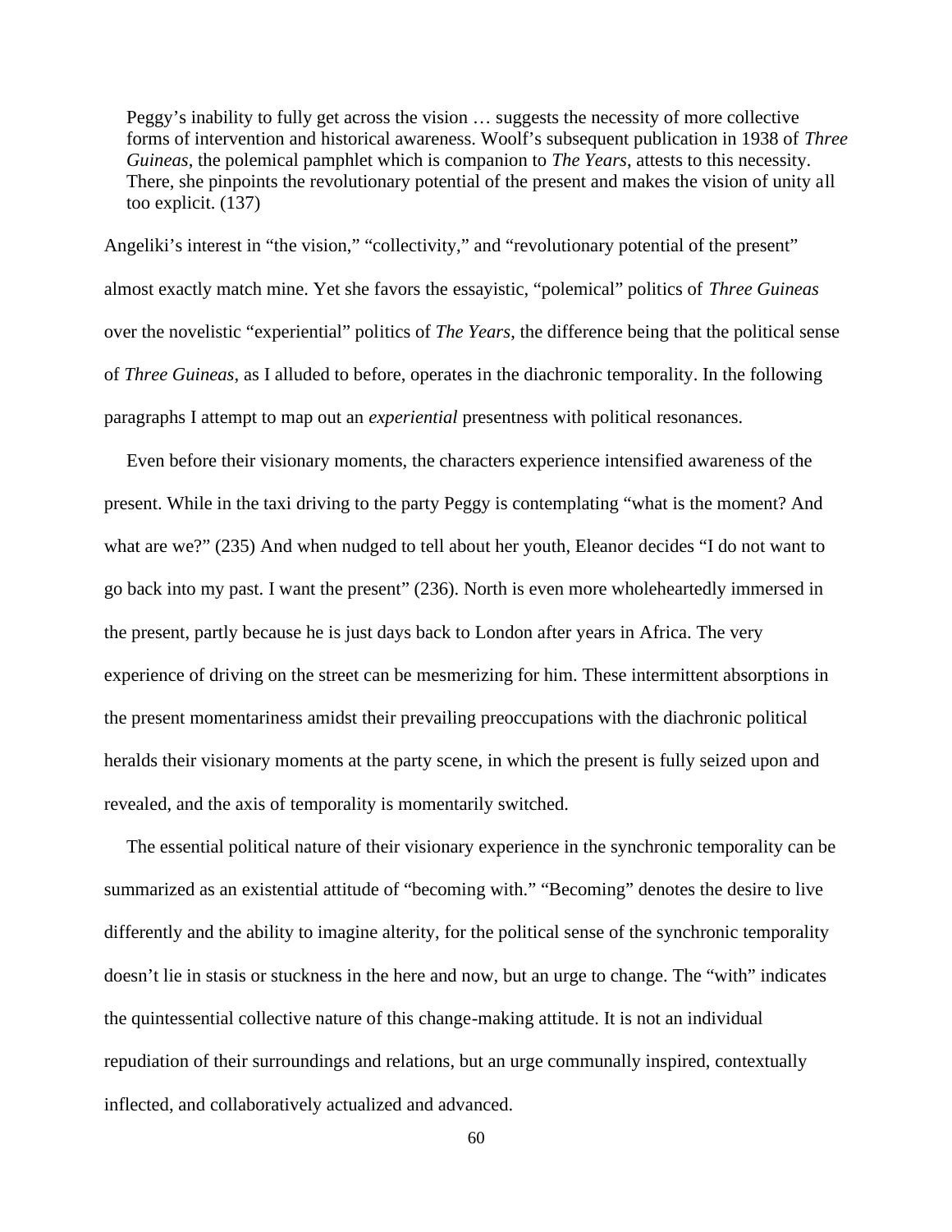> Peggy's inability to fully get across the vision … suggests the necessity of more collective forms of intervention and historical awareness. Woolf's subsequent publication in 1938 of *Three Guineas*, the polemical pamphlet which is companion to *The Years*, attests to this necessity. There, she pinpoints the revolutionary potential of the present and makes the vision of unity all too explicit. (137)

Angeliki's interest in "the vision," "collectivity," and "revolutionary potential of the present" almost exactly match mine. Yet she favors the essayistic, "polemical" politics of *Three Guineas* over the novelistic "experiential" politics of *The Years*, the difference being that the political sense of *Three Guineas*, as I alluded to before, operates in the diachronic temporality. In the following paragraphs I attempt to map out an *experiential* presentness with political resonances.

Even before their visionary moments, the characters experience intensified awareness of the present. While in the taxi driving to the party Peggy is contemplating "what is the moment? And what are we?" (235) And when nudged to tell about her youth, Eleanor decides "I do not want to go back into my past. I want the present" (236). North is even more wholeheartedly immersed in the present, partly because he is just days back to London after years in Africa. The very experience of driving on the street can be mesmerizing for him. These intermittent absorptions in the present momentariness amidst their prevailing preoccupations with the diachronic political heralds their visionary moments at the party scene, in which the present is fully seized upon and revealed, and the axis of temporality is momentarily switched.

The essential political nature of their visionary experience in the synchronic temporality can be summarized as an existential attitude of "becoming with." "Becoming" denotes the desire to live differently and the ability to imagine alterity, for the political sense of the synchronic temporality doesn't lie in stasis or stuckness in the here and now, but an urge to change. The "with" indicates the quintessential collective nature of this change-making attitude. It is not an individual repudiation of their surroundings and relations, but an urge communally inspired, contextually inflected, and collaboratively actualized and advanced.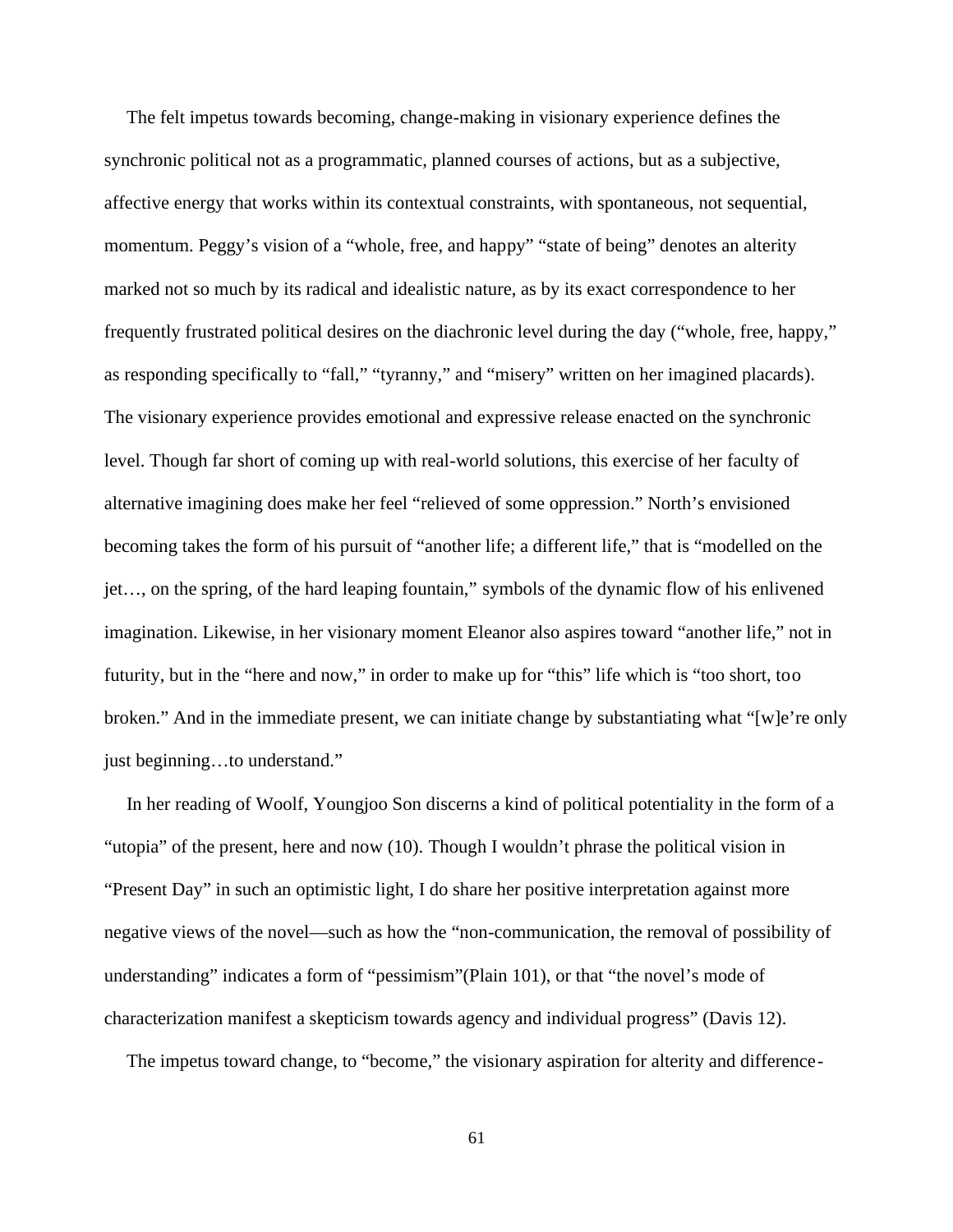The felt impetus towards becoming, change-making in visionary experience defines the synchronic political not as a programmatic, planned courses of actions, but as a subjective, affective energy that works within its contextual constraints, with spontaneous, not sequential, momentum. Peggy's vision of a "whole, free, and happy" "state of being" denotes an alterity marked not so much by its radical and idealistic nature, as by its exact correspondence to her frequently frustrated political desires on the diachronic level during the day ("whole, free, happy," as responding specifically to "fall," "tyranny," and "misery" written on her imagined placards). The visionary experience provides emotional and expressive release enacted on the synchronic level. Though far short of coming up with real-world solutions, this exercise of her faculty of alternative imagining does make her feel "relieved of some oppression." North's envisioned becoming takes the form of his pursuit of "another life; a different life," that is "modelled on the jet…, on the spring, of the hard leaping fountain," symbols of the dynamic flow of his enlivened imagination. Likewise, in her visionary moment Eleanor also aspires toward "another life," not in futurity, but in the "here and now," in order to make up for "this" life which is "too short, too broken." And in the immediate present, we can initiate change by substantiating what "[w]e're only just beginning…to understand."

In her reading of Woolf, Youngjoo Son discerns a kind of political potentiality in the form of a "utopia" of the present, here and now (10). Though I wouldn't phrase the political vision in "Present Day" in such an optimistic light, I do share her positive interpretation against more negative views of the novel—such as how the "non-communication, the removal of possibility of understanding" indicates a form of "pessimism"(Plain 101), or that "the novel's mode of characterization manifest a skepticism towards agency and individual progress" (Davis 12).

The impetus toward change, to "become," the visionary aspiration for alterity and difference-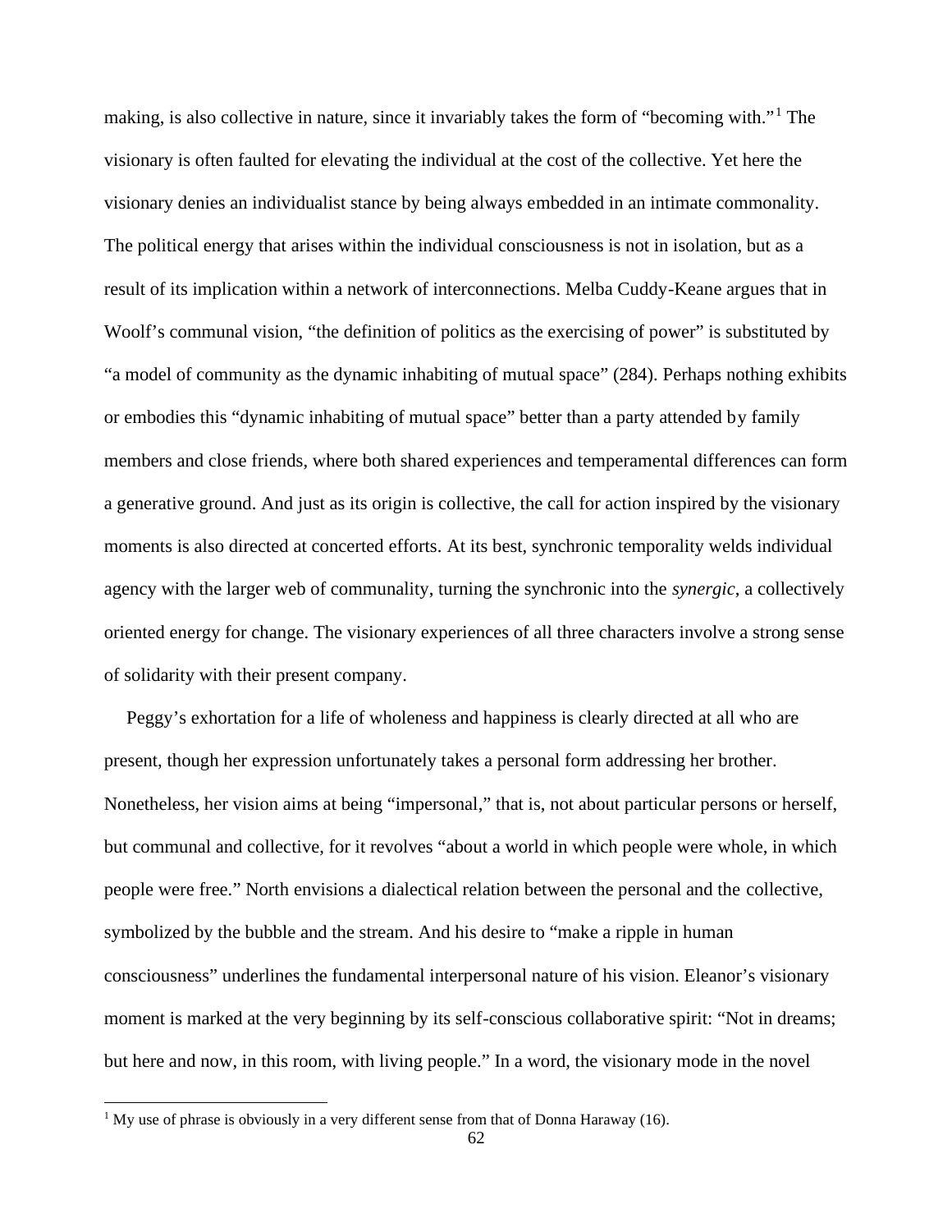making, is also collective in nature, since it invariably takes the form of "becoming with."[1] The visionary is often faulted for elevating the individual at the cost of the collective. Yet here the visionary denies an individualist stance by being always embedded in an intimate commonality. The political energy that arises within the individual consciousness is not in isolation, but as a result of its implication within a network of interconnections. Melba Cuddy-Keane argues that in Woolf's communal vision, "the definition of politics as the exercising of power" is substituted by "a model of community as the dynamic inhabiting of mutual space" (284). Perhaps nothing exhibits or embodies this "dynamic inhabiting of mutual space" better than a party attended by family members and close friends, where both shared experiences and temperamental differences can form a generative ground. And just as its origin is collective, the call for action inspired by the visionary moments is also directed at concerted efforts. At its best, synchronic temporality welds individual agency with the larger web of communality, turning the synchronic into the *synergic*, a collectively oriented energy for change. The visionary experiences of all three characters involve a strong sense of solidarity with their present company.

Peggy's exhortation for a life of wholeness and happiness is clearly directed at all who are present, though her expression unfortunately takes a personal form addressing her brother. Nonetheless, her vision aims at being "impersonal," that is, not about particular persons or herself, but communal and collective, for it revolves "about a world in which people were whole, in which people were free." North envisions a dialectical relation between the personal and the collective, symbolized by the bubble and the stream. And his desire to "make a ripple in human consciousness" underlines the fundamental interpersonal nature of his vision. Eleanor's visionary moment is marked at the very beginning by its self-conscious collaborative spirit: "Not in dreams; but here and now, in this room, with living people." In a word, the visionary mode in the novel

[1] My use of phrase is obviously in a very different sense from that of Donna Haraway (16).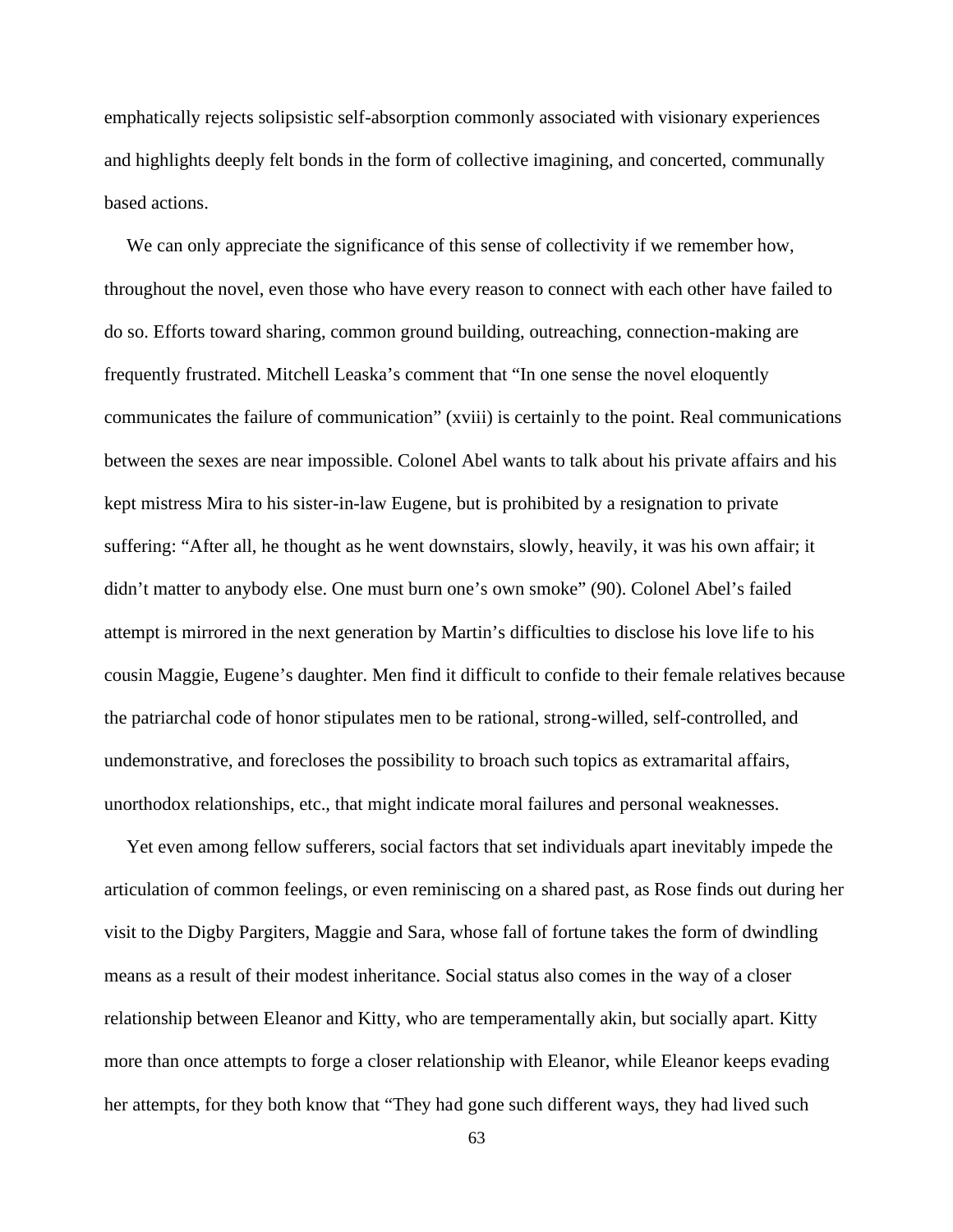emphatically rejects solipsistic self-absorption commonly associated with visionary experiences and highlights deeply felt bonds in the form of collective imagining, and concerted, communally based actions.

We can only appreciate the significance of this sense of collectivity if we remember how, throughout the novel, even those who have every reason to connect with each other have failed to do so. Efforts toward sharing, common ground building, outreaching, connection-making are frequently frustrated. Mitchell Leaska's comment that "In one sense the novel eloquently communicates the failure of communication" (xviii) is certainly to the point. Real communications between the sexes are near impossible. Colonel Abel wants to talk about his private affairs and his kept mistress Mira to his sister-in-law Eugene, but is prohibited by a resignation to private suffering: "After all, he thought as he went downstairs, slowly, heavily, it was his own affair; it didn't matter to anybody else. One must burn one's own smoke" (90). Colonel Abel's failed attempt is mirrored in the next generation by Martin's difficulties to disclose his love life to his cousin Maggie, Eugene's daughter. Men find it difficult to confide to their female relatives because the patriarchal code of honor stipulates men to be rational, strong-willed, self-controlled, and undemonstrative, and forecloses the possibility to broach such topics as extramarital affairs, unorthodox relationships, etc., that might indicate moral failures and personal weaknesses.

Yet even among fellow sufferers, social factors that set individuals apart inevitably impede the articulation of common feelings, or even reminiscing on a shared past, as Rose finds out during her visit to the Digby Pargiters, Maggie and Sara, whose fall of fortune takes the form of dwindling means as a result of their modest inheritance. Social status also comes in the way of a closer relationship between Eleanor and Kitty, who are temperamentally akin, but socially apart. Kitty more than once attempts to forge a closer relationship with Eleanor, while Eleanor keeps evading her attempts, for they both know that "They had gone such different ways, they had lived such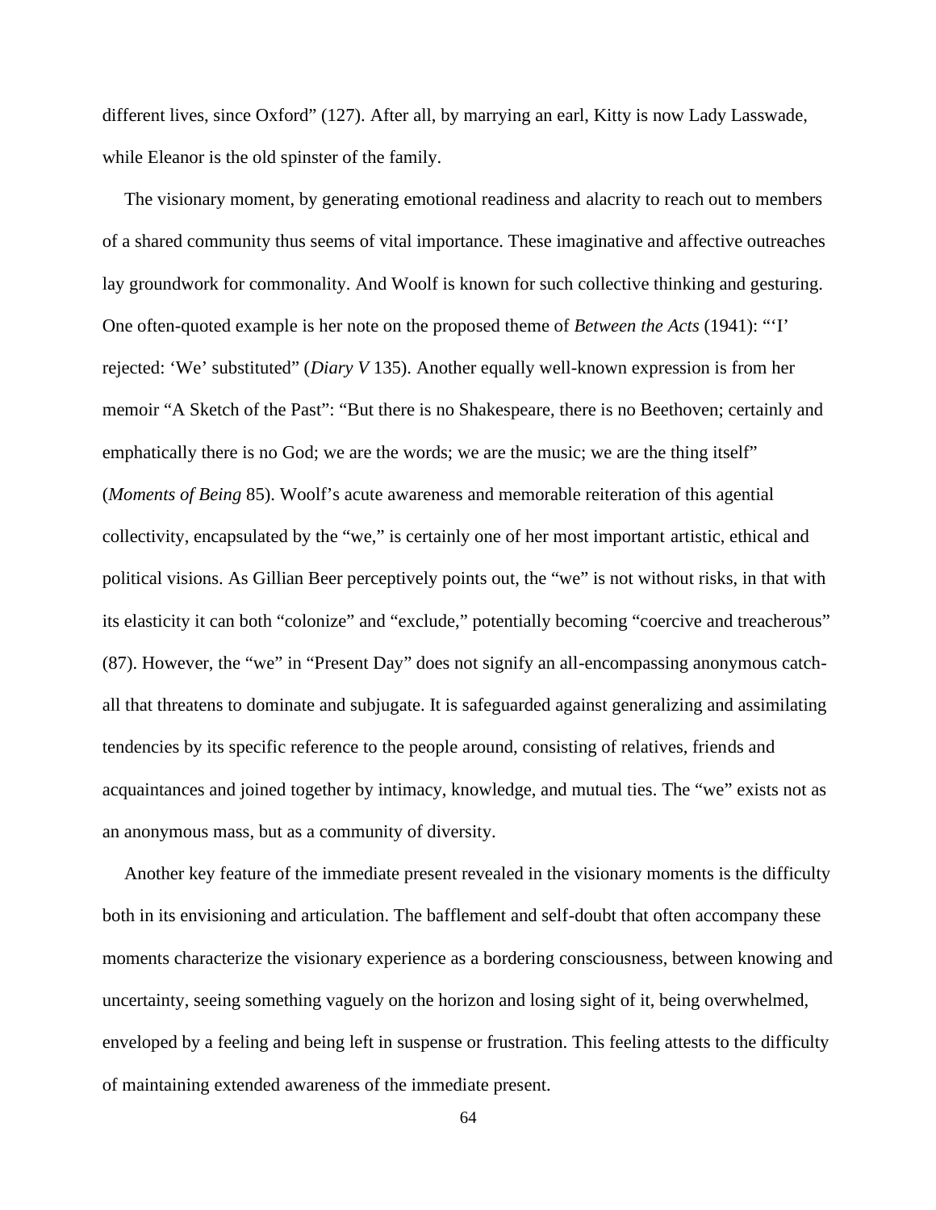different lives, since Oxford" (127). After all, by marrying an earl, Kitty is now Lady Lasswade, while Eleanor is the old spinster of the family.

The visionary moment, by generating emotional readiness and alacrity to reach out to members of a shared community thus seems of vital importance. These imaginative and affective outreaches lay groundwork for commonality. And Woolf is known for such collective thinking and gesturing. One often-quoted example is her note on the proposed theme of *Between the Acts* (1941): "'I' rejected: 'We' substituted" (*Diary V* 135). Another equally well-known expression is from her memoir "A Sketch of the Past": "But there is no Shakespeare, there is no Beethoven; certainly and emphatically there is no God; we are the words; we are the music; we are the thing itself" (*Moments of Being* 85). Woolf's acute awareness and memorable reiteration of this agential collectivity, encapsulated by the "we," is certainly one of her most important artistic, ethical and political visions. As Gillian Beer perceptively points out, the "we" is not without risks, in that with its elasticity it can both "colonize" and "exclude," potentially becoming "coercive and treacherous" (87). However, the "we" in "Present Day" does not signify an all-encompassing anonymous catch-all that threatens to dominate and subjugate. It is safeguarded against generalizing and assimilating tendencies by its specific reference to the people around, consisting of relatives, friends and acquaintances and joined together by intimacy, knowledge, and mutual ties. The "we" exists not as an anonymous mass, but as a community of diversity.

Another key feature of the immediate present revealed in the visionary moments is the difficulty both in its envisioning and articulation. The bafflement and self-doubt that often accompany these moments characterize the visionary experience as a bordering consciousness, between knowing and uncertainty, seeing something vaguely on the horizon and losing sight of it, being overwhelmed, enveloped by a feeling and being left in suspense or frustration. This feeling attests to the difficulty of maintaining extended awareness of the immediate present.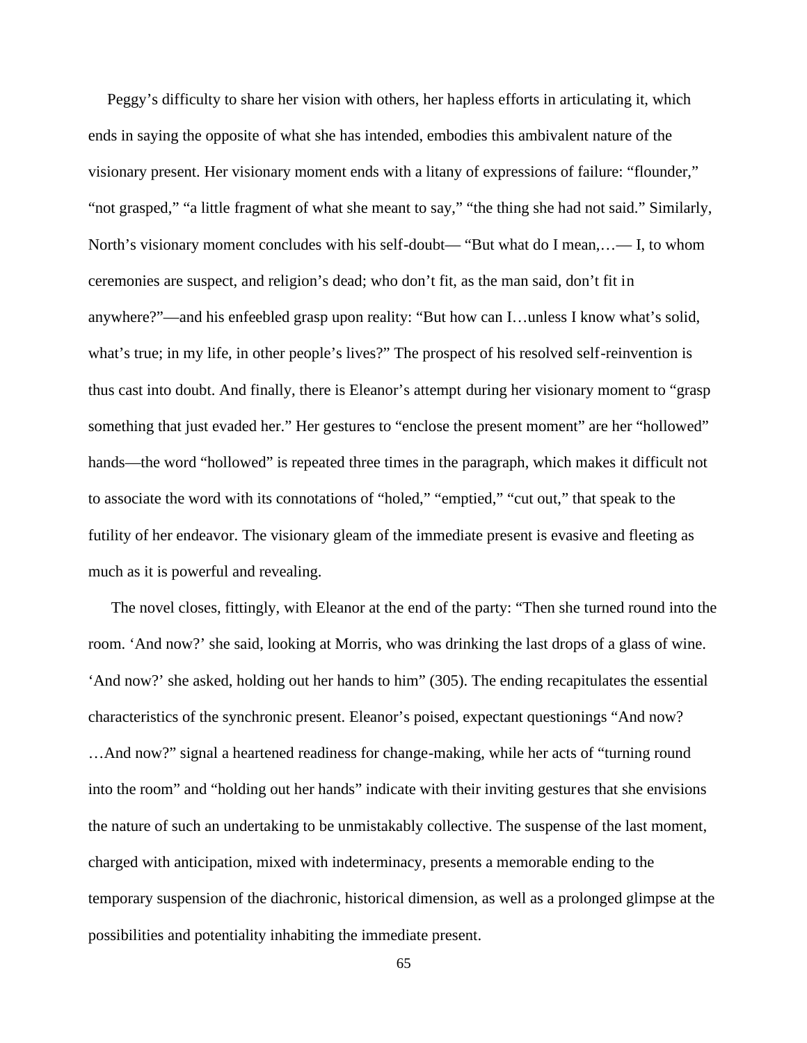Peggy's difficulty to share her vision with others, her hapless efforts in articulating it, which ends in saying the opposite of what she has intended, embodies this ambivalent nature of the visionary present. Her visionary moment ends with a litany of expressions of failure: "flounder," "not grasped," "a little fragment of what she meant to say," "the thing she had not said." Similarly, North's visionary moment concludes with his self-doubt— "But what do I mean,…— I, to whom ceremonies are suspect, and religion's dead; who don't fit, as the man said, don't fit in anywhere?"—and his enfeebled grasp upon reality: "But how can I…unless I know what's solid, what's true; in my life, in other people's lives?" The prospect of his resolved self-reinvention is thus cast into doubt. And finally, there is Eleanor's attempt during her visionary moment to "grasp something that just evaded her." Her gestures to "enclose the present moment" are her "hollowed" hands—the word "hollowed" is repeated three times in the paragraph, which makes it difficult not to associate the word with its connotations of "holed," "emptied," "cut out," that speak to the futility of her endeavor. The visionary gleam of the immediate present is evasive and fleeting as much as it is powerful and revealing.

The novel closes, fittingly, with Eleanor at the end of the party: "Then she turned round into the room. 'And now?' she said, looking at Morris, who was drinking the last drops of a glass of wine. 'And now?' she asked, holding out her hands to him" (305). The ending recapitulates the essential characteristics of the synchronic present. Eleanor's poised, expectant questionings "And now? …And now?" signal a heartened readiness for change-making, while her acts of "turning round into the room" and "holding out her hands" indicate with their inviting gestures that she envisions the nature of such an undertaking to be unmistakably collective. The suspense of the last moment, charged with anticipation, mixed with indeterminacy, presents a memorable ending to the temporary suspension of the diachronic, historical dimension, as well as a prolonged glimpse at the possibilities and potentiality inhabiting the immediate present.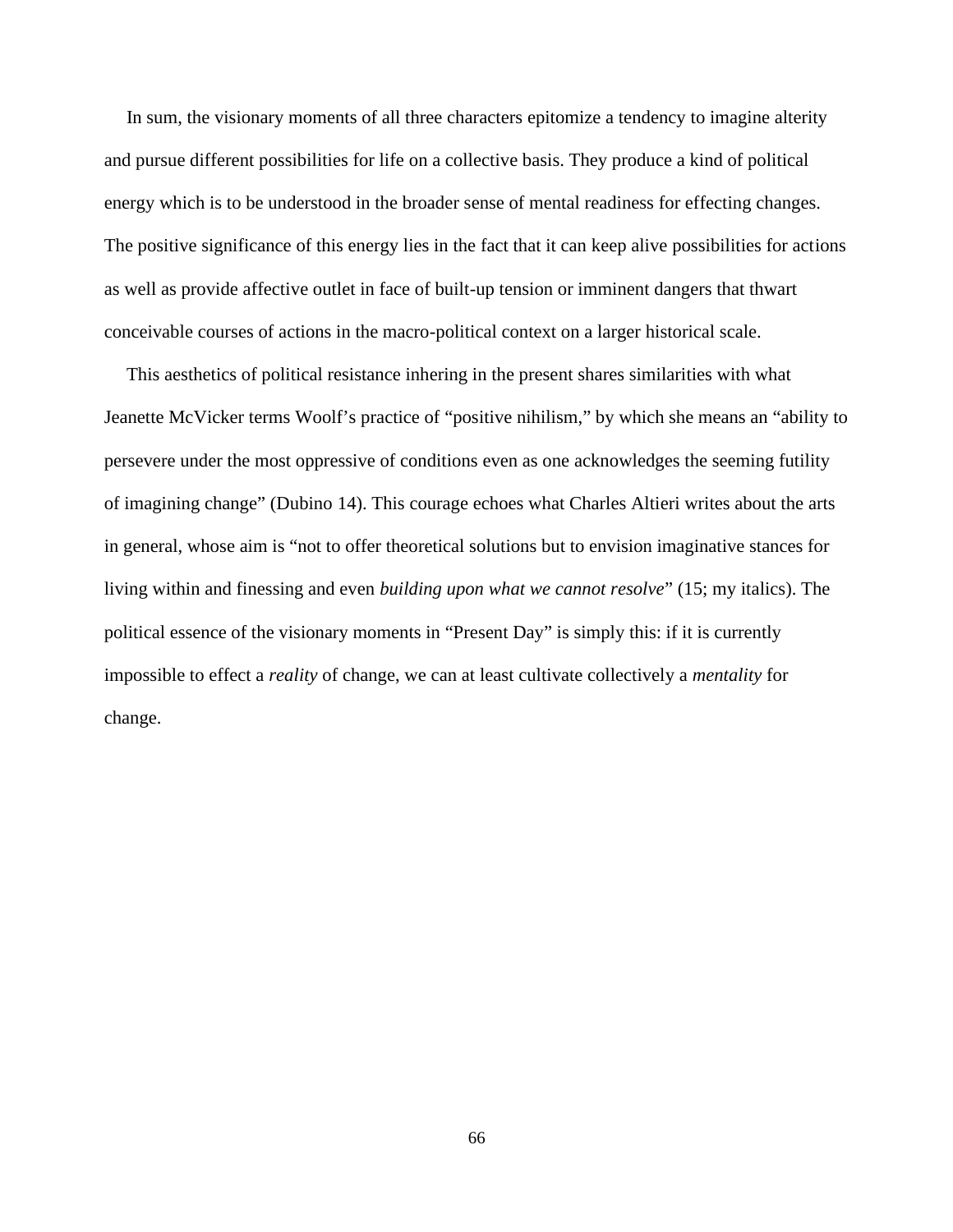In sum, the visionary moments of all three characters epitomize a tendency to imagine alterity and pursue different possibilities for life on a collective basis. They produce a kind of political energy which is to be understood in the broader sense of mental readiness for effecting changes. The positive significance of this energy lies in the fact that it can keep alive possibilities for actions as well as provide affective outlet in face of built-up tension or imminent dangers that thwart conceivable courses of actions in the macro-political context on a larger historical scale.

This aesthetics of political resistance inhering in the present shares similarities with what Jeanette McVicker terms Woolf's practice of "positive nihilism," by which she means an "ability to persevere under the most oppressive of conditions even as one acknowledges the seeming futility of imagining change" (Dubino 14). This courage echoes what Charles Altieri writes about the arts in general, whose aim is "not to offer theoretical solutions but to envision imaginative stances for living within and finessing and even *building upon what we cannot resolve*" (15; my italics). The political essence of the visionary moments in "Present Day" is simply this: if it is currently impossible to effect a *reality* of change, we can at least cultivate collectively a *mentality* for change.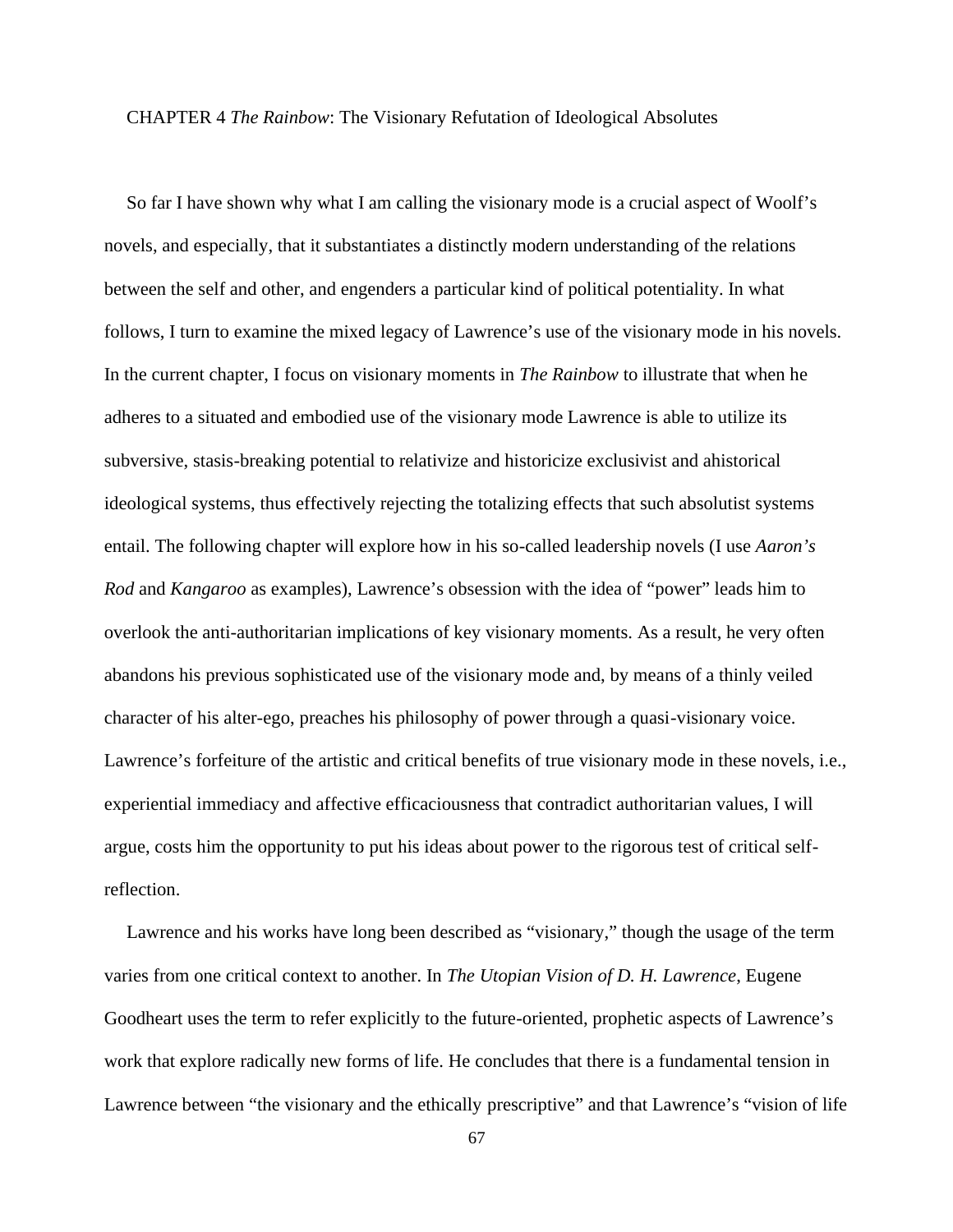# CHAPTER 4 *The Rainbow*: The Visionary Refutation of Ideological Absolutes

So far I have shown why what I am calling the visionary mode is a crucial aspect of Woolf's novels, and especially, that it substantiates a distinctly modern understanding of the relations between the self and other, and engenders a particular kind of political potentiality. In what follows, I turn to examine the mixed legacy of Lawrence's use of the visionary mode in his novels. In the current chapter, I focus on visionary moments in *The Rainbow* to illustrate that when he adheres to a situated and embodied use of the visionary mode Lawrence is able to utilize its subversive, stasis-breaking potential to relativize and historicize exclusivist and ahistorical ideological systems, thus effectively rejecting the totalizing effects that such absolutist systems entail. The following chapter will explore how in his so-called leadership novels (I use *Aaron's Rod* and *Kangaroo* as examples), Lawrence's obsession with the idea of "power" leads him to overlook the anti-authoritarian implications of key visionary moments. As a result, he very often abandons his previous sophisticated use of the visionary mode and, by means of a thinly veiled character of his alter-ego, preaches his philosophy of power through a quasi-visionary voice. Lawrence's forfeiture of the artistic and critical benefits of true visionary mode in these novels, i.e., experiential immediacy and affective efficaciousness that contradict authoritarian values, I will argue, costs him the opportunity to put his ideas about power to the rigorous test of critical self-reflection.

Lawrence and his works have long been described as "visionary," though the usage of the term varies from one critical context to another. In *The Utopian Vision of D. H. Lawrence*, Eugene Goodheart uses the term to refer explicitly to the future-oriented, prophetic aspects of Lawrence's work that explore radically new forms of life. He concludes that there is a fundamental tension in Lawrence between "the visionary and the ethically prescriptive" and that Lawrence's "vision of life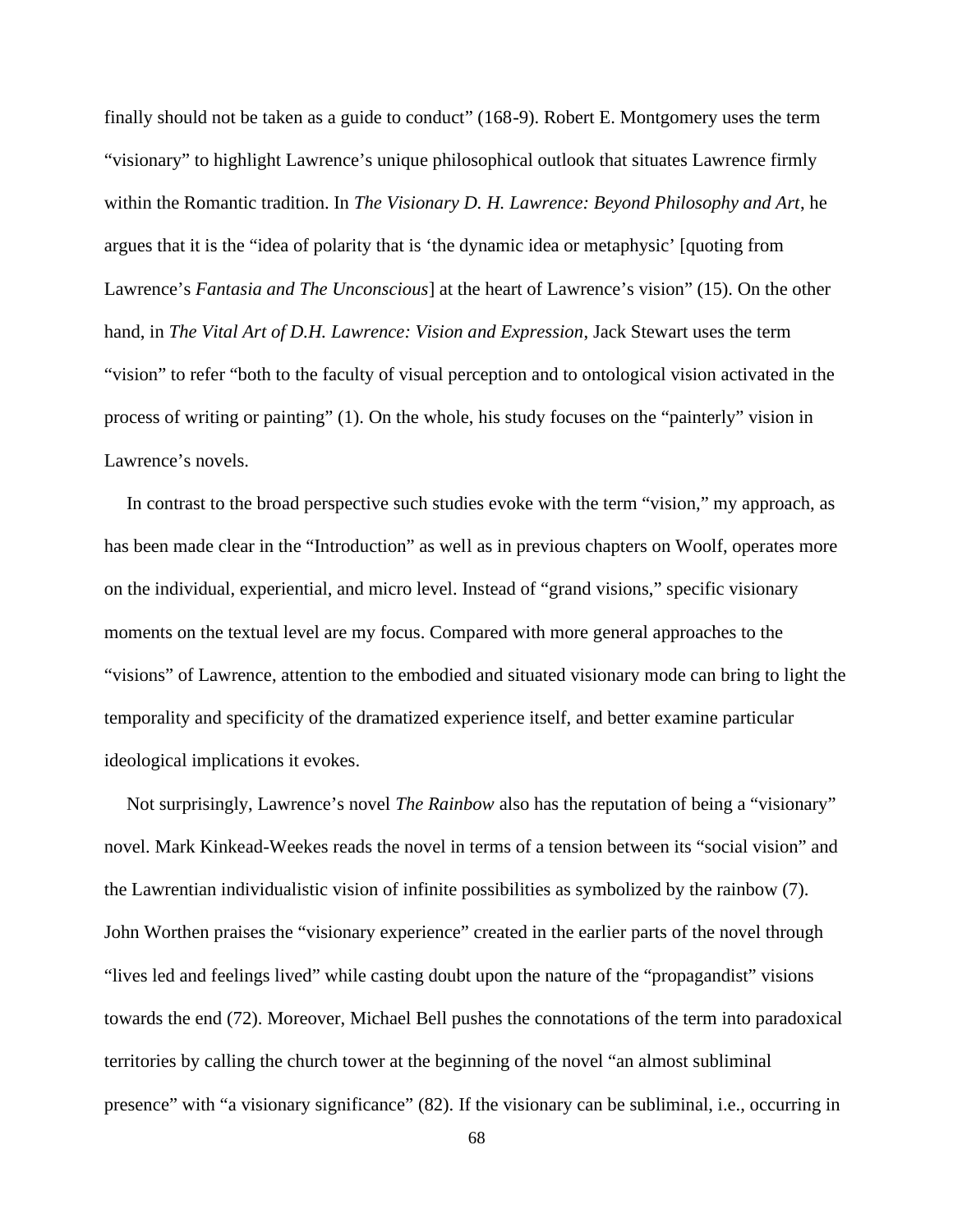finally should not be taken as a guide to conduct" (168-9). Robert E. Montgomery uses the term "visionary" to highlight Lawrence's unique philosophical outlook that situates Lawrence firmly within the Romantic tradition. In *The Visionary D. H. Lawrence: Beyond Philosophy and Art*, he argues that it is the "idea of polarity that is 'the dynamic idea or metaphysic' [quoting from Lawrence's *Fantasia and The Unconscious*] at the heart of Lawrence's vision" (15). On the other hand, in *The Vital Art of D.H. Lawrence: Vision and Expression*, Jack Stewart uses the term "vision" to refer "both to the faculty of visual perception and to ontological vision activated in the process of writing or painting" (1). On the whole, his study focuses on the "painterly" vision in Lawrence's novels.

In contrast to the broad perspective such studies evoke with the term "vision," my approach, as has been made clear in the "Introduction" as well as in previous chapters on Woolf, operates more on the individual, experiential, and micro level. Instead of "grand visions," specific visionary moments on the textual level are my focus. Compared with more general approaches to the "visions" of Lawrence, attention to the embodied and situated visionary mode can bring to light the temporality and specificity of the dramatized experience itself, and better examine particular ideological implications it evokes.

Not surprisingly, Lawrence's novel *The Rainbow* also has the reputation of being a "visionary" novel. Mark Kinkead-Weekes reads the novel in terms of a tension between its "social vision" and the Lawrentian individualistic vision of infinite possibilities as symbolized by the rainbow (7). John Worthen praises the "visionary experience" created in the earlier parts of the novel through "lives led and feelings lived" while casting doubt upon the nature of the "propagandist" visions towards the end (72). Moreover, Michael Bell pushes the connotations of the term into paradoxical territories by calling the church tower at the beginning of the novel "an almost subliminal presence" with "a visionary significance" (82). If the visionary can be subliminal, i.e., occurring in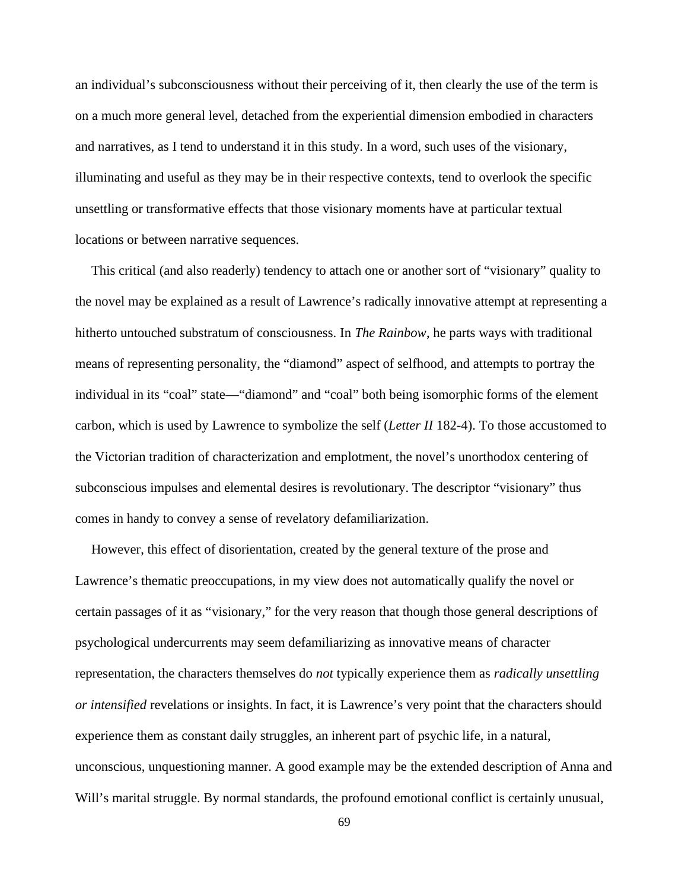an individual's subconsciousness without their perceiving of it, then clearly the use of the term is on a much more general level, detached from the experiential dimension embodied in characters and narratives, as I tend to understand it in this study. In a word, such uses of the visionary, illuminating and useful as they may be in their respective contexts, tend to overlook the specific unsettling or transformative effects that those visionary moments have at particular textual locations or between narrative sequences.

This critical (and also readerly) tendency to attach one or another sort of "visionary" quality to the novel may be explained as a result of Lawrence's radically innovative attempt at representing a hitherto untouched substratum of consciousness. In *The Rainbow*, he parts ways with traditional means of representing personality, the "diamond" aspect of selfhood, and attempts to portray the individual in its "coal" state—"diamond" and "coal" both being isomorphic forms of the element carbon, which is used by Lawrence to symbolize the self (*Letter II* 182-4). To those accustomed to the Victorian tradition of characterization and emplotment, the novel's unorthodox centering of subconscious impulses and elemental desires is revolutionary. The descriptor "visionary" thus comes in handy to convey a sense of revelatory defamiliarization.

However, this effect of disorientation, created by the general texture of the prose and Lawrence's thematic preoccupations, in my view does not automatically qualify the novel or certain passages of it as "visionary," for the very reason that though those general descriptions of psychological undercurrents may seem defamiliarizing as innovative means of character representation, the characters themselves do *not* typically experience them as *radically unsettling or intensified* revelations or insights. In fact, it is Lawrence's very point that the characters should experience them as constant daily struggles, an inherent part of psychic life, in a natural, unconscious, unquestioning manner. A good example may be the extended description of Anna and Will's marital struggle. By normal standards, the profound emotional conflict is certainly unusual,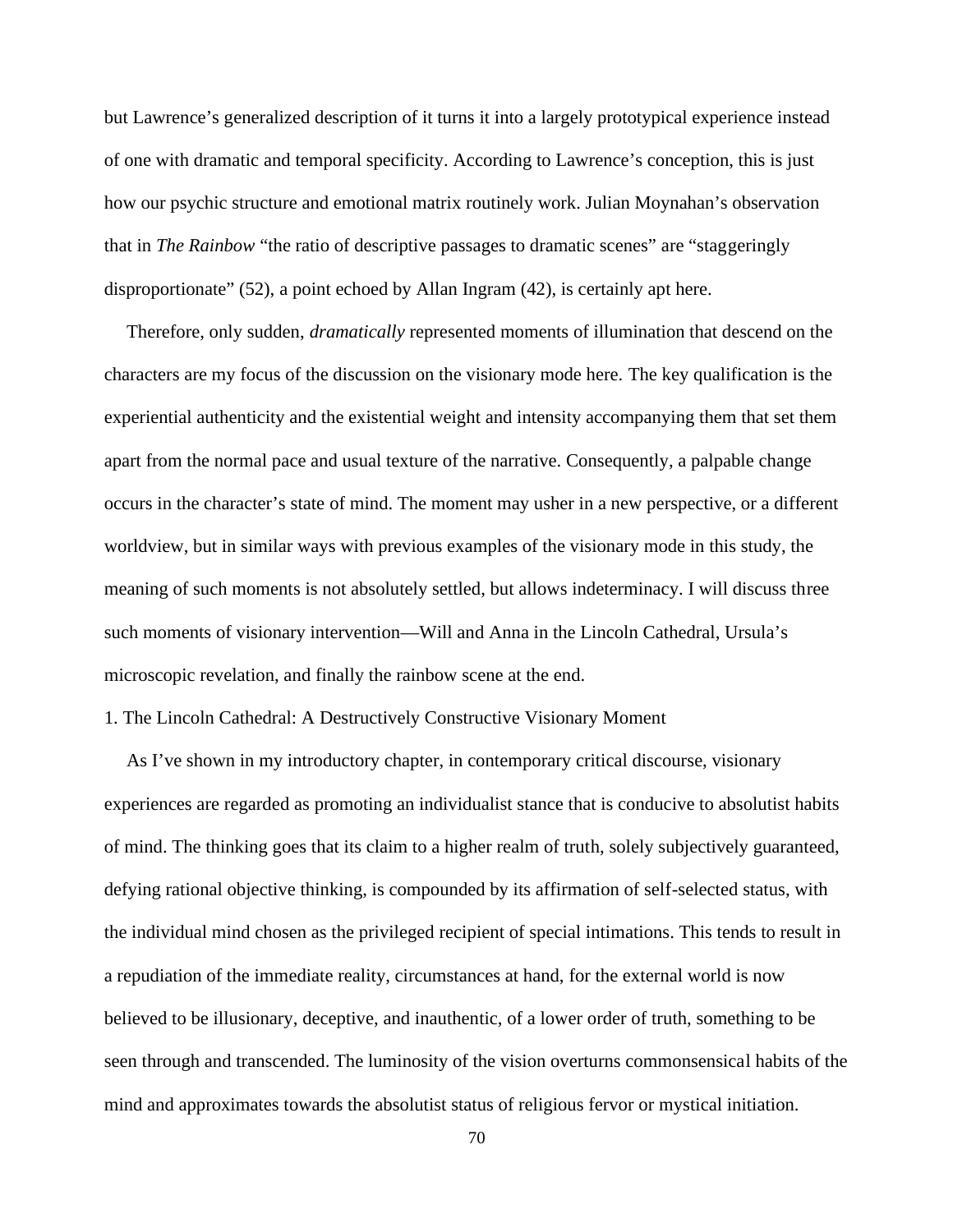but Lawrence's generalized description of it turns it into a largely prototypical experience instead of one with dramatic and temporal specificity. According to Lawrence's conception, this is just how our psychic structure and emotional matrix routinely work. Julian Moynahan's observation that in *The Rainbow* "the ratio of descriptive passages to dramatic scenes" are "staggeringly disproportionate" (52), a point echoed by Allan Ingram (42), is certainly apt here.

Therefore, only sudden, *dramatically* represented moments of illumination that descend on the characters are my focus of the discussion on the visionary mode here. The key qualification is the experiential authenticity and the existential weight and intensity accompanying them that set them apart from the normal pace and usual texture of the narrative. Consequently, a palpable change occurs in the character's state of mind. The moment may usher in a new perspective, or a different worldview, but in similar ways with previous examples of the visionary mode in this study, the meaning of such moments is not absolutely settled, but allows indeterminacy. I will discuss three such moments of visionary intervention—Will and Anna in the Lincoln Cathedral, Ursula's microscopic revelation, and finally the rainbow scene at the end.

1. The Lincoln Cathedral: A Destructively Constructive Visionary Moment

As I've shown in my introductory chapter, in contemporary critical discourse, visionary experiences are regarded as promoting an individualist stance that is conducive to absolutist habits of mind. The thinking goes that its claim to a higher realm of truth, solely subjectively guaranteed, defying rational objective thinking, is compounded by its affirmation of self-selected status, with the individual mind chosen as the privileged recipient of special intimations. This tends to result in a repudiation of the immediate reality, circumstances at hand, for the external world is now believed to be illusionary, deceptive, and inauthentic, of a lower order of truth, something to be seen through and transcended. The luminosity of the vision overturns commonsensical habits of the mind and approximates towards the absolutist status of religious fervor or mystical initiation.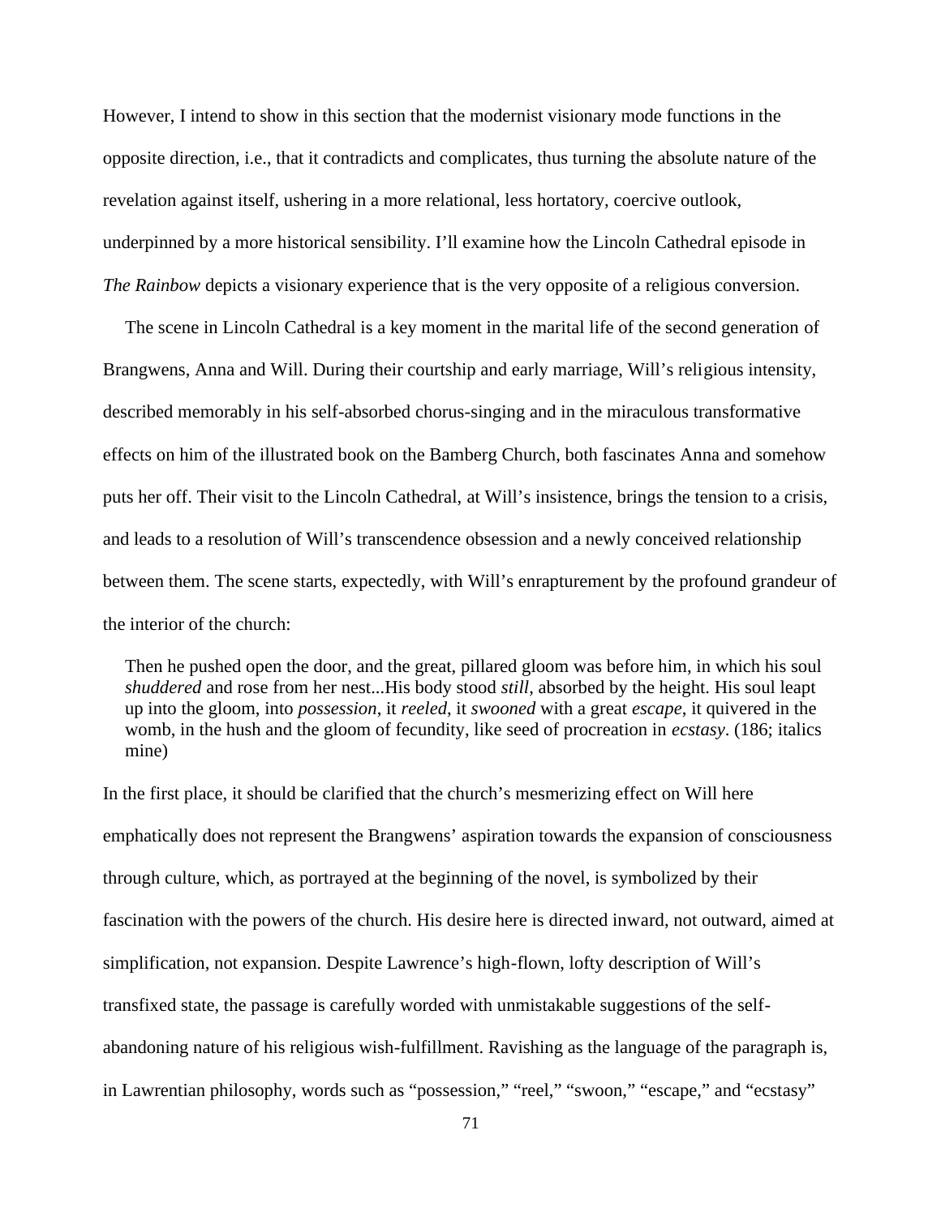However, I intend to show in this section that the modernist visionary mode functions in the opposite direction, i.e., that it contradicts and complicates, thus turning the absolute nature of the revelation against itself, ushering in a more relational, less hortatory, coercive outlook, underpinned by a more historical sensibility. I'll examine how the Lincoln Cathedral episode in *The Rainbow* depicts a visionary experience that is the very opposite of a religious conversion.

The scene in Lincoln Cathedral is a key moment in the marital life of the second generation of Brangwens, Anna and Will. During their courtship and early marriage, Will's religious intensity, described memorably in his self-absorbed chorus-singing and in the miraculous transformative effects on him of the illustrated book on the Bamberg Church, both fascinates Anna and somehow puts her off. Their visit to the Lincoln Cathedral, at Will's insistence, brings the tension to a crisis, and leads to a resolution of Will's transcendence obsession and a newly conceived relationship between them. The scene starts, expectedly, with Will's enrapturement by the profound grandeur of the interior of the church:

> Then he pushed open the door, and the great, pillared gloom was before him, in which his soul *shuddered* and rose from her nest...His body stood *still*, absorbed by the height. His soul leapt up into the gloom, into *possession*, it *reeled*, it *swooned* with a great *escape*, it quivered in the womb, in the hush and the gloom of fecundity, like seed of procreation in *ecstasy*. (186; italics mine)

In the first place, it should be clarified that the church's mesmerizing effect on Will here emphatically does not represent the Brangwens' aspiration towards the expansion of consciousness through culture, which, as portrayed at the beginning of the novel, is symbolized by their fascination with the powers of the church. His desire here is directed inward, not outward, aimed at simplification, not expansion. Despite Lawrence's high-flown, lofty description of Will's transfixed state, the passage is carefully worded with unmistakable suggestions of the self-abandoning nature of his religious wish-fulfillment. Ravishing as the language of the paragraph is, in Lawrentian philosophy, words such as "possession," "reel," "swoon," "escape," and "ecstasy"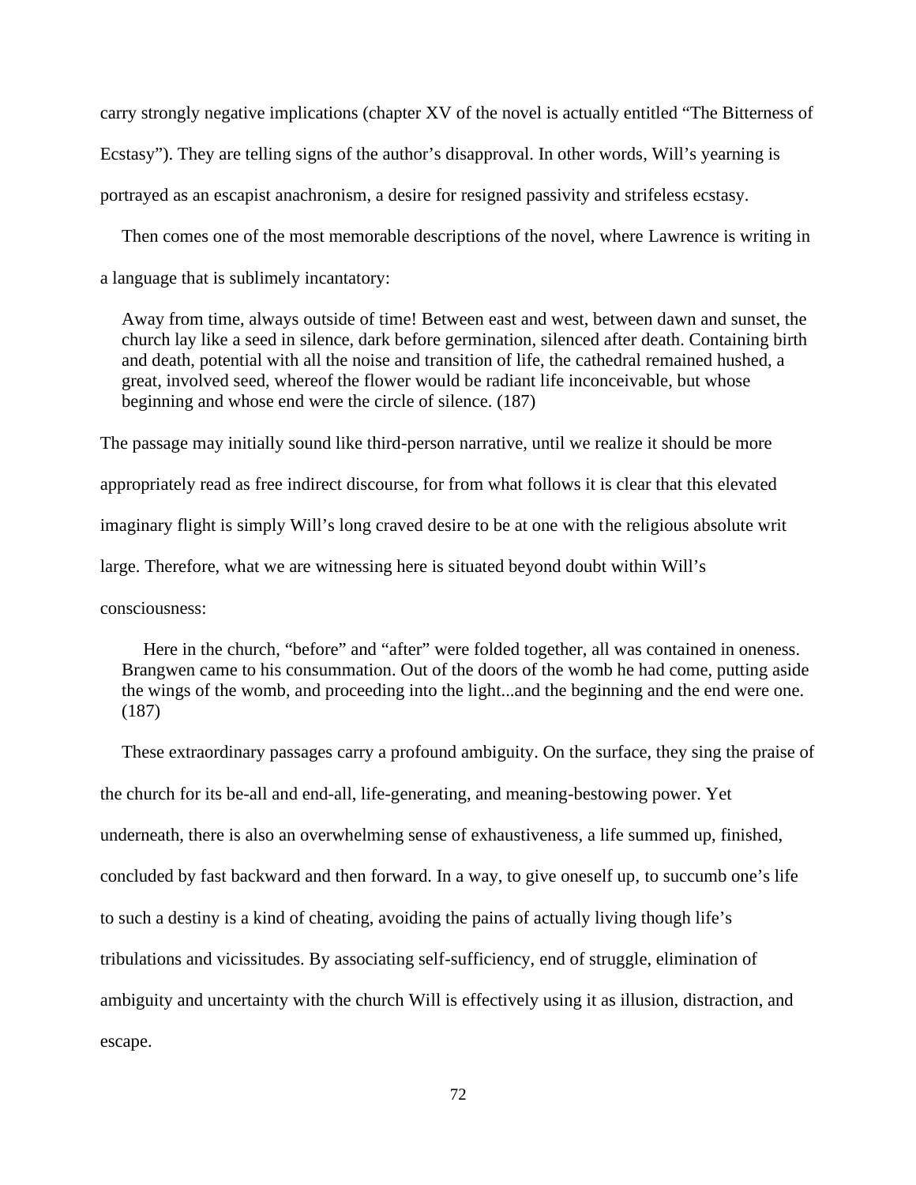carry strongly negative implications (chapter XV of the novel is actually entitled "The Bitterness of Ecstasy"). They are telling signs of the author's disapproval. In other words, Will's yearning is portrayed as an escapist anachronism, a desire for resigned passivity and strifeless ecstasy.

Then comes one of the most memorable descriptions of the novel, where Lawrence is writing in a language that is sublimely incantatory:

> Away from time, always outside of time! Between east and west, between dawn and sunset, the church lay like a seed in silence, dark before germination, silenced after death. Containing birth and death, potential with all the noise and transition of life, the cathedral remained hushed, a great, involved seed, whereof the flower would be radiant life inconceivable, but whose beginning and whose end were the circle of silence. (187)

The passage may initially sound like third-person narrative, until we realize it should be more appropriately read as free indirect discourse, for from what follows it is clear that this elevated imaginary flight is simply Will's long craved desire to be at one with the religious absolute writ large. Therefore, what we are witnessing here is situated beyond doubt within Will's consciousness:

> Here in the church, "before" and "after" were folded together, all was contained in oneness. Brangwen came to his consummation. Out of the doors of the womb he had come, putting aside the wings of the womb, and proceeding into the light...and the beginning and the end were one. (187)

These extraordinary passages carry a profound ambiguity. On the surface, they sing the praise of the church for its be-all and end-all, life-generating, and meaning-bestowing power. Yet underneath, there is also an overwhelming sense of exhaustiveness, a life summed up, finished, concluded by fast backward and then forward. In a way, to give oneself up, to succumb one's life to such a destiny is a kind of cheating, avoiding the pains of actually living though life's tribulations and vicissitudes. By associating self-sufficiency, end of struggle, elimination of ambiguity and uncertainty with the church Will is effectively using it as illusion, distraction, and escape.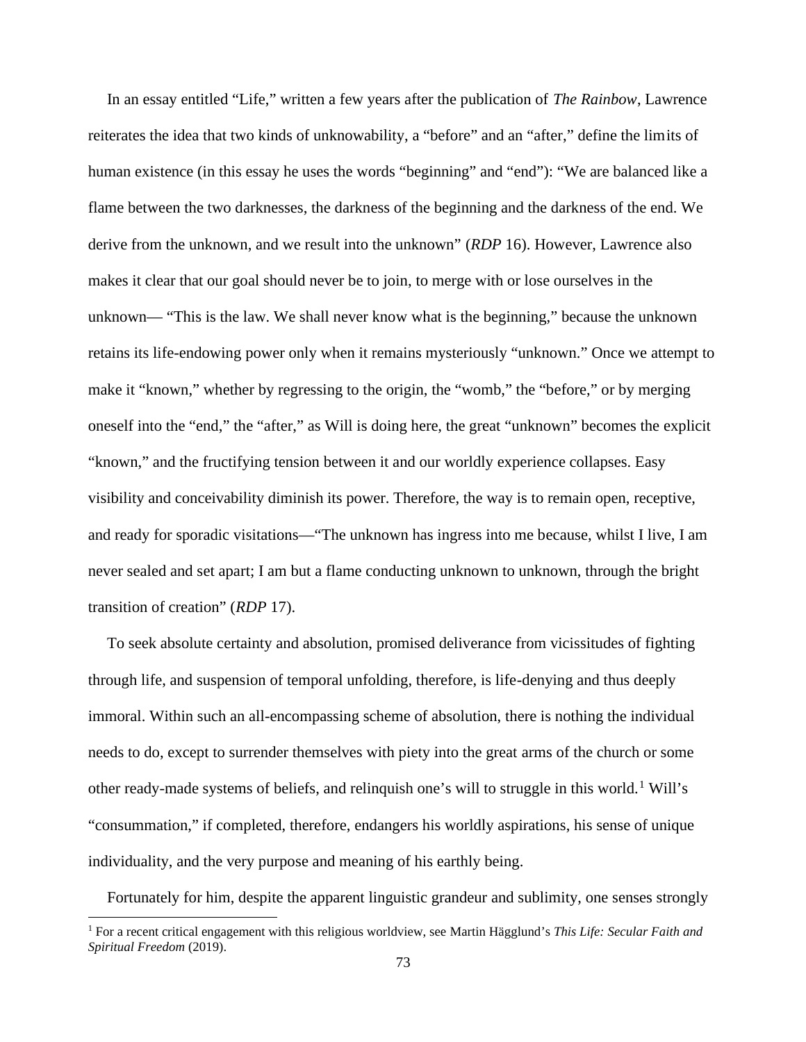In an essay entitled "Life," written a few years after the publication of *The Rainbow*, Lawrence reiterates the idea that two kinds of unknowability, a "before" and an "after," define the limits of human existence (in this essay he uses the words "beginning" and "end"): "We are balanced like a flame between the two darknesses, the darkness of the beginning and the darkness of the end. We derive from the unknown, and we result into the unknown" (*RDP* 16). However, Lawrence also makes it clear that our goal should never be to join, to merge with or lose ourselves in the unknown— "This is the law. We shall never know what is the beginning," because the unknown retains its life-endowing power only when it remains mysteriously "unknown." Once we attempt to make it "known," whether by regressing to the origin, the "womb," the "before," or by merging oneself into the "end," the "after," as Will is doing here, the great "unknown" becomes the explicit "known," and the fructifying tension between it and our worldly experience collapses. Easy visibility and conceivability diminish its power. Therefore, the way is to remain open, receptive, and ready for sporadic visitations—"The unknown has ingress into me because, whilst I live, I am never sealed and set apart; I am but a flame conducting unknown to unknown, through the bright transition of creation" (*RDP* 17).

To seek absolute certainty and absolution, promised deliverance from vicissitudes of fighting through life, and suspension of temporal unfolding, therefore, is life-denying and thus deeply immoral. Within such an all-encompassing scheme of absolution, there is nothing the individual needs to do, except to surrender themselves with piety into the great arms of the church or some other ready-made systems of beliefs, and relinquish one's will to struggle in this world.[1] Will's "consummation," if completed, therefore, endangers his worldly aspirations, his sense of unique individuality, and the very purpose and meaning of his earthly being.

Fortunately for him, despite the apparent linguistic grandeur and sublimity, one senses strongly

[1] For a recent critical engagement with this religious worldview, see Martin Hägglund's *This Life: Secular Faith and Spiritual Freedom* (2019).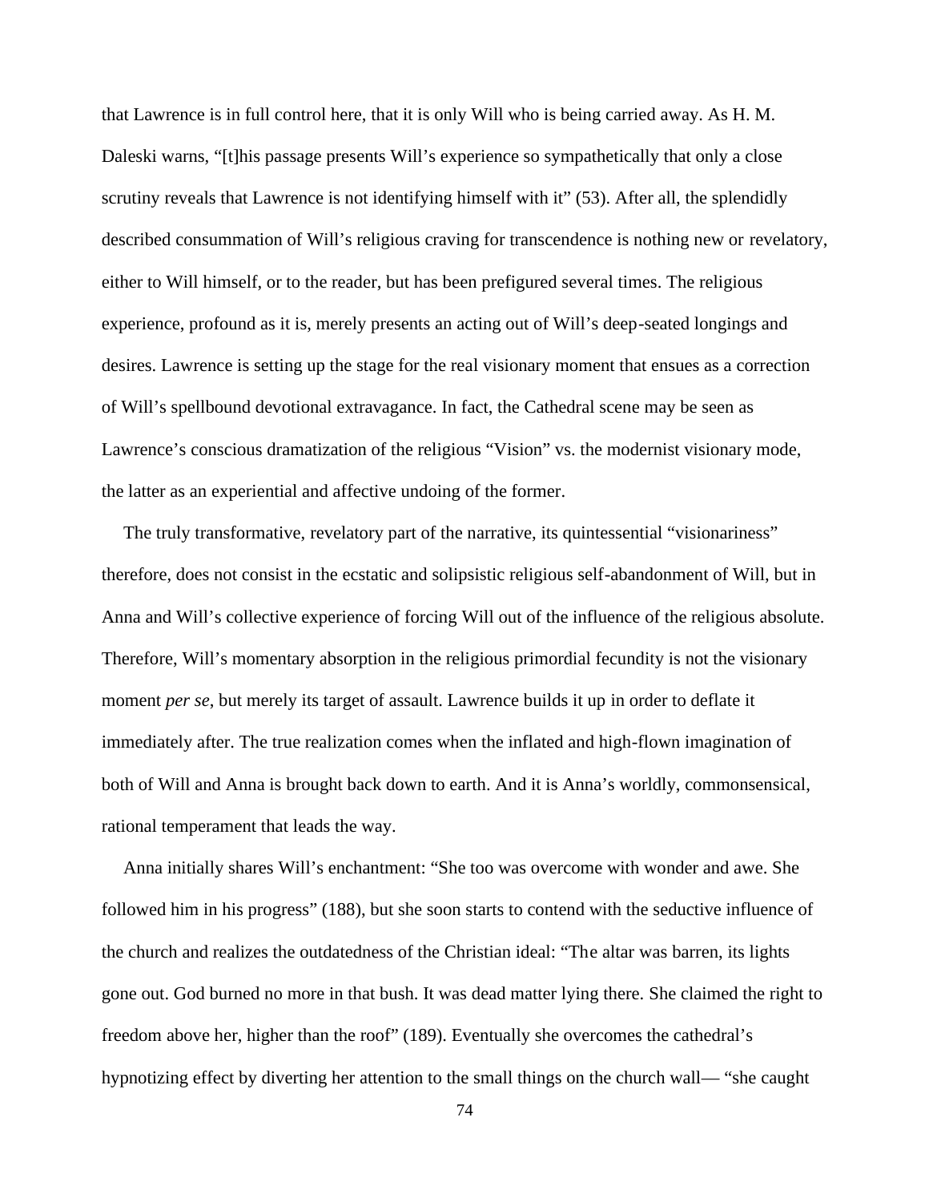that Lawrence is in full control here, that it is only Will who is being carried away. As H. M. Daleski warns, "[t]his passage presents Will's experience so sympathetically that only a close scrutiny reveals that Lawrence is not identifying himself with it" (53). After all, the splendidly described consummation of Will's religious craving for transcendence is nothing new or revelatory, either to Will himself, or to the reader, but has been prefigured several times. The religious experience, profound as it is, merely presents an acting out of Will's deep-seated longings and desires. Lawrence is setting up the stage for the real visionary moment that ensues as a correction of Will's spellbound devotional extravagance. In fact, the Cathedral scene may be seen as Lawrence's conscious dramatization of the religious "Vision" vs. the modernist visionary mode, the latter as an experiential and affective undoing of the former.

The truly transformative, revelatory part of the narrative, its quintessential "visionariness" therefore, does not consist in the ecstatic and solipsistic religious self-abandonment of Will, but in Anna and Will's collective experience of forcing Will out of the influence of the religious absolute. Therefore, Will's momentary absorption in the religious primordial fecundity is not the visionary moment *per se*, but merely its target of assault. Lawrence builds it up in order to deflate it immediately after. The true realization comes when the inflated and high-flown imagination of both of Will and Anna is brought back down to earth. And it is Anna's worldly, commonsensical, rational temperament that leads the way.

Anna initially shares Will's enchantment: "She too was overcome with wonder and awe. She followed him in his progress" (188), but she soon starts to contend with the seductive influence of the church and realizes the outdatedness of the Christian ideal: "The altar was barren, its lights gone out. God burned no more in that bush. It was dead matter lying there. She claimed the right to freedom above her, higher than the roof" (189). Eventually she overcomes the cathedral's hypnotizing effect by diverting her attention to the small things on the church wall— "she caught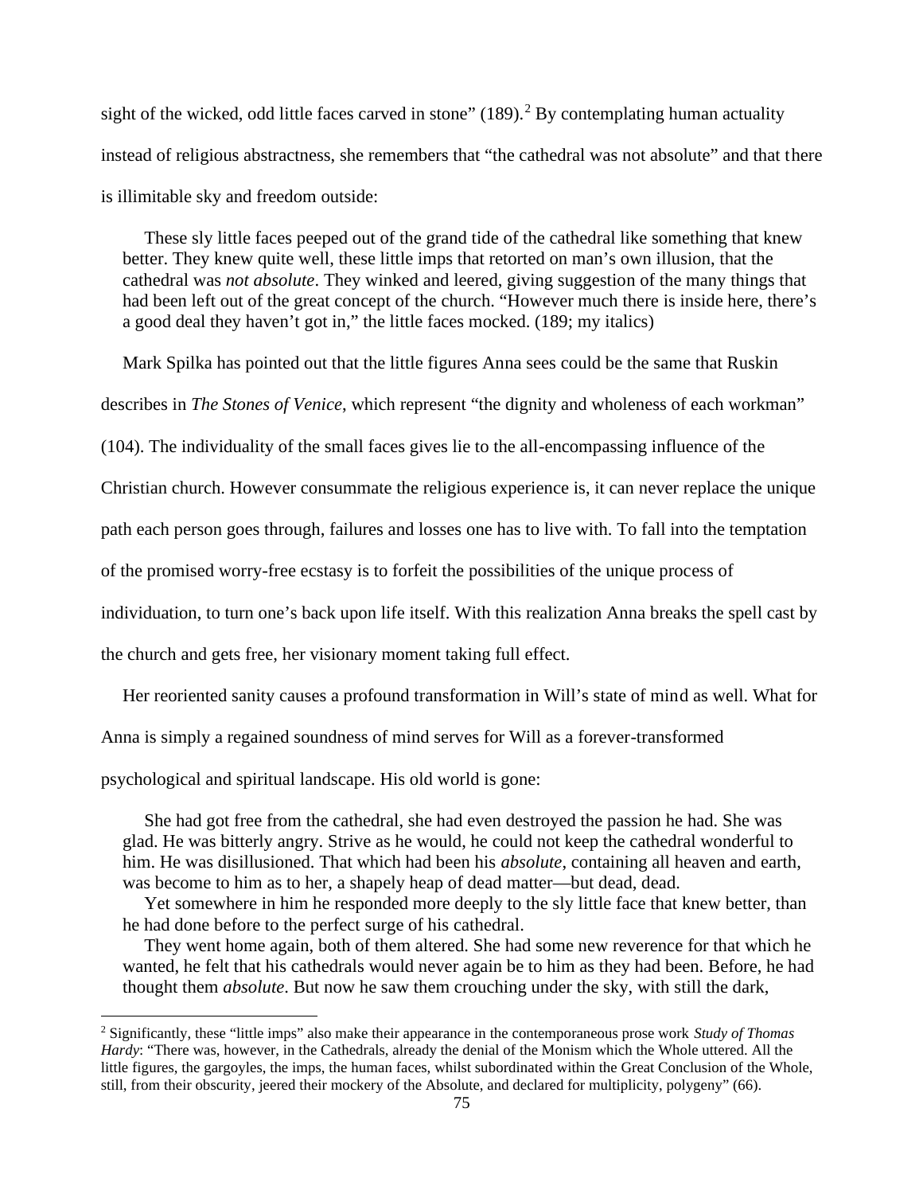sight of the wicked, odd little faces carved in stone" (189).[2] By contemplating human actuality instead of religious abstractness, she remembers that "the cathedral was not absolute" and that there is illimitable sky and freedom outside:

> These sly little faces peeped out of the grand tide of the cathedral like something that knew better. They knew quite well, these little imps that retorted on man's own illusion, that the cathedral was *not absolute*. They winked and leered, giving suggestion of the many things that had been left out of the great concept of the church. "However much there is inside here, there's a good deal they haven't got in," the little faces mocked. (189; my italics)

Mark Spilka has pointed out that the little figures Anna sees could be the same that Ruskin describes in *The Stones of Venice*, which represent "the dignity and wholeness of each workman" (104). The individuality of the small faces gives lie to the all-encompassing influence of the Christian church. However consummate the religious experience is, it can never replace the unique path each person goes through, failures and losses one has to live with. To fall into the temptation of the promised worry-free ecstasy is to forfeit the possibilities of the unique process of individuation, to turn one's back upon life itself. With this realization Anna breaks the spell cast by the church and gets free, her visionary moment taking full effect.

Her reoriented sanity causes a profound transformation in Will's state of mind as well. What for Anna is simply a regained soundness of mind serves for Will as a forever-transformed psychological and spiritual landscape. His old world is gone:

> She had got free from the cathedral, she had even destroyed the passion he had. She was glad. He was bitterly angry. Strive as he would, he could not keep the cathedral wonderful to him. He was disillusioned. That which had been his *absolute*, containing all heaven and earth, was become to him as to her, a shapely heap of dead matter—but dead, dead.
>
> Yet somewhere in him he responded more deeply to the sly little face that knew better, than he had done before to the perfect surge of his cathedral.
>
> They went home again, both of them altered. She had some new reverence for that which he wanted, he felt that his cathedrals would never again be to him as they had been. Before, he had thought them *absolute*. But now he saw them crouching under the sky, with still the dark,

---

[2] Significantly, these "little imps" also make their appearance in the contemporaneous prose work *Study of Thomas Hardy*: "There was, however, in the Cathedrals, already the denial of the Monism which the Whole uttered. All the little figures, the gargoyles, the imps, the human faces, whilst subordinated within the Great Conclusion of the Whole, still, from their obscurity, jeered their mockery of the Absolute, and declared for multiplicity, polygeny" (66).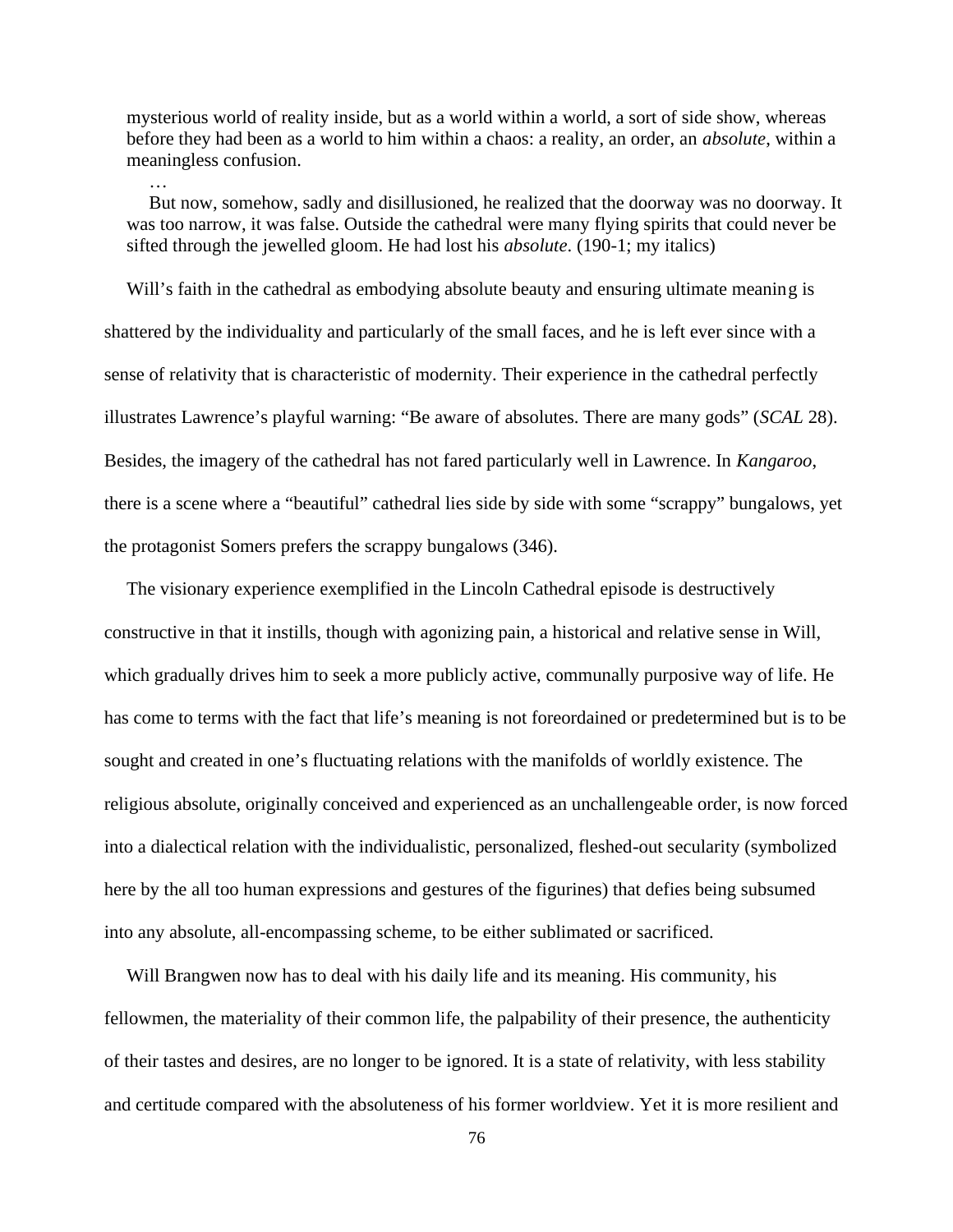> mysterious world of reality inside, but as a world within a world, a sort of side show, whereas before they had been as a world to him within a chaos: a reality, an order, an *absolute*, within a meaningless confusion.
>
> …
>
> But now, somehow, sadly and disillusioned, he realized that the doorway was no doorway. It was too narrow, it was false. Outside the cathedral were many flying spirits that could never be sifted through the jewelled gloom. He had lost his *absolute*. (190-1; my italics)

Will's faith in the cathedral as embodying absolute beauty and ensuring ultimate meaning is shattered by the individuality and particularly of the small faces, and he is left ever since with a sense of relativity that is characteristic of modernity. Their experience in the cathedral perfectly illustrates Lawrence's playful warning: "Be aware of absolutes. There are many gods" (*SCAL* 28). Besides, the imagery of the cathedral has not fared particularly well in Lawrence. In *Kangaroo*, there is a scene where a "beautiful" cathedral lies side by side with some "scrappy" bungalows, yet the protagonist Somers prefers the scrappy bungalows (346).

The visionary experience exemplified in the Lincoln Cathedral episode is destructively constructive in that it instills, though with agonizing pain, a historical and relative sense in Will, which gradually drives him to seek a more publicly active, communally purposive way of life. He has come to terms with the fact that life's meaning is not foreordained or predetermined but is to be sought and created in one's fluctuating relations with the manifolds of worldly existence. The religious absolute, originally conceived and experienced as an unchallengeable order, is now forced into a dialectical relation with the individualistic, personalized, fleshed-out secularity (symbolized here by the all too human expressions and gestures of the figurines) that defies being subsumed into any absolute, all-encompassing scheme, to be either sublimated or sacrificed.

Will Brangwen now has to deal with his daily life and its meaning. His community, his fellowmen, the materiality of their common life, the palpability of their presence, the authenticity of their tastes and desires, are no longer to be ignored. It is a state of relativity, with less stability and certitude compared with the absoluteness of his former worldview. Yet it is more resilient and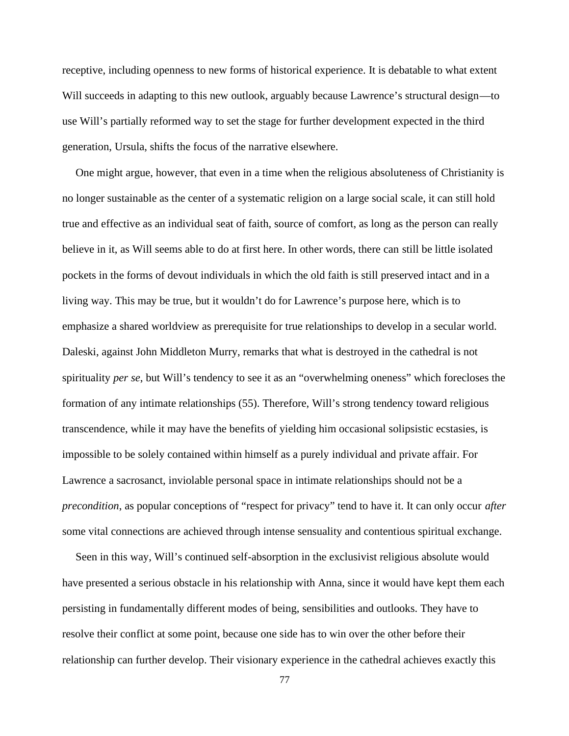receptive, including openness to new forms of historical experience. It is debatable to what extent Will succeeds in adapting to this new outlook, arguably because Lawrence's structural design—to use Will's partially reformed way to set the stage for further development expected in the third generation, Ursula, shifts the focus of the narrative elsewhere.

One might argue, however, that even in a time when the religious absoluteness of Christianity is no longer sustainable as the center of a systematic religion on a large social scale, it can still hold true and effective as an individual seat of faith, source of comfort, as long as the person can really believe in it, as Will seems able to do at first here. In other words, there can still be little isolated pockets in the forms of devout individuals in which the old faith is still preserved intact and in a living way. This may be true, but it wouldn't do for Lawrence's purpose here, which is to emphasize a shared worldview as prerequisite for true relationships to develop in a secular world. Daleski, against John Middleton Murry, remarks that what is destroyed in the cathedral is not spirituality *per se*, but Will's tendency to see it as an "overwhelming oneness" which forecloses the formation of any intimate relationships (55). Therefore, Will's strong tendency toward religious transcendence, while it may have the benefits of yielding him occasional solipsistic ecstasies, is impossible to be solely contained within himself as a purely individual and private affair. For Lawrence a sacrosanct, inviolable personal space in intimate relationships should not be a *precondition*, as popular conceptions of "respect for privacy" tend to have it. It can only occur *after* some vital connections are achieved through intense sensuality and contentious spiritual exchange.

Seen in this way, Will's continued self-absorption in the exclusivist religious absolute would have presented a serious obstacle in his relationship with Anna, since it would have kept them each persisting in fundamentally different modes of being, sensibilities and outlooks. They have to resolve their conflict at some point, because one side has to win over the other before their relationship can further develop. Their visionary experience in the cathedral achieves exactly this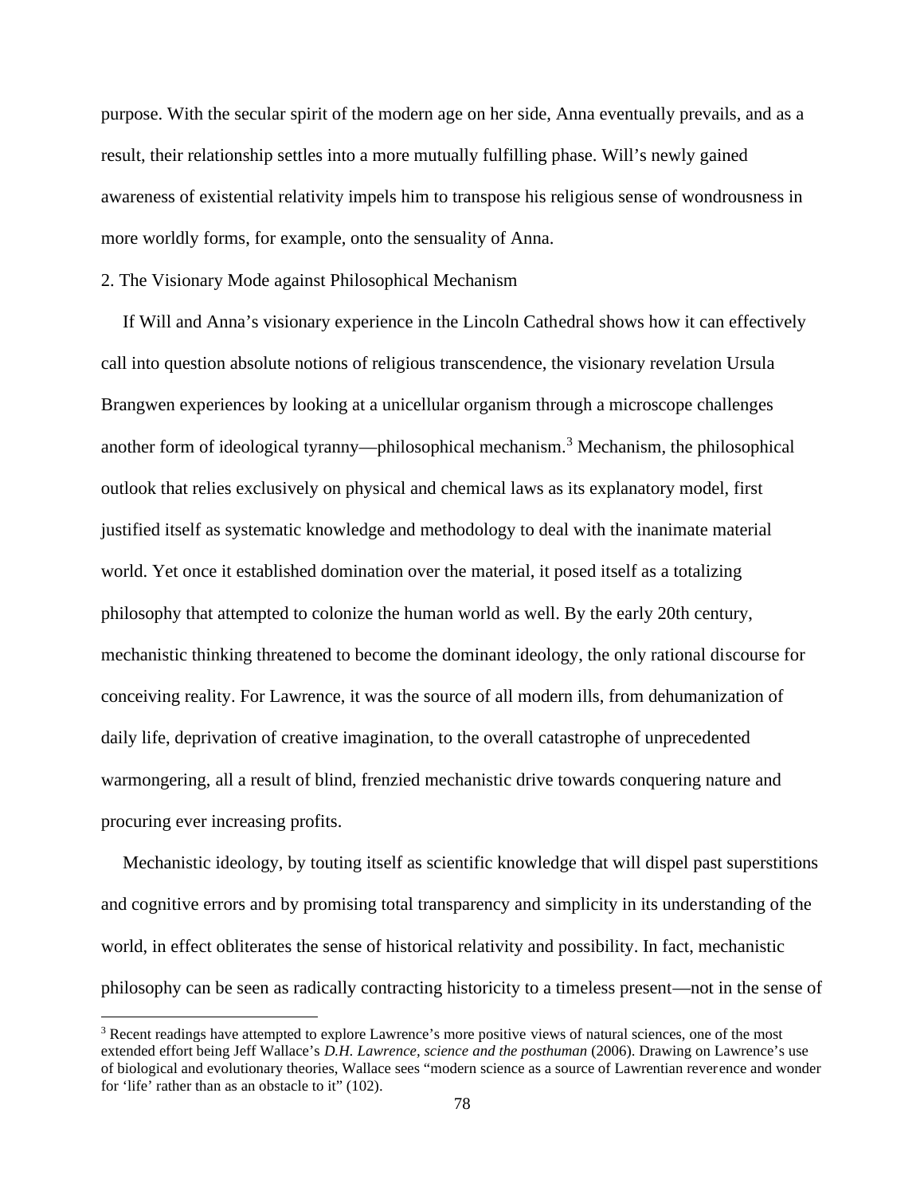purpose. With the secular spirit of the modern age on her side, Anna eventually prevails, and as a result, their relationship settles into a more mutually fulfilling phase. Will's newly gained awareness of existential relativity impels him to transpose his religious sense of wondrousness in more worldly forms, for example, onto the sensuality of Anna.

## 2. The Visionary Mode against Philosophical Mechanism

If Will and Anna's visionary experience in the Lincoln Cathedral shows how it can effectively call into question absolute notions of religious transcendence, the visionary revelation Ursula Brangwen experiences by looking at a unicellular organism through a microscope challenges another form of ideological tyranny—philosophical mechanism.[3] Mechanism, the philosophical outlook that relies exclusively on physical and chemical laws as its explanatory model, first justified itself as systematic knowledge and methodology to deal with the inanimate material world. Yet once it established domination over the material, it posed itself as a totalizing philosophy that attempted to colonize the human world as well. By the early 20th century, mechanistic thinking threatened to become the dominant ideology, the only rational discourse for conceiving reality. For Lawrence, it was the source of all modern ills, from dehumanization of daily life, deprivation of creative imagination, to the overall catastrophe of unprecedented warmongering, all a result of blind, frenzied mechanistic drive towards conquering nature and procuring ever increasing profits.

Mechanistic ideology, by touting itself as scientific knowledge that will dispel past superstitions and cognitive errors and by promising total transparency and simplicity in its understanding of the world, in effect obliterates the sense of historical relativity and possibility. In fact, mechanistic philosophy can be seen as radically contracting historicity to a timeless present—not in the sense of

[3] Recent readings have attempted to explore Lawrence's more positive views of natural sciences, one of the most extended effort being Jeff Wallace's *D.H. Lawrence, science and the posthuman* (2006). Drawing on Lawrence's use of biological and evolutionary theories, Wallace sees "modern science as a source of Lawrentian reverence and wonder for 'life' rather than as an obstacle to it" (102).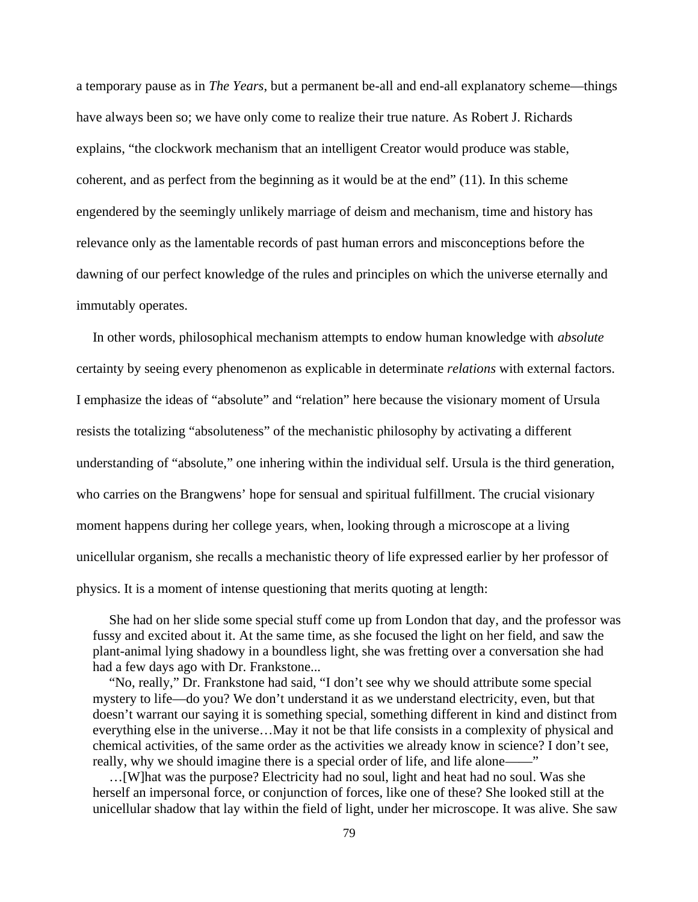a temporary pause as in *The Years*, but a permanent be-all and end-all explanatory scheme—things have always been so; we have only come to realize their true nature. As Robert J. Richards explains, "the clockwork mechanism that an intelligent Creator would produce was stable, coherent, and as perfect from the beginning as it would be at the end" (11). In this scheme engendered by the seemingly unlikely marriage of deism and mechanism, time and history has relevance only as the lamentable records of past human errors and misconceptions before the dawning of our perfect knowledge of the rules and principles on which the universe eternally and immutably operates.

In other words, philosophical mechanism attempts to endow human knowledge with *absolute* certainty by seeing every phenomenon as explicable in determinate *relations* with external factors. I emphasize the ideas of "absolute" and "relation" here because the visionary moment of Ursula resists the totalizing "absoluteness" of the mechanistic philosophy by activating a different understanding of "absolute," one inhering within the individual self. Ursula is the third generation, who carries on the Brangwens' hope for sensual and spiritual fulfillment. The crucial visionary moment happens during her college years, when, looking through a microscope at a living unicellular organism, she recalls a mechanistic theory of life expressed earlier by her professor of physics. It is a moment of intense questioning that merits quoting at length:

> She had on her slide some special stuff come up from London that day, and the professor was fussy and excited about it. At the same time, as she focused the light on her field, and saw the plant-animal lying shadowy in a boundless light, she was fretting over a conversation she had had a few days ago with Dr. Frankstone...
>
> "No, really," Dr. Frankstone had said, "I don't see why we should attribute some special mystery to life—do you? We don't understand it as we understand electricity, even, but that doesn't warrant our saying it is something special, something different in kind and distinct from everything else in the universe…May it not be that life consists in a complexity of physical and chemical activities, of the same order as the activities we already know in science? I don't see, really, why we should imagine there is a special order of life, and life alone——"
>
> …[W]hat was the purpose? Electricity had no soul, light and heat had no soul. Was she herself an impersonal force, or conjunction of forces, like one of these? She looked still at the unicellular shadow that lay within the field of light, under her microscope. It was alive. She saw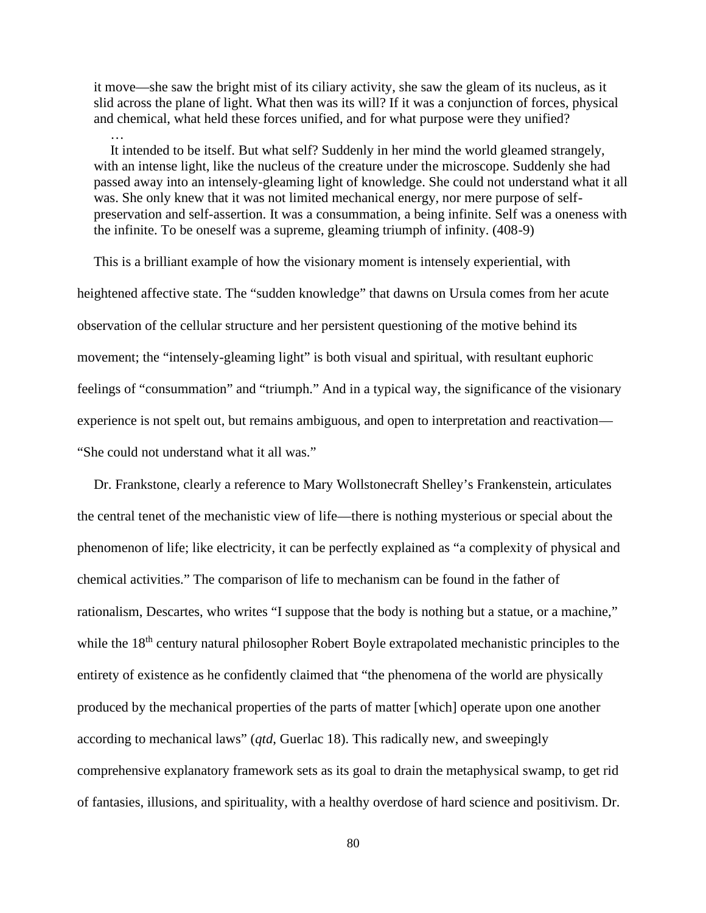> it move—she saw the bright mist of its ciliary activity, she saw the gleam of its nucleus, as it slid across the plane of light. What then was its will? If it was a conjunction of forces, physical and chemical, what held these forces unified, and for what purpose were they unified?
>
> …
>
> It intended to be itself. But what self? Suddenly in her mind the world gleamed strangely, with an intense light, like the nucleus of the creature under the microscope. Suddenly she had passed away into an intensely-gleaming light of knowledge. She could not understand what it all was. She only knew that it was not limited mechanical energy, nor mere purpose of self-preservation and self-assertion. It was a consummation, a being infinite. Self was a oneness with the infinite. To be oneself was a supreme, gleaming triumph of infinity. (408-9)

This is a brilliant example of how the visionary moment is intensely experiential, with heightened affective state. The "sudden knowledge" that dawns on Ursula comes from her acute observation of the cellular structure and her persistent questioning of the motive behind its movement; the "intensely-gleaming light" is both visual and spiritual, with resultant euphoric feelings of "consummation" and "triumph." And in a typical way, the significance of the visionary experience is not spelt out, but remains ambiguous, and open to interpretation and reactivation—"She could not understand what it all was."

Dr. Frankstone, clearly a reference to Mary Wollstonecraft Shelley's Frankenstein, articulates the central tenet of the mechanistic view of life—there is nothing mysterious or special about the phenomenon of life; like electricity, it can be perfectly explained as "a complexity of physical and chemical activities." The comparison of life to mechanism can be found in the father of rationalism, Descartes, who writes "I suppose that the body is nothing but a statue, or a machine," while the 18th century natural philosopher Robert Boyle extrapolated mechanistic principles to the entirety of existence as he confidently claimed that "the phenomena of the world are physically produced by the mechanical properties of the parts of matter [which] operate upon one another according to mechanical laws" (*qtd*, Guerlac 18). This radically new, and sweepingly comprehensive explanatory framework sets as its goal to drain the metaphysical swamp, to get rid of fantasies, illusions, and spirituality, with a healthy overdose of hard science and positivism. Dr.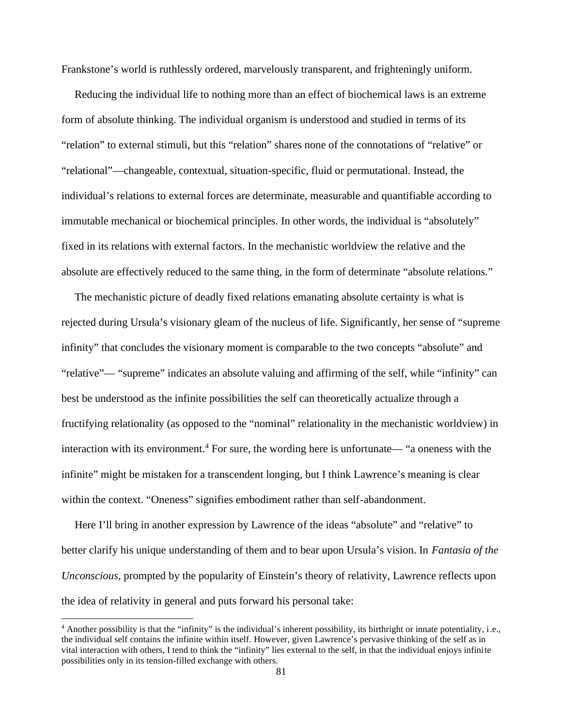Frankstone's world is ruthlessly ordered, marvelously transparent, and frighteningly uniform.

Reducing the individual life to nothing more than an effect of biochemical laws is an extreme form of absolute thinking. The individual organism is understood and studied in terms of its "relation" to external stimuli, but this "relation" shares none of the connotations of "relative" or "relational"—changeable, contextual, situation-specific, fluid or permutational. Instead, the individual's relations to external forces are determinate, measurable and quantifiable according to immutable mechanical or biochemical principles. In other words, the individual is "absolutely" fixed in its relations with external factors. In the mechanistic worldview the relative and the absolute are effectively reduced to the same thing, in the form of determinate "absolute relations."

The mechanistic picture of deadly fixed relations emanating absolute certainty is what is rejected during Ursula's visionary gleam of the nucleus of life. Significantly, her sense of "supreme infinity" that concludes the visionary moment is comparable to the two concepts "absolute" and "relative"— "supreme" indicates an absolute valuing and affirming of the self, while "infinity" can best be understood as the infinite possibilities the self can theoretically actualize through a fructifying relationality (as opposed to the "nominal" relationality in the mechanistic worldview) in interaction with its environment.[4] For sure, the wording here is unfortunate— "a oneness with the infinite" might be mistaken for a transcendent longing, but I think Lawrence's meaning is clear within the context. "Oneness" signifies embodiment rather than self-abandonment.

Here I'll bring in another expression by Lawrence of the ideas "absolute" and "relative" to better clarify his unique understanding of them and to bear upon Ursula's vision. In *Fantasia of the Unconscious*, prompted by the popularity of Einstein's theory of relativity, Lawrence reflects upon the idea of relativity in general and puts forward his personal take:

[4] Another possibility is that the "infinity" is the individual's inherent possibility, its birthright or innate potentiality, i.e., the individual self contains the infinite within itself. However, given Lawrence's pervasive thinking of the self as in vital interaction with others, I tend to think the "infinity" lies external to the self, in that the individual enjoys infinite possibilities only in its tension-filled exchange with others.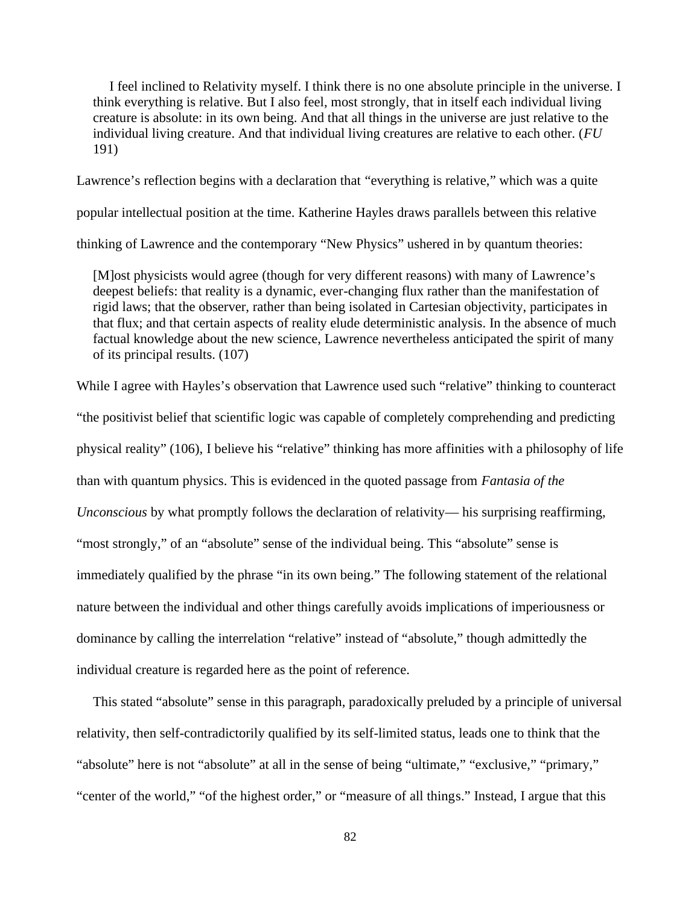> I feel inclined to Relativity myself. I think there is no one absolute principle in the universe. I think everything is relative. But I also feel, most strongly, that in itself each individual living creature is absolute: in its own being. And that all things in the universe are just relative to the individual living creature. And that individual living creatures are relative to each other. (*FU* 191)

Lawrence's reflection begins with a declaration that "everything is relative," which was a quite popular intellectual position at the time. Katherine Hayles draws parallels between this relative thinking of Lawrence and the contemporary "New Physics" ushered in by quantum theories:

> [M]ost physicists would agree (though for very different reasons) with many of Lawrence's deepest beliefs: that reality is a dynamic, ever-changing flux rather than the manifestation of rigid laws; that the observer, rather than being isolated in Cartesian objectivity, participates in that flux; and that certain aspects of reality elude deterministic analysis. In the absence of much factual knowledge about the new science, Lawrence nevertheless anticipated the spirit of many of its principal results. (107)

While I agree with Hayles's observation that Lawrence used such "relative" thinking to counteract "the positivist belief that scientific logic was capable of completely comprehending and predicting physical reality" (106), I believe his "relative" thinking has more affinities with a philosophy of life than with quantum physics. This is evidenced in the quoted passage from *Fantasia of the Unconscious* by what promptly follows the declaration of relativity— his surprising reaffirming, "most strongly," of an "absolute" sense of the individual being. This "absolute" sense is immediately qualified by the phrase "in its own being." The following statement of the relational nature between the individual and other things carefully avoids implications of imperiousness or dominance by calling the interrelation "relative" instead of "absolute," though admittedly the individual creature is regarded here as the point of reference.

This stated "absolute" sense in this paragraph, paradoxically preluded by a principle of universal relativity, then self-contradictorily qualified by its self-limited status, leads one to think that the "absolute" here is not "absolute" at all in the sense of being "ultimate," "exclusive," "primary," "center of the world," "of the highest order," or "measure of all things." Instead, I argue that this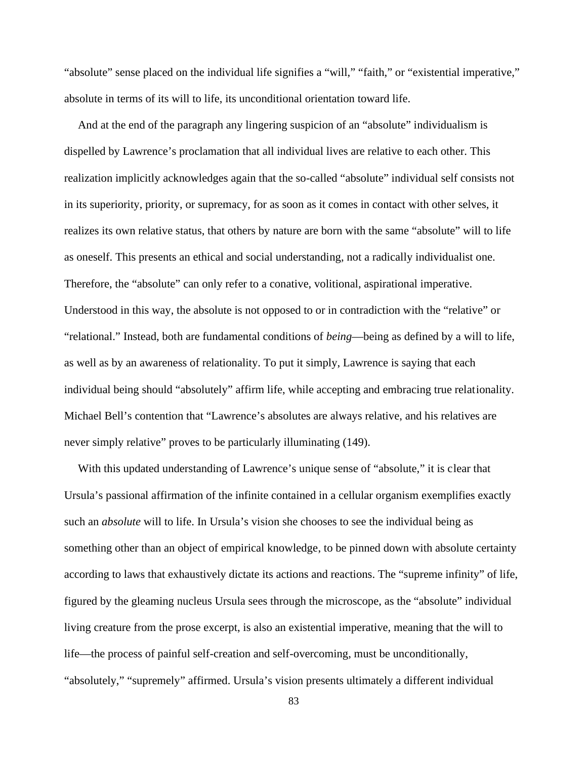"absolute" sense placed on the individual life signifies a "will," "faith," or "existential imperative," absolute in terms of its will to life, its unconditional orientation toward life.

And at the end of the paragraph any lingering suspicion of an "absolute" individualism is dispelled by Lawrence's proclamation that all individual lives are relative to each other. This realization implicitly acknowledges again that the so-called "absolute" individual self consists not in its superiority, priority, or supremacy, for as soon as it comes in contact with other selves, it realizes its own relative status, that others by nature are born with the same "absolute" will to life as oneself. This presents an ethical and social understanding, not a radically individualist one. Therefore, the "absolute" can only refer to a conative, volitional, aspirational imperative. Understood in this way, the absolute is not opposed to or in contradiction with the "relative" or "relational." Instead, both are fundamental conditions of *being*—being as defined by a will to life, as well as by an awareness of relationality. To put it simply, Lawrence is saying that each individual being should "absolutely" affirm life, while accepting and embracing true relationality. Michael Bell's contention that "Lawrence's absolutes are always relative, and his relatives are never simply relative" proves to be particularly illuminating (149).

With this updated understanding of Lawrence's unique sense of "absolute," it is clear that Ursula's passional affirmation of the infinite contained in a cellular organism exemplifies exactly such an *absolute* will to life. In Ursula's vision she chooses to see the individual being as something other than an object of empirical knowledge, to be pinned down with absolute certainty according to laws that exhaustively dictate its actions and reactions. The "supreme infinity" of life, figured by the gleaming nucleus Ursula sees through the microscope, as the "absolute" individual living creature from the prose excerpt, is also an existential imperative, meaning that the will to life—the process of painful self-creation and self-overcoming, must be unconditionally, "absolutely," "supremely" affirmed. Ursula's vision presents ultimately a different individual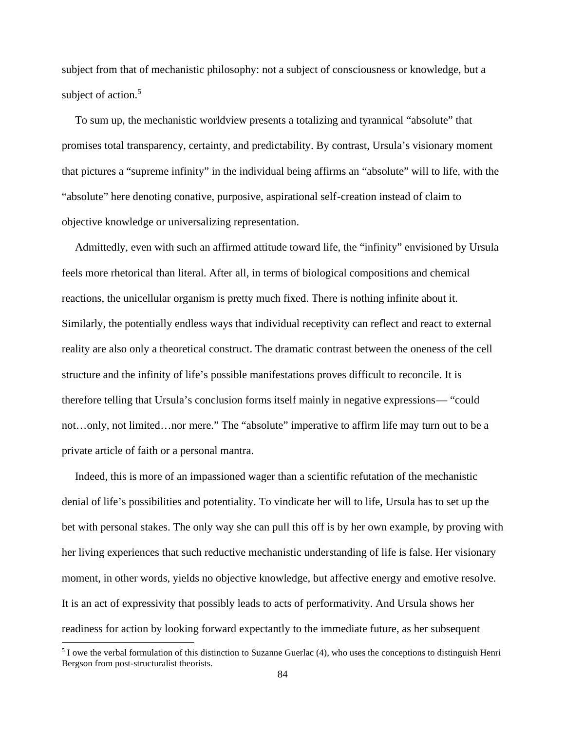subject from that of mechanistic philosophy: not a subject of consciousness or knowledge, but a subject of action.[5]

To sum up, the mechanistic worldview presents a totalizing and tyrannical "absolute" that promises total transparency, certainty, and predictability. By contrast, Ursula's visionary moment that pictures a "supreme infinity" in the individual being affirms an "absolute" will to life, with the "absolute" here denoting conative, purposive, aspirational self-creation instead of claim to objective knowledge or universalizing representation.

Admittedly, even with such an affirmed attitude toward life, the "infinity" envisioned by Ursula feels more rhetorical than literal. After all, in terms of biological compositions and chemical reactions, the unicellular organism is pretty much fixed. There is nothing infinite about it. Similarly, the potentially endless ways that individual receptivity can reflect and react to external reality are also only a theoretical construct. The dramatic contrast between the oneness of the cell structure and the infinity of life's possible manifestations proves difficult to reconcile. It is therefore telling that Ursula's conclusion forms itself mainly in negative expressions— "could not…only, not limited…nor mere." The "absolute" imperative to affirm life may turn out to be a private article of faith or a personal mantra.

Indeed, this is more of an impassioned wager than a scientific refutation of the mechanistic denial of life's possibilities and potentiality. To vindicate her will to life, Ursula has to set up the bet with personal stakes. The only way she can pull this off is by her own example, by proving with her living experiences that such reductive mechanistic understanding of life is false. Her visionary moment, in other words, yields no objective knowledge, but affective energy and emotive resolve. It is an act of expressivity that possibly leads to acts of performativity. And Ursula shows her readiness for action by looking forward expectantly to the immediate future, as her subsequent

[5] I owe the verbal formulation of this distinction to Suzanne Guerlac (4), who uses the conceptions to distinguish Henri Bergson from post-structuralist theorists.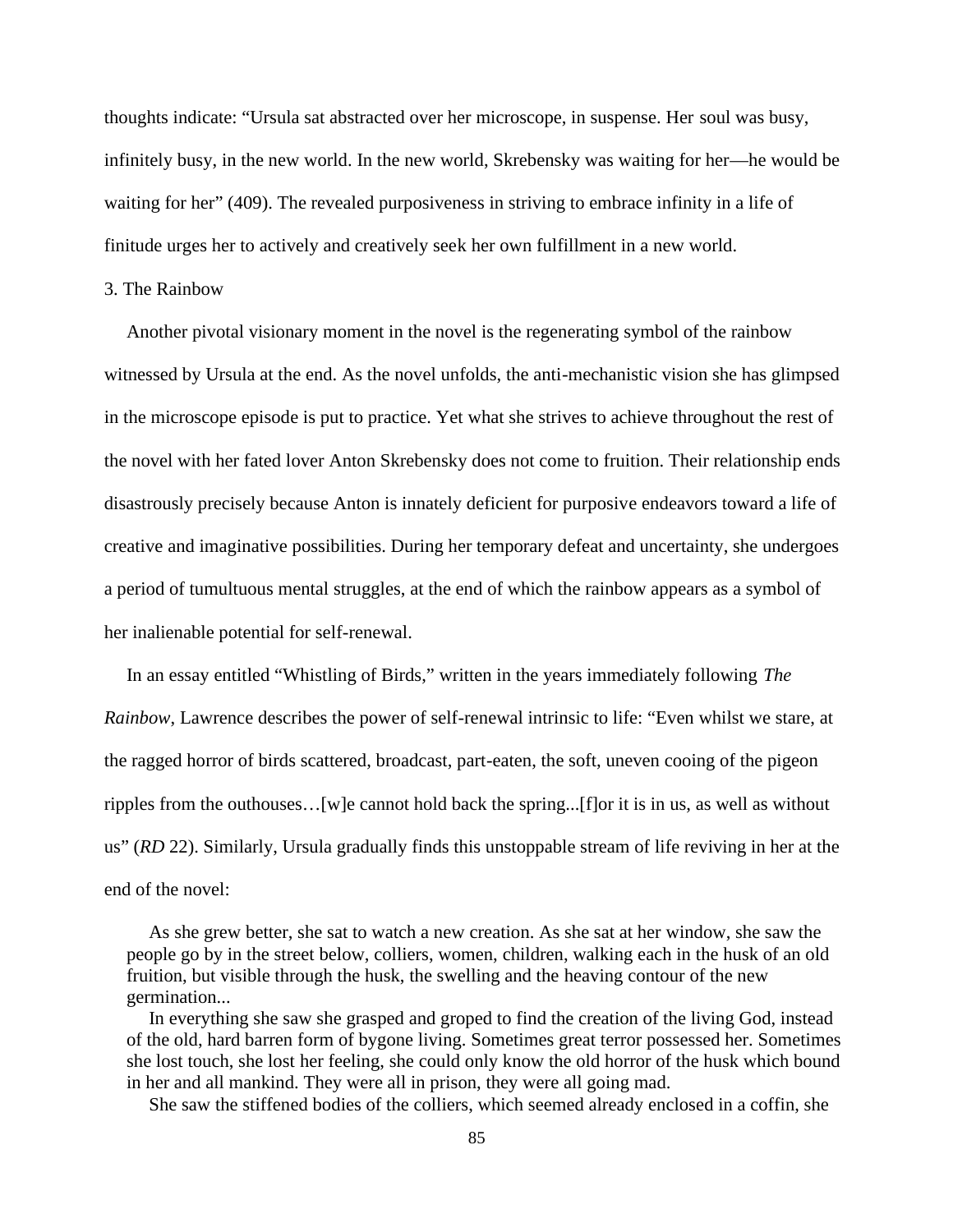thoughts indicate: "Ursula sat abstracted over her microscope, in suspense. Her soul was busy, infinitely busy, in the new world. In the new world, Skrebensky was waiting for her—he would be waiting for her" (409). The revealed purposiveness in striving to embrace infinity in a life of finitude urges her to actively and creatively seek her own fulfillment in a new world.

### 3. The Rainbow

Another pivotal visionary moment in the novel is the regenerating symbol of the rainbow witnessed by Ursula at the end. As the novel unfolds, the anti-mechanistic vision she has glimpsed in the microscope episode is put to practice. Yet what she strives to achieve throughout the rest of the novel with her fated lover Anton Skrebensky does not come to fruition. Their relationship ends disastrously precisely because Anton is innately deficient for purposive endeavors toward a life of creative and imaginative possibilities. During her temporary defeat and uncertainty, she undergoes a period of tumultuous mental struggles, at the end of which the rainbow appears as a symbol of her inalienable potential for self-renewal.

In an essay entitled "Whistling of Birds," written in the years immediately following *The Rainbow*, Lawrence describes the power of self-renewal intrinsic to life: "Even whilst we stare, at the ragged horror of birds scattered, broadcast, part-eaten, the soft, uneven cooing of the pigeon ripples from the outhouses…[w]e cannot hold back the spring...[f]or it is in us, as well as without us" (*RD* 22). Similarly, Ursula gradually finds this unstoppable stream of life reviving in her at the end of the novel:

> As she grew better, she sat to watch a new creation. As she sat at her window, she saw the people go by in the street below, colliers, women, children, walking each in the husk of an old fruition, but visible through the husk, the swelling and the heaving contour of the new germination...
>
> In everything she saw she grasped and groped to find the creation of the living God, instead of the old, hard barren form of bygone living. Sometimes great terror possessed her. Sometimes she lost touch, she lost her feeling, she could only know the old horror of the husk which bound in her and all mankind. They were all in prison, they were all going mad.
>
> She saw the stiffened bodies of the colliers, which seemed already enclosed in a coffin, she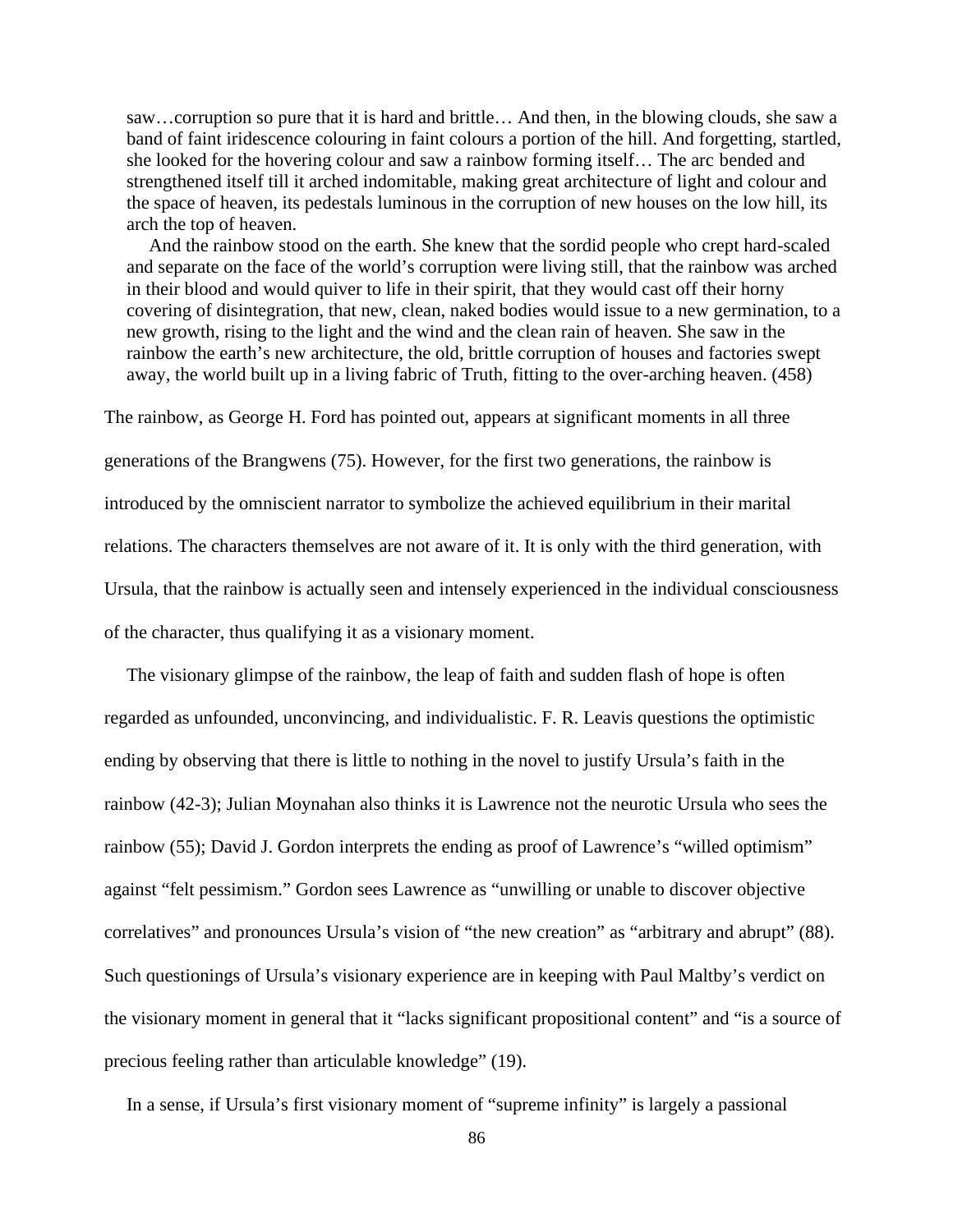> saw…corruption so pure that it is hard and brittle… And then, in the blowing clouds, she saw a band of faint iridescence colouring in faint colours a portion of the hill. And forgetting, startled, she looked for the hovering colour and saw a rainbow forming itself… The arc bended and strengthened itself till it arched indomitable, making great architecture of light and colour and the space of heaven, its pedestals luminous in the corruption of new houses on the low hill, its arch the top of heaven.
>
> And the rainbow stood on the earth. She knew that the sordid people who crept hard-scaled and separate on the face of the world's corruption were living still, that the rainbow was arched in their blood and would quiver to life in their spirit, that they would cast off their horny covering of disintegration, that new, clean, naked bodies would issue to a new germination, to a new growth, rising to the light and the wind and the clean rain of heaven. She saw in the rainbow the earth's new architecture, the old, brittle corruption of houses and factories swept away, the world built up in a living fabric of Truth, fitting to the over-arching heaven. (458)

The rainbow, as George H. Ford has pointed out, appears at significant moments in all three generations of the Brangwens (75). However, for the first two generations, the rainbow is introduced by the omniscient narrator to symbolize the achieved equilibrium in their marital relations. The characters themselves are not aware of it. It is only with the third generation, with Ursula, that the rainbow is actually seen and intensely experienced in the individual consciousness of the character, thus qualifying it as a visionary moment.

The visionary glimpse of the rainbow, the leap of faith and sudden flash of hope is often regarded as unfounded, unconvincing, and individualistic. F. R. Leavis questions the optimistic ending by observing that there is little to nothing in the novel to justify Ursula's faith in the rainbow (42-3); Julian Moynahan also thinks it is Lawrence not the neurotic Ursula who sees the rainbow (55); David J. Gordon interprets the ending as proof of Lawrence's "willed optimism" against "felt pessimism." Gordon sees Lawrence as "unwilling or unable to discover objective correlatives" and pronounces Ursula's vision of "the new creation" as "arbitrary and abrupt" (88). Such questionings of Ursula's visionary experience are in keeping with Paul Maltby's verdict on the visionary moment in general that it "lacks significant propositional content" and "is a source of precious feeling rather than articulable knowledge" (19).

In a sense, if Ursula's first visionary moment of "supreme infinity" is largely a passional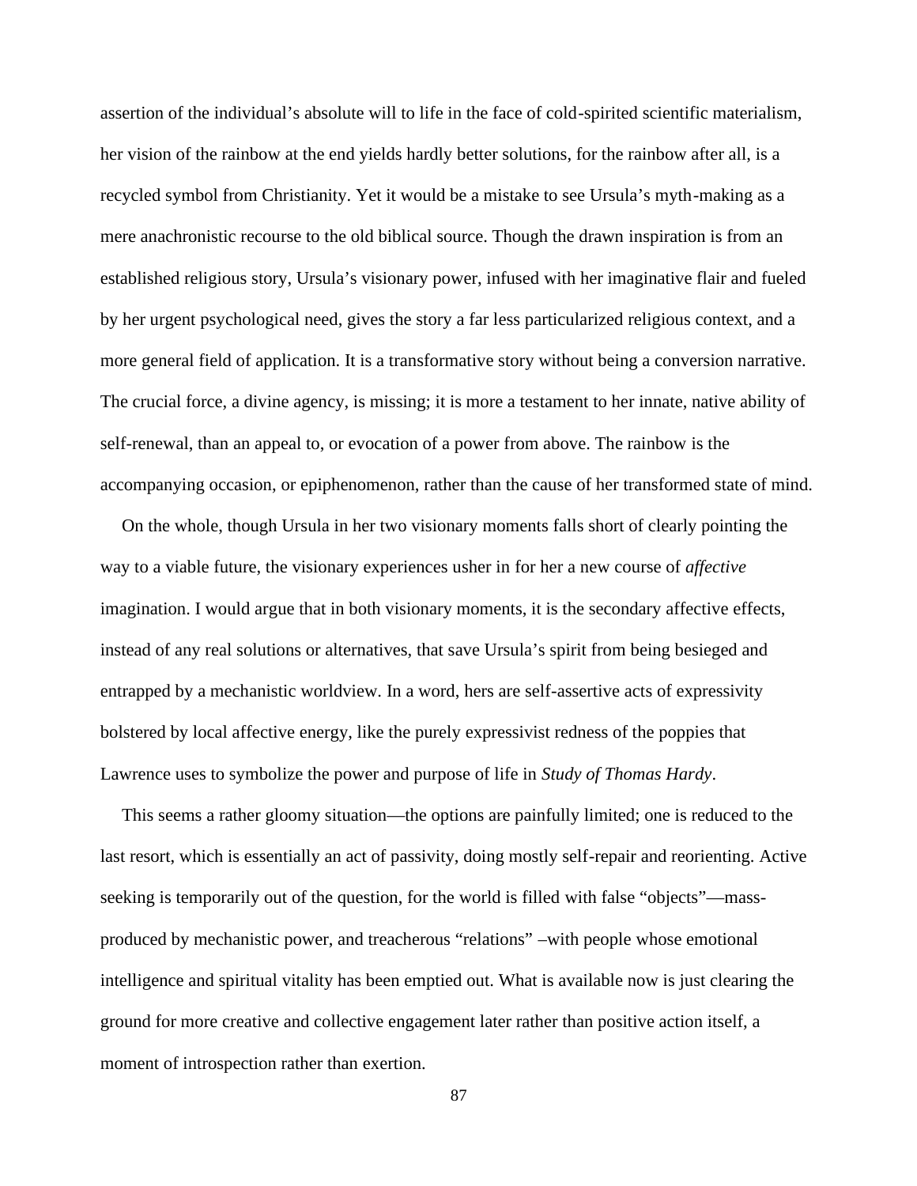assertion of the individual's absolute will to life in the face of cold-spirited scientific materialism, her vision of the rainbow at the end yields hardly better solutions, for the rainbow after all, is a recycled symbol from Christianity. Yet it would be a mistake to see Ursula's myth-making as a mere anachronistic recourse to the old biblical source. Though the drawn inspiration is from an established religious story, Ursula's visionary power, infused with her imaginative flair and fueled by her urgent psychological need, gives the story a far less particularized religious context, and a more general field of application. It is a transformative story without being a conversion narrative. The crucial force, a divine agency, is missing; it is more a testament to her innate, native ability of self-renewal, than an appeal to, or evocation of a power from above. The rainbow is the accompanying occasion, or epiphenomenon, rather than the cause of her transformed state of mind.

On the whole, though Ursula in her two visionary moments falls short of clearly pointing the way to a viable future, the visionary experiences usher in for her a new course of *affective* imagination. I would argue that in both visionary moments, it is the secondary affective effects, instead of any real solutions or alternatives, that save Ursula's spirit from being besieged and entrapped by a mechanistic worldview. In a word, hers are self-assertive acts of expressivity bolstered by local affective energy, like the purely expressivist redness of the poppies that Lawrence uses to symbolize the power and purpose of life in *Study of Thomas Hardy*.

This seems a rather gloomy situation—the options are painfully limited; one is reduced to the last resort, which is essentially an act of passivity, doing mostly self-repair and reorienting. Active seeking is temporarily out of the question, for the world is filled with false "objects"—mass-produced by mechanistic power, and treacherous "relations" –with people whose emotional intelligence and spiritual vitality has been emptied out. What is available now is just clearing the ground for more creative and collective engagement later rather than positive action itself, a moment of introspection rather than exertion.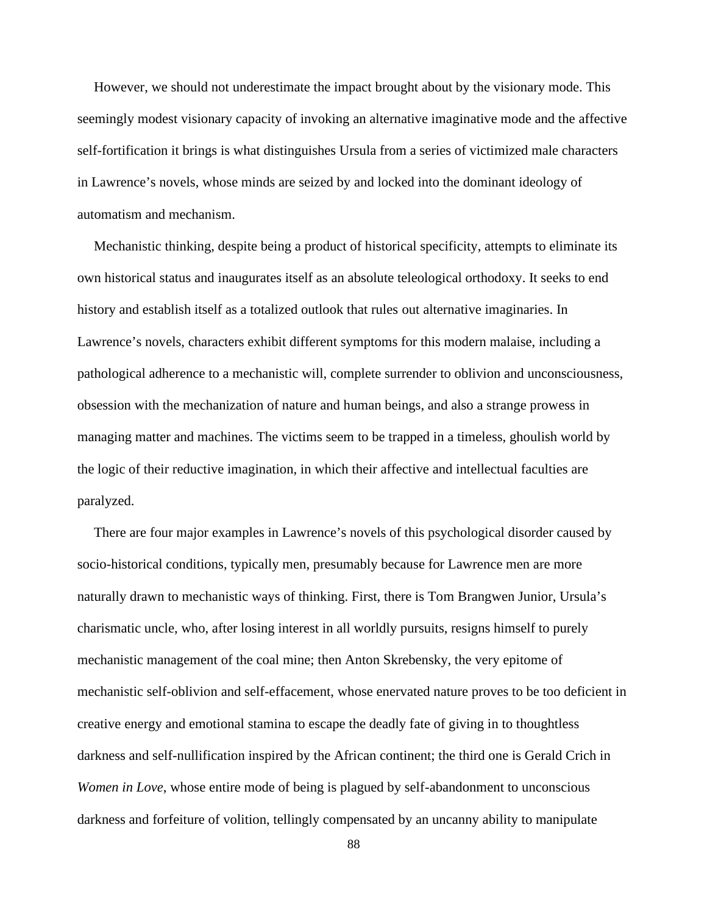However, we should not underestimate the impact brought about by the visionary mode. This seemingly modest visionary capacity of invoking an alternative imaginative mode and the affective self-fortification it brings is what distinguishes Ursula from a series of victimized male characters in Lawrence's novels, whose minds are seized by and locked into the dominant ideology of automatism and mechanism.

Mechanistic thinking, despite being a product of historical specificity, attempts to eliminate its own historical status and inaugurates itself as an absolute teleological orthodoxy. It seeks to end history and establish itself as a totalized outlook that rules out alternative imaginaries. In Lawrence's novels, characters exhibit different symptoms for this modern malaise, including a pathological adherence to a mechanistic will, complete surrender to oblivion and unconsciousness, obsession with the mechanization of nature and human beings, and also a strange prowess in managing matter and machines. The victims seem to be trapped in a timeless, ghoulish world by the logic of their reductive imagination, in which their affective and intellectual faculties are paralyzed.

There are four major examples in Lawrence's novels of this psychological disorder caused by socio-historical conditions, typically men, presumably because for Lawrence men are more naturally drawn to mechanistic ways of thinking. First, there is Tom Brangwen Junior, Ursula's charismatic uncle, who, after losing interest in all worldly pursuits, resigns himself to purely mechanistic management of the coal mine; then Anton Skrebensky, the very epitome of mechanistic self-oblivion and self-effacement, whose enervated nature proves to be too deficient in creative energy and emotional stamina to escape the deadly fate of giving in to thoughtless darkness and self-nullification inspired by the African continent; the third one is Gerald Crich in *Women in Love*, whose entire mode of being is plagued by self-abandonment to unconscious darkness and forfeiture of volition, tellingly compensated by an uncanny ability to manipulate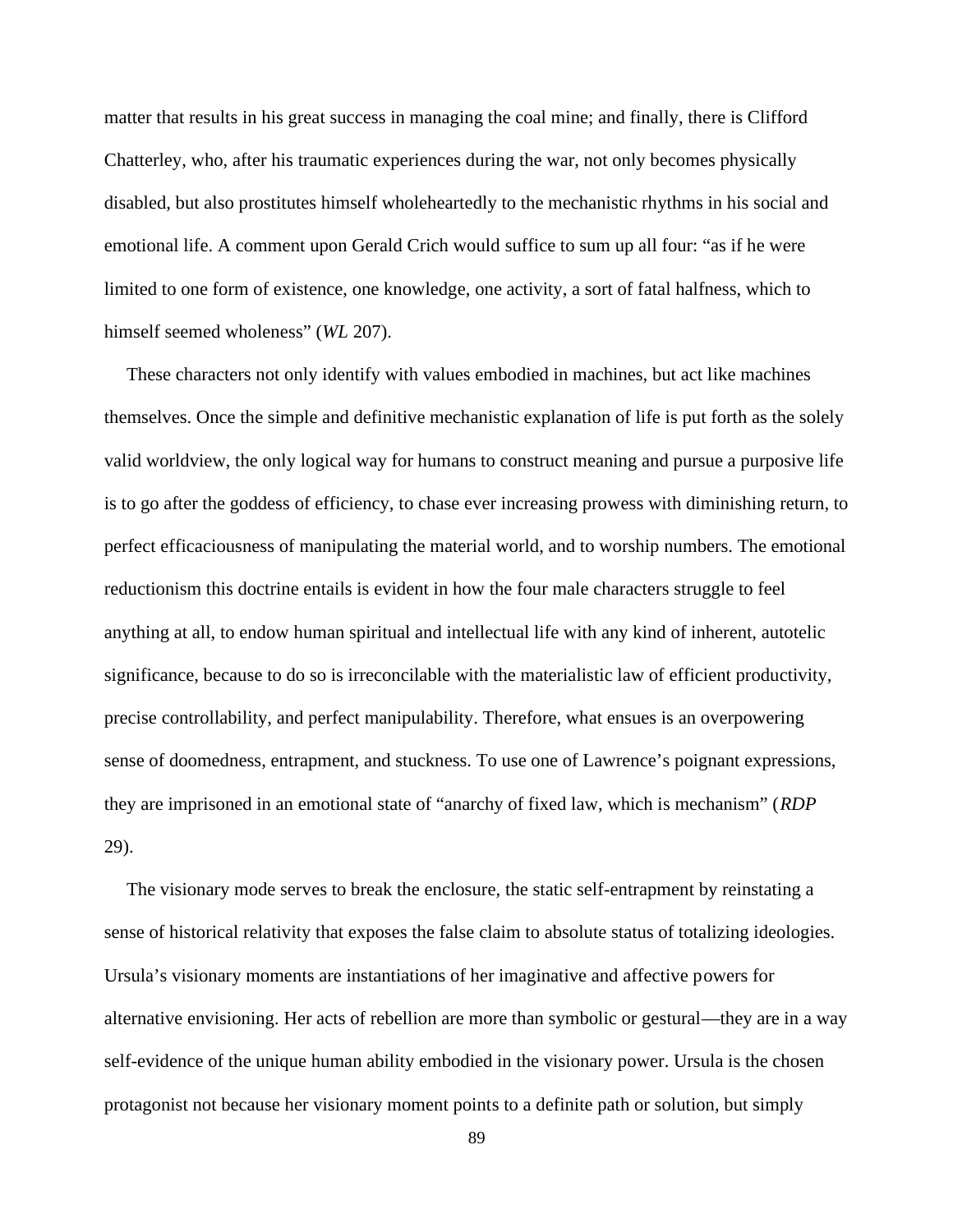matter that results in his great success in managing the coal mine; and finally, there is Clifford Chatterley, who, after his traumatic experiences during the war, not only becomes physically disabled, but also prostitutes himself wholeheartedly to the mechanistic rhythms in his social and emotional life. A comment upon Gerald Crich would suffice to sum up all four: "as if he were limited to one form of existence, one knowledge, one activity, a sort of fatal halfness, which to himself seemed wholeness" (*WL* 207).

These characters not only identify with values embodied in machines, but act like machines themselves. Once the simple and definitive mechanistic explanation of life is put forth as the solely valid worldview, the only logical way for humans to construct meaning and pursue a purposive life is to go after the goddess of efficiency, to chase ever increasing prowess with diminishing return, to perfect efficaciousness of manipulating the material world, and to worship numbers. The emotional reductionism this doctrine entails is evident in how the four male characters struggle to feel anything at all, to endow human spiritual and intellectual life with any kind of inherent, autotelic significance, because to do so is irreconcilable with the materialistic law of efficient productivity, precise controllability, and perfect manipulability. Therefore, what ensues is an overpowering sense of doomedness, entrapment, and stuckness. To use one of Lawrence's poignant expressions, they are imprisoned in an emotional state of "anarchy of fixed law, which is mechanism" (*RDP* 29).

The visionary mode serves to break the enclosure, the static self-entrapment by reinstating a sense of historical relativity that exposes the false claim to absolute status of totalizing ideologies. Ursula's visionary moments are instantiations of her imaginative and affective powers for alternative envisioning. Her acts of rebellion are more than symbolic or gestural—they are in a way self-evidence of the unique human ability embodied in the visionary power. Ursula is the chosen protagonist not because her visionary moment points to a definite path or solution, but simply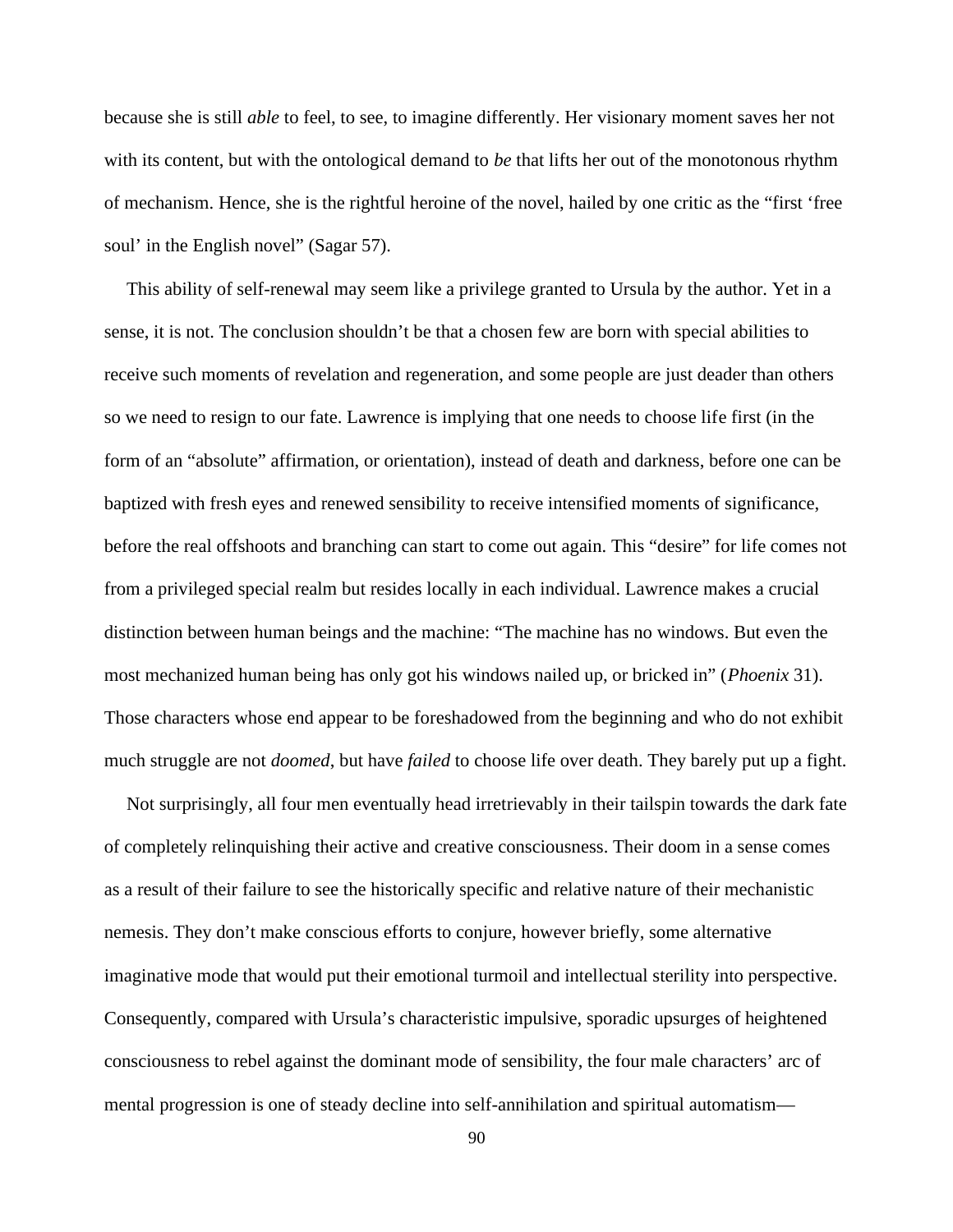because she is still *able* to feel, to see, to imagine differently. Her visionary moment saves her not with its content, but with the ontological demand to *be* that lifts her out of the monotonous rhythm of mechanism. Hence, she is the rightful heroine of the novel, hailed by one critic as the "first 'free soul' in the English novel" (Sagar 57).

This ability of self-renewal may seem like a privilege granted to Ursula by the author. Yet in a sense, it is not. The conclusion shouldn't be that a chosen few are born with special abilities to receive such moments of revelation and regeneration, and some people are just deader than others so we need to resign to our fate. Lawrence is implying that one needs to choose life first (in the form of an "absolute" affirmation, or orientation), instead of death and darkness, before one can be baptized with fresh eyes and renewed sensibility to receive intensified moments of significance, before the real offshoots and branching can start to come out again. This "desire" for life comes not from a privileged special realm but resides locally in each individual. Lawrence makes a crucial distinction between human beings and the machine: "The machine has no windows. But even the most mechanized human being has only got his windows nailed up, or bricked in" (*Phoenix* 31). Those characters whose end appear to be foreshadowed from the beginning and who do not exhibit much struggle are not *doomed*, but have *failed* to choose life over death. They barely put up a fight.

Not surprisingly, all four men eventually head irretrievably in their tailspin towards the dark fate of completely relinquishing their active and creative consciousness. Their doom in a sense comes as a result of their failure to see the historically specific and relative nature of their mechanistic nemesis. They don't make conscious efforts to conjure, however briefly, some alternative imaginative mode that would put their emotional turmoil and intellectual sterility into perspective. Consequently, compared with Ursula's characteristic impulsive, sporadic upsurges of heightened consciousness to rebel against the dominant mode of sensibility, the four male characters' arc of mental progression is one of steady decline into self-annihilation and spiritual automatism—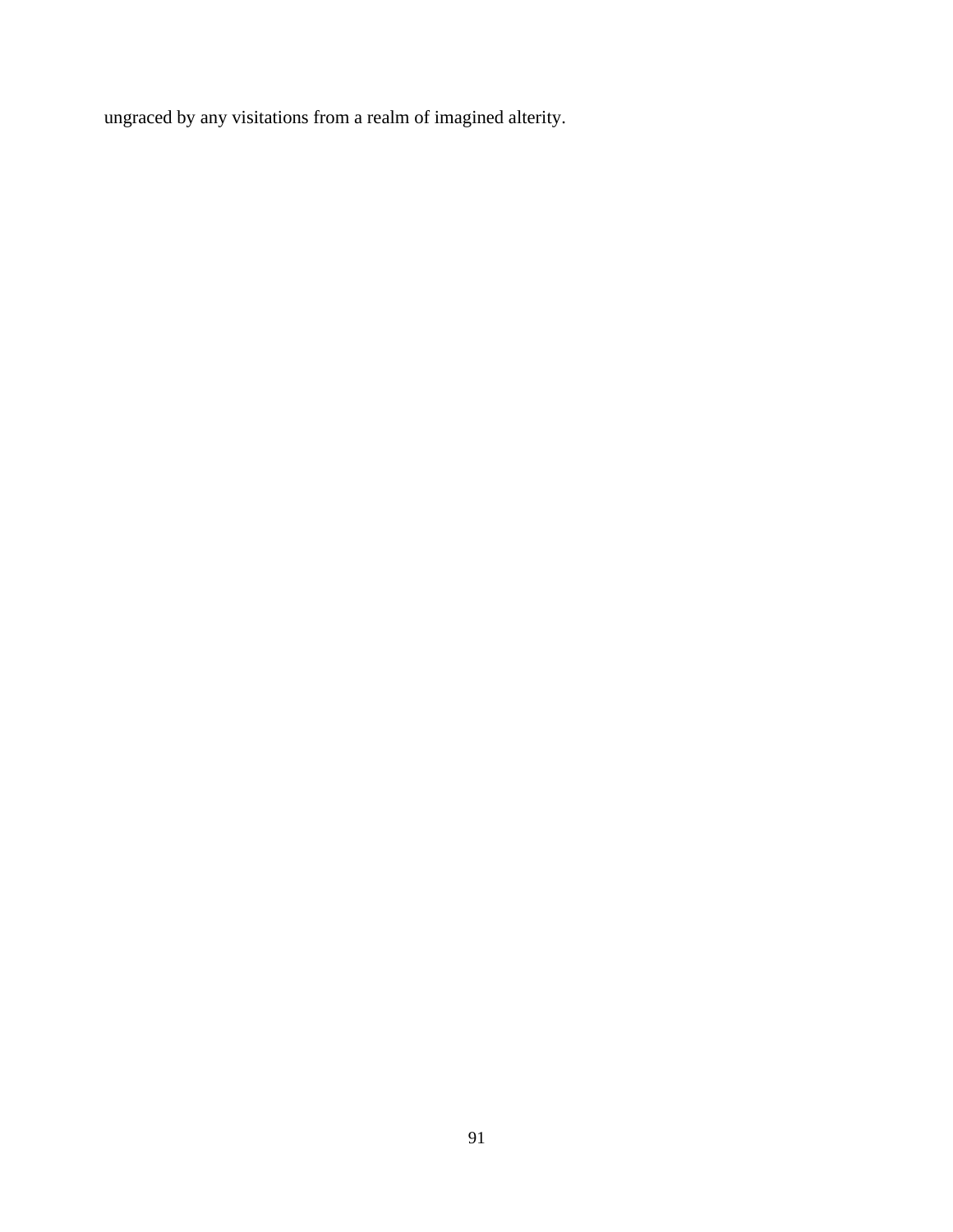ungraced by any visitations from a realm of imagined alterity.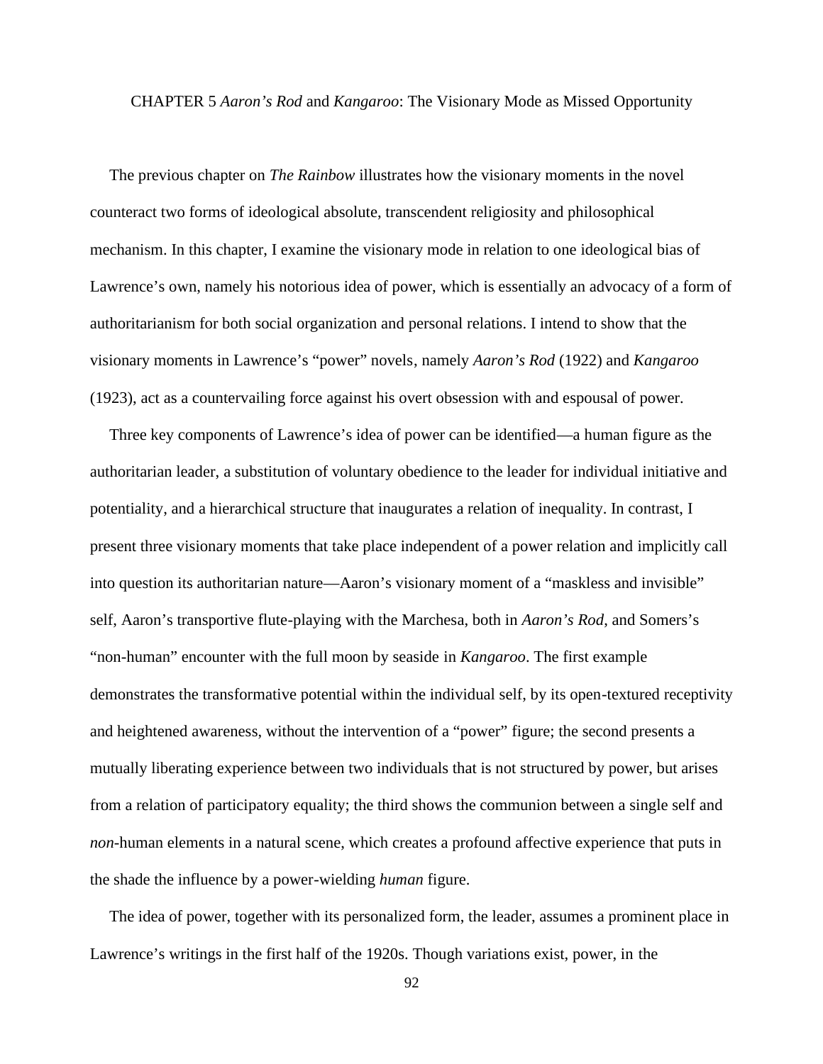# CHAPTER 5 *Aaron's Rod* and *Kangaroo*: The Visionary Mode as Missed Opportunity

The previous chapter on *The Rainbow* illustrates how the visionary moments in the novel counteract two forms of ideological absolute, transcendent religiosity and philosophical mechanism. In this chapter, I examine the visionary mode in relation to one ideological bias of Lawrence's own, namely his notorious idea of power, which is essentially an advocacy of a form of authoritarianism for both social organization and personal relations. I intend to show that the visionary moments in Lawrence's "power" novels, namely *Aaron's Rod* (1922) and *Kangaroo* (1923), act as a countervailing force against his overt obsession with and espousal of power.

Three key components of Lawrence's idea of power can be identified—a human figure as the authoritarian leader, a substitution of voluntary obedience to the leader for individual initiative and potentiality, and a hierarchical structure that inaugurates a relation of inequality. In contrast, I present three visionary moments that take place independent of a power relation and implicitly call into question its authoritarian nature—Aaron's visionary moment of a "maskless and invisible" self, Aaron's transportive flute-playing with the Marchesa, both in *Aaron's Rod*, and Somers's "non-human" encounter with the full moon by seaside in *Kangaroo*. The first example demonstrates the transformative potential within the individual self, by its open-textured receptivity and heightened awareness, without the intervention of a "power" figure; the second presents a mutually liberating experience between two individuals that is not structured by power, but arises from a relation of participatory equality; the third shows the communion between a single self and *non*-human elements in a natural scene, which creates a profound affective experience that puts in the shade the influence by a power-wielding *human* figure.

The idea of power, together with its personalized form, the leader, assumes a prominent place in Lawrence's writings in the first half of the 1920s. Though variations exist, power, in the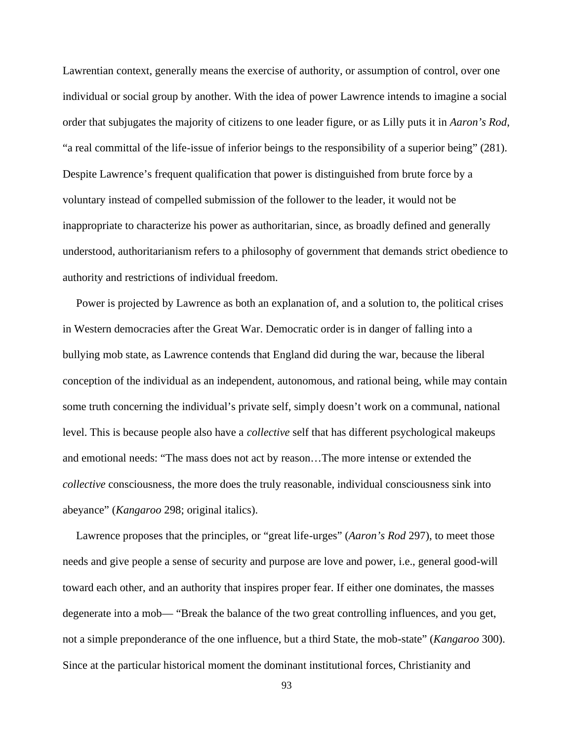Lawrentian context, generally means the exercise of authority, or assumption of control, over one individual or social group by another. With the idea of power Lawrence intends to imagine a social order that subjugates the majority of citizens to one leader figure, or as Lilly puts it in *Aaron's Rod*, "a real committal of the life-issue of inferior beings to the responsibility of a superior being" (281). Despite Lawrence's frequent qualification that power is distinguished from brute force by a voluntary instead of compelled submission of the follower to the leader, it would not be inappropriate to characterize his power as authoritarian, since, as broadly defined and generally understood, authoritarianism refers to a philosophy of government that demands strict obedience to authority and restrictions of individual freedom.

Power is projected by Lawrence as both an explanation of, and a solution to, the political crises in Western democracies after the Great War. Democratic order is in danger of falling into a bullying mob state, as Lawrence contends that England did during the war, because the liberal conception of the individual as an independent, autonomous, and rational being, while may contain some truth concerning the individual's private self, simply doesn't work on a communal, national level. This is because people also have a *collective* self that has different psychological makeups and emotional needs: "The mass does not act by reason…The more intense or extended the *collective* consciousness, the more does the truly reasonable, individual consciousness sink into abeyance" (*Kangaroo* 298; original italics).

Lawrence proposes that the principles, or "great life-urges" (*Aaron's Rod* 297), to meet those needs and give people a sense of security and purpose are love and power, i.e., general good-will toward each other, and an authority that inspires proper fear. If either one dominates, the masses degenerate into a mob— "Break the balance of the two great controlling influences, and you get, not a simple preponderance of the one influence, but a third State, the mob-state" (*Kangaroo* 300). Since at the particular historical moment the dominant institutional forces, Christianity and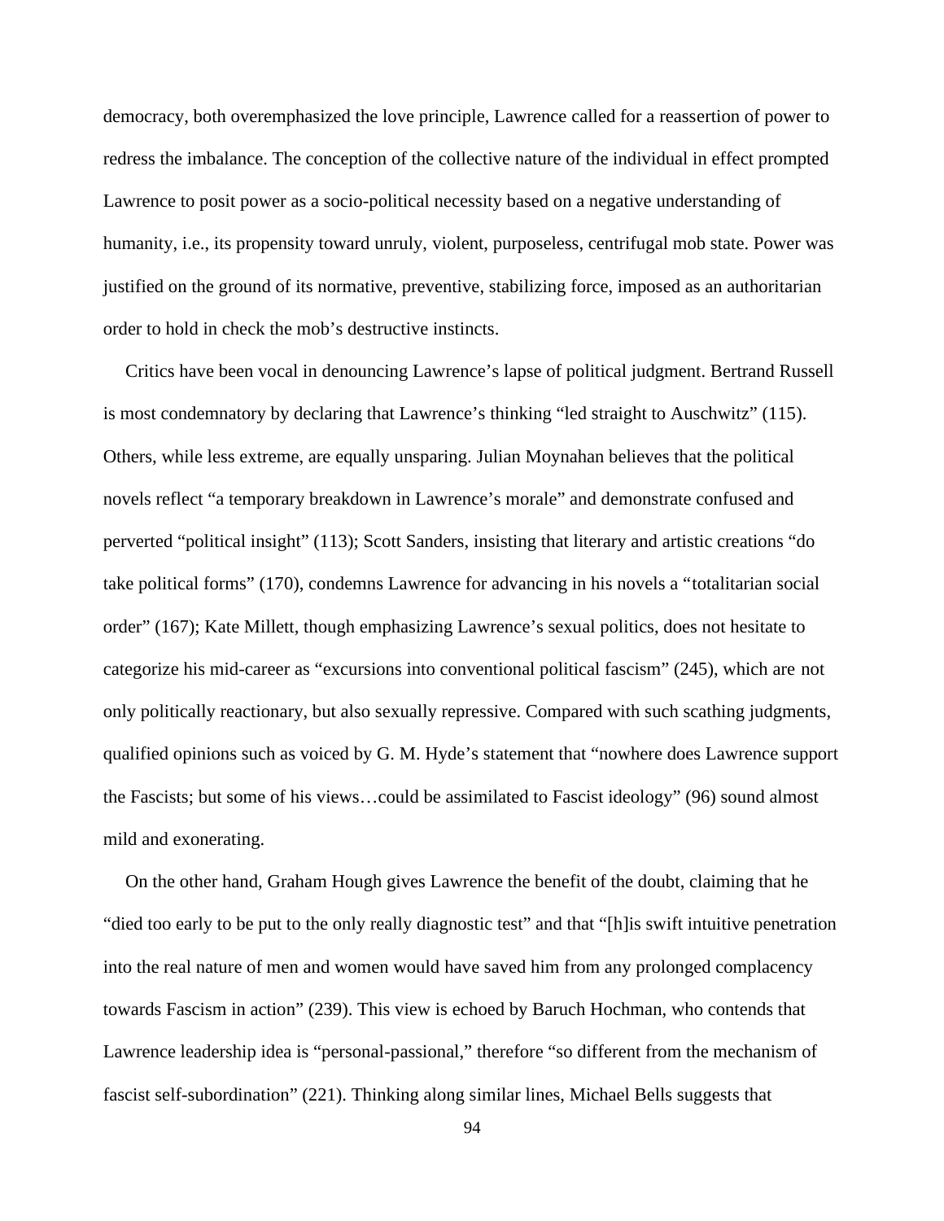democracy, both overemphasized the love principle, Lawrence called for a reassertion of power to redress the imbalance. The conception of the collective nature of the individual in effect prompted Lawrence to posit power as a socio-political necessity based on a negative understanding of humanity, i.e., its propensity toward unruly, violent, purposeless, centrifugal mob state. Power was justified on the ground of its normative, preventive, stabilizing force, imposed as an authoritarian order to hold in check the mob's destructive instincts.

Critics have been vocal in denouncing Lawrence's lapse of political judgment. Bertrand Russell is most condemnatory by declaring that Lawrence's thinking "led straight to Auschwitz" (115). Others, while less extreme, are equally unsparing. Julian Moynahan believes that the political novels reflect "a temporary breakdown in Lawrence's morale" and demonstrate confused and perverted "political insight" (113); Scott Sanders, insisting that literary and artistic creations "do take political forms" (170), condemns Lawrence for advancing in his novels a "totalitarian social order" (167); Kate Millett, though emphasizing Lawrence's sexual politics, does not hesitate to categorize his mid-career as "excursions into conventional political fascism" (245), which are not only politically reactionary, but also sexually repressive. Compared with such scathing judgments, qualified opinions such as voiced by G. M. Hyde's statement that "nowhere does Lawrence support the Fascists; but some of his views…could be assimilated to Fascist ideology" (96) sound almost mild and exonerating.

On the other hand, Graham Hough gives Lawrence the benefit of the doubt, claiming that he "died too early to be put to the only really diagnostic test" and that "[h]is swift intuitive penetration into the real nature of men and women would have saved him from any prolonged complacency towards Fascism in action" (239). This view is echoed by Baruch Hochman, who contends that Lawrence leadership idea is "personal-passional," therefore "so different from the mechanism of fascist self-subordination" (221). Thinking along similar lines, Michael Bells suggests that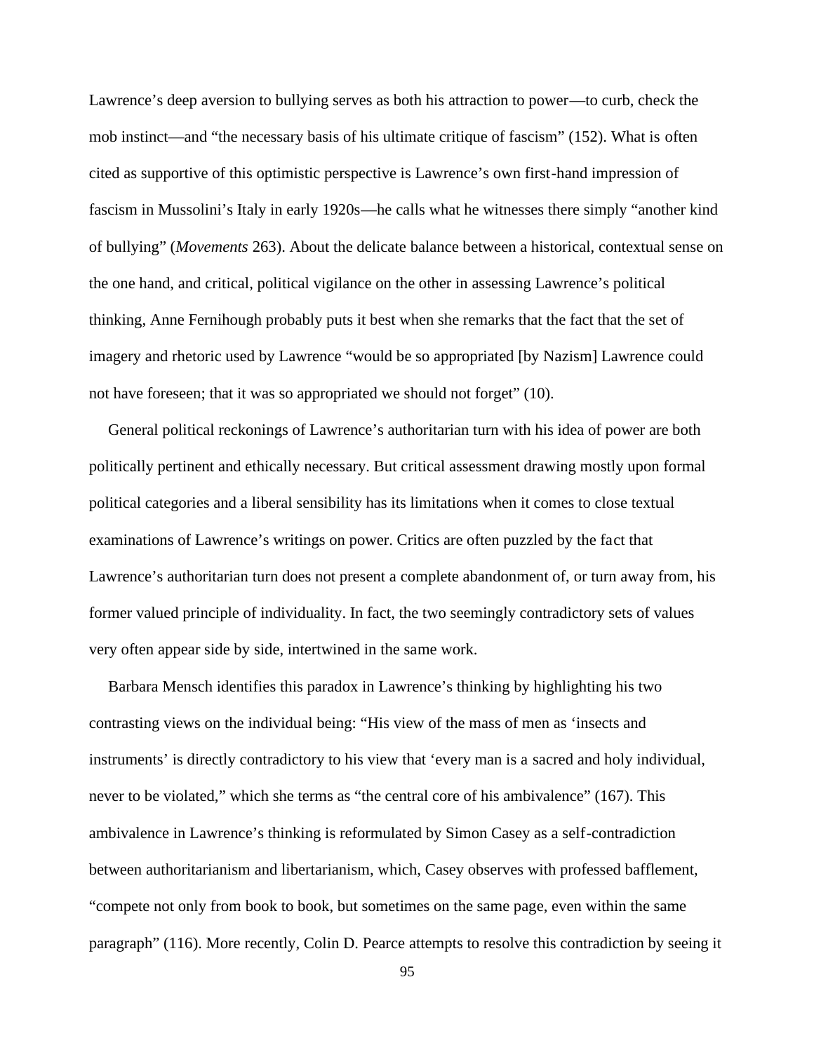Lawrence's deep aversion to bullying serves as both his attraction to power—to curb, check the mob instinct—and "the necessary basis of his ultimate critique of fascism" (152). What is often cited as supportive of this optimistic perspective is Lawrence's own first-hand impression of fascism in Mussolini's Italy in early 1920s—he calls what he witnesses there simply "another kind of bullying" (*Movements* 263). About the delicate balance between a historical, contextual sense on the one hand, and critical, political vigilance on the other in assessing Lawrence's political thinking, Anne Fernihough probably puts it best when she remarks that the fact that the set of imagery and rhetoric used by Lawrence "would be so appropriated [by Nazism] Lawrence could not have foreseen; that it was so appropriated we should not forget" (10).

General political reckonings of Lawrence's authoritarian turn with his idea of power are both politically pertinent and ethically necessary. But critical assessment drawing mostly upon formal political categories and a liberal sensibility has its limitations when it comes to close textual examinations of Lawrence's writings on power. Critics are often puzzled by the fact that Lawrence's authoritarian turn does not present a complete abandonment of, or turn away from, his former valued principle of individuality. In fact, the two seemingly contradictory sets of values very often appear side by side, intertwined in the same work.

Barbara Mensch identifies this paradox in Lawrence's thinking by highlighting his two contrasting views on the individual being: "His view of the mass of men as 'insects and instruments' is directly contradictory to his view that 'every man is a sacred and holy individual, never to be violated,'' which she terms as "the central core of his ambivalence" (167). This ambivalence in Lawrence's thinking is reformulated by Simon Casey as a self-contradiction between authoritarianism and libertarianism, which, Casey observes with professed bafflement, "compete not only from book to book, but sometimes on the same page, even within the same paragraph" (116). More recently, Colin D. Pearce attempts to resolve this contradiction by seeing it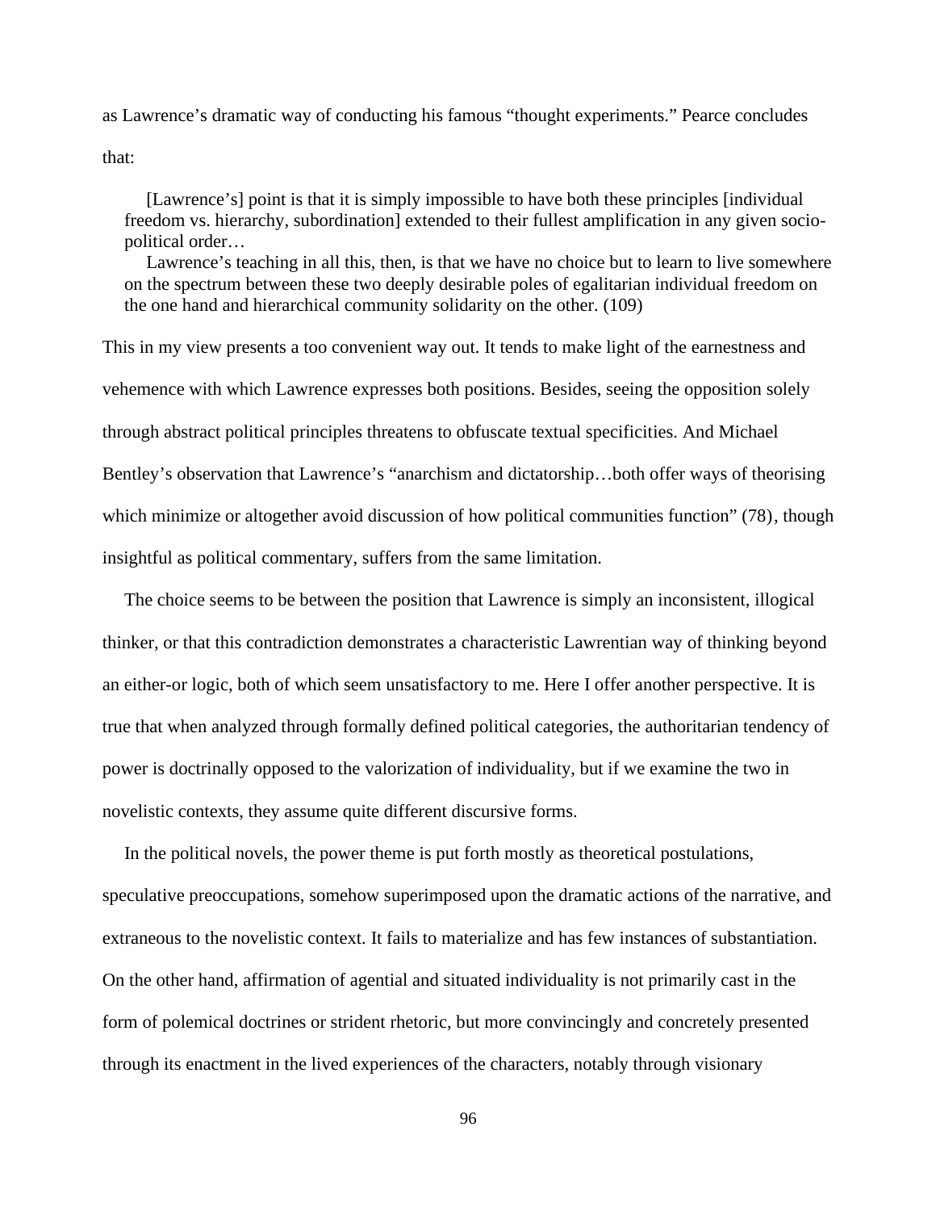as Lawrence's dramatic way of conducting his famous "thought experiments." Pearce concludes that:

> [Lawrence's] point is that it is simply impossible to have both these principles [individual freedom vs. hierarchy, subordination] extended to their fullest amplification in any given socio-political order…
>
> Lawrence's teaching in all this, then, is that we have no choice but to learn to live somewhere on the spectrum between these two deeply desirable poles of egalitarian individual freedom on the one hand and hierarchical community solidarity on the other. (109)

This in my view presents a too convenient way out. It tends to make light of the earnestness and vehemence with which Lawrence expresses both positions. Besides, seeing the opposition solely through abstract political principles threatens to obfuscate textual specificities. And Michael Bentley's observation that Lawrence's "anarchism and dictatorship…both offer ways of theorising which minimize or altogether avoid discussion of how political communities function" (78), though insightful as political commentary, suffers from the same limitation.

The choice seems to be between the position that Lawrence is simply an inconsistent, illogical thinker, or that this contradiction demonstrates a characteristic Lawrentian way of thinking beyond an either-or logic, both of which seem unsatisfactory to me. Here I offer another perspective. It is true that when analyzed through formally defined political categories, the authoritarian tendency of power is doctrinally opposed to the valorization of individuality, but if we examine the two in novelistic contexts, they assume quite different discursive forms.

In the political novels, the power theme is put forth mostly as theoretical postulations, speculative preoccupations, somehow superimposed upon the dramatic actions of the narrative, and extraneous to the novelistic context. It fails to materialize and has few instances of substantiation. On the other hand, affirmation of agential and situated individuality is not primarily cast in the form of polemical doctrines or strident rhetoric, but more convincingly and concretely presented through its enactment in the lived experiences of the characters, notably through visionary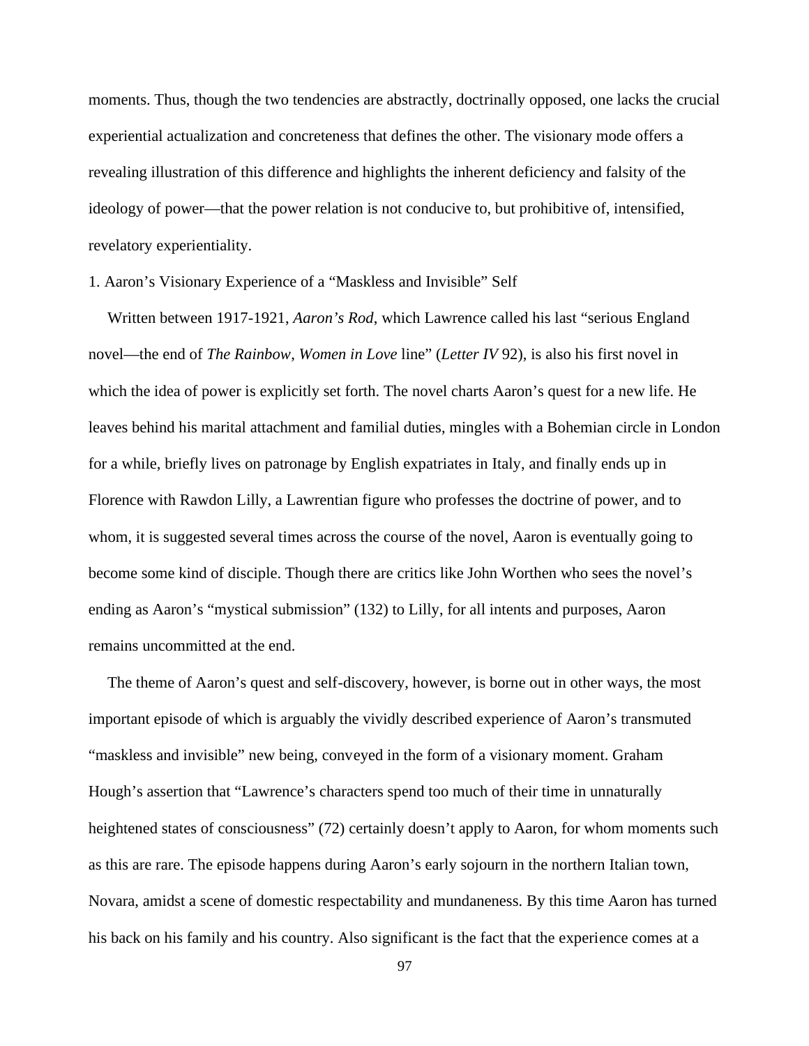moments. Thus, though the two tendencies are abstractly, doctrinally opposed, one lacks the crucial experiential actualization and concreteness that defines the other. The visionary mode offers a revealing illustration of this difference and highlights the inherent deficiency and falsity of the ideology of power—that the power relation is not conducive to, but prohibitive of, intensified, revelatory experientiality.

### 1. Aaron's Visionary Experience of a "Maskless and Invisible" Self

Written between 1917-1921, *Aaron's Rod*, which Lawrence called his last "serious England novel—the end of *The Rainbow*, *Women in Love* line" (*Letter IV* 92), is also his first novel in which the idea of power is explicitly set forth. The novel charts Aaron's quest for a new life. He leaves behind his marital attachment and familial duties, mingles with a Bohemian circle in London for a while, briefly lives on patronage by English expatriates in Italy, and finally ends up in Florence with Rawdon Lilly, a Lawrentian figure who professes the doctrine of power, and to whom, it is suggested several times across the course of the novel, Aaron is eventually going to become some kind of disciple. Though there are critics like John Worthen who sees the novel's ending as Aaron's "mystical submission" (132) to Lilly, for all intents and purposes, Aaron remains uncommitted at the end.

The theme of Aaron's quest and self-discovery, however, is borne out in other ways, the most important episode of which is arguably the vividly described experience of Aaron's transmuted "maskless and invisible" new being, conveyed in the form of a visionary moment. Graham Hough's assertion that "Lawrence's characters spend too much of their time in unnaturally heightened states of consciousness" (72) certainly doesn't apply to Aaron, for whom moments such as this are rare. The episode happens during Aaron's early sojourn in the northern Italian town, Novara, amidst a scene of domestic respectability and mundaneness. By this time Aaron has turned his back on his family and his country. Also significant is the fact that the experience comes at a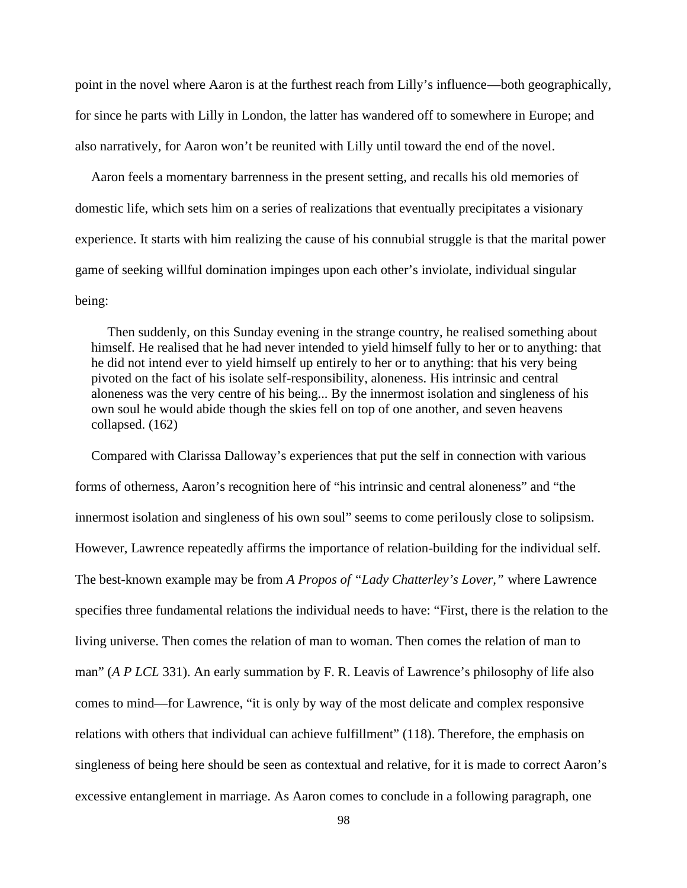point in the novel where Aaron is at the furthest reach from Lilly's influence—both geographically, for since he parts with Lilly in London, the latter has wandered off to somewhere in Europe; and also narratively, for Aaron won't be reunited with Lilly until toward the end of the novel.

Aaron feels a momentary barrenness in the present setting, and recalls his old memories of domestic life, which sets him on a series of realizations that eventually precipitates a visionary experience. It starts with him realizing the cause of his connubial struggle is that the marital power game of seeking willful domination impinges upon each other's inviolate, individual singular being:

> Then suddenly, on this Sunday evening in the strange country, he realised something about himself. He realised that he had never intended to yield himself fully to her or to anything: that he did not intend ever to yield himself up entirely to her or to anything: that his very being pivoted on the fact of his isolate self-responsibility, aloneness. His intrinsic and central aloneness was the very centre of his being... By the innermost isolation and singleness of his own soul he would abide though the skies fell on top of one another, and seven heavens collapsed. (162)

Compared with Clarissa Dalloway's experiences that put the self in connection with various forms of otherness, Aaron's recognition here of "his intrinsic and central aloneness" and "the innermost isolation and singleness of his own soul" seems to come perilously close to solipsism. However, Lawrence repeatedly affirms the importance of relation-building for the individual self. The best-known example may be from *A Propos of "Lady Chatterley's Lover,"* where Lawrence specifies three fundamental relations the individual needs to have: "First, there is the relation to the living universe. Then comes the relation of man to woman. Then comes the relation of man to man" (*A P LCL* 331). An early summation by F. R. Leavis of Lawrence's philosophy of life also comes to mind—for Lawrence, "it is only by way of the most delicate and complex responsive relations with others that individual can achieve fulfillment" (118). Therefore, the emphasis on singleness of being here should be seen as contextual and relative, for it is made to correct Aaron's excessive entanglement in marriage. As Aaron comes to conclude in a following paragraph, one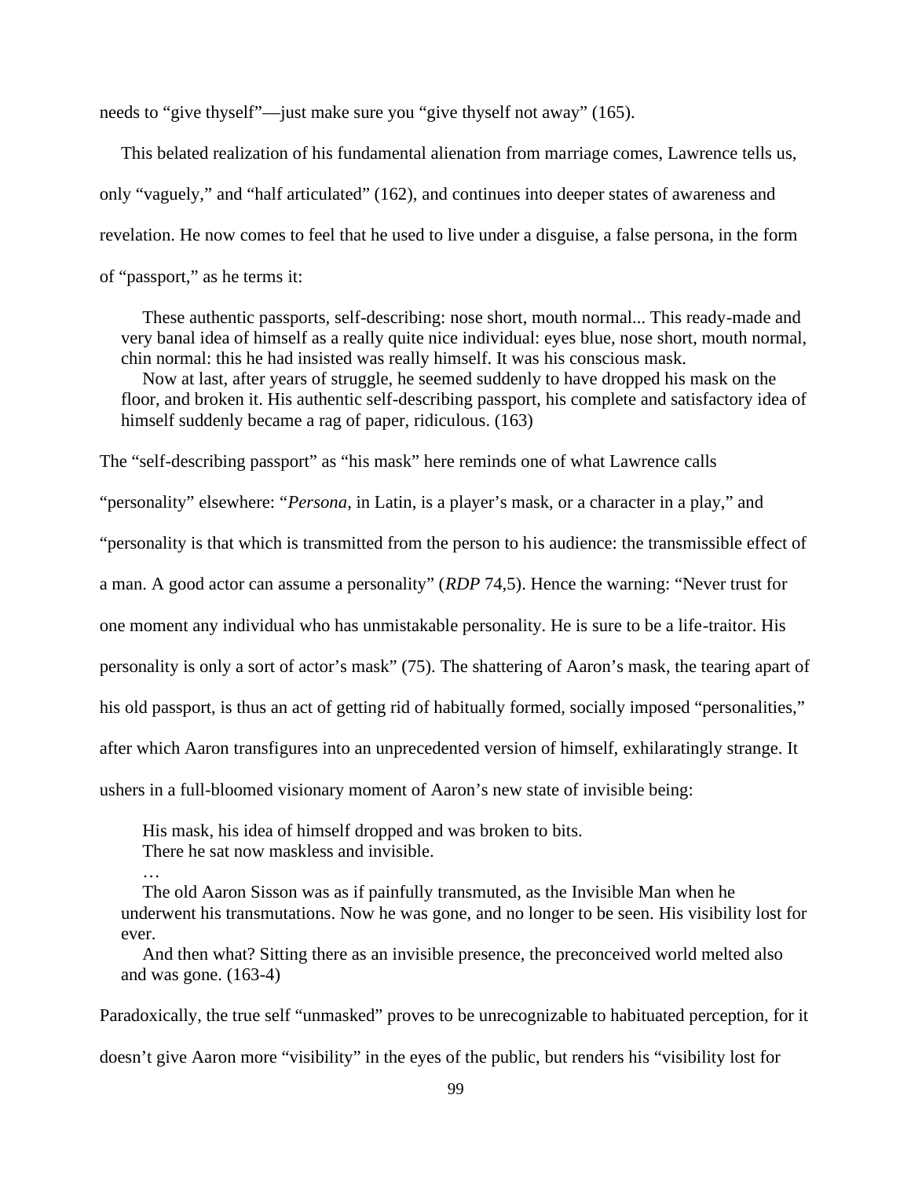needs to "give thyself"—just make sure you "give thyself not away" (165).

This belated realization of his fundamental alienation from marriage comes, Lawrence tells us, only "vaguely," and "half articulated" (162), and continues into deeper states of awareness and revelation. He now comes to feel that he used to live under a disguise, a false persona, in the form of "passport," as he terms it:

> These authentic passports, self-describing: nose short, mouth normal... This ready-made and very banal idea of himself as a really quite nice individual: eyes blue, nose short, mouth normal, chin normal: this he had insisted was really himself. It was his conscious mask.
>
> Now at last, after years of struggle, he seemed suddenly to have dropped his mask on the floor, and broken it. His authentic self-describing passport, his complete and satisfactory idea of himself suddenly became a rag of paper, ridiculous. (163)

The "self-describing passport" as "his mask" here reminds one of what Lawrence calls "personality" elsewhere: "*Persona*, in Latin, is a player's mask, or a character in a play," and "personality is that which is transmitted from the person to his audience: the transmissible effect of a man. A good actor can assume a personality" (*RDP* 74,5). Hence the warning: "Never trust for one moment any individual who has unmistakable personality. He is sure to be a life-traitor. His personality is only a sort of actor's mask" (75). The shattering of Aaron's mask, the tearing apart of his old passport, is thus an act of getting rid of habitually formed, socially imposed "personalities," after which Aaron transfigures into an unprecedented version of himself, exhilaratingly strange. It ushers in a full-bloomed visionary moment of Aaron's new state of invisible being:

> His mask, his idea of himself dropped and was broken to bits.
>
> There he sat now maskless and invisible.
>
> …
>
> The old Aaron Sisson was as if painfully transmuted, as the Invisible Man when he underwent his transmutations. Now he was gone, and no longer to be seen. His visibility lost for ever.
>
> And then what? Sitting there as an invisible presence, the preconceived world melted also and was gone. (163-4)

Paradoxically, the true self "unmasked" proves to be unrecognizable to habituated perception, for it doesn't give Aaron more "visibility" in the eyes of the public, but renders his "visibility lost for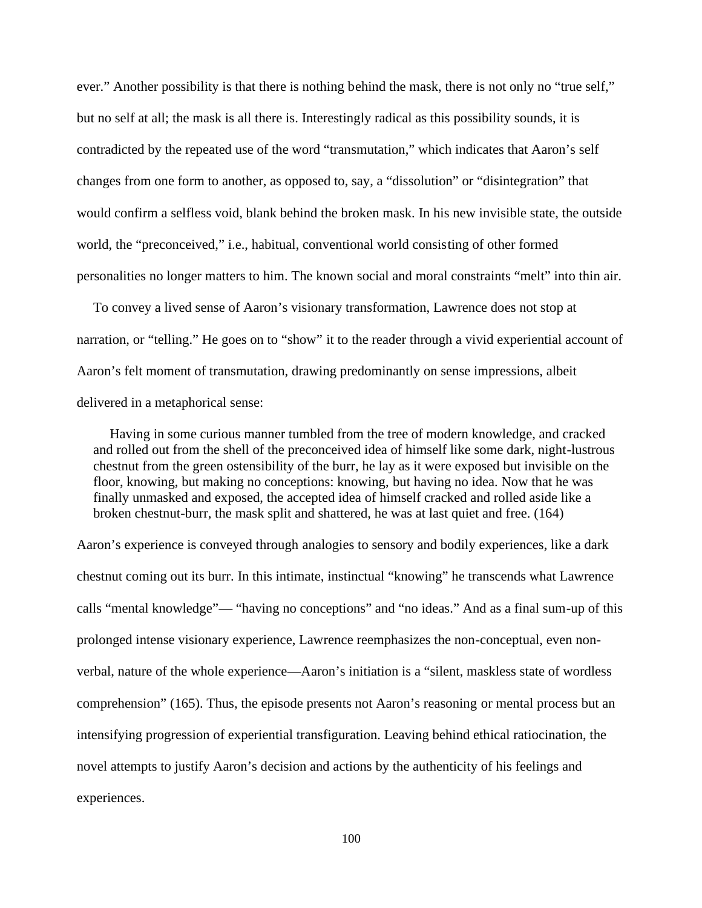ever." Another possibility is that there is nothing behind the mask, there is not only no "true self," but no self at all; the mask is all there is. Interestingly radical as this possibility sounds, it is contradicted by the repeated use of the word "transmutation," which indicates that Aaron's self changes from one form to another, as opposed to, say, a "dissolution" or "disintegration" that would confirm a selfless void, blank behind the broken mask. In his new invisible state, the outside world, the "preconceived," i.e., habitual, conventional world consisting of other formed personalities no longer matters to him. The known social and moral constraints "melt" into thin air.

To convey a lived sense of Aaron's visionary transformation, Lawrence does not stop at narration, or "telling." He goes on to "show" it to the reader through a vivid experiential account of Aaron's felt moment of transmutation, drawing predominantly on sense impressions, albeit delivered in a metaphorical sense:

> Having in some curious manner tumbled from the tree of modern knowledge, and cracked and rolled out from the shell of the preconceived idea of himself like some dark, night-lustrous chestnut from the green ostensibility of the burr, he lay as it were exposed but invisible on the floor, knowing, but making no conceptions: knowing, but having no idea. Now that he was finally unmasked and exposed, the accepted idea of himself cracked and rolled aside like a broken chestnut-burr, the mask split and shattered, he was at last quiet and free. (164)

Aaron's experience is conveyed through analogies to sensory and bodily experiences, like a dark chestnut coming out its burr. In this intimate, instinctual "knowing" he transcends what Lawrence calls "mental knowledge"— "having no conceptions" and "no ideas." And as a final sum-up of this prolonged intense visionary experience, Lawrence reemphasizes the non-conceptual, even non-verbal, nature of the whole experience—Aaron's initiation is a "silent, maskless state of wordless comprehension" (165). Thus, the episode presents not Aaron's reasoning or mental process but an intensifying progression of experiential transfiguration. Leaving behind ethical ratiocination, the novel attempts to justify Aaron's decision and actions by the authenticity of his feelings and experiences.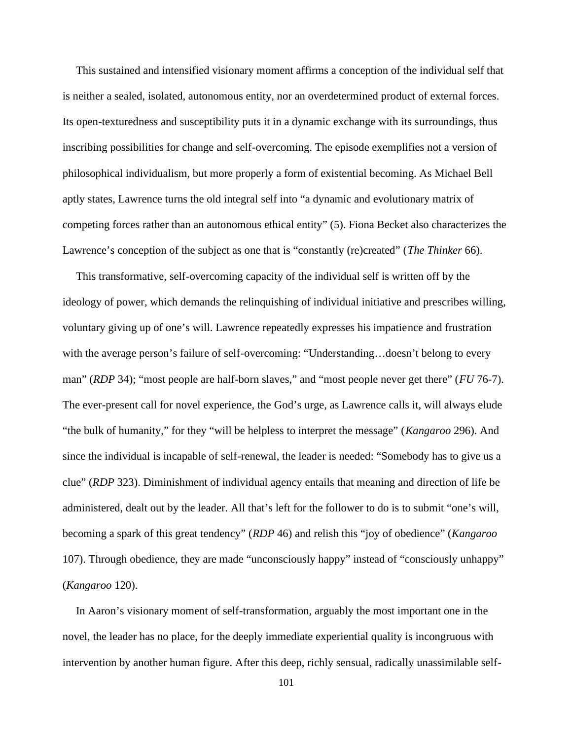This sustained and intensified visionary moment affirms a conception of the individual self that is neither a sealed, isolated, autonomous entity, nor an overdetermined product of external forces. Its open-texturedness and susceptibility puts it in a dynamic exchange with its surroundings, thus inscribing possibilities for change and self-overcoming. The episode exemplifies not a version of philosophical individualism, but more properly a form of existential becoming. As Michael Bell aptly states, Lawrence turns the old integral self into "a dynamic and evolutionary matrix of competing forces rather than an autonomous ethical entity" (5). Fiona Becket also characterizes the Lawrence's conception of the subject as one that is "constantly (re)created" (*The Thinker* 66).

This transformative, self-overcoming capacity of the individual self is written off by the ideology of power, which demands the relinquishing of individual initiative and prescribes willing, voluntary giving up of one's will. Lawrence repeatedly expresses his impatience and frustration with the average person's failure of self-overcoming: "Understanding…doesn't belong to every man" (*RDP* 34); "most people are half-born slaves," and "most people never get there" (*FU* 76-7). The ever-present call for novel experience, the God's urge, as Lawrence calls it, will always elude "the bulk of humanity," for they "will be helpless to interpret the message" (*Kangaroo* 296). And since the individual is incapable of self-renewal, the leader is needed: "Somebody has to give us a clue" (*RDP* 323). Diminishment of individual agency entails that meaning and direction of life be administered, dealt out by the leader. All that's left for the follower to do is to submit "one's will, becoming a spark of this great tendency" (*RDP* 46) and relish this "joy of obedience" (*Kangaroo* 107). Through obedience, they are made "unconsciously happy" instead of "consciously unhappy" (*Kangaroo* 120).

In Aaron's visionary moment of self-transformation, arguably the most important one in the novel, the leader has no place, for the deeply immediate experiential quality is incongruous with intervention by another human figure. After this deep, richly sensual, radically unassimilable self-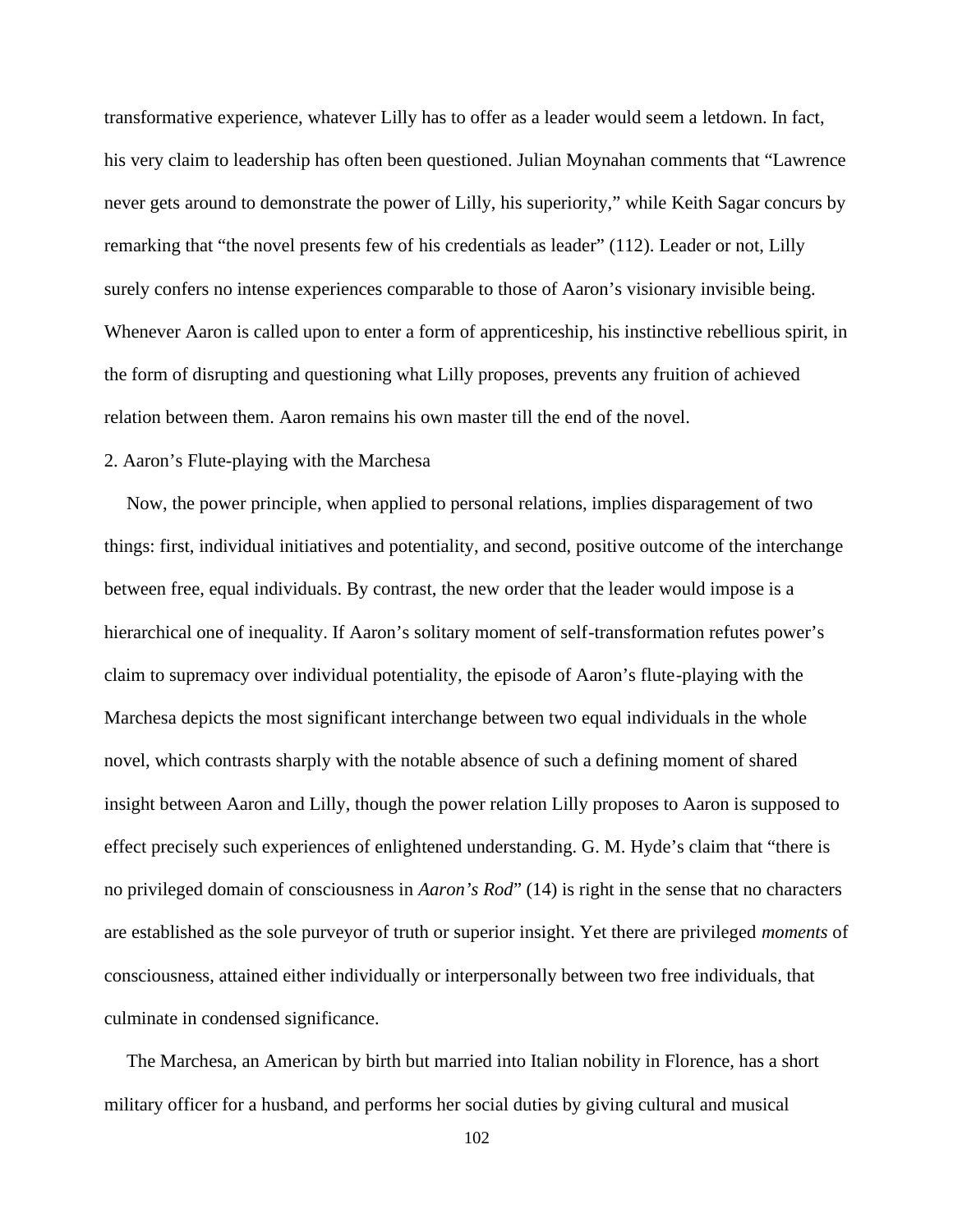transformative experience, whatever Lilly has to offer as a leader would seem a letdown. In fact, his very claim to leadership has often been questioned. Julian Moynahan comments that "Lawrence never gets around to demonstrate the power of Lilly, his superiority," while Keith Sagar concurs by remarking that "the novel presents few of his credentials as leader" (112). Leader or not, Lilly surely confers no intense experiences comparable to those of Aaron's visionary invisible being. Whenever Aaron is called upon to enter a form of apprenticeship, his instinctive rebellious spirit, in the form of disrupting and questioning what Lilly proposes, prevents any fruition of achieved relation between them. Aaron remains his own master till the end of the novel.

## 2. Aaron's Flute-playing with the Marchesa

Now, the power principle, when applied to personal relations, implies disparagement of two things: first, individual initiatives and potentiality, and second, positive outcome of the interchange between free, equal individuals. By contrast, the new order that the leader would impose is a hierarchical one of inequality. If Aaron's solitary moment of self-transformation refutes power's claim to supremacy over individual potentiality, the episode of Aaron's flute-playing with the Marchesa depicts the most significant interchange between two equal individuals in the whole novel, which contrasts sharply with the notable absence of such a defining moment of shared insight between Aaron and Lilly, though the power relation Lilly proposes to Aaron is supposed to effect precisely such experiences of enlightened understanding. G. M. Hyde's claim that "there is no privileged domain of consciousness in *Aaron's Rod*" (14) is right in the sense that no characters are established as the sole purveyor of truth or superior insight. Yet there are privileged *moments* of consciousness, attained either individually or interpersonally between two free individuals, that culminate in condensed significance.

The Marchesa, an American by birth but married into Italian nobility in Florence, has a short military officer for a husband, and performs her social duties by giving cultural and musical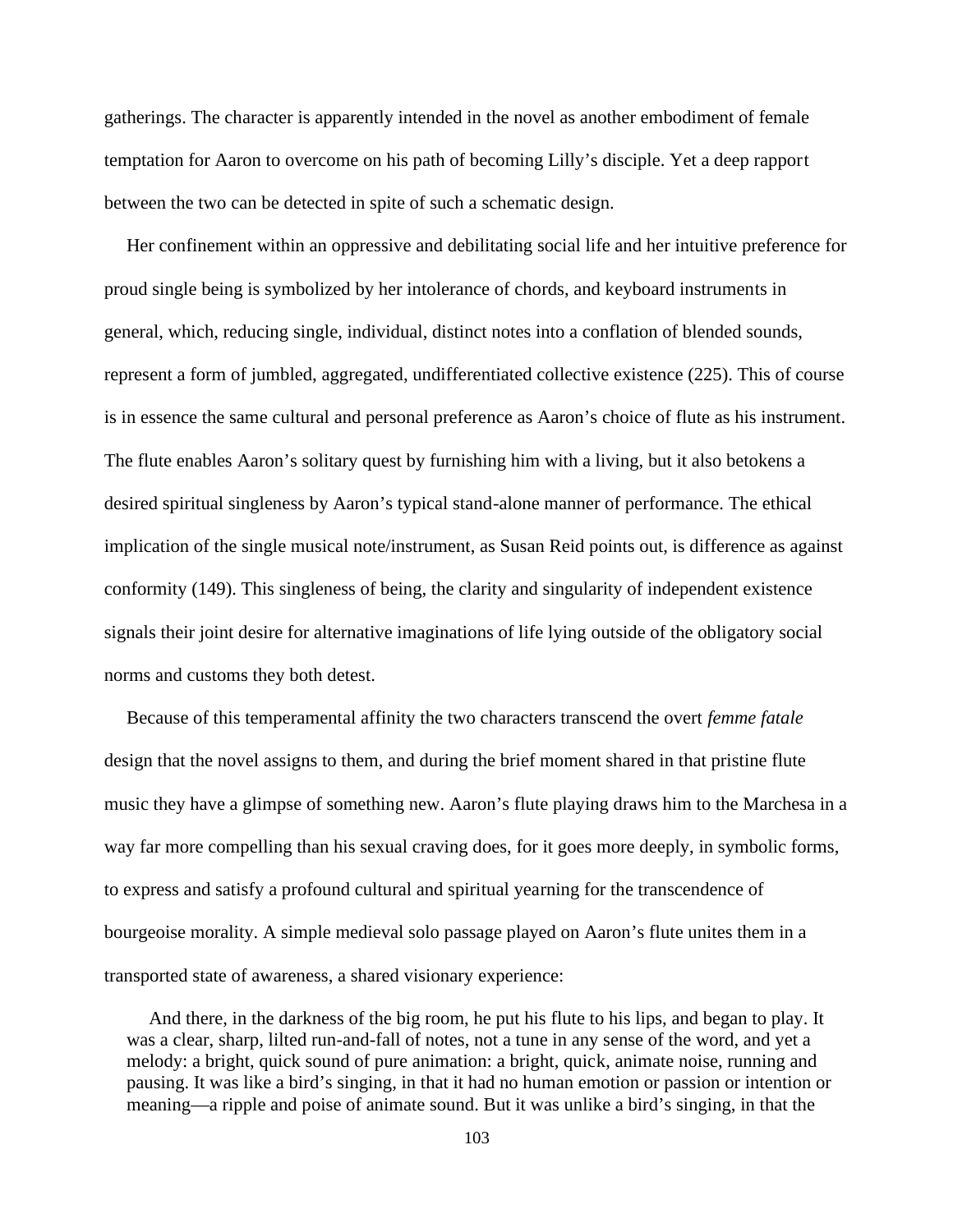gatherings. The character is apparently intended in the novel as another embodiment of female temptation for Aaron to overcome on his path of becoming Lilly's disciple. Yet a deep rapport between the two can be detected in spite of such a schematic design.

Her confinement within an oppressive and debilitating social life and her intuitive preference for proud single being is symbolized by her intolerance of chords, and keyboard instruments in general, which, reducing single, individual, distinct notes into a conflation of blended sounds, represent a form of jumbled, aggregated, undifferentiated collective existence (225). This of course is in essence the same cultural and personal preference as Aaron's choice of flute as his instrument. The flute enables Aaron's solitary quest by furnishing him with a living, but it also betokens a desired spiritual singleness by Aaron's typical stand-alone manner of performance. The ethical implication of the single musical note/instrument, as Susan Reid points out, is difference as against conformity (149). This singleness of being, the clarity and singularity of independent existence signals their joint desire for alternative imaginations of life lying outside of the obligatory social norms and customs they both detest.

Because of this temperamental affinity the two characters transcend the overt *femme fatale* design that the novel assigns to them, and during the brief moment shared in that pristine flute music they have a glimpse of something new. Aaron's flute playing draws him to the Marchesa in a way far more compelling than his sexual craving does, for it goes more deeply, in symbolic forms, to express and satisfy a profound cultural and spiritual yearning for the transcendence of bourgeoise morality. A simple medieval solo passage played on Aaron's flute unites them in a transported state of awareness, a shared visionary experience:

> And there, in the darkness of the big room, he put his flute to his lips, and began to play. It was a clear, sharp, lilted run-and-fall of notes, not a tune in any sense of the word, and yet a melody: a bright, quick sound of pure animation: a bright, quick, animate noise, running and pausing. It was like a bird's singing, in that it had no human emotion or passion or intention or meaning—a ripple and poise of animate sound. But it was unlike a bird's singing, in that the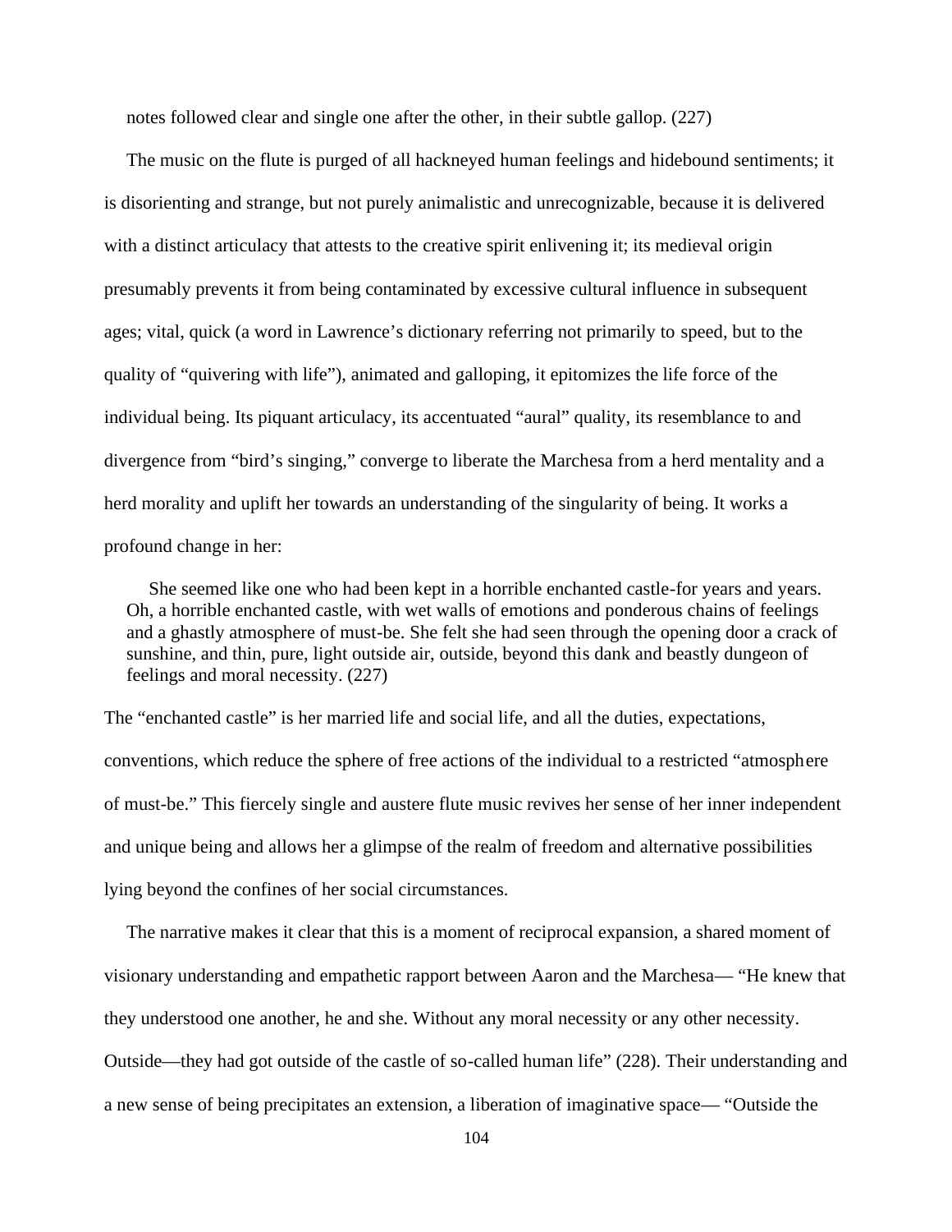notes followed clear and single one after the other, in their subtle gallop. (227)

The music on the flute is purged of all hackneyed human feelings and hidebound sentiments; it is disorienting and strange, but not purely animalistic and unrecognizable, because it is delivered with a distinct articulacy that attests to the creative spirit enlivening it; its medieval origin presumably prevents it from being contaminated by excessive cultural influence in subsequent ages; vital, quick (a word in Lawrence's dictionary referring not primarily to speed, but to the quality of "quivering with life"), animated and galloping, it epitomizes the life force of the individual being. Its piquant articulacy, its accentuated "aural" quality, its resemblance to and divergence from "bird's singing," converge to liberate the Marchesa from a herd mentality and a herd morality and uplift her towards an understanding of the singularity of being. It works a profound change in her:

> She seemed like one who had been kept in a horrible enchanted castle-for years and years. Oh, a horrible enchanted castle, with wet walls of emotions and ponderous chains of feelings and a ghastly atmosphere of must-be. She felt she had seen through the opening door a crack of sunshine, and thin, pure, light outside air, outside, beyond this dank and beastly dungeon of feelings and moral necessity. (227)

The "enchanted castle" is her married life and social life, and all the duties, expectations, conventions, which reduce the sphere of free actions of the individual to a restricted "atmosphere of must-be." This fiercely single and austere flute music revives her sense of her inner independent and unique being and allows her a glimpse of the realm of freedom and alternative possibilities lying beyond the confines of her social circumstances.

The narrative makes it clear that this is a moment of reciprocal expansion, a shared moment of visionary understanding and empathetic rapport between Aaron and the Marchesa— "He knew that they understood one another, he and she. Without any moral necessity or any other necessity. Outside—they had got outside of the castle of so-called human life" (228). Their understanding and a new sense of being precipitates an extension, a liberation of imaginative space— "Outside the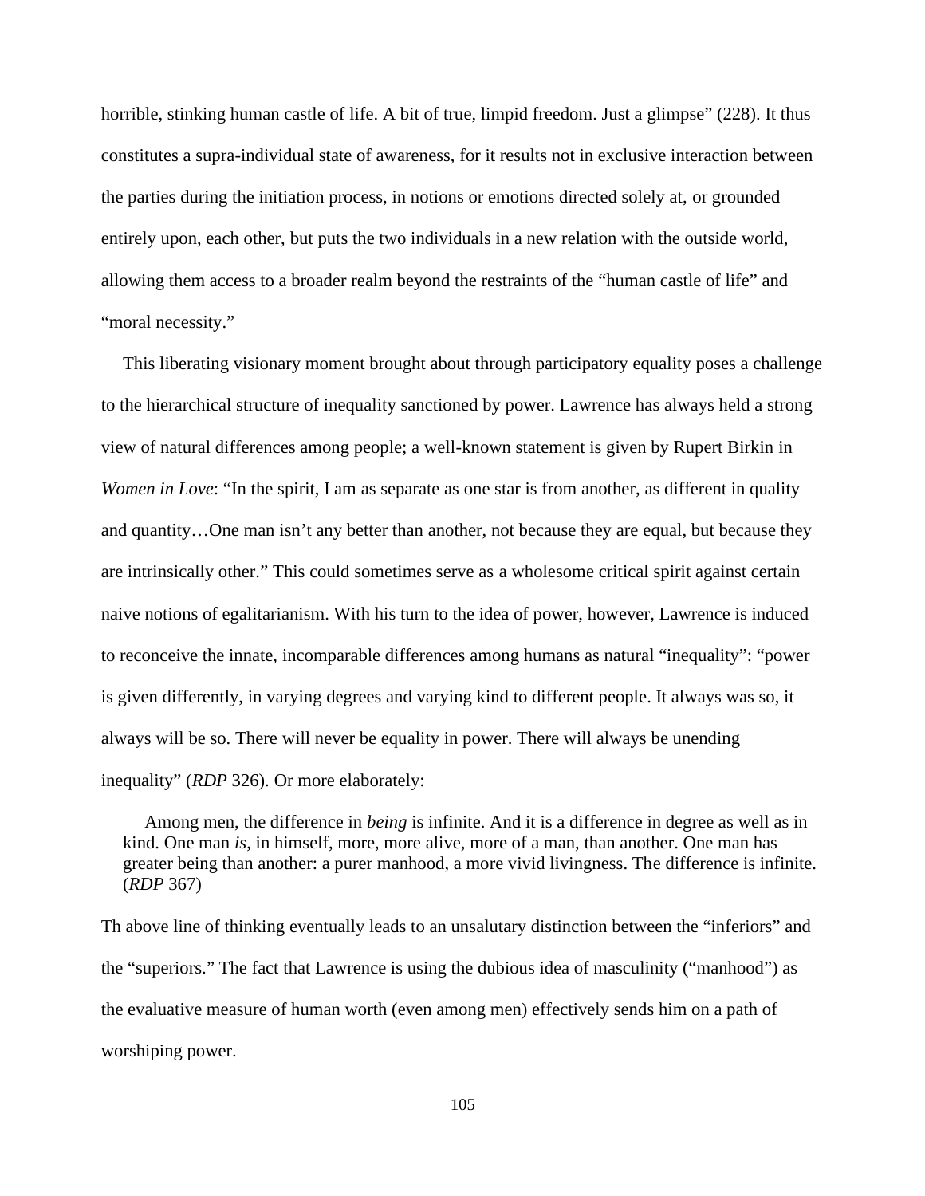horrible, stinking human castle of life. A bit of true, limpid freedom. Just a glimpse" (228). It thus constitutes a supra-individual state of awareness, for it results not in exclusive interaction between the parties during the initiation process, in notions or emotions directed solely at, or grounded entirely upon, each other, but puts the two individuals in a new relation with the outside world, allowing them access to a broader realm beyond the restraints of the "human castle of life" and "moral necessity."

This liberating visionary moment brought about through participatory equality poses a challenge to the hierarchical structure of inequality sanctioned by power. Lawrence has always held a strong view of natural differences among people; a well-known statement is given by Rupert Birkin in *Women in Love*: "In the spirit, I am as separate as one star is from another, as different in quality and quantity…One man isn't any better than another, not because they are equal, but because they are intrinsically other." This could sometimes serve as a wholesome critical spirit against certain naive notions of egalitarianism. With his turn to the idea of power, however, Lawrence is induced to reconceive the innate, incomparable differences among humans as natural "inequality": "power is given differently, in varying degrees and varying kind to different people. It always was so, it always will be so. There will never be equality in power. There will always be unending inequality" (*RDP* 326). Or more elaborately:

> Among men, the difference in *being* is infinite. And it is a difference in degree as well as in kind. One man *is*, in himself, more, more alive, more of a man, than another. One man has greater being than another: a purer manhood, a more vivid livingness. The difference is infinite. (*RDP* 367)

Th above line of thinking eventually leads to an unsalutary distinction between the "inferiors" and the "superiors." The fact that Lawrence is using the dubious idea of masculinity ("manhood") as the evaluative measure of human worth (even among men) effectively sends him on a path of worshiping power.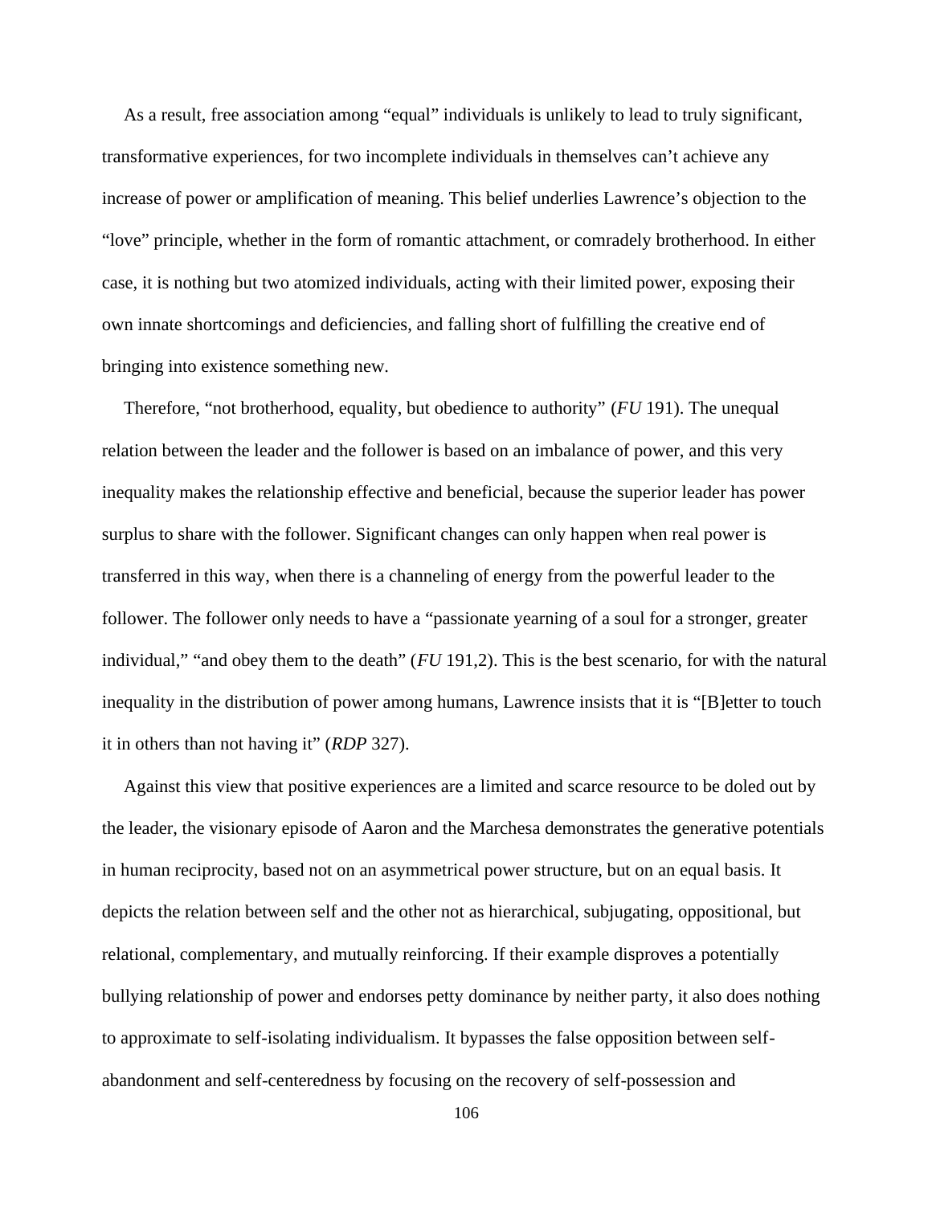As a result, free association among "equal" individuals is unlikely to lead to truly significant, transformative experiences, for two incomplete individuals in themselves can't achieve any increase of power or amplification of meaning. This belief underlies Lawrence's objection to the "love" principle, whether in the form of romantic attachment, or comradely brotherhood. In either case, it is nothing but two atomized individuals, acting with their limited power, exposing their own innate shortcomings and deficiencies, and falling short of fulfilling the creative end of bringing into existence something new.

Therefore, "not brotherhood, equality, but obedience to authority" (*FU* 191). The unequal relation between the leader and the follower is based on an imbalance of power, and this very inequality makes the relationship effective and beneficial, because the superior leader has power surplus to share with the follower. Significant changes can only happen when real power is transferred in this way, when there is a channeling of energy from the powerful leader to the follower. The follower only needs to have a "passionate yearning of a soul for a stronger, greater individual," "and obey them to the death" (*FU* 191,2). This is the best scenario, for with the natural inequality in the distribution of power among humans, Lawrence insists that it is "[B]etter to touch it in others than not having it" (*RDP* 327).

Against this view that positive experiences are a limited and scarce resource to be doled out by the leader, the visionary episode of Aaron and the Marchesa demonstrates the generative potentials in human reciprocity, based not on an asymmetrical power structure, but on an equal basis. It depicts the relation between self and the other not as hierarchical, subjugating, oppositional, but relational, complementary, and mutually reinforcing. If their example disproves a potentially bullying relationship of power and endorses petty dominance by neither party, it also does nothing to approximate to self-isolating individualism. It bypasses the false opposition between self-abandonment and self-centeredness by focusing on the recovery of self-possession and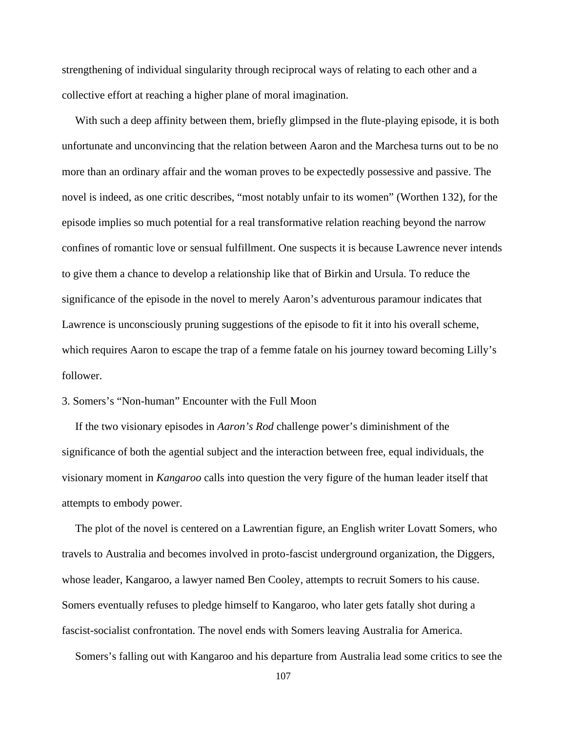strengthening of individual singularity through reciprocal ways of relating to each other and a collective effort at reaching a higher plane of moral imagination.

With such a deep affinity between them, briefly glimpsed in the flute-playing episode, it is both unfortunate and unconvincing that the relation between Aaron and the Marchesa turns out to be no more than an ordinary affair and the woman proves to be expectedly possessive and passive. The novel is indeed, as one critic describes, "most notably unfair to its women" (Worthen 132), for the episode implies so much potential for a real transformative relation reaching beyond the narrow confines of romantic love or sensual fulfillment. One suspects it is because Lawrence never intends to give them a chance to develop a relationship like that of Birkin and Ursula. To reduce the significance of the episode in the novel to merely Aaron's adventurous paramour indicates that Lawrence is unconsciously pruning suggestions of the episode to fit it into his overall scheme, which requires Aaron to escape the trap of a femme fatale on his journey toward becoming Lilly's follower.

### 3. Somers's "Non-human" Encounter with the Full Moon

If the two visionary episodes in *Aaron's Rod* challenge power's diminishment of the significance of both the agential subject and the interaction between free, equal individuals, the visionary moment in *Kangaroo* calls into question the very figure of the human leader itself that attempts to embody power.

The plot of the novel is centered on a Lawrentian figure, an English writer Lovatt Somers, who travels to Australia and becomes involved in proto-fascist underground organization, the Diggers, whose leader, Kangaroo, a lawyer named Ben Cooley, attempts to recruit Somers to his cause. Somers eventually refuses to pledge himself to Kangaroo, who later gets fatally shot during a fascist-socialist confrontation. The novel ends with Somers leaving Australia for America.

Somers's falling out with Kangaroo and his departure from Australia lead some critics to see the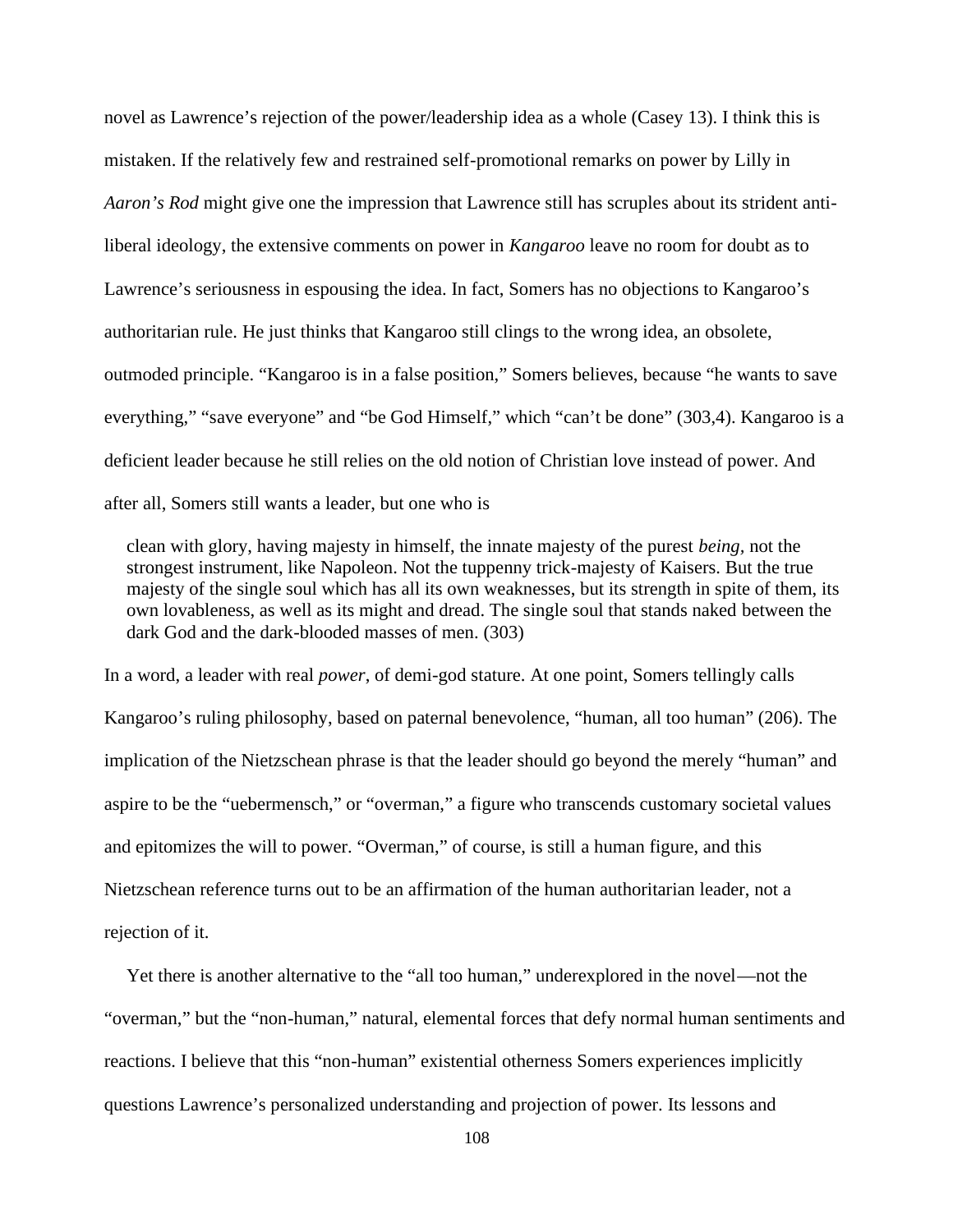novel as Lawrence's rejection of the power/leadership idea as a whole (Casey 13). I think this is mistaken. If the relatively few and restrained self-promotional remarks on power by Lilly in *Aaron's Rod* might give one the impression that Lawrence still has scruples about its strident anti-liberal ideology, the extensive comments on power in *Kangaroo* leave no room for doubt as to Lawrence's seriousness in espousing the idea. In fact, Somers has no objections to Kangaroo's authoritarian rule. He just thinks that Kangaroo still clings to the wrong idea, an obsolete, outmoded principle. "Kangaroo is in a false position," Somers believes, because "he wants to save everything," "save everyone" and "be God Himself," which "can't be done" (303,4). Kangaroo is a deficient leader because he still relies on the old notion of Christian love instead of power. And after all, Somers still wants a leader, but one who is

> clean with glory, having majesty in himself, the innate majesty of the purest *being*, not the strongest instrument, like Napoleon. Not the tuppenny trick-majesty of Kaisers. But the true majesty of the single soul which has all its own weaknesses, but its strength in spite of them, its own lovableness, as well as its might and dread. The single soul that stands naked between the dark God and the dark-blooded masses of men. (303)

In a word, a leader with real *power*, of demi-god stature. At one point, Somers tellingly calls Kangaroo's ruling philosophy, based on paternal benevolence, "human, all too human" (206). The implication of the Nietzschean phrase is that the leader should go beyond the merely "human" and aspire to be the "uebermensch," or "overman," a figure who transcends customary societal values and epitomizes the will to power. "Overman," of course, is still a human figure, and this Nietzschean reference turns out to be an affirmation of the human authoritarian leader, not a rejection of it.

Yet there is another alternative to the "all too human," underexplored in the novel—not the "overman," but the "non-human," natural, elemental forces that defy normal human sentiments and reactions. I believe that this "non-human" existential otherness Somers experiences implicitly questions Lawrence's personalized understanding and projection of power. Its lessons and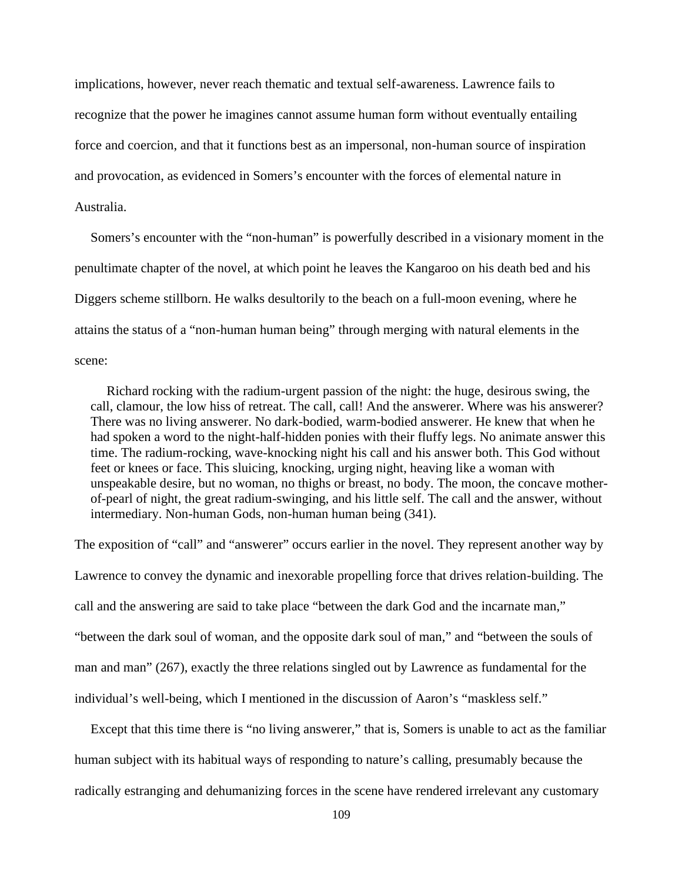implications, however, never reach thematic and textual self-awareness. Lawrence fails to recognize that the power he imagines cannot assume human form without eventually entailing force and coercion, and that it functions best as an impersonal, non-human source of inspiration and provocation, as evidenced in Somers's encounter with the forces of elemental nature in Australia.

Somers's encounter with the "non-human" is powerfully described in a visionary moment in the penultimate chapter of the novel, at which point he leaves the Kangaroo on his death bed and his Diggers scheme stillborn. He walks desultorily to the beach on a full-moon evening, where he attains the status of a "non-human human being" through merging with natural elements in the scene:

> Richard rocking with the radium-urgent passion of the night: the huge, desirous swing, the call, clamour, the low hiss of retreat. The call, call! And the answerer. Where was his answerer? There was no living answerer. No dark-bodied, warm-bodied answerer. He knew that when he had spoken a word to the night-half-hidden ponies with their fluffy legs. No animate answer this time. The radium-rocking, wave-knocking night his call and his answer both. This God without feet or knees or face. This sluicing, knocking, urging night, heaving like a woman with unspeakable desire, but no woman, no thighs or breast, no body. The moon, the concave mother-of-pearl of night, the great radium-swinging, and his little self. The call and the answer, without intermediary. Non-human Gods, non-human human being (341).

The exposition of "call" and "answerer" occurs earlier in the novel. They represent another way by Lawrence to convey the dynamic and inexorable propelling force that drives relation-building. The call and the answering are said to take place "between the dark God and the incarnate man," "between the dark soul of woman, and the opposite dark soul of man," and "between the souls of man and man" (267), exactly the three relations singled out by Lawrence as fundamental for the individual's well-being, which I mentioned in the discussion of Aaron's "maskless self."

Except that this time there is "no living answerer," that is, Somers is unable to act as the familiar human subject with its habitual ways of responding to nature's calling, presumably because the radically estranging and dehumanizing forces in the scene have rendered irrelevant any customary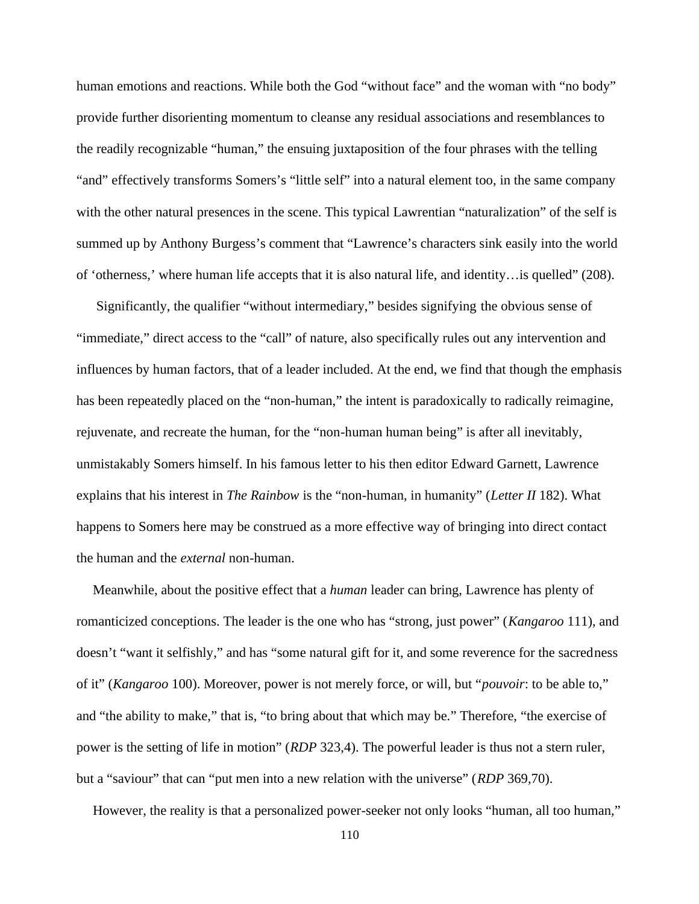human emotions and reactions. While both the God "without face" and the woman with "no body" provide further disorienting momentum to cleanse any residual associations and resemblances to the readily recognizable "human," the ensuing juxtaposition of the four phrases with the telling "and" effectively transforms Somers's "little self" into a natural element too, in the same company with the other natural presences in the scene. This typical Lawrentian "naturalization" of the self is summed up by Anthony Burgess's comment that "Lawrence's characters sink easily into the world of 'otherness,' where human life accepts that it is also natural life, and identity…is quelled" (208).

Significantly, the qualifier "without intermediary," besides signifying the obvious sense of "immediate," direct access to the "call" of nature, also specifically rules out any intervention and influences by human factors, that of a leader included. At the end, we find that though the emphasis has been repeatedly placed on the "non-human," the intent is paradoxically to radically reimagine, rejuvenate, and recreate the human, for the "non-human human being" is after all inevitably, unmistakably Somers himself. In his famous letter to his then editor Edward Garnett, Lawrence explains that his interest in *The Rainbow* is the "non-human, in humanity" (*Letter II* 182). What happens to Somers here may be construed as a more effective way of bringing into direct contact the human and the *external* non-human.

Meanwhile, about the positive effect that a *human* leader can bring, Lawrence has plenty of romanticized conceptions. The leader is the one who has "strong, just power" (*Kangaroo* 111), and doesn't "want it selfishly," and has "some natural gift for it, and some reverence for the sacredness of it" (*Kangaroo* 100). Moreover, power is not merely force, or will, but "*pouvoir*: to be able to," and "the ability to make," that is, "to bring about that which may be." Therefore, "the exercise of power is the setting of life in motion" (*RDP* 323,4). The powerful leader is thus not a stern ruler, but a "saviour" that can "put men into a new relation with the universe" (*RDP* 369,70).

However, the reality is that a personalized power-seeker not only looks "human, all too human,"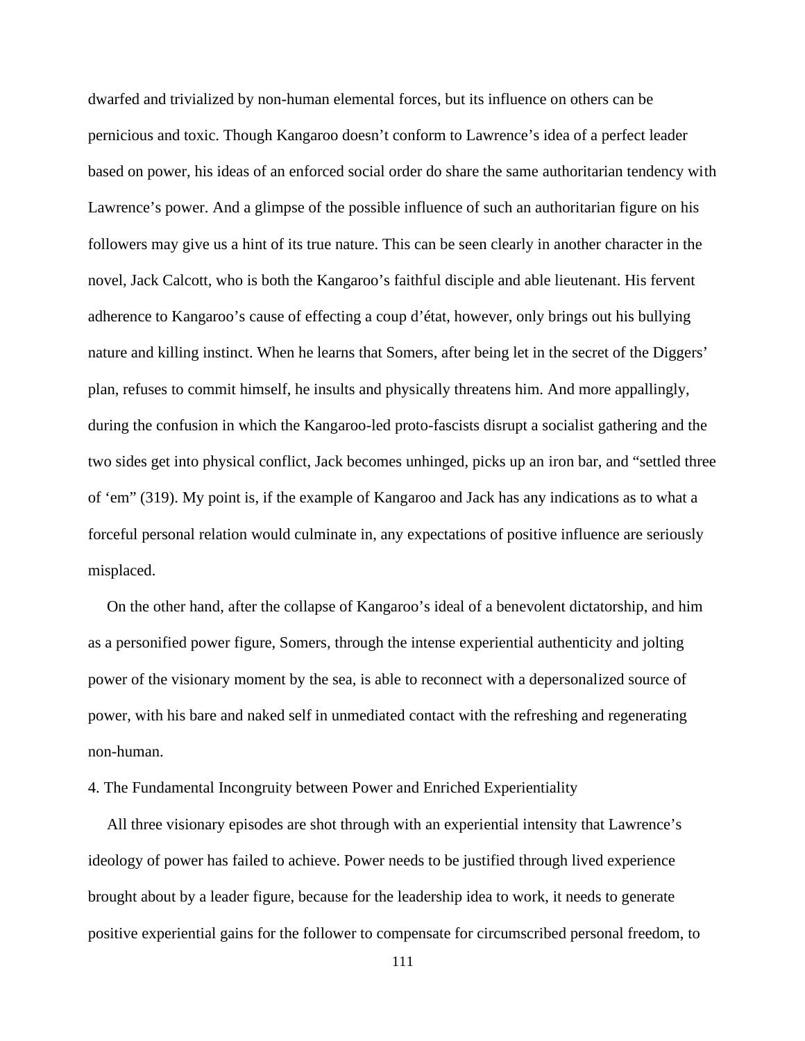dwarfed and trivialized by non-human elemental forces, but its influence on others can be pernicious and toxic. Though Kangaroo doesn't conform to Lawrence's idea of a perfect leader based on power, his ideas of an enforced social order do share the same authoritarian tendency with Lawrence's power. And a glimpse of the possible influence of such an authoritarian figure on his followers may give us a hint of its true nature. This can be seen clearly in another character in the novel, Jack Calcott, who is both the Kangaroo's faithful disciple and able lieutenant. His fervent adherence to Kangaroo's cause of effecting a coup d'état, however, only brings out his bullying nature and killing instinct. When he learns that Somers, after being let in the secret of the Diggers' plan, refuses to commit himself, he insults and physically threatens him. And more appallingly, during the confusion in which the Kangaroo-led proto-fascists disrupt a socialist gathering and the two sides get into physical conflict, Jack becomes unhinged, picks up an iron bar, and "settled three of 'em" (319). My point is, if the example of Kangaroo and Jack has any indications as to what a forceful personal relation would culminate in, any expectations of positive influence are seriously misplaced.

On the other hand, after the collapse of Kangaroo's ideal of a benevolent dictatorship, and him as a personified power figure, Somers, through the intense experiential authenticity and jolting power of the visionary moment by the sea, is able to reconnect with a depersonalized source of power, with his bare and naked self in unmediated contact with the refreshing and regenerating non-human.

## 4. The Fundamental Incongruity between Power and Enriched Experientiality

All three visionary episodes are shot through with an experiential intensity that Lawrence's ideology of power has failed to achieve. Power needs to be justified through lived experience brought about by a leader figure, because for the leadership idea to work, it needs to generate positive experiential gains for the follower to compensate for circumscribed personal freedom, to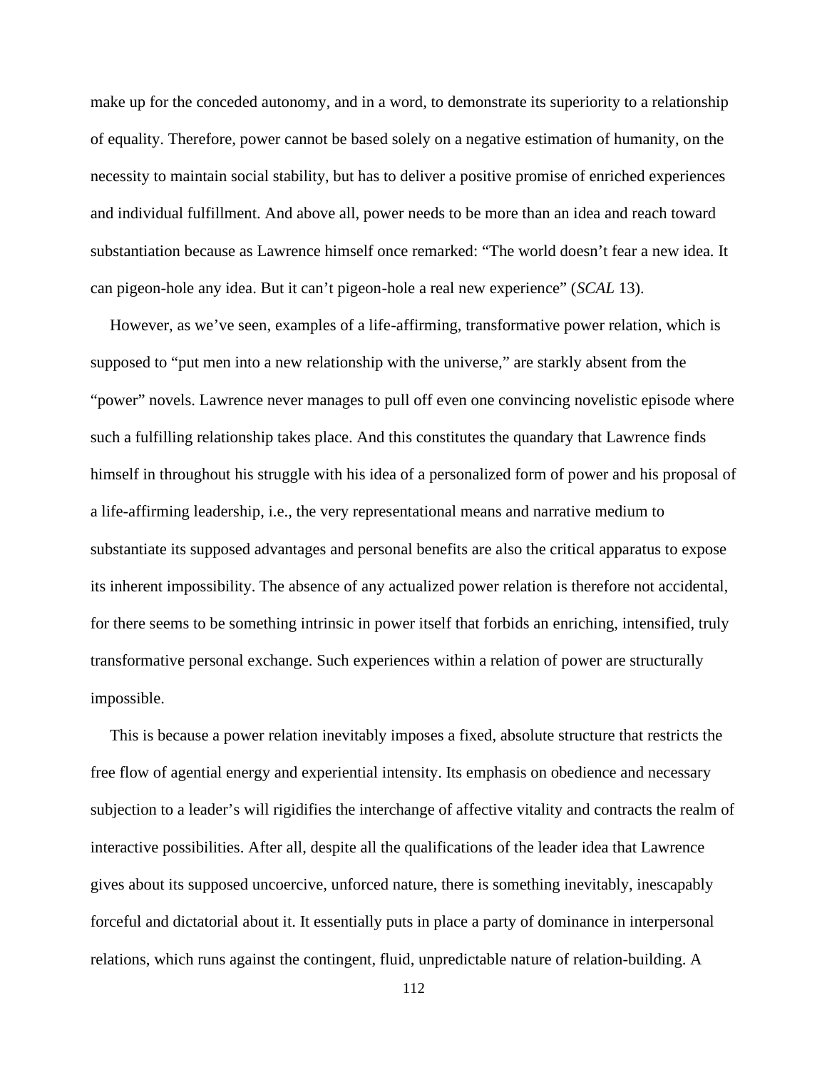make up for the conceded autonomy, and in a word, to demonstrate its superiority to a relationship of equality. Therefore, power cannot be based solely on a negative estimation of humanity, on the necessity to maintain social stability, but has to deliver a positive promise of enriched experiences and individual fulfillment. And above all, power needs to be more than an idea and reach toward substantiation because as Lawrence himself once remarked: "The world doesn't fear a new idea. It can pigeon-hole any idea. But it can't pigeon-hole a real new experience" (*SCAL* 13).

However, as we've seen, examples of a life-affirming, transformative power relation, which is supposed to "put men into a new relationship with the universe," are starkly absent from the "power" novels. Lawrence never manages to pull off even one convincing novelistic episode where such a fulfilling relationship takes place. And this constitutes the quandary that Lawrence finds himself in throughout his struggle with his idea of a personalized form of power and his proposal of a life-affirming leadership, i.e., the very representational means and narrative medium to substantiate its supposed advantages and personal benefits are also the critical apparatus to expose its inherent impossibility. The absence of any actualized power relation is therefore not accidental, for there seems to be something intrinsic in power itself that forbids an enriching, intensified, truly transformative personal exchange. Such experiences within a relation of power are structurally impossible.

This is because a power relation inevitably imposes a fixed, absolute structure that restricts the free flow of agential energy and experiential intensity. Its emphasis on obedience and necessary subjection to a leader's will rigidifies the interchange of affective vitality and contracts the realm of interactive possibilities. After all, despite all the qualifications of the leader idea that Lawrence gives about its supposed uncoercive, unforced nature, there is something inevitably, inescapably forceful and dictatorial about it. It essentially puts in place a party of dominance in interpersonal relations, which runs against the contingent, fluid, unpredictable nature of relation-building. A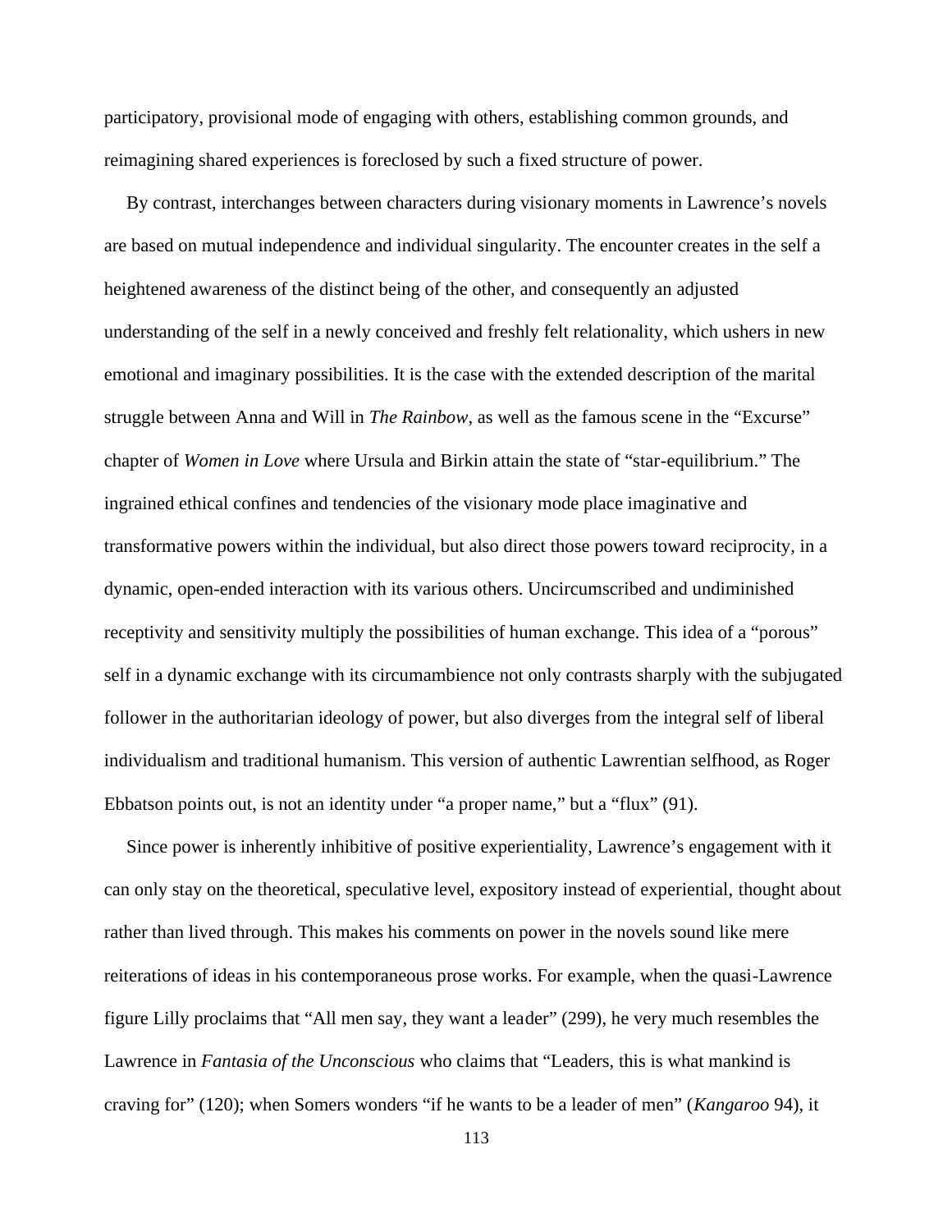participatory, provisional mode of engaging with others, establishing common grounds, and reimagining shared experiences is foreclosed by such a fixed structure of power.

By contrast, interchanges between characters during visionary moments in Lawrence's novels are based on mutual independence and individual singularity. The encounter creates in the self a heightened awareness of the distinct being of the other, and consequently an adjusted understanding of the self in a newly conceived and freshly felt relationality, which ushers in new emotional and imaginary possibilities. It is the case with the extended description of the marital struggle between Anna and Will in *The Rainbow*, as well as the famous scene in the "Excurse" chapter of *Women in Love* where Ursula and Birkin attain the state of "star-equilibrium." The ingrained ethical confines and tendencies of the visionary mode place imaginative and transformative powers within the individual, but also direct those powers toward reciprocity, in a dynamic, open-ended interaction with its various others. Uncircumscribed and undiminished receptivity and sensitivity multiply the possibilities of human exchange. This idea of a "porous" self in a dynamic exchange with its circumambience not only contrasts sharply with the subjugated follower in the authoritarian ideology of power, but also diverges from the integral self of liberal individualism and traditional humanism. This version of authentic Lawrentian selfhood, as Roger Ebbatson points out, is not an identity under "a proper name," but a "flux" (91).

Since power is inherently inhibitive of positive experientiality, Lawrence's engagement with it can only stay on the theoretical, speculative level, expository instead of experiential, thought about rather than lived through. This makes his comments on power in the novels sound like mere reiterations of ideas in his contemporaneous prose works. For example, when the quasi-Lawrence figure Lilly proclaims that "All men say, they want a leader" (299), he very much resembles the Lawrence in *Fantasia of the Unconscious* who claims that "Leaders, this is what mankind is craving for" (120); when Somers wonders "if he wants to be a leader of men" (*Kangaroo* 94), it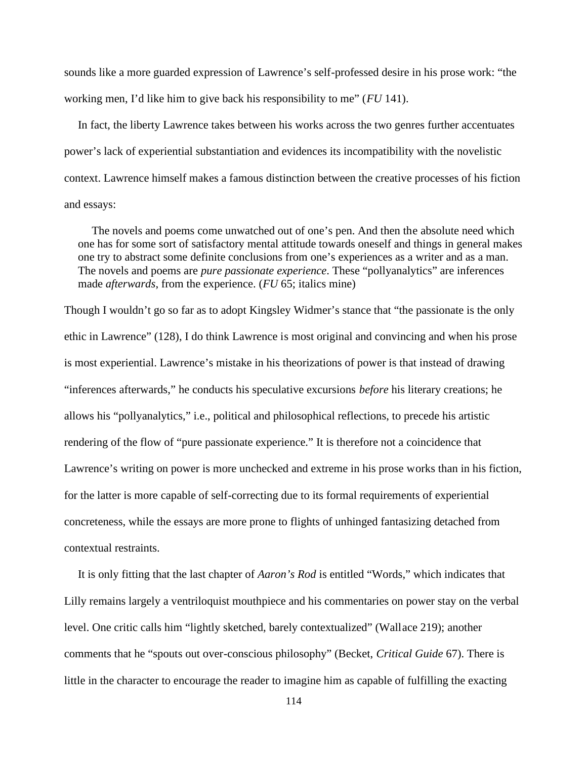sounds like a more guarded expression of Lawrence's self-professed desire in his prose work: "the working men, I'd like him to give back his responsibility to me" (*FU* 141).

In fact, the liberty Lawrence takes between his works across the two genres further accentuates power's lack of experiential substantiation and evidences its incompatibility with the novelistic context. Lawrence himself makes a famous distinction between the creative processes of his fiction and essays:

> The novels and poems come unwatched out of one's pen. And then the absolute need which one has for some sort of satisfactory mental attitude towards oneself and things in general makes one try to abstract some definite conclusions from one's experiences as a writer and as a man. The novels and poems are *pure passionate experience*. These "pollyanalytics" are inferences made *afterwards*, from the experience. (*FU* 65; italics mine)

Though I wouldn't go so far as to adopt Kingsley Widmer's stance that "the passionate is the only ethic in Lawrence" (128), I do think Lawrence is most original and convincing and when his prose is most experiential. Lawrence's mistake in his theorizations of power is that instead of drawing "inferences afterwards," he conducts his speculative excursions *before* his literary creations; he allows his "pollyanalytics," i.e., political and philosophical reflections, to precede his artistic rendering of the flow of "pure passionate experience." It is therefore not a coincidence that Lawrence's writing on power is more unchecked and extreme in his prose works than in his fiction, for the latter is more capable of self-correcting due to its formal requirements of experiential concreteness, while the essays are more prone to flights of unhinged fantasizing detached from contextual restraints.

It is only fitting that the last chapter of *Aaron's Rod* is entitled "Words," which indicates that Lilly remains largely a ventriloquist mouthpiece and his commentaries on power stay on the verbal level. One critic calls him "lightly sketched, barely contextualized" (Wallace 219); another comments that he "spouts out over-conscious philosophy" (Becket, *Critical Guide* 67). There is little in the character to encourage the reader to imagine him as capable of fulfilling the exacting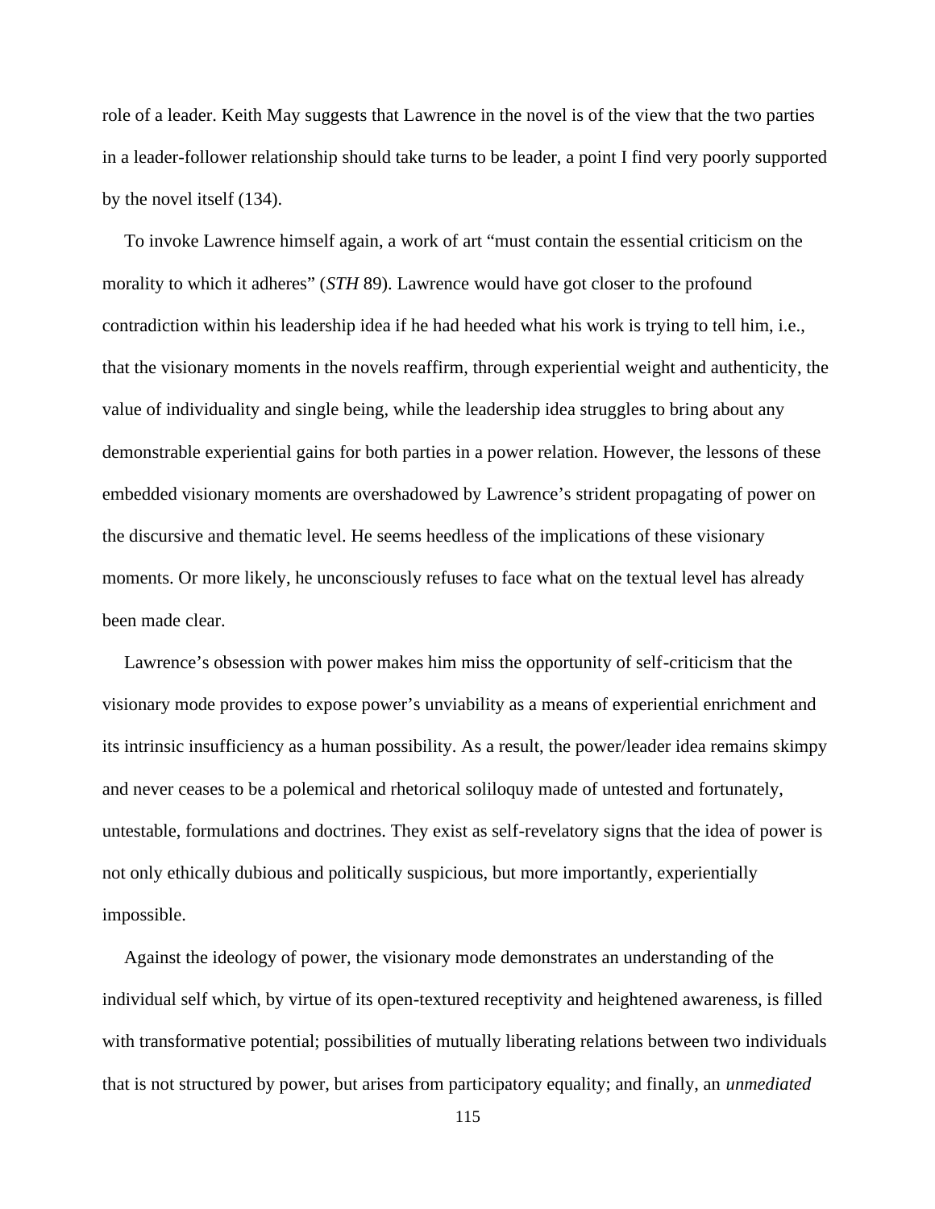role of a leader. Keith May suggests that Lawrence in the novel is of the view that the two parties in a leader-follower relationship should take turns to be leader, a point I find very poorly supported by the novel itself (134).

To invoke Lawrence himself again, a work of art "must contain the essential criticism on the morality to which it adheres" (*STH* 89). Lawrence would have got closer to the profound contradiction within his leadership idea if he had heeded what his work is trying to tell him, i.e., that the visionary moments in the novels reaffirm, through experiential weight and authenticity, the value of individuality and single being, while the leadership idea struggles to bring about any demonstrable experiential gains for both parties in a power relation. However, the lessons of these embedded visionary moments are overshadowed by Lawrence's strident propagating of power on the discursive and thematic level. He seems heedless of the implications of these visionary moments. Or more likely, he unconsciously refuses to face what on the textual level has already been made clear.

Lawrence's obsession with power makes him miss the opportunity of self-criticism that the visionary mode provides to expose power's unviability as a means of experiential enrichment and its intrinsic insufficiency as a human possibility. As a result, the power/leader idea remains skimpy and never ceases to be a polemical and rhetorical soliloquy made of untested and fortunately, untestable, formulations and doctrines. They exist as self-revelatory signs that the idea of power is not only ethically dubious and politically suspicious, but more importantly, experientially impossible.

Against the ideology of power, the visionary mode demonstrates an understanding of the individual self which, by virtue of its open-textured receptivity and heightened awareness, is filled with transformative potential; possibilities of mutually liberating relations between two individuals that is not structured by power, but arises from participatory equality; and finally, an *unmediated*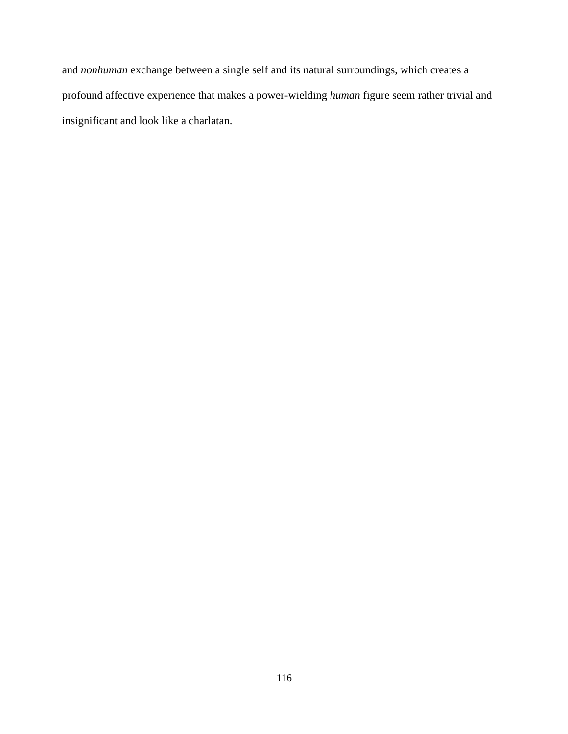and *nonhuman* exchange between a single self and its natural surroundings, which creates a profound affective experience that makes a power-wielding *human* figure seem rather trivial and insignificant and look like a charlatan.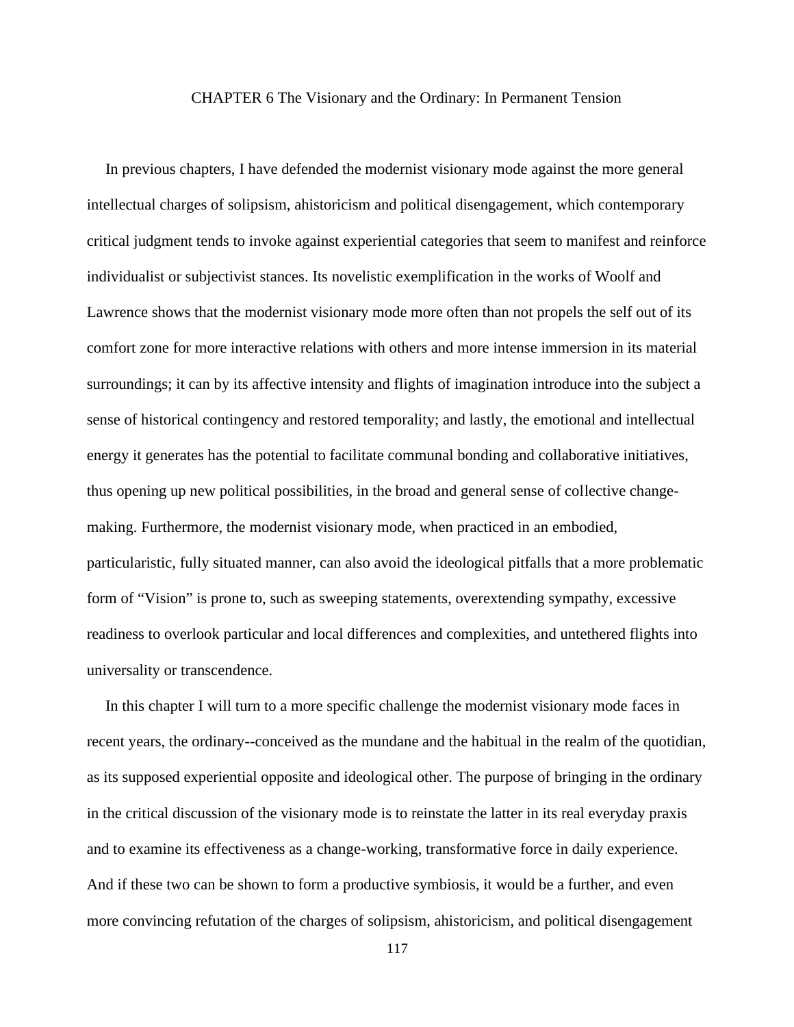# CHAPTER 6 The Visionary and the Ordinary: In Permanent Tension

In previous chapters, I have defended the modernist visionary mode against the more general intellectual charges of solipsism, ahistoricism and political disengagement, which contemporary critical judgment tends to invoke against experiential categories that seem to manifest and reinforce individualist or subjectivist stances. Its novelistic exemplification in the works of Woolf and Lawrence shows that the modernist visionary mode more often than not propels the self out of its comfort zone for more interactive relations with others and more intense immersion in its material surroundings; it can by its affective intensity and flights of imagination introduce into the subject a sense of historical contingency and restored temporality; and lastly, the emotional and intellectual energy it generates has the potential to facilitate communal bonding and collaborative initiatives, thus opening up new political possibilities, in the broad and general sense of collective change-making. Furthermore, the modernist visionary mode, when practiced in an embodied, particularistic, fully situated manner, can also avoid the ideological pitfalls that a more problematic form of "Vision" is prone to, such as sweeping statements, overextending sympathy, excessive readiness to overlook particular and local differences and complexities, and untethered flights into universality or transcendence.

In this chapter I will turn to a more specific challenge the modernist visionary mode faces in recent years, the ordinary--conceived as the mundane and the habitual in the realm of the quotidian, as its supposed experiential opposite and ideological other. The purpose of bringing in the ordinary in the critical discussion of the visionary mode is to reinstate the latter in its real everyday praxis and to examine its effectiveness as a change-working, transformative force in daily experience. And if these two can be shown to form a productive symbiosis, it would be a further, and even more convincing refutation of the charges of solipsism, ahistoricism, and political disengagement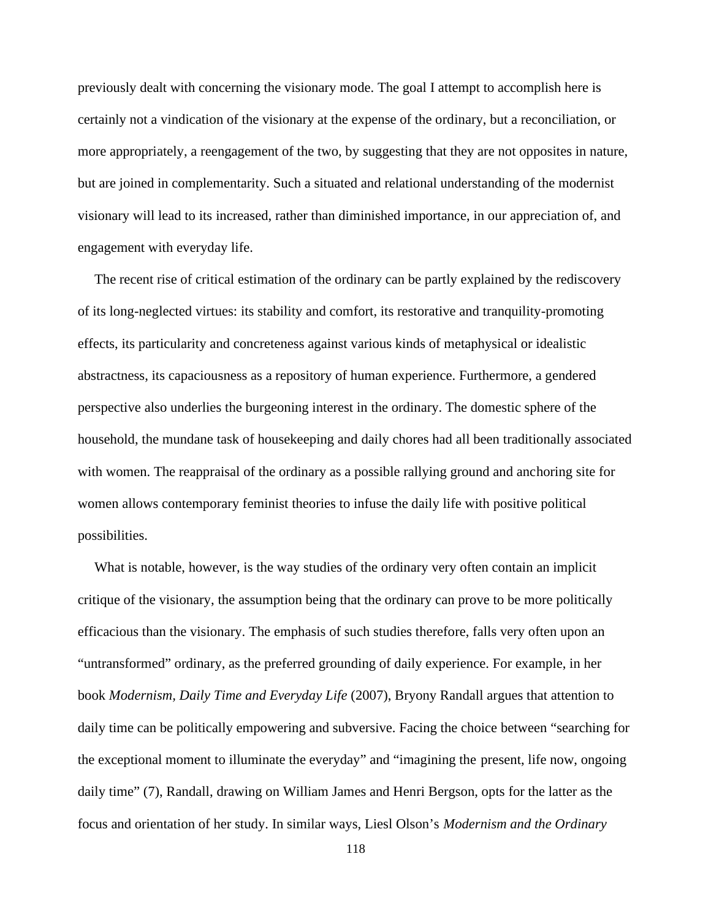previously dealt with concerning the visionary mode. The goal I attempt to accomplish here is certainly not a vindication of the visionary at the expense of the ordinary, but a reconciliation, or more appropriately, a reengagement of the two, by suggesting that they are not opposites in nature, but are joined in complementarity. Such a situated and relational understanding of the modernist visionary will lead to its increased, rather than diminished importance, in our appreciation of, and engagement with everyday life.

The recent rise of critical estimation of the ordinary can be partly explained by the rediscovery of its long-neglected virtues: its stability and comfort, its restorative and tranquility-promoting effects, its particularity and concreteness against various kinds of metaphysical or idealistic abstractness, its capaciousness as a repository of human experience. Furthermore, a gendered perspective also underlies the burgeoning interest in the ordinary. The domestic sphere of the household, the mundane task of housekeeping and daily chores had all been traditionally associated with women. The reappraisal of the ordinary as a possible rallying ground and anchoring site for women allows contemporary feminist theories to infuse the daily life with positive political possibilities.

What is notable, however, is the way studies of the ordinary very often contain an implicit critique of the visionary, the assumption being that the ordinary can prove to be more politically efficacious than the visionary. The emphasis of such studies therefore, falls very often upon an "untransformed" ordinary, as the preferred grounding of daily experience. For example, in her book *Modernism, Daily Time and Everyday Life* (2007), Bryony Randall argues that attention to daily time can be politically empowering and subversive. Facing the choice between "searching for the exceptional moment to illuminate the everyday" and "imagining the present, life now, ongoing daily time" (7), Randall, drawing on William James and Henri Bergson, opts for the latter as the focus and orientation of her study. In similar ways, Liesl Olson's *Modernism and the Ordinary*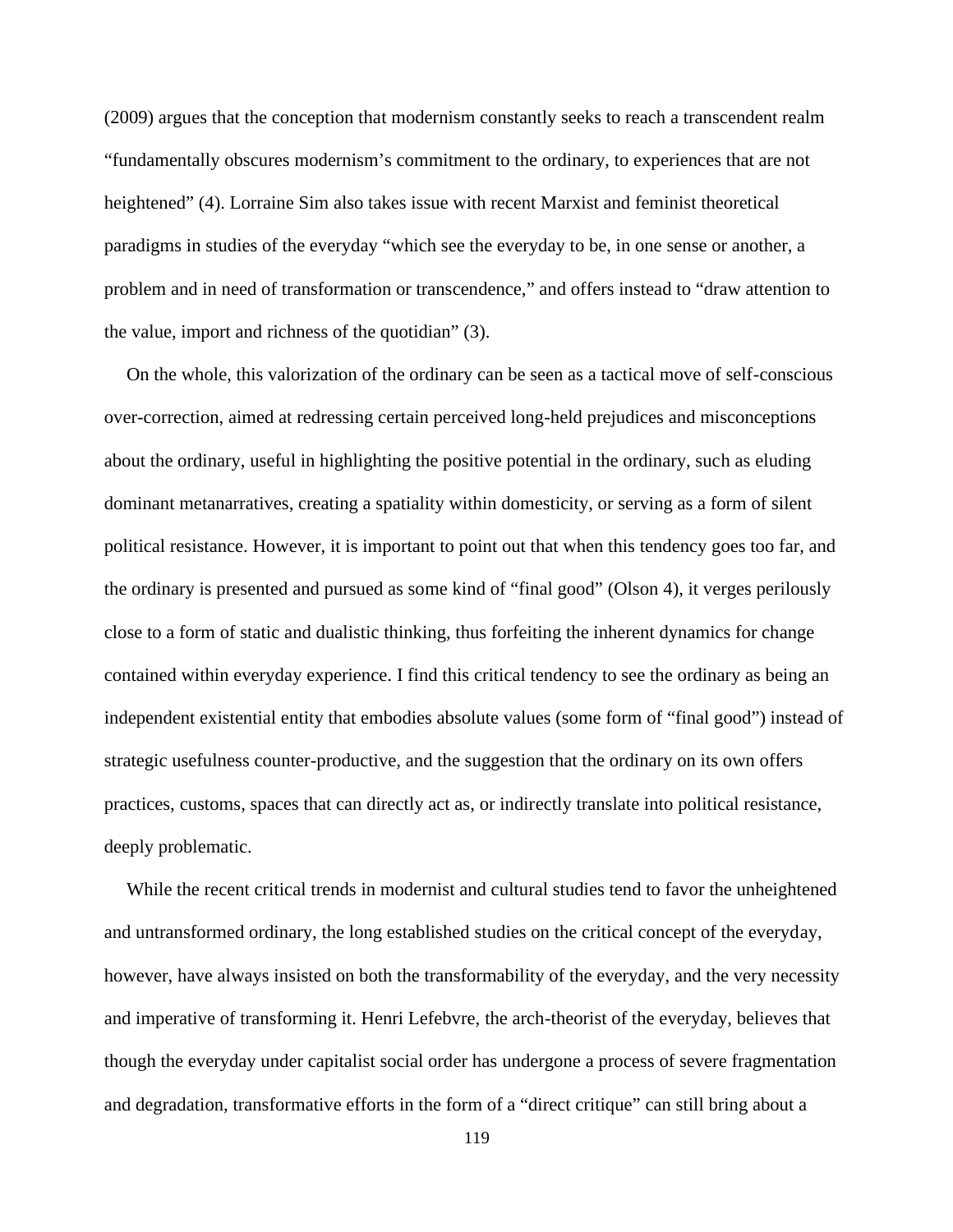(2009) argues that the conception that modernism constantly seeks to reach a transcendent realm "fundamentally obscures modernism's commitment to the ordinary, to experiences that are not heightened" (4). Lorraine Sim also takes issue with recent Marxist and feminist theoretical paradigms in studies of the everyday "which see the everyday to be, in one sense or another, a problem and in need of transformation or transcendence," and offers instead to "draw attention to the value, import and richness of the quotidian" (3).

On the whole, this valorization of the ordinary can be seen as a tactical move of self-conscious over-correction, aimed at redressing certain perceived long-held prejudices and misconceptions about the ordinary, useful in highlighting the positive potential in the ordinary, such as eluding dominant metanarratives, creating a spatiality within domesticity, or serving as a form of silent political resistance. However, it is important to point out that when this tendency goes too far, and the ordinary is presented and pursued as some kind of "final good" (Olson 4), it verges perilously close to a form of static and dualistic thinking, thus forfeiting the inherent dynamics for change contained within everyday experience. I find this critical tendency to see the ordinary as being an independent existential entity that embodies absolute values (some form of "final good") instead of strategic usefulness counter-productive, and the suggestion that the ordinary on its own offers practices, customs, spaces that can directly act as, or indirectly translate into political resistance, deeply problematic.

While the recent critical trends in modernist and cultural studies tend to favor the unheightened and untransformed ordinary, the long established studies on the critical concept of the everyday, however, have always insisted on both the transformability of the everyday, and the very necessity and imperative of transforming it. Henri Lefebvre, the arch-theorist of the everyday, believes that though the everyday under capitalist social order has undergone a process of severe fragmentation and degradation, transformative efforts in the form of a "direct critique" can still bring about a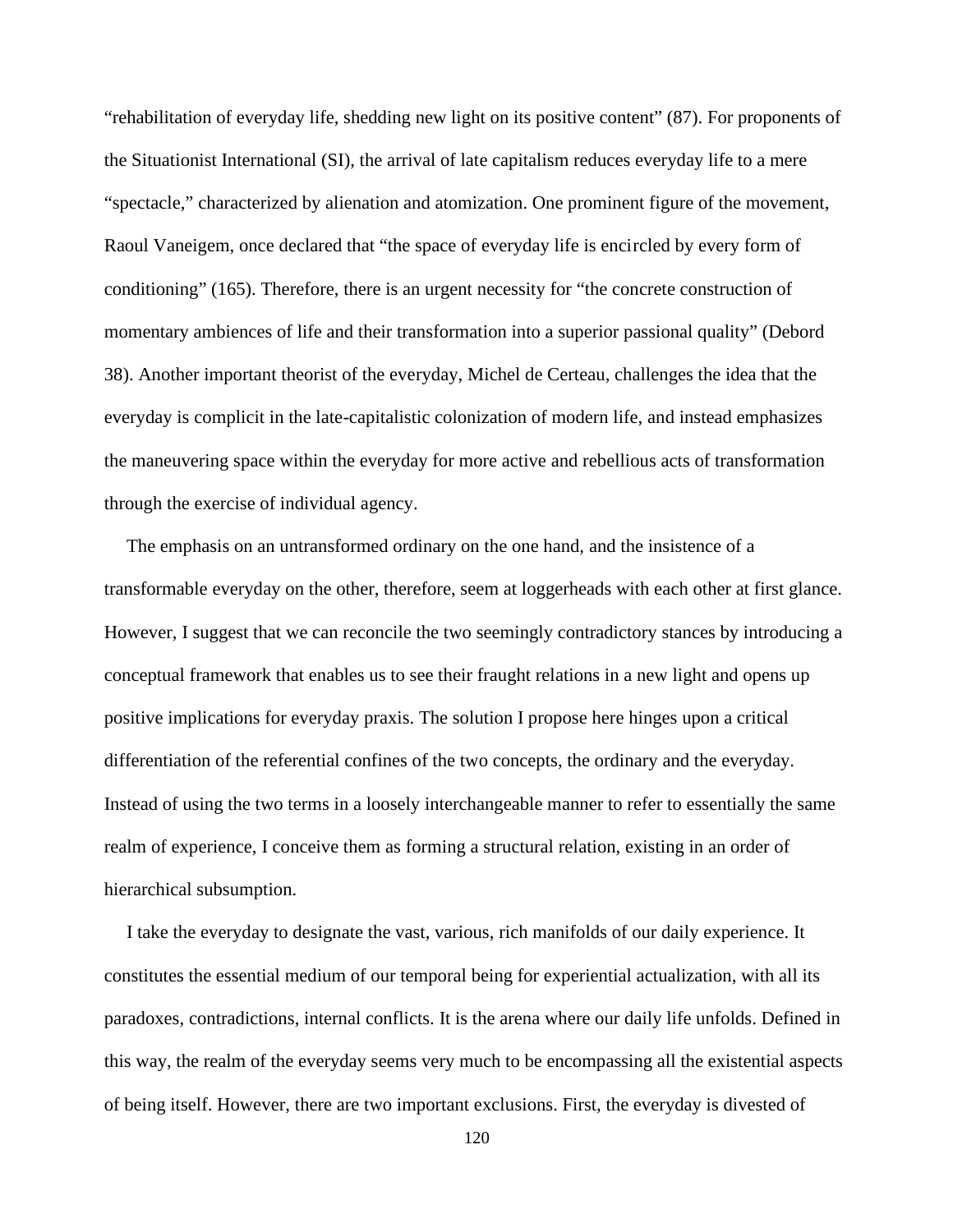"rehabilitation of everyday life, shedding new light on its positive content" (87). For proponents of the Situationist International (SI), the arrival of late capitalism reduces everyday life to a mere "spectacle," characterized by alienation and atomization. One prominent figure of the movement, Raoul Vaneigem, once declared that "the space of everyday life is encircled by every form of conditioning" (165). Therefore, there is an urgent necessity for "the concrete construction of momentary ambiences of life and their transformation into a superior passional quality" (Debord 38). Another important theorist of the everyday, Michel de Certeau, challenges the idea that the everyday is complicit in the late-capitalistic colonization of modern life, and instead emphasizes the maneuvering space within the everyday for more active and rebellious acts of transformation through the exercise of individual agency.

The emphasis on an untransformed ordinary on the one hand, and the insistence of a transformable everyday on the other, therefore, seem at loggerheads with each other at first glance. However, I suggest that we can reconcile the two seemingly contradictory stances by introducing a conceptual framework that enables us to see their fraught relations in a new light and opens up positive implications for everyday praxis. The solution I propose here hinges upon a critical differentiation of the referential confines of the two concepts, the ordinary and the everyday. Instead of using the two terms in a loosely interchangeable manner to refer to essentially the same realm of experience, I conceive them as forming a structural relation, existing in an order of hierarchical subsumption.

I take the everyday to designate the vast, various, rich manifolds of our daily experience. It constitutes the essential medium of our temporal being for experiential actualization, with all its paradoxes, contradictions, internal conflicts. It is the arena where our daily life unfolds. Defined in this way, the realm of the everyday seems very much to be encompassing all the existential aspects of being itself. However, there are two important exclusions. First, the everyday is divested of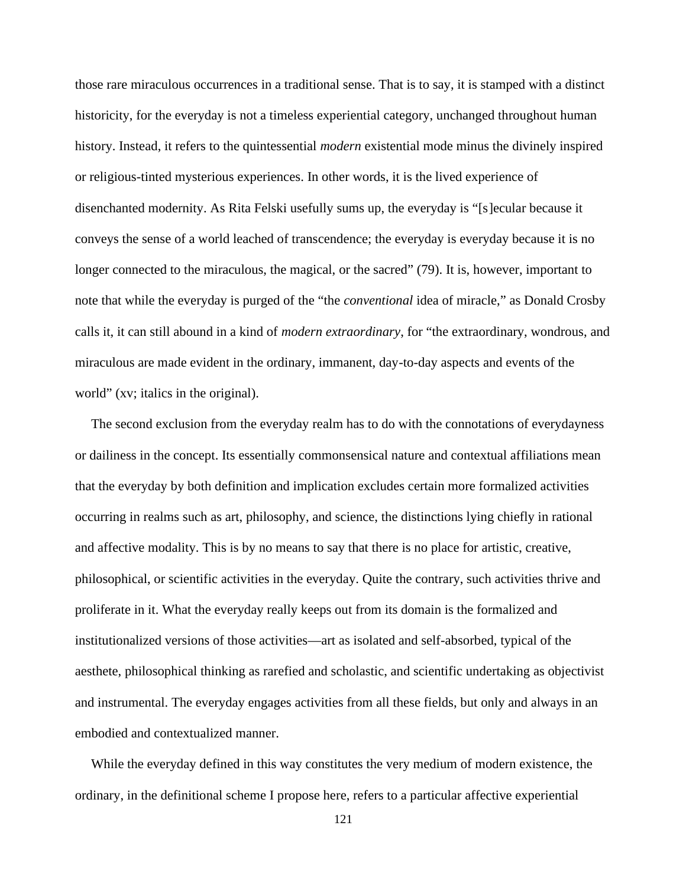those rare miraculous occurrences in a traditional sense. That is to say, it is stamped with a distinct historicity, for the everyday is not a timeless experiential category, unchanged throughout human history. Instead, it refers to the quintessential *modern* existential mode minus the divinely inspired or religious-tinted mysterious experiences. In other words, it is the lived experience of disenchanted modernity. As Rita Felski usefully sums up, the everyday is "[s]ecular because it conveys the sense of a world leached of transcendence; the everyday is everyday because it is no longer connected to the miraculous, the magical, or the sacred" (79). It is, however, important to note that while the everyday is purged of the "the *conventional* idea of miracle," as Donald Crosby calls it, it can still abound in a kind of *modern extraordinary*, for "the extraordinary, wondrous, and miraculous are made evident in the ordinary, immanent, day-to-day aspects and events of the world" (xv; italics in the original).

The second exclusion from the everyday realm has to do with the connotations of everydayness or dailiness in the concept. Its essentially commonsensical nature and contextual affiliations mean that the everyday by both definition and implication excludes certain more formalized activities occurring in realms such as art, philosophy, and science, the distinctions lying chiefly in rational and affective modality. This is by no means to say that there is no place for artistic, creative, philosophical, or scientific activities in the everyday. Quite the contrary, such activities thrive and proliferate in it. What the everyday really keeps out from its domain is the formalized and institutionalized versions of those activities—art as isolated and self-absorbed, typical of the aesthete, philosophical thinking as rarefied and scholastic, and scientific undertaking as objectivist and instrumental. The everyday engages activities from all these fields, but only and always in an embodied and contextualized manner.

While the everyday defined in this way constitutes the very medium of modern existence, the ordinary, in the definitional scheme I propose here, refers to a particular affective experiential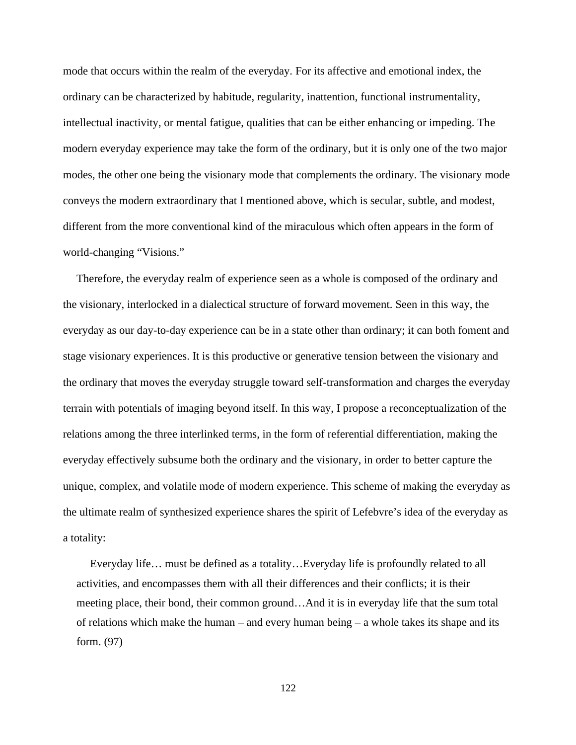mode that occurs within the realm of the everyday. For its affective and emotional index, the ordinary can be characterized by habitude, regularity, inattention, functional instrumentality, intellectual inactivity, or mental fatigue, qualities that can be either enhancing or impeding. The modern everyday experience may take the form of the ordinary, but it is only one of the two major modes, the other one being the visionary mode that complements the ordinary. The visionary mode conveys the modern extraordinary that I mentioned above, which is secular, subtle, and modest, different from the more conventional kind of the miraculous which often appears in the form of world-changing "Visions."

Therefore, the everyday realm of experience seen as a whole is composed of the ordinary and the visionary, interlocked in a dialectical structure of forward movement. Seen in this way, the everyday as our day-to-day experience can be in a state other than ordinary; it can both foment and stage visionary experiences. It is this productive or generative tension between the visionary and the ordinary that moves the everyday struggle toward self-transformation and charges the everyday terrain with potentials of imaging beyond itself. In this way, I propose a reconceptualization of the relations among the three interlinked terms, in the form of referential differentiation, making the everyday effectively subsume both the ordinary and the visionary, in order to better capture the unique, complex, and volatile mode of modern experience. This scheme of making the everyday as the ultimate realm of synthesized experience shares the spirit of Lefebvre's idea of the everyday as a totality:

> Everyday life… must be defined as a totality…Everyday life is profoundly related to all activities, and encompasses them with all their differences and their conflicts; it is their meeting place, their bond, their common ground…And it is in everyday life that the sum total of relations which make the human – and every human being – a whole takes its shape and its form. (97)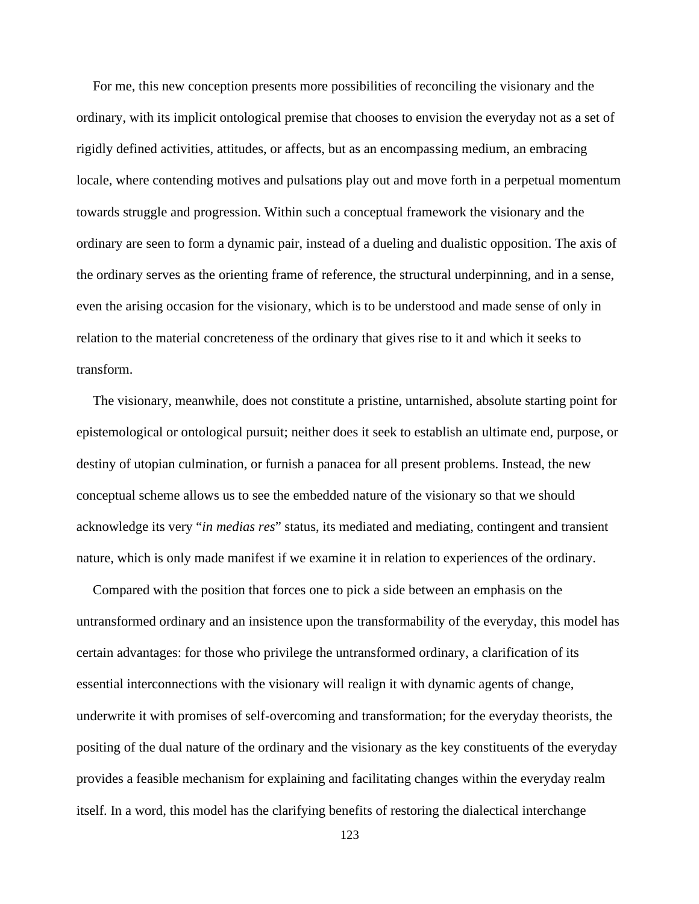For me, this new conception presents more possibilities of reconciling the visionary and the ordinary, with its implicit ontological premise that chooses to envision the everyday not as a set of rigidly defined activities, attitudes, or affects, but as an encompassing medium, an embracing locale, where contending motives and pulsations play out and move forth in a perpetual momentum towards struggle and progression. Within such a conceptual framework the visionary and the ordinary are seen to form a dynamic pair, instead of a dueling and dualistic opposition. The axis of the ordinary serves as the orienting frame of reference, the structural underpinning, and in a sense, even the arising occasion for the visionary, which is to be understood and made sense of only in relation to the material concreteness of the ordinary that gives rise to it and which it seeks to transform.

The visionary, meanwhile, does not constitute a pristine, untarnished, absolute starting point for epistemological or ontological pursuit; neither does it seek to establish an ultimate end, purpose, or destiny of utopian culmination, or furnish a panacea for all present problems. Instead, the new conceptual scheme allows us to see the embedded nature of the visionary so that we should acknowledge its very "*in medias res*" status, its mediated and mediating, contingent and transient nature, which is only made manifest if we examine it in relation to experiences of the ordinary.

Compared with the position that forces one to pick a side between an emphasis on the untransformed ordinary and an insistence upon the transformability of the everyday, this model has certain advantages: for those who privilege the untransformed ordinary, a clarification of its essential interconnections with the visionary will realign it with dynamic agents of change, underwrite it with promises of self-overcoming and transformation; for the everyday theorists, the positing of the dual nature of the ordinary and the visionary as the key constituents of the everyday provides a feasible mechanism for explaining and facilitating changes within the everyday realm itself. In a word, this model has the clarifying benefits of restoring the dialectical interchange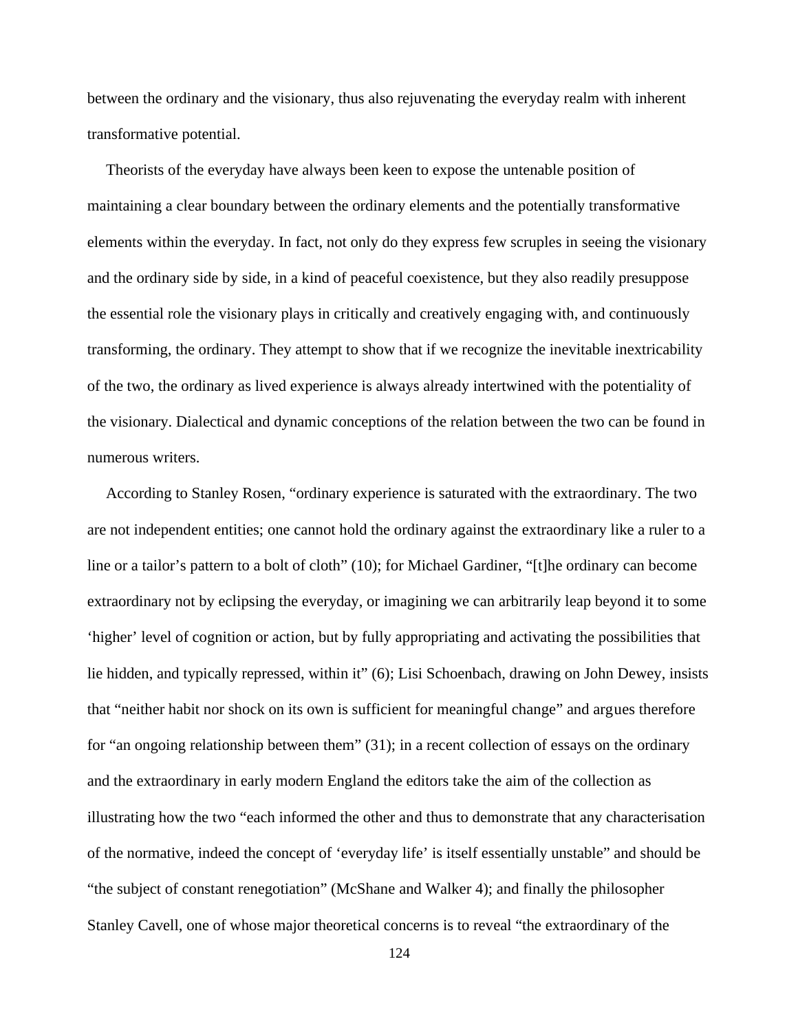between the ordinary and the visionary, thus also rejuvenating the everyday realm with inherent transformative potential.

Theorists of the everyday have always been keen to expose the untenable position of maintaining a clear boundary between the ordinary elements and the potentially transformative elements within the everyday. In fact, not only do they express few scruples in seeing the visionary and the ordinary side by side, in a kind of peaceful coexistence, but they also readily presuppose the essential role the visionary plays in critically and creatively engaging with, and continuously transforming, the ordinary. They attempt to show that if we recognize the inevitable inextricability of the two, the ordinary as lived experience is always already intertwined with the potentiality of the visionary. Dialectical and dynamic conceptions of the relation between the two can be found in numerous writers.

According to Stanley Rosen, "ordinary experience is saturated with the extraordinary. The two are not independent entities; one cannot hold the ordinary against the extraordinary like a ruler to a line or a tailor's pattern to a bolt of cloth" (10); for Michael Gardiner, "[t]he ordinary can become extraordinary not by eclipsing the everyday, or imagining we can arbitrarily leap beyond it to some 'higher' level of cognition or action, but by fully appropriating and activating the possibilities that lie hidden, and typically repressed, within it" (6); Lisi Schoenbach, drawing on John Dewey, insists that "neither habit nor shock on its own is sufficient for meaningful change" and argues therefore for "an ongoing relationship between them" (31); in a recent collection of essays on the ordinary and the extraordinary in early modern England the editors take the aim of the collection as illustrating how the two "each informed the other and thus to demonstrate that any characterisation of the normative, indeed the concept of 'everyday life' is itself essentially unstable" and should be "the subject of constant renegotiation" (McShane and Walker 4); and finally the philosopher Stanley Cavell, one of whose major theoretical concerns is to reveal "the extraordinary of the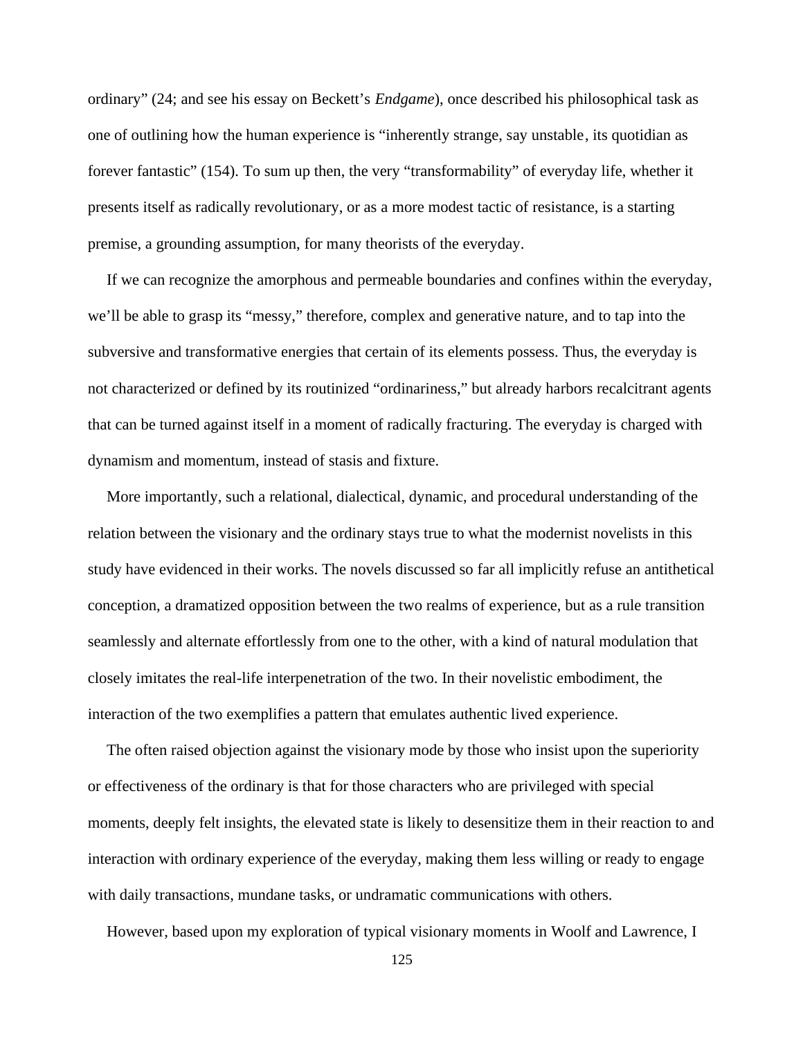ordinary" (24; and see his essay on Beckett's *Endgame*), once described his philosophical task as one of outlining how the human experience is "inherently strange, say unstable, its quotidian as forever fantastic" (154). To sum up then, the very "transformability" of everyday life, whether it presents itself as radically revolutionary, or as a more modest tactic of resistance, is a starting premise, a grounding assumption, for many theorists of the everyday.

If we can recognize the amorphous and permeable boundaries and confines within the everyday, we'll be able to grasp its "messy," therefore, complex and generative nature, and to tap into the subversive and transformative energies that certain of its elements possess. Thus, the everyday is not characterized or defined by its routinized "ordinariness," but already harbors recalcitrant agents that can be turned against itself in a moment of radically fracturing. The everyday is charged with dynamism and momentum, instead of stasis and fixture.

More importantly, such a relational, dialectical, dynamic, and procedural understanding of the relation between the visionary and the ordinary stays true to what the modernist novelists in this study have evidenced in their works. The novels discussed so far all implicitly refuse an antithetical conception, a dramatized opposition between the two realms of experience, but as a rule transition seamlessly and alternate effortlessly from one to the other, with a kind of natural modulation that closely imitates the real-life interpenetration of the two. In their novelistic embodiment, the interaction of the two exemplifies a pattern that emulates authentic lived experience.

The often raised objection against the visionary mode by those who insist upon the superiority or effectiveness of the ordinary is that for those characters who are privileged with special moments, deeply felt insights, the elevated state is likely to desensitize them in their reaction to and interaction with ordinary experience of the everyday, making them less willing or ready to engage with daily transactions, mundane tasks, or undramatic communications with others.

However, based upon my exploration of typical visionary moments in Woolf and Lawrence, I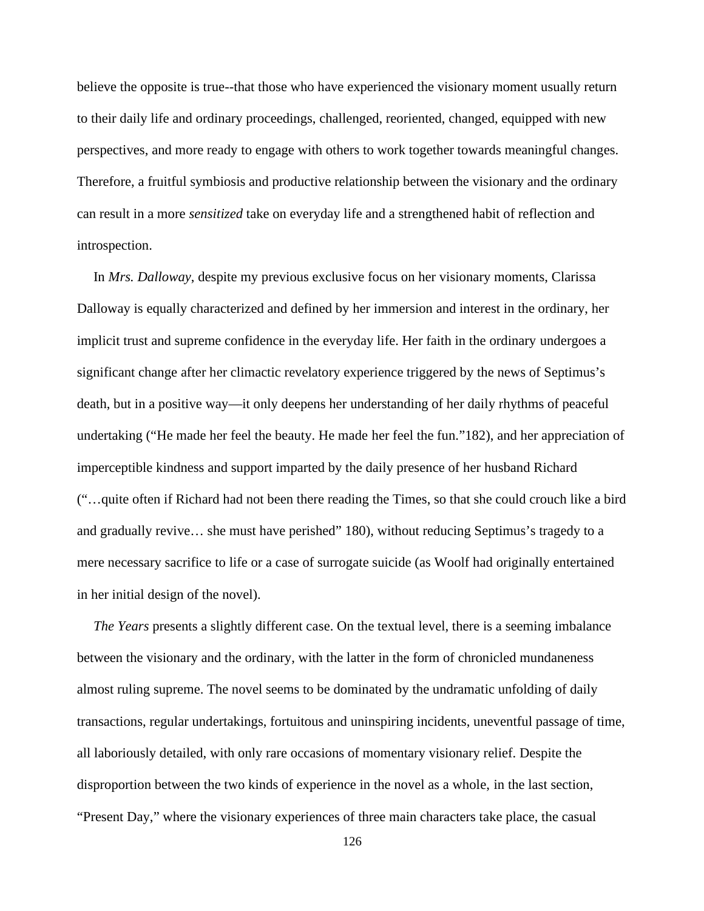believe the opposite is true--that those who have experienced the visionary moment usually return to their daily life and ordinary proceedings, challenged, reoriented, changed, equipped with new perspectives, and more ready to engage with others to work together towards meaningful changes. Therefore, a fruitful symbiosis and productive relationship between the visionary and the ordinary can result in a more *sensitized* take on everyday life and a strengthened habit of reflection and introspection.

In *Mrs. Dalloway*, despite my previous exclusive focus on her visionary moments, Clarissa Dalloway is equally characterized and defined by her immersion and interest in the ordinary, her implicit trust and supreme confidence in the everyday life. Her faith in the ordinary undergoes a significant change after her climactic revelatory experience triggered by the news of Septimus's death, but in a positive way—it only deepens her understanding of her daily rhythms of peaceful undertaking ("He made her feel the beauty. He made her feel the fun."182), and her appreciation of imperceptible kindness and support imparted by the daily presence of her husband Richard ("…quite often if Richard had not been there reading the Times, so that she could crouch like a bird and gradually revive… she must have perished" 180), without reducing Septimus's tragedy to a mere necessary sacrifice to life or a case of surrogate suicide (as Woolf had originally entertained in her initial design of the novel).

*The Years* presents a slightly different case. On the textual level, there is a seeming imbalance between the visionary and the ordinary, with the latter in the form of chronicled mundaneness almost ruling supreme. The novel seems to be dominated by the undramatic unfolding of daily transactions, regular undertakings, fortuitous and uninspiring incidents, uneventful passage of time, all laboriously detailed, with only rare occasions of momentary visionary relief. Despite the disproportion between the two kinds of experience in the novel as a whole, in the last section, "Present Day," where the visionary experiences of three main characters take place, the casual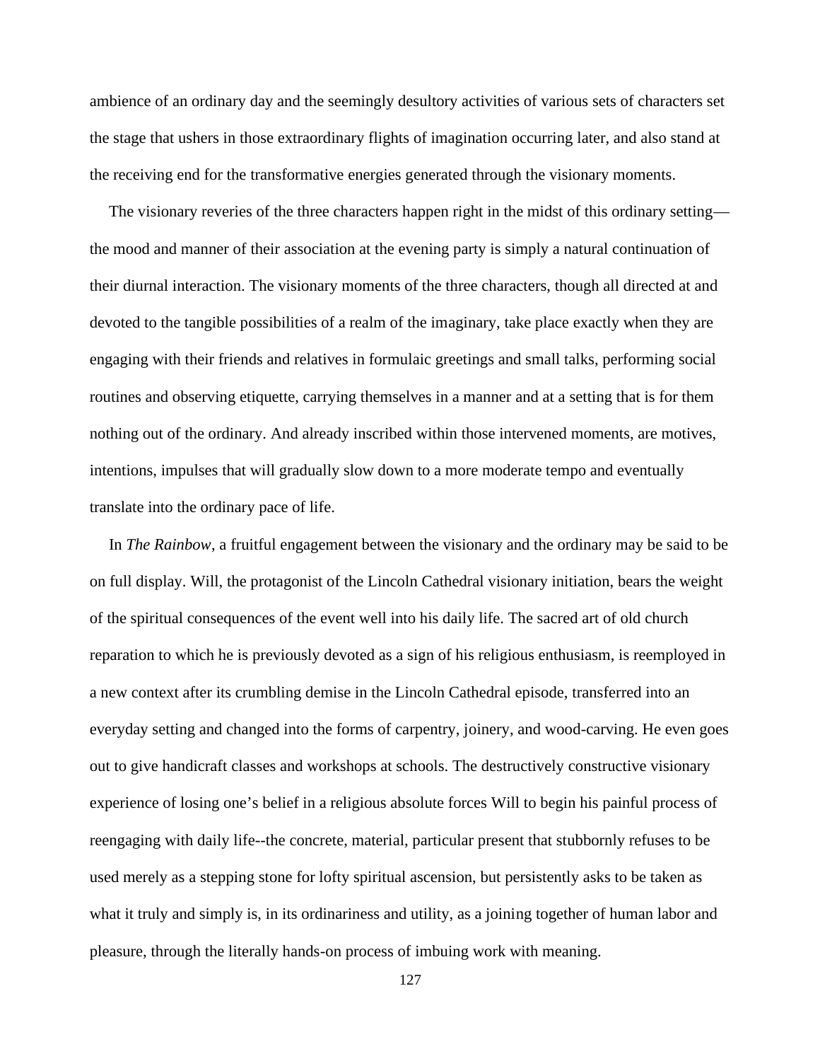ambience of an ordinary day and the seemingly desultory activities of various sets of characters set the stage that ushers in those extraordinary flights of imagination occurring later, and also stand at the receiving end for the transformative energies generated through the visionary moments.

The visionary reveries of the three characters happen right in the midst of this ordinary setting—the mood and manner of their association at the evening party is simply a natural continuation of their diurnal interaction. The visionary moments of the three characters, though all directed at and devoted to the tangible possibilities of a realm of the imaginary, take place exactly when they are engaging with their friends and relatives in formulaic greetings and small talks, performing social routines and observing etiquette, carrying themselves in a manner and at a setting that is for them nothing out of the ordinary. And already inscribed within those intervened moments, are motives, intentions, impulses that will gradually slow down to a more moderate tempo and eventually translate into the ordinary pace of life.

In *The Rainbow*, a fruitful engagement between the visionary and the ordinary may be said to be on full display. Will, the protagonist of the Lincoln Cathedral visionary initiation, bears the weight of the spiritual consequences of the event well into his daily life. The sacred art of old church reparation to which he is previously devoted as a sign of his religious enthusiasm, is reemployed in a new context after its crumbling demise in the Lincoln Cathedral episode, transferred into an everyday setting and changed into the forms of carpentry, joinery, and wood-carving. He even goes out to give handicraft classes and workshops at schools. The destructively constructive visionary experience of losing one's belief in a religious absolute forces Will to begin his painful process of reengaging with daily life--the concrete, material, particular present that stubbornly refuses to be used merely as a stepping stone for lofty spiritual ascension, but persistently asks to be taken as what it truly and simply is, in its ordinariness and utility, as a joining together of human labor and pleasure, through the literally hands-on process of imbuing work with meaning.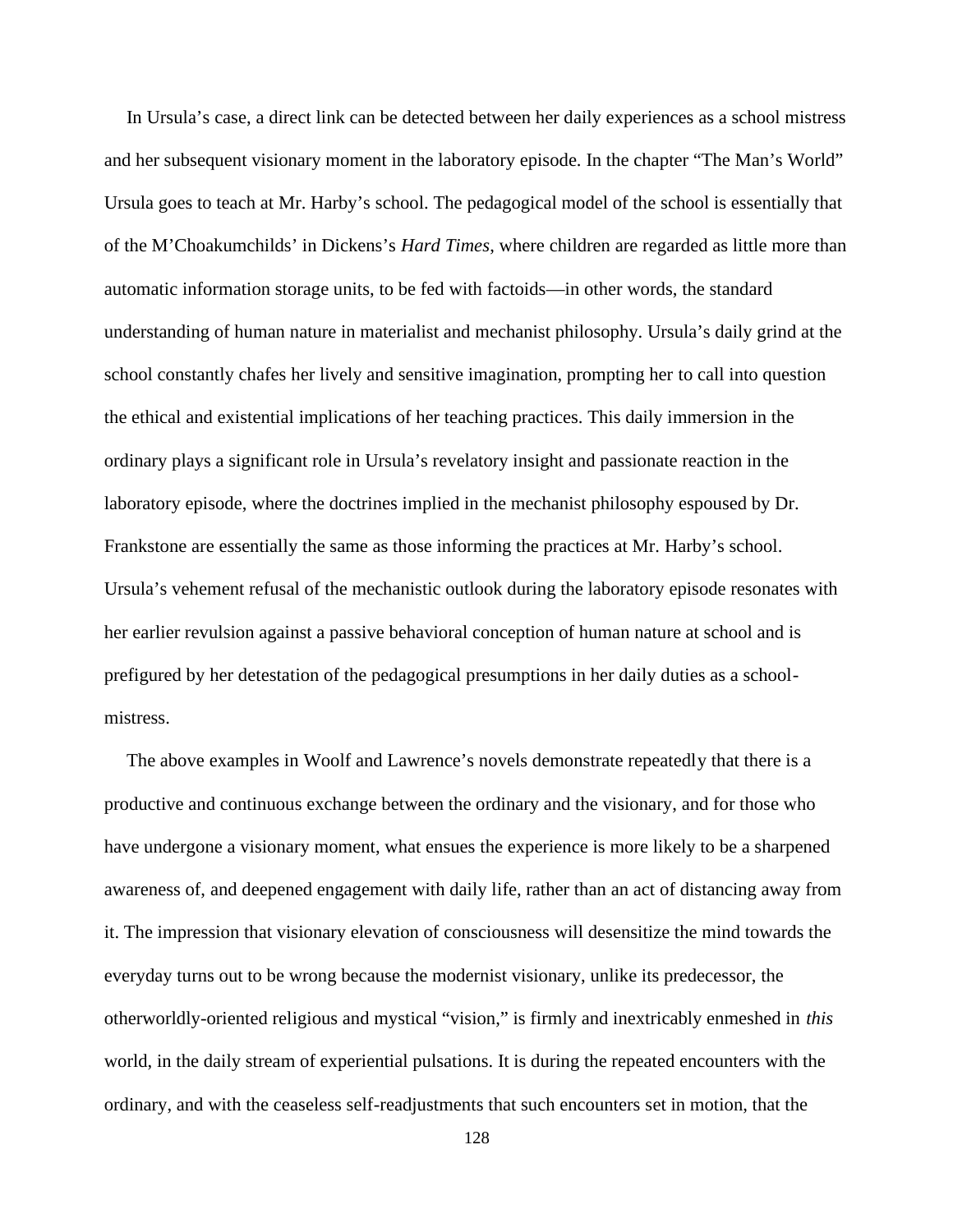In Ursula's case, a direct link can be detected between her daily experiences as a school mistress and her subsequent visionary moment in the laboratory episode. In the chapter "The Man's World" Ursula goes to teach at Mr. Harby's school. The pedagogical model of the school is essentially that of the M'Choakumchilds' in Dickens's *Hard Times*, where children are regarded as little more than automatic information storage units, to be fed with factoids—in other words, the standard understanding of human nature in materialist and mechanist philosophy. Ursula's daily grind at the school constantly chafes her lively and sensitive imagination, prompting her to call into question the ethical and existential implications of her teaching practices. This daily immersion in the ordinary plays a significant role in Ursula's revelatory insight and passionate reaction in the laboratory episode, where the doctrines implied in the mechanist philosophy espoused by Dr. Frankstone are essentially the same as those informing the practices at Mr. Harby's school. Ursula's vehement refusal of the mechanistic outlook during the laboratory episode resonates with her earlier revulsion against a passive behavioral conception of human nature at school and is prefigured by her detestation of the pedagogical presumptions in her daily duties as a school-mistress.

The above examples in Woolf and Lawrence's novels demonstrate repeatedly that there is a productive and continuous exchange between the ordinary and the visionary, and for those who have undergone a visionary moment, what ensues the experience is more likely to be a sharpened awareness of, and deepened engagement with daily life, rather than an act of distancing away from it. The impression that visionary elevation of consciousness will desensitize the mind towards the everyday turns out to be wrong because the modernist visionary, unlike its predecessor, the otherworldly-oriented religious and mystical "vision," is firmly and inextricably enmeshed in *this* world, in the daily stream of experiential pulsations. It is during the repeated encounters with the ordinary, and with the ceaseless self-readjustments that such encounters set in motion, that the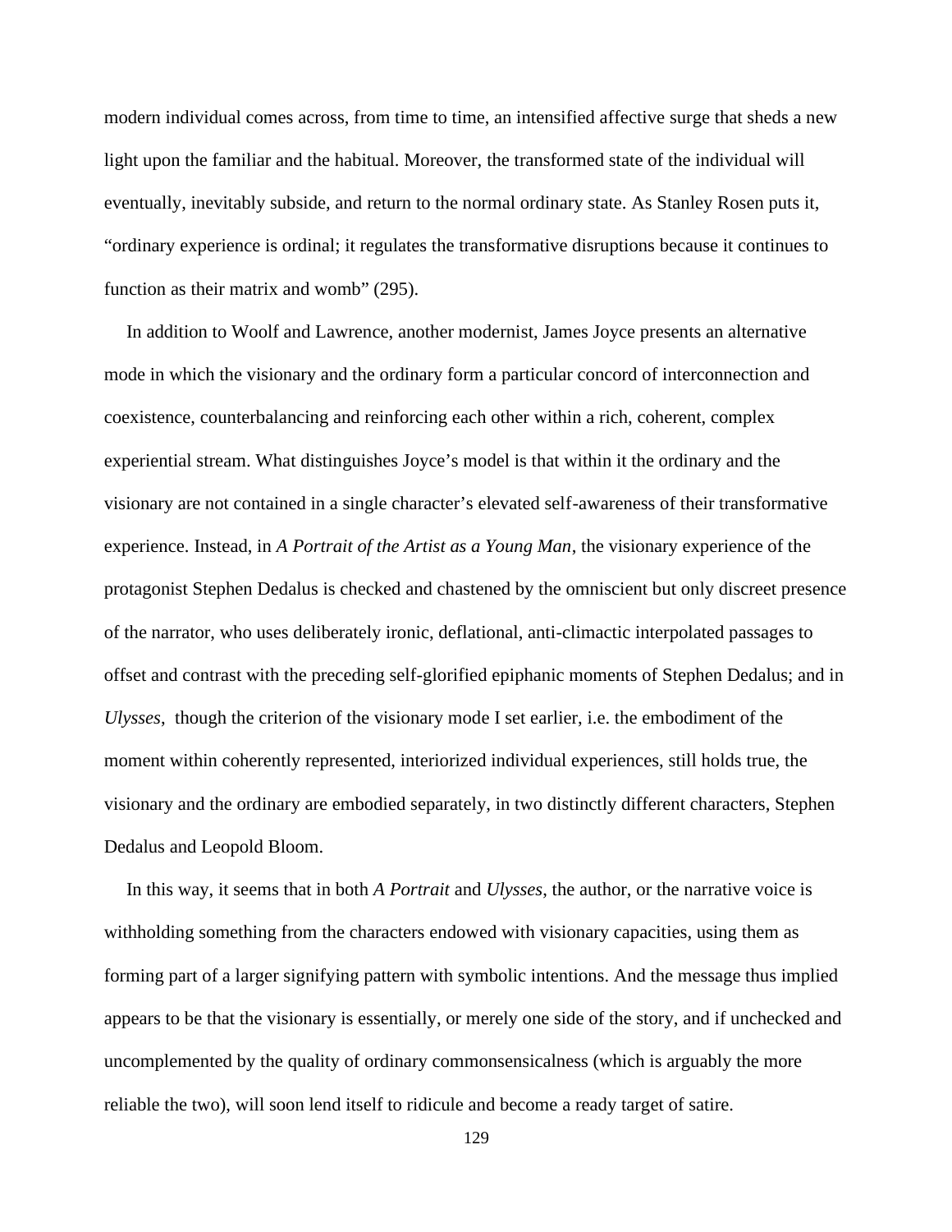modern individual comes across, from time to time, an intensified affective surge that sheds a new light upon the familiar and the habitual. Moreover, the transformed state of the individual will eventually, inevitably subside, and return to the normal ordinary state. As Stanley Rosen puts it, "ordinary experience is ordinal; it regulates the transformative disruptions because it continues to function as their matrix and womb" (295).

In addition to Woolf and Lawrence, another modernist, James Joyce presents an alternative mode in which the visionary and the ordinary form a particular concord of interconnection and coexistence, counterbalancing and reinforcing each other within a rich, coherent, complex experiential stream. What distinguishes Joyce's model is that within it the ordinary and the visionary are not contained in a single character's elevated self-awareness of their transformative experience. Instead, in *A Portrait of the Artist as a Young Man*, the visionary experience of the protagonist Stephen Dedalus is checked and chastened by the omniscient but only discreet presence of the narrator, who uses deliberately ironic, deflational, anti-climactic interpolated passages to offset and contrast with the preceding self-glorified epiphanic moments of Stephen Dedalus; and in *Ulysses*, though the criterion of the visionary mode I set earlier, i.e. the embodiment of the moment within coherently represented, interiorized individual experiences, still holds true, the visionary and the ordinary are embodied separately, in two distinctly different characters, Stephen Dedalus and Leopold Bloom.

In this way, it seems that in both *A Portrait* and *Ulysses*, the author, or the narrative voice is withholding something from the characters endowed with visionary capacities, using them as forming part of a larger signifying pattern with symbolic intentions. And the message thus implied appears to be that the visionary is essentially, or merely one side of the story, and if unchecked and uncomplemented by the quality of ordinary commonsensicalness (which is arguably the more reliable the two), will soon lend itself to ridicule and become a ready target of satire.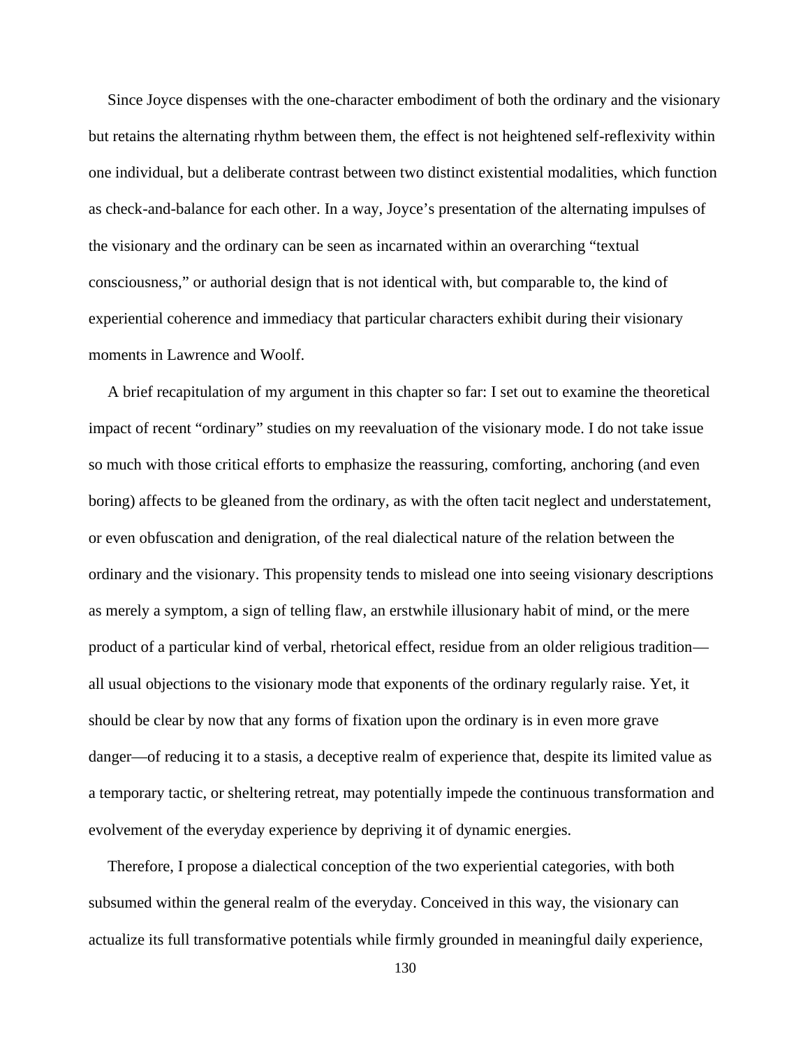Since Joyce dispenses with the one-character embodiment of both the ordinary and the visionary but retains the alternating rhythm between them, the effect is not heightened self-reflexivity within one individual, but a deliberate contrast between two distinct existential modalities, which function as check-and-balance for each other. In a way, Joyce's presentation of the alternating impulses of the visionary and the ordinary can be seen as incarnated within an overarching "textual consciousness," or authorial design that is not identical with, but comparable to, the kind of experiential coherence and immediacy that particular characters exhibit during their visionary moments in Lawrence and Woolf.

A brief recapitulation of my argument in this chapter so far: I set out to examine the theoretical impact of recent "ordinary" studies on my reevaluation of the visionary mode. I do not take issue so much with those critical efforts to emphasize the reassuring, comforting, anchoring (and even boring) affects to be gleaned from the ordinary, as with the often tacit neglect and understatement, or even obfuscation and denigration, of the real dialectical nature of the relation between the ordinary and the visionary. This propensity tends to mislead one into seeing visionary descriptions as merely a symptom, a sign of telling flaw, an erstwhile illusionary habit of mind, or the mere product of a particular kind of verbal, rhetorical effect, residue from an older religious tradition—all usual objections to the visionary mode that exponents of the ordinary regularly raise. Yet, it should be clear by now that any forms of fixation upon the ordinary is in even more grave danger—of reducing it to a stasis, a deceptive realm of experience that, despite its limited value as a temporary tactic, or sheltering retreat, may potentially impede the continuous transformation and evolvement of the everyday experience by depriving it of dynamic energies.

Therefore, I propose a dialectical conception of the two experiential categories, with both subsumed within the general realm of the everyday. Conceived in this way, the visionary can actualize its full transformative potentials while firmly grounded in meaningful daily experience,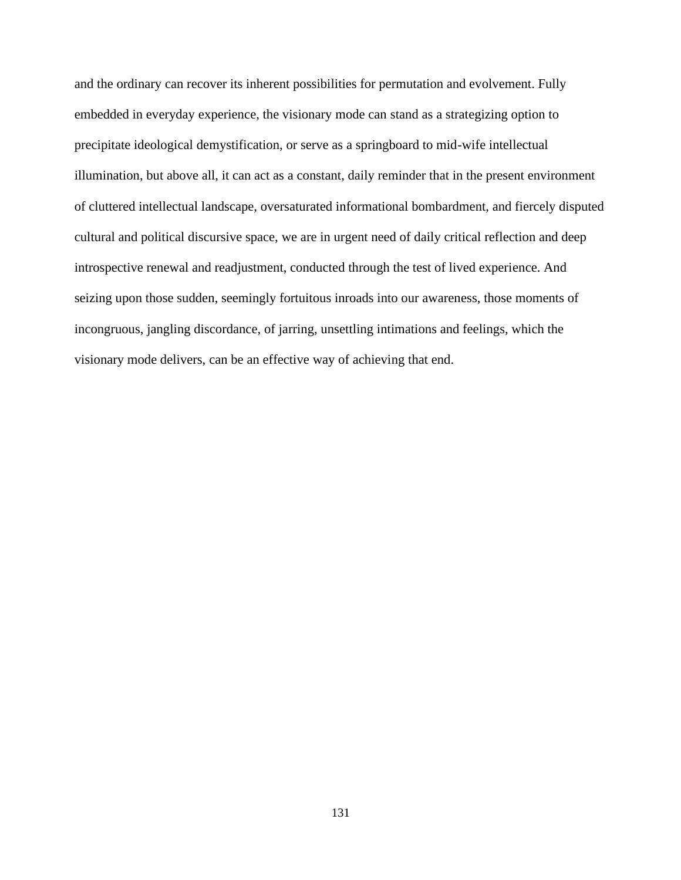and the ordinary can recover its inherent possibilities for permutation and evolvement. Fully embedded in everyday experience, the visionary mode can stand as a strategizing option to precipitate ideological demystification, or serve as a springboard to mid-wife intellectual illumination, but above all, it can act as a constant, daily reminder that in the present environment of cluttered intellectual landscape, oversaturated informational bombardment, and fiercely disputed cultural and political discursive space, we are in urgent need of daily critical reflection and deep introspective renewal and readjustment, conducted through the test of lived experience. And seizing upon those sudden, seemingly fortuitous inroads into our awareness, those moments of incongruous, jangling discordance, of jarring, unsettling intimations and feelings, which the visionary mode delivers, can be an effective way of achieving that end.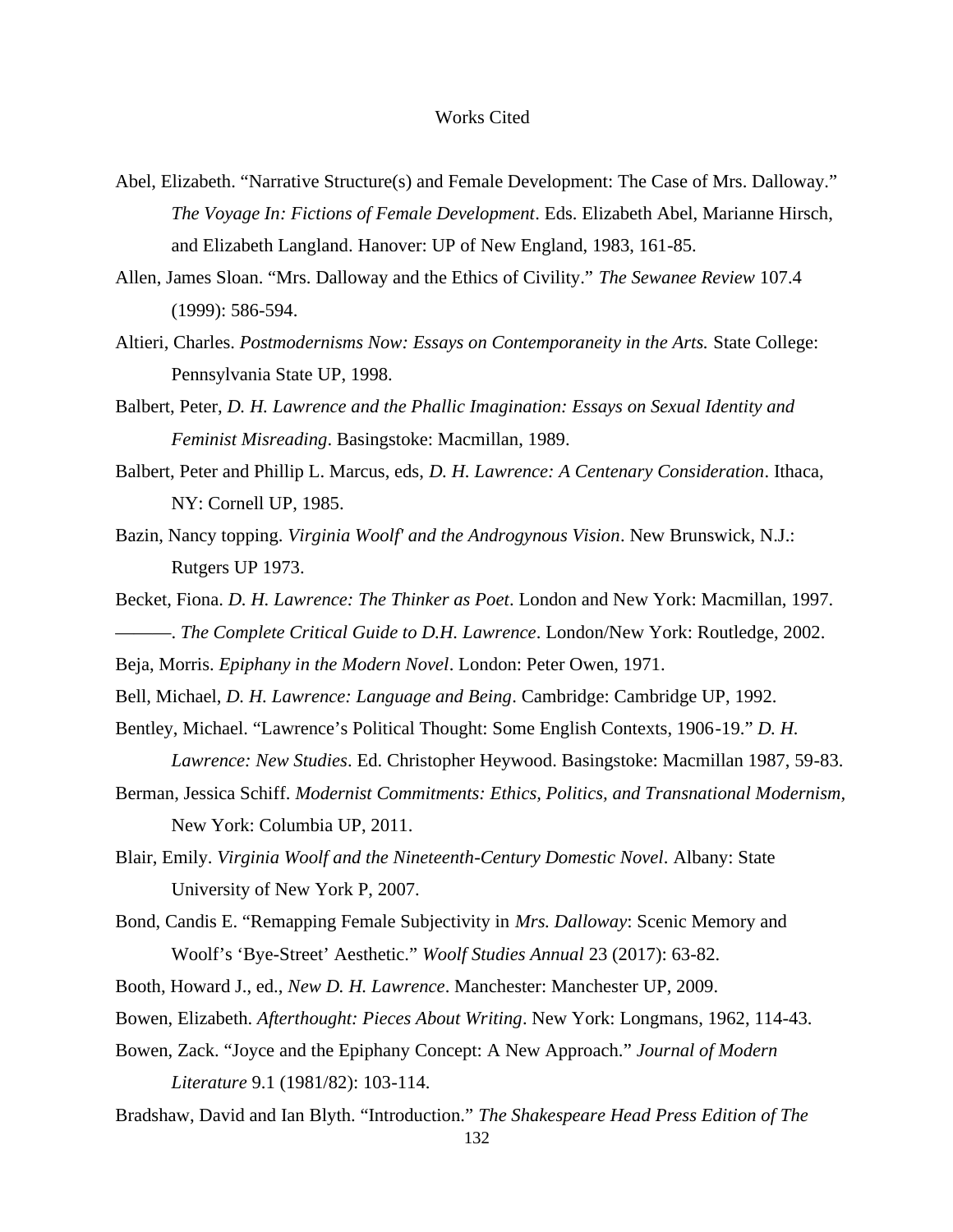# Works Cited

Abel, Elizabeth. "Narrative Structure(s) and Female Development: The Case of Mrs. Dalloway." *The Voyage In: Fictions of Female Development*. Eds. Elizabeth Abel, Marianne Hirsch, and Elizabeth Langland. Hanover: UP of New England, 1983, 161-85.

Allen, James Sloan. "Mrs. Dalloway and the Ethics of Civility." *The Sewanee Review* 107.4 (1999): 586-594.

Altieri, Charles. *Postmodernisms Now: Essays on Contemporaneity in the Arts.* State College: Pennsylvania State UP, 1998.

Balbert, Peter, *D. H. Lawrence and the Phallic Imagination: Essays on Sexual Identity and Feminist Misreading*. Basingstoke: Macmillan, 1989.

Balbert, Peter and Phillip L. Marcus, eds, *D. H. Lawrence: A Centenary Consideration*. Ithaca, NY: Cornell UP, 1985.

Bazin, Nancy topping. *Virginia Woolf' and the Androgynous Vision*. New Brunswick, N.J.: Rutgers UP 1973.

Becket, Fiona. *D. H. Lawrence: The Thinker as Poet*. London and New York: Macmillan, 1997.

———. *The Complete Critical Guide to D.H. Lawrence*. London/New York: Routledge, 2002.

Beja, Morris. *Epiphany in the Modern Novel*. London: Peter Owen, 1971.

Bell, Michael, *D. H. Lawrence: Language and Being*. Cambridge: Cambridge UP, 1992.

Bentley, Michael. "Lawrence's Political Thought: Some English Contexts, 1906-19." *D. H. Lawrence: New Studies*. Ed. Christopher Heywood. Basingstoke: Macmillan 1987, 59-83.

Berman, Jessica Schiff. *Modernist Commitments: Ethics, Politics, and Transnational Modernism,* New York: Columbia UP, 2011.

Blair, Emily. *Virginia Woolf and the Nineteenth-Century Domestic Novel*. Albany: State University of New York P, 2007.

Bond, Candis E. "Remapping Female Subjectivity in *Mrs. Dalloway*: Scenic Memory and Woolf's 'Bye-Street' Aesthetic." *Woolf Studies Annual* 23 (2017): 63-82.

Booth, Howard J., ed., *New D. H. Lawrence*. Manchester: Manchester UP, 2009.

Bowen, Elizabeth. *Afterthought: Pieces About Writing*. New York: Longmans, 1962, 114-43.

Bowen, Zack. "Joyce and the Epiphany Concept: A New Approach." *Journal of Modern Literature* 9.1 (1981/82): 103-114.

Bradshaw, David and Ian Blyth. "Introduction." *The Shakespeare Head Press Edition of The*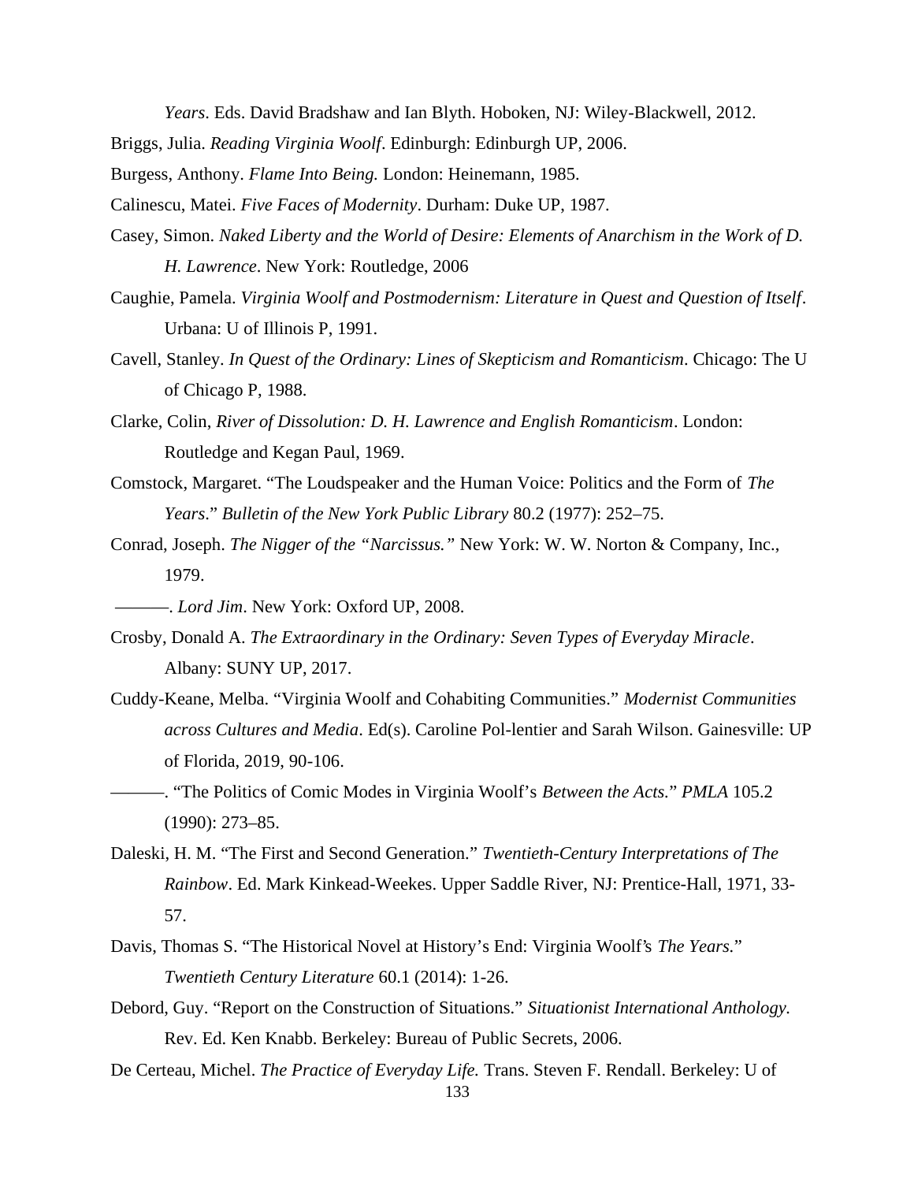*Years*. Eds. David Bradshaw and Ian Blyth. Hoboken, NJ: Wiley-Blackwell, 2012.

Briggs, Julia. *Reading Virginia Woolf*. Edinburgh: Edinburgh UP, 2006.

Burgess, Anthony. *Flame Into Being.* London: Heinemann, 1985.

Calinescu, Matei. *Five Faces of Modernity*. Durham: Duke UP, 1987.

Casey, Simon. *Naked Liberty and the World of Desire: Elements of Anarchism in the Work of D. H. Lawrence*. New York: Routledge, 2006

Caughie, Pamela. *Virginia Woolf and Postmodernism: Literature in Quest and Question of Itself*. Urbana: U of Illinois P, 1991.

Cavell, Stanley. *In Quest of the Ordinary: Lines of Skepticism and Romanticism*. Chicago: The U of Chicago P, 1988.

Clarke, Colin, *River of Dissolution: D. H. Lawrence and English Romanticism*. London: Routledge and Kegan Paul, 1969.

Comstock, Margaret. "The Loudspeaker and the Human Voice: Politics and the Form of *The Years*." *Bulletin of the New York Public Library* 80.2 (1977): 252–75.

Conrad, Joseph. *The Nigger of the "Narcissus."* New York: W. W. Norton & Company, Inc., 1979.

———. *Lord Jim*. New York: Oxford UP, 2008.

Crosby, Donald A. *The Extraordinary in the Ordinary: Seven Types of Everyday Miracle*. Albany: SUNY UP, 2017.

Cuddy-Keane, Melba. "Virginia Woolf and Cohabiting Communities." *Modernist Communities across Cultures and Media*. Ed(s). Caroline Pol-lentier and Sarah Wilson. Gainesville: UP of Florida, 2019, 90-106.

———. "The Politics of Comic Modes in Virginia Woolf's *Between the Acts.*" *PMLA* 105.2 (1990): 273–85.

Daleski, H. M. "The First and Second Generation." *Twentieth-Century Interpretations of The Rainbow*. Ed. Mark Kinkead-Weekes. Upper Saddle River, NJ: Prentice-Hall, 1971, 33-57.

Davis, Thomas S. "The Historical Novel at History's End: Virginia Woolf's *The Years.*" *Twentieth Century Literature* 60.1 (2014): 1-26.

Debord, Guy. "Report on the Construction of Situations." *Situationist International Anthology.* Rev. Ed. Ken Knabb. Berkeley: Bureau of Public Secrets, 2006.

De Certeau, Michel. *The Practice of Everyday Life.* Trans. Steven F. Rendall. Berkeley: U of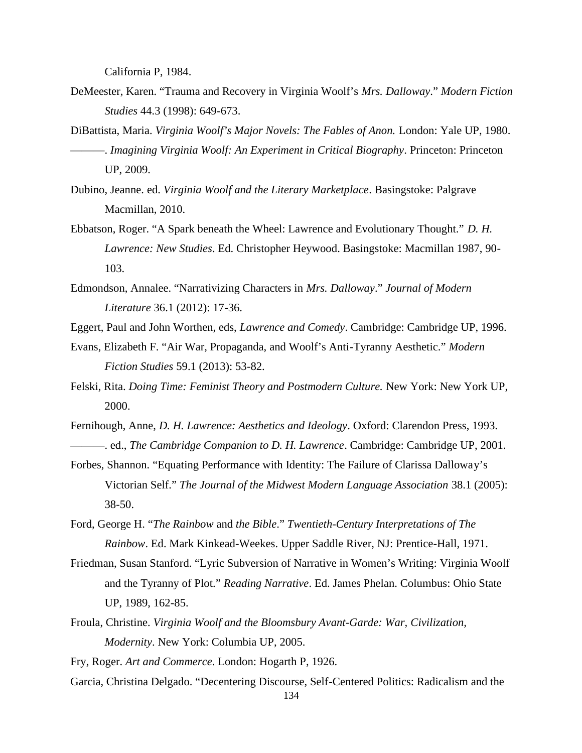California P, 1984.

DeMeester, Karen. "Trauma and Recovery in Virginia Woolf's *Mrs. Dalloway*." *Modern Fiction Studies* 44.3 (1998): 649-673.

DiBattista, Maria. *Virginia Woolf's Major Novels: The Fables of Anon.* London: Yale UP, 1980.

———. *Imagining Virginia Woolf: An Experiment in Critical Biography*. Princeton: Princeton UP, 2009.

Dubino, Jeanne. ed. *Virginia Woolf and the Literary Marketplace*. Basingstoke: Palgrave Macmillan, 2010.

Ebbatson, Roger. "A Spark beneath the Wheel: Lawrence and Evolutionary Thought." *D. H. Lawrence: New Studies*. Ed. Christopher Heywood. Basingstoke: Macmillan 1987, 90-103.

Edmondson, Annalee. "Narrativizing Characters in *Mrs. Dalloway*." *Journal of Modern Literature* 36.1 (2012): 17-36.

Eggert, Paul and John Worthen, eds, *Lawrence and Comedy*. Cambridge: Cambridge UP, 1996.

Evans, Elizabeth F. "Air War, Propaganda, and Woolf's Anti-Tyranny Aesthetic." *Modern Fiction Studies* 59.1 (2013): 53-82.

Felski, Rita. *Doing Time: Feminist Theory and Postmodern Culture.* New York: New York UP, 2000.

Fernihough, Anne, *D. H. Lawrence: Aesthetics and Ideology*. Oxford: Clarendon Press, 1993.

———. ed., *The Cambridge Companion to D. H. Lawrence*. Cambridge: Cambridge UP, 2001.

Forbes, Shannon. "Equating Performance with Identity: The Failure of Clarissa Dalloway's Victorian Self." *The Journal of the Midwest Modern Language Association* 38.1 (2005): 38-50.

Ford, George H. "*The Rainbow* and *the Bible*." *Twentieth-Century Interpretations of The Rainbow*. Ed. Mark Kinkead-Weekes. Upper Saddle River, NJ: Prentice-Hall, 1971.

Friedman, Susan Stanford. "Lyric Subversion of Narrative in Women's Writing: Virginia Woolf and the Tyranny of Plot." *Reading Narrative*. Ed. James Phelan. Columbus: Ohio State UP, 1989, 162-85.

Froula, Christine. *Virginia Woolf and the Bloomsbury Avant-Garde: War, Civilization, Modernity*. New York: Columbia UP, 2005.

Fry, Roger. *Art and Commerce*. London: Hogarth P, 1926.

Garcia, Christina Delgado. "Decentering Discourse, Self-Centered Politics: Radicalism and the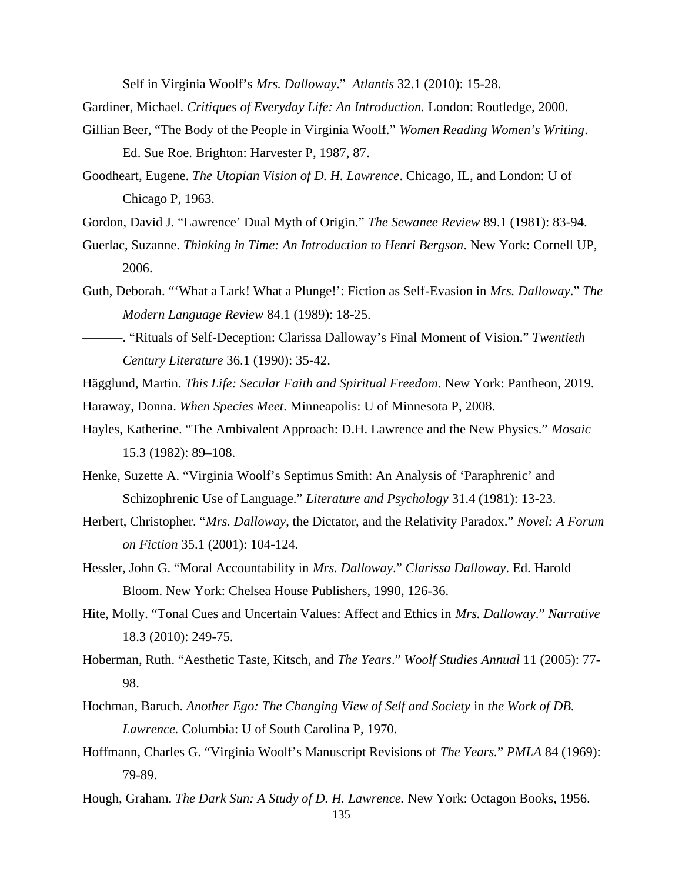Self in Virginia Woolf's *Mrs. Dalloway*." *Atlantis* 32.1 (2010): 15-28.

Gardiner, Michael. *Critiques of Everyday Life: An Introduction.* London: Routledge, 2000.

Gillian Beer, "The Body of the People in Virginia Woolf." *Women Reading Women's Writing*. Ed. Sue Roe. Brighton: Harvester P, 1987, 87.

Goodheart, Eugene. *The Utopian Vision of D. H. Lawrence*. Chicago, IL, and London: U of Chicago P, 1963.

Gordon, David J. "Lawrence' Dual Myth of Origin." *The Sewanee Review* 89.1 (1981): 83-94.

Guerlac, Suzanne. *Thinking in Time: An Introduction to Henri Bergson*. New York: Cornell UP, 2006.

Guth, Deborah. "'What a Lark! What a Plunge!': Fiction as Self-Evasion in *Mrs. Dalloway*." *The Modern Language Review* 84.1 (1989): 18-25.

———. "Rituals of Self-Deception: Clarissa Dalloway's Final Moment of Vision." *Twentieth Century Literature* 36.1 (1990): 35-42.

Hägglund, Martin. *This Life: Secular Faith and Spiritual Freedom*. New York: Pantheon, 2019.

Haraway, Donna. *When Species Meet*. Minneapolis: U of Minnesota P, 2008.

Hayles, Katherine. "The Ambivalent Approach: D.H. Lawrence and the New Physics." *Mosaic* 15.3 (1982): 89–108.

Henke, Suzette A. "Virginia Woolf's Septimus Smith: An Analysis of 'Paraphrenic' and Schizophrenic Use of Language." *Literature and Psychology* 31.4 (1981): 13-23.

Herbert, Christopher. "*Mrs. Dalloway*, the Dictator, and the Relativity Paradox." *Novel: A Forum on Fiction* 35.1 (2001): 104-124.

Hessler, John G. "Moral Accountability in *Mrs. Dalloway*." *Clarissa Dalloway*. Ed. Harold Bloom. New York: Chelsea House Publishers, 1990, 126-36.

Hite, Molly. "Tonal Cues and Uncertain Values: Affect and Ethics in *Mrs. Dalloway*." *Narrative* 18.3 (2010): 249-75.

Hoberman, Ruth. "Aesthetic Taste, Kitsch, and *The Years*." *Woolf Studies Annual* 11 (2005): 77-98.

Hochman, Baruch. *Another Ego: The Changing View of Self and Society* in *the Work of DB. Lawrence.* Columbia: U of South Carolina P, 1970.

Hoffmann, Charles G. "Virginia Woolf's Manuscript Revisions of *The Years.*" *PMLA* 84 (1969): 79-89.

Hough, Graham. *The Dark Sun: A Study of D. H. Lawrence.* New York: Octagon Books, 1956.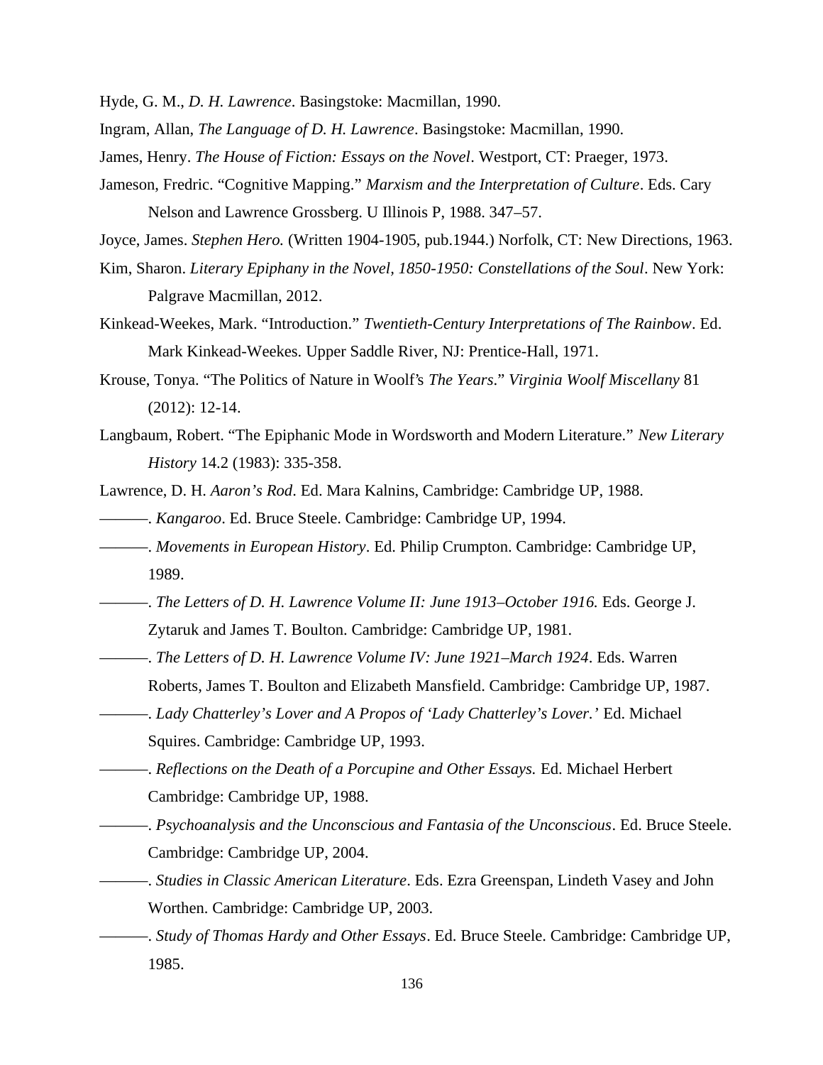Hyde, G. M., *D. H. Lawrence*. Basingstoke: Macmillan, 1990.

Ingram, Allan, *The Language of D. H. Lawrence*. Basingstoke: Macmillan, 1990.

James, Henry. *The House of Fiction: Essays on the Novel*. Westport, CT: Praeger, 1973.

Jameson, Fredric. "Cognitive Mapping." *Marxism and the Interpretation of Culture*. Eds. Cary Nelson and Lawrence Grossberg. U Illinois P, 1988. 347–57.

Joyce, James. *Stephen Hero.* (Written 1904-1905, pub.1944.) Norfolk, CT: New Directions, 1963.

Kim, Sharon. *Literary Epiphany in the Novel, 1850-1950: Constellations of the Soul*. New York: Palgrave Macmillan, 2012.

Kinkead-Weekes, Mark. "Introduction." *Twentieth-Century Interpretations of The Rainbow*. Ed. Mark Kinkead-Weekes. Upper Saddle River, NJ: Prentice-Hall, 1971.

Krouse, Tonya. "The Politics of Nature in Woolf's *The Years*." *Virginia Woolf Miscellany* 81 (2012): 12-14.

Langbaum, Robert. "The Epiphanic Mode in Wordsworth and Modern Literature." *New Literary History* 14.2 (1983): 335-358.

Lawrence, D. H. *Aaron's Rod*. Ed. Mara Kalnins, Cambridge: Cambridge UP, 1988.

———. *Kangaroo*. Ed. Bruce Steele. Cambridge: Cambridge UP, 1994.

———. *Movements in European History*. Ed. Philip Crumpton. Cambridge: Cambridge UP, 1989.

———. *The Letters of D. H. Lawrence Volume II: June 1913–October 1916.* Eds. George J. Zytaruk and James T. Boulton. Cambridge: Cambridge UP, 1981.

———. *The Letters of D. H. Lawrence Volume IV: June 1921–March 1924*. Eds. Warren Roberts, James T. Boulton and Elizabeth Mansfield. Cambridge: Cambridge UP, 1987.

———. *Lady Chatterley's Lover and A Propos of 'Lady Chatterley's Lover.'* Ed. Michael Squires. Cambridge: Cambridge UP, 1993.

———. *Reflections on the Death of a Porcupine and Other Essays.* Ed. Michael Herbert Cambridge: Cambridge UP, 1988.

———. *Psychoanalysis and the Unconscious and Fantasia of the Unconscious*. Ed. Bruce Steele. Cambridge: Cambridge UP, 2004.

———. *Studies in Classic American Literature*. Eds. Ezra Greenspan, Lindeth Vasey and John Worthen. Cambridge: Cambridge UP, 2003.

———. *Study of Thomas Hardy and Other Essays*. Ed. Bruce Steele. Cambridge: Cambridge UP, 1985.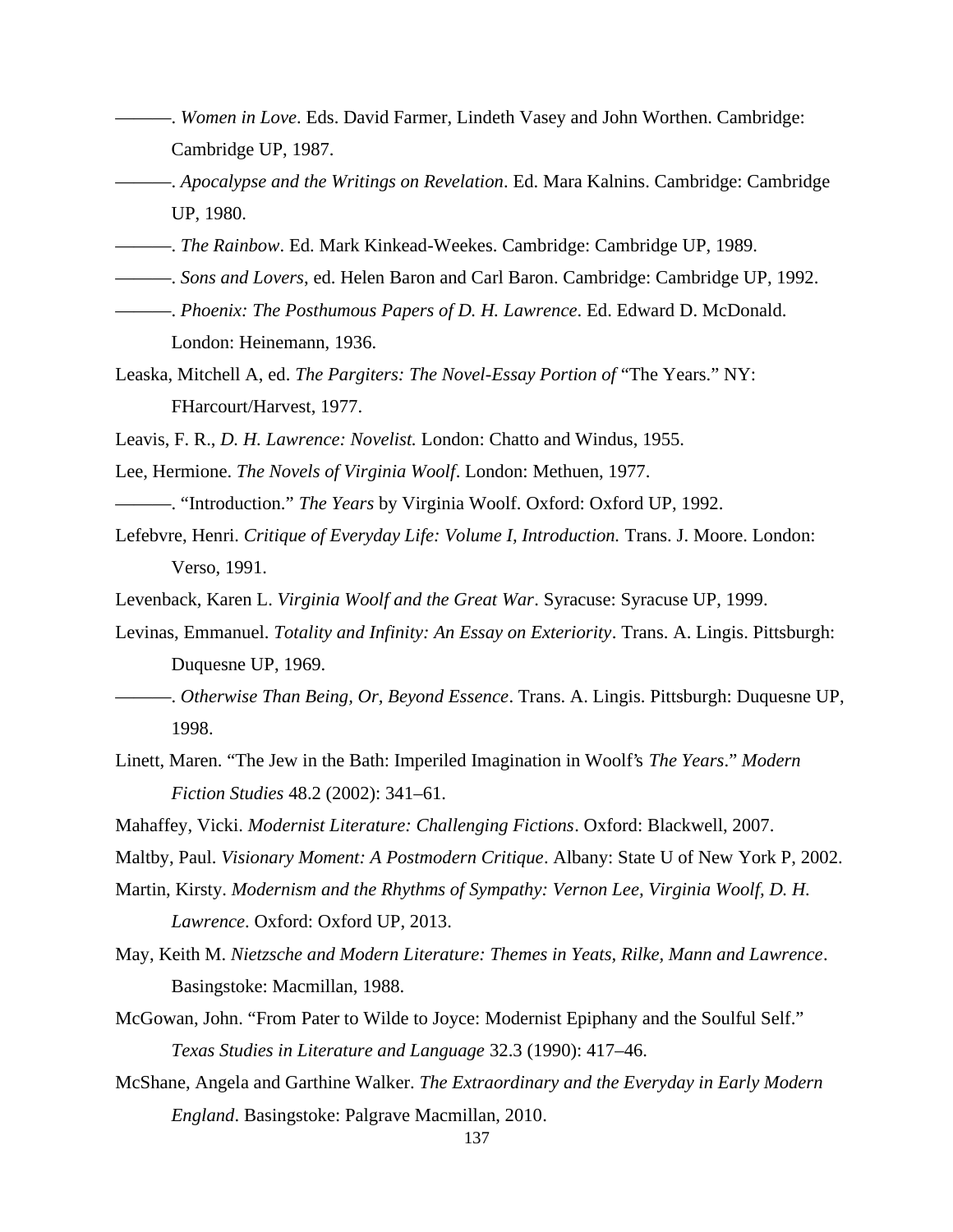———. *Women in Love*. Eds. David Farmer, Lindeth Vasey and John Worthen. Cambridge: Cambridge UP, 1987.

———. *Apocalypse and the Writings on Revelation*. Ed. Mara Kalnins. Cambridge: Cambridge UP, 1980.

———. *The Rainbow*. Ed. Mark Kinkead-Weekes. Cambridge: Cambridge UP, 1989.

———. *Sons and Lovers*, ed. Helen Baron and Carl Baron. Cambridge: Cambridge UP, 1992.

———. *Phoenix: The Posthumous Papers of D. H. Lawrence*. Ed. Edward D. McDonald. London: Heinemann, 1936.

Leaska, Mitchell A, ed. *The Pargiters: The Novel-Essay Portion of* "The Years." NY: FHarcourt/Harvest, 1977.

Leavis, F. R., *D. H. Lawrence: Novelist.* London: Chatto and Windus, 1955.

Lee, Hermione. *The Novels of Virginia Woolf*. London: Methuen, 1977.

———. "Introduction." *The Years* by Virginia Woolf. Oxford: Oxford UP, 1992.

Lefebvre, Henri. *Critique of Everyday Life: Volume I, Introduction.* Trans. J. Moore. London: Verso, 1991.

Levenback, Karen L. *Virginia Woolf and the Great War*. Syracuse: Syracuse UP, 1999.

Levinas, Emmanuel. *Totality and Infinity: An Essay on Exteriority*. Trans. A. Lingis. Pittsburgh: Duquesne UP, 1969.

———. *Otherwise Than Being, Or, Beyond Essence*. Trans. A. Lingis. Pittsburgh: Duquesne UP, 1998.

Linett, Maren. "The Jew in the Bath: Imperiled Imagination in Woolf's *The Years*." *Modern Fiction Studies* 48.2 (2002): 341–61.

Mahaffey, Vicki. *Modernist Literature: Challenging Fictions*. Oxford: Blackwell, 2007.

Maltby, Paul. *Visionary Moment: A Postmodern Critique*. Albany: State U of New York P, 2002.

Martin, Kirsty. *Modernism and the Rhythms of Sympathy: Vernon Lee, Virginia Woolf, D. H. Lawrence*. Oxford: Oxford UP, 2013.

May, Keith M. *Nietzsche and Modern Literature: Themes in Yeats, Rilke, Mann and Lawrence*. Basingstoke: Macmillan, 1988.

McGowan, John. "From Pater to Wilde to Joyce: Modernist Epiphany and the Soulful Self." *Texas Studies in Literature and Language* 32.3 (1990): 417–46.

McShane, Angela and Garthine Walker. *The Extraordinary and the Everyday in Early Modern England*. Basingstoke: Palgrave Macmillan, 2010.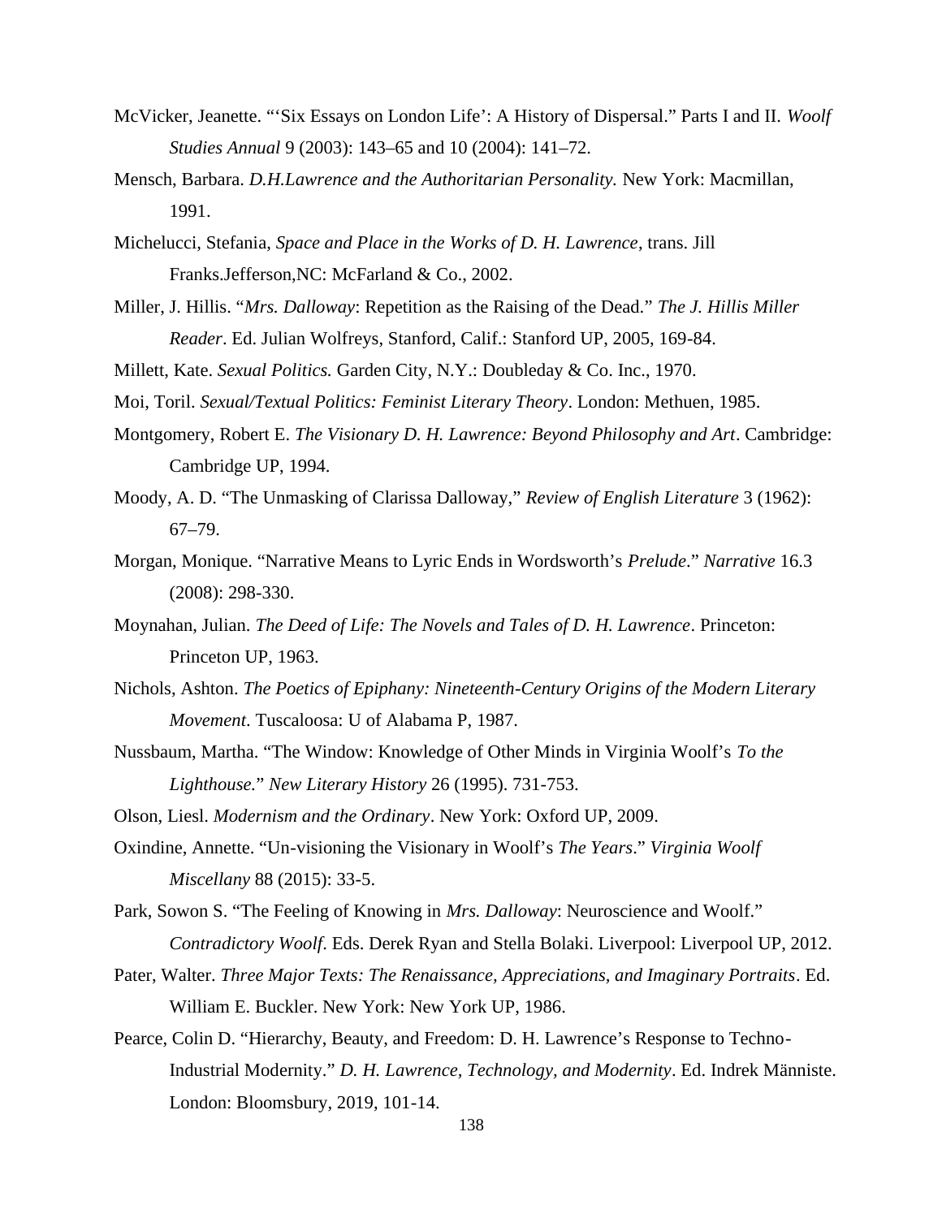McVicker, Jeanette. "'Six Essays on London Life': A History of Dispersal." Parts I and II. *Woolf Studies Annual* 9 (2003): 143–65 and 10 (2004): 141–72.

Mensch, Barbara. *D.H.Lawrence and the Authoritarian Personality.* New York: Macmillan, 1991.

Michelucci, Stefania, *Space and Place in the Works of D. H. Lawrence*, trans. Jill Franks.Jefferson,NC: McFarland & Co., 2002.

Miller, J. Hillis. "*Mrs. Dalloway*: Repetition as the Raising of the Dead." *The J. Hillis Miller Reader*. Ed. Julian Wolfreys, Stanford, Calif.: Stanford UP, 2005, 169-84.

Millett, Kate. *Sexual Politics.* Garden City, N.Y.: Doubleday & Co. Inc., 1970.

Moi, Toril. *Sexual/Textual Politics: Feminist Literary Theory*. London: Methuen, 1985.

Montgomery, Robert E. *The Visionary D. H. Lawrence: Beyond Philosophy and Art*. Cambridge: Cambridge UP, 1994.

Moody, A. D. "The Unmasking of Clarissa Dalloway," *Review of English Literature* 3 (1962): 67–79.

Morgan, Monique. "Narrative Means to Lyric Ends in Wordsworth's *Prelude*." *Narrative* 16.3 (2008): 298-330.

Moynahan, Julian. *The Deed of Life: The Novels and Tales of D. H. Lawrence*. Princeton: Princeton UP, 1963.

Nichols, Ashton. *The Poetics of Epiphany: Nineteenth-Century Origins of the Modern Literary Movement*. Tuscaloosa: U of Alabama P, 1987.

Nussbaum, Martha. "The Window: Knowledge of Other Minds in Virginia Woolf's *To the Lighthouse.*" *New Literary History* 26 (1995). 731-753.

Olson, Liesl. *Modernism and the Ordinary*. New York: Oxford UP, 2009.

Oxindine, Annette. "Un-visioning the Visionary in Woolf's *The Years*." *Virginia Woolf Miscellany* 88 (2015): 33-5.

Park, Sowon S. "The Feeling of Knowing in *Mrs. Dalloway*: Neuroscience and Woolf." *Contradictory Woolf*. Eds. Derek Ryan and Stella Bolaki. Liverpool: Liverpool UP, 2012.

Pater, Walter. *Three Major Texts: The Renaissance, Appreciations, and Imaginary Portraits*. Ed. William E. Buckler. New York: New York UP, 1986.

Pearce, Colin D. "Hierarchy, Beauty, and Freedom: D. H. Lawrence's Response to Techno-Industrial Modernity." *D. H. Lawrence, Technology, and Modernity*. Ed. Indrek Männiste. London: Bloomsbury, 2019, 101-14.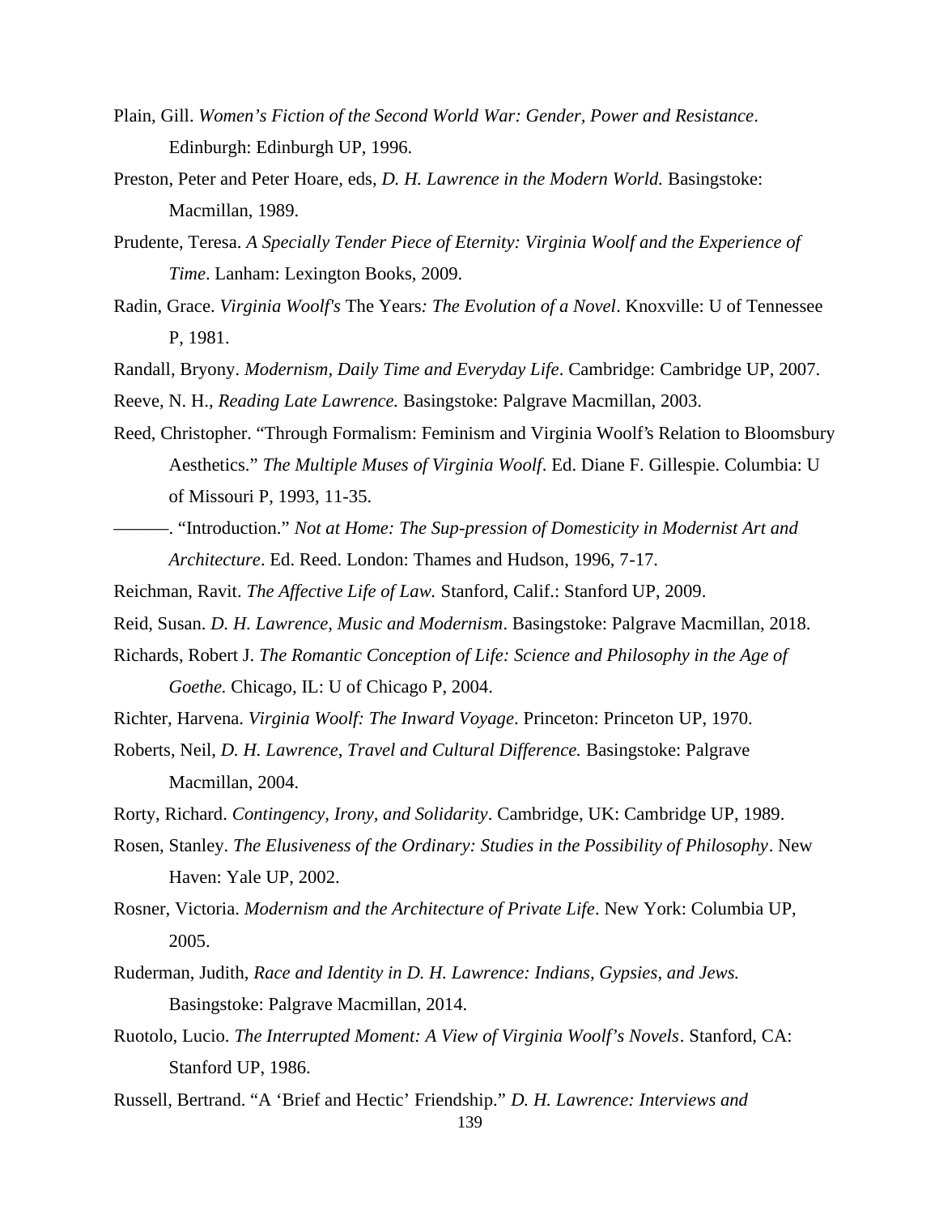Plain, Gill. *Women's Fiction of the Second World War: Gender, Power and Resistance*. Edinburgh: Edinburgh UP, 1996.

Preston, Peter and Peter Hoare, eds, *D. H. Lawrence in the Modern World.* Basingstoke: Macmillan, 1989.

Prudente, Teresa. *A Specially Tender Piece of Eternity: Virginia Woolf and the Experience of Time*. Lanham: Lexington Books, 2009.

Radin, Grace. *Virginia Woolf's* The Years*: The Evolution of a Novel*. Knoxville: U of Tennessee P, 1981.

Randall, Bryony. *Modernism, Daily Time and Everyday Life*. Cambridge: Cambridge UP, 2007.

Reeve, N. H., *Reading Late Lawrence.* Basingstoke: Palgrave Macmillan, 2003.

Reed, Christopher. "Through Formalism: Feminism and Virginia Woolf's Relation to Bloomsbury Aesthetics." *The Multiple Muses of Virginia Woolf*. Ed. Diane F. Gillespie. Columbia: U of Missouri P, 1993, 11-35.

———. "Introduction." *Not at Home: The Sup-pression of Domesticity in Modernist Art and Architecture*. Ed. Reed. London: Thames and Hudson, 1996, 7-17.

Reichman, Ravit. *The Affective Life of Law.* Stanford, Calif.: Stanford UP, 2009.

Reid, Susan. *D. H. Lawrence, Music and Modernism*. Basingstoke: Palgrave Macmillan, 2018.

Richards, Robert J. *The Romantic Conception of Life: Science and Philosophy in the Age of Goethe.* Chicago, IL: U of Chicago P, 2004.

Richter, Harvena. *Virginia Woolf: The Inward Voyage*. Princeton: Princeton UP, 1970.

Roberts, Neil, *D. H. Lawrence, Travel and Cultural Difference.* Basingstoke: Palgrave Macmillan, 2004.

Rorty, Richard. *Contingency, Irony, and Solidarity*. Cambridge, UK: Cambridge UP, 1989.

Rosen, Stanley. *The Elusiveness of the Ordinary: Studies in the Possibility of Philosophy*. New Haven: Yale UP, 2002.

Rosner, Victoria. *Modernism and the Architecture of Private Life*. New York: Columbia UP, 2005.

Ruderman, Judith, *Race and Identity in D. H. Lawrence: Indians, Gypsies, and Jews.* Basingstoke: Palgrave Macmillan, 2014.

Ruotolo, Lucio. *The Interrupted Moment: A View of Virginia Woolf's Novels*. Stanford, CA: Stanford UP, 1986.

Russell, Bertrand. "A 'Brief and Hectic' Friendship." *D. H. Lawrence: Interviews and*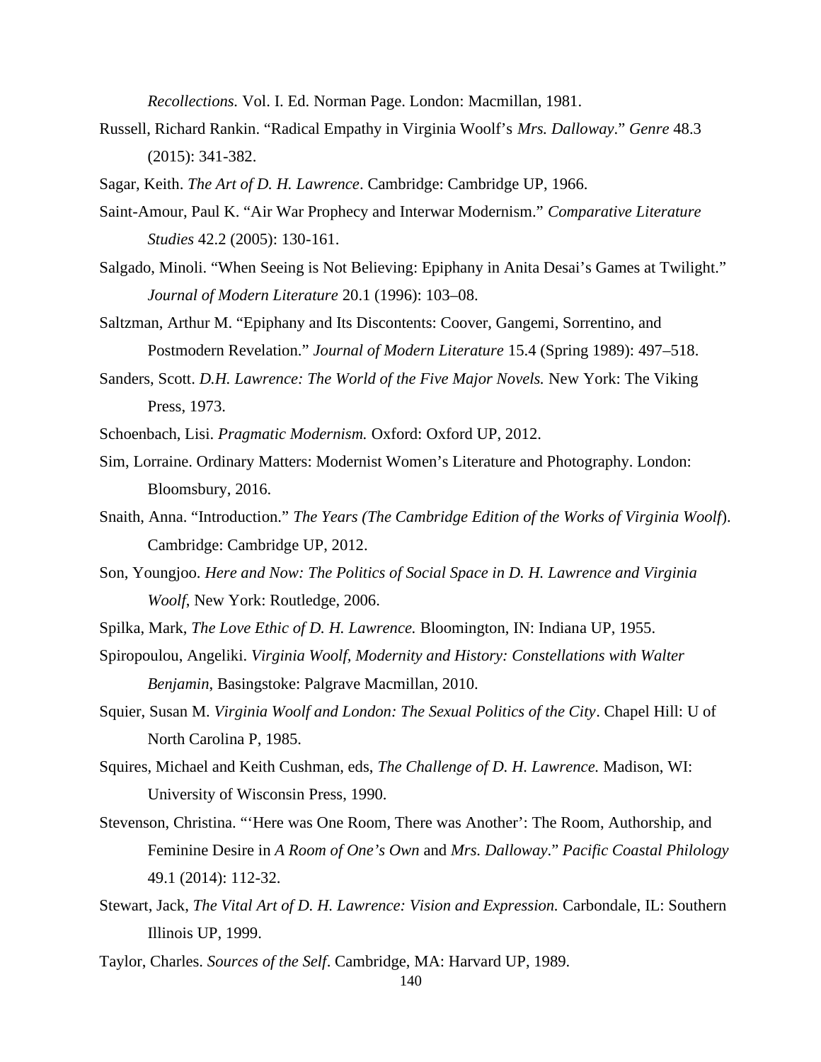*Recollections.* Vol. I. Ed. Norman Page. London: Macmillan, 1981.

Russell, Richard Rankin. "Radical Empathy in Virginia Woolf's *Mrs. Dalloway*." *Genre* 48.3 (2015): 341-382.

Sagar, Keith. *The Art of D. H. Lawrence*. Cambridge: Cambridge UP, 1966.

Saint-Amour, Paul K. "Air War Prophecy and Interwar Modernism." *Comparative Literature Studies* 42.2 (2005): 130-161.

Salgado, Minoli. "When Seeing is Not Believing: Epiphany in Anita Desai's Games at Twilight." *Journal of Modern Literature* 20.1 (1996): 103–08.

Saltzman, Arthur M. "Epiphany and Its Discontents: Coover, Gangemi, Sorrentino, and Postmodern Revelation." *Journal of Modern Literature* 15.4 (Spring 1989): 497–518.

Sanders, Scott. *D.H. Lawrence: The World of the Five Major Novels.* New York: The Viking Press, 1973.

Schoenbach, Lisi. *Pragmatic Modernism.* Oxford: Oxford UP, 2012.

Sim, Lorraine. Ordinary Matters: Modernist Women's Literature and Photography. London: Bloomsbury, 2016.

Snaith, Anna. "Introduction." *The Years (The Cambridge Edition of the Works of Virginia Woolf*). Cambridge: Cambridge UP, 2012.

Son, Youngjoo. *Here and Now: The Politics of Social Space in D. H. Lawrence and Virginia Woolf*, New York: Routledge, 2006.

Spilka, Mark, *The Love Ethic of D. H. Lawrence.* Bloomington, IN: Indiana UP, 1955.

Spiropoulou, Angeliki. *Virginia Woolf, Modernity and History: Constellations with Walter Benjamin*, Basingstoke: Palgrave Macmillan, 2010.

Squier, Susan M. *Virginia Woolf and London: The Sexual Politics of the City*. Chapel Hill: U of North Carolina P, 1985.

Squires, Michael and Keith Cushman, eds, *The Challenge of D. H. Lawrence.* Madison, WI: University of Wisconsin Press, 1990.

Stevenson, Christina. "'Here was One Room, There was Another': The Room, Authorship, and Feminine Desire in *A Room of One's Own* and *Mrs. Dalloway*." *Pacific Coastal Philology* 49.1 (2014): 112-32.

Stewart, Jack, *The Vital Art of D. H. Lawrence: Vision and Expression.* Carbondale, IL: Southern Illinois UP, 1999.

Taylor, Charles. *Sources of the Self*. Cambridge, MA: Harvard UP, 1989.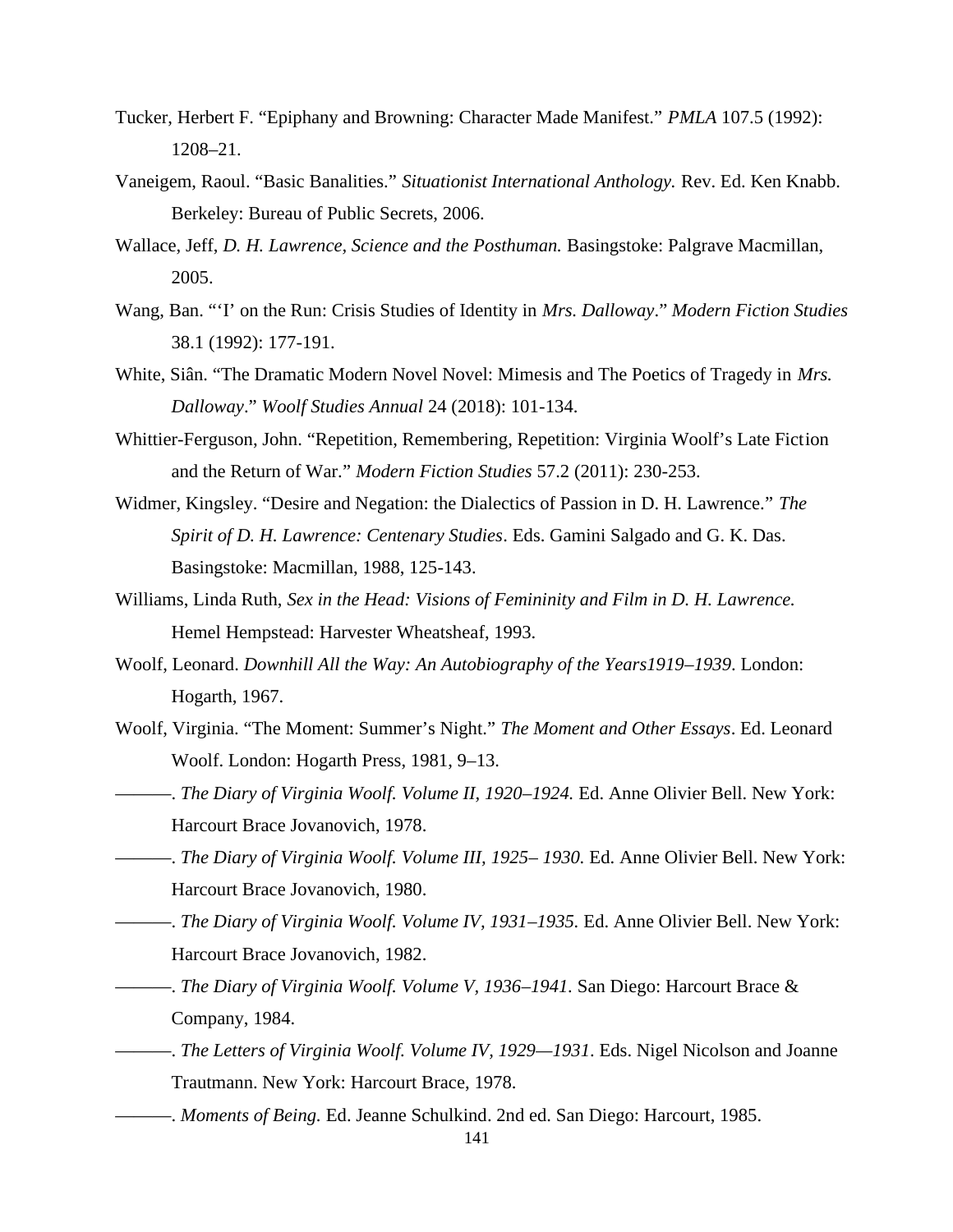Tucker, Herbert F. “Epiphany and Browning: Character Made Manifest.” *PMLA* 107.5 (1992): 1208–21.

Vaneigem, Raoul. “Basic Banalities.” *Situationist International Anthology.* Rev. Ed. Ken Knabb. Berkeley: Bureau of Public Secrets, 2006.

Wallace, Jeff, *D. H. Lawrence, Science and the Posthuman.* Basingstoke: Palgrave Macmillan, 2005.

Wang, Ban. “‘I’ on the Run: Crisis Studies of Identity in *Mrs. Dalloway*.” *Modern Fiction Studies* 38.1 (1992): 177-191.

White, Siân. “The Dramatic Modern Novel Novel: Mimesis and The Poetics of Tragedy in *Mrs. Dalloway*.” *Woolf Studies Annual* 24 (2018): 101-134.

Whittier-Ferguson, John. “Repetition, Remembering, Repetition: Virginia Woolf’s Late Fiction and the Return of War.” *Modern Fiction Studies* 57.2 (2011): 230-253.

Widmer, Kingsley. “Desire and Negation: the Dialectics of Passion in D. H. Lawrence.” *The Spirit of D. H. Lawrence: Centenary Studies*. Eds. Gamini Salgado and G. K. Das. Basingstoke: Macmillan, 1988, 125-143.

Williams, Linda Ruth, *Sex in the Head: Visions of Femininity and Film in D. H. Lawrence.* Hemel Hempstead: Harvester Wheatsheaf, 1993.

Woolf, Leonard. *Downhill All the Way: An Autobiography of the Years1919–1939*. London: Hogarth, 1967.

Woolf, Virginia. “The Moment: Summer’s Night.” *The Moment and Other Essays*. Ed. Leonard Woolf. London: Hogarth Press, 1981, 9–13.

———. *The Diary of Virginia Woolf. Volume II, 1920–1924.* Ed. Anne Olivier Bell. New York: Harcourt Brace Jovanovich, 1978.

———. *The Diary of Virginia Woolf. Volume III, 1925– 1930.* Ed. Anne Olivier Bell. New York: Harcourt Brace Jovanovich, 1980.

———. *The Diary of Virginia Woolf. Volume IV, 1931–1935.* Ed. Anne Olivier Bell. New York: Harcourt Brace Jovanovich, 1982.

———. *The Diary of Virginia Woolf. Volume V, 1936–1941.* San Diego: Harcourt Brace & Company, 1984.

———. *The Letters of Virginia Woolf. Volume IV, 1929—1931.* Eds. Nigel Nicolson and Joanne Trautmann. New York: Harcourt Brace, 1978.

———. *Moments of Being.* Ed. Jeanne Schulkind. 2nd ed. San Diego: Harcourt, 1985.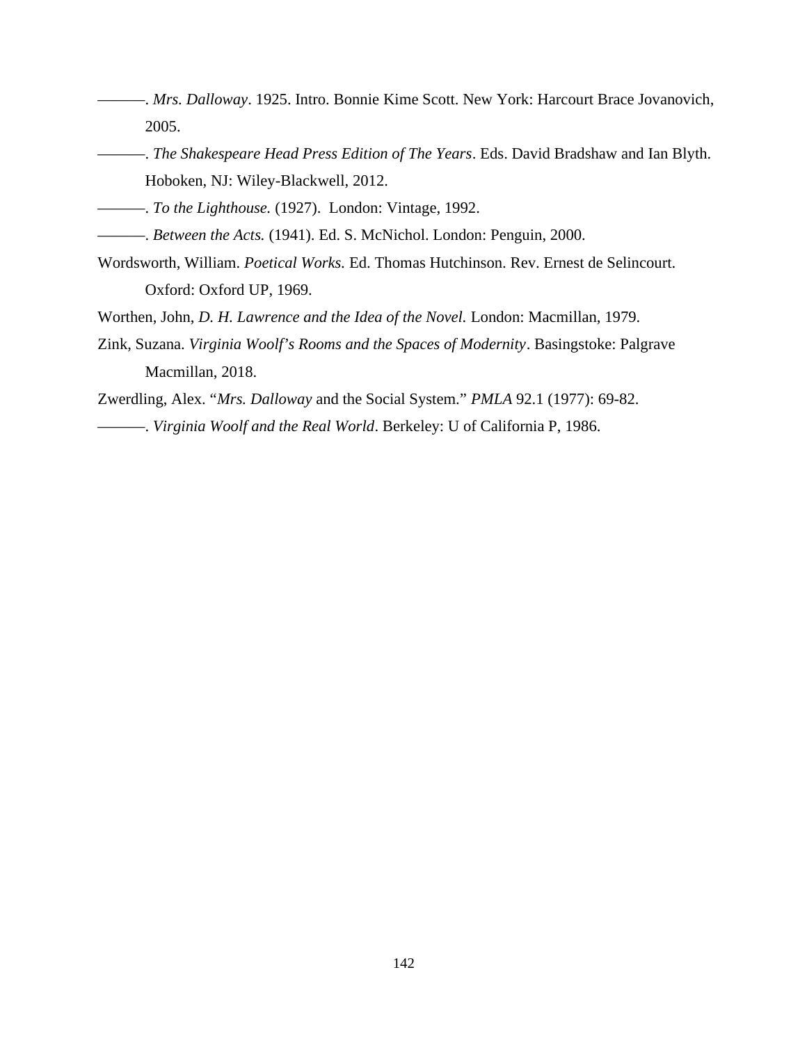———. *Mrs. Dalloway*. 1925. Intro. Bonnie Kime Scott. New York: Harcourt Brace Jovanovich, 2005.

———. *The Shakespeare Head Press Edition of The Years*. Eds. David Bradshaw and Ian Blyth. Hoboken, NJ: Wiley-Blackwell, 2012.

———. *To the Lighthouse.* (1927). London: Vintage, 1992.

———. *Between the Acts.* (1941). Ed. S. McNichol. London: Penguin, 2000.

Wordsworth, William. *Poetical Works.* Ed. Thomas Hutchinson. Rev. Ernest de Selincourt. Oxford: Oxford UP, 1969.

Worthen, John, *D. H. Lawrence and the Idea of the Novel.* London: Macmillan, 1979.

Zink, Suzana. *Virginia Woolf's Rooms and the Spaces of Modernity*. Basingstoke: Palgrave Macmillan, 2018.

Zwerdling, Alex. "*Mrs. Dalloway* and the Social System." *PMLA* 92.1 (1977): 69-82.

———. *Virginia Woolf and the Real World*. Berkeley: U of California P, 1986.